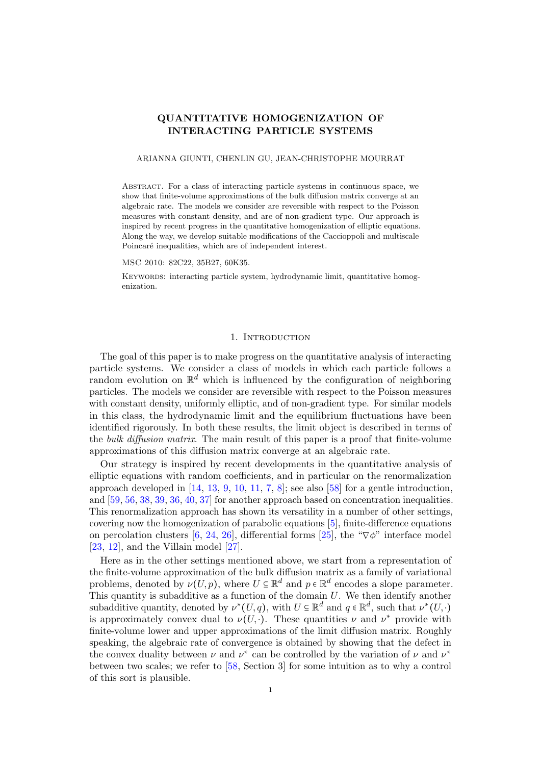# QUANTITATIVE HOMOGENIZATION OF INTERACTING PARTICLE SYSTEMS

ARIANNA GIUNTI, CHENLIN GU, JEAN-CHRISTOPHE MOURRAT

Abstract. For a class of interacting particle systems in continuous space, we show that finite-volume approximations of the bulk diffusion matrix converge at an algebraic rate. The models we consider are reversible with respect to the Poisson measures with constant density, and are of non-gradient type. Our approach is inspired by recent progress in the quantitative homogenization of elliptic equations. Along the way, we develop suitable modifications of the Caccioppoli and multiscale Poincaré inequalities, which are of independent interest.

MSC 2010: 82C22, 35B27, 60K35.

Keywords: interacting particle system, hydrodynamic limit, quantitative homogenization.

## 1. Introduction

The goal of this paper is to make progress on the quantitative analysis of interacting particle systems. We consider a class of models in which each particle follows a random evolution on $\mathbb{R}^d$ which is influenced by the configuration of neighboring particles. The models we consider are reversible with respect to the Poisson measures with constant density, uniformly elliptic, and of non-gradient type. For similar models in this class, the hydrodynamic limit and the equilibrium fluctuations have been identified rigorously. In both these results, the limit object is described in terms of the *bulk diffusion matrix*. The main result of this paper is a proof that finite-volume approximations of this diffusion matrix converge at an algebraic rate.

Our strategy is inspired by recent developments in the quantitative analysis of elliptic equations with random coefficients, and in particular on the renormalization approach developed in [14, 13, 9, 10, 11, 7, 8]; see also [58] for a gentle introduction, and [59, 56, 38, 39, 36, 40, 37] for another approach based on concentration inequalities. This renormalization approach has shown its versatility in a number of other settings, covering now the homogenization of parabolic equations [5], finite-difference equations on percolation clusters [6, 24, 26], differential forms [25], the "$\nabla\phi$" interface model [23, 12], and the Villain model [27].

Here as in the other settings mentioned above, we start from a representation of the finite-volume approximation of the bulk diffusion matrix as a family of variational problems, denoted by $\nu(U, p)$, where $U \subseteq \mathbb{R}^d$ and $p \in \mathbb{R}^d$ encodes a slope parameter. This quantity is subadditive as a function of the domain $U$. We then identify another subadditive quantity, denoted by $\nu^*(U, q)$, with $U \subseteq \mathbb{R}^d$ and $q \in \mathbb{R}^d$, such that $\nu^*(U, \cdot)$ is approximately convex dual to $\nu(U, \cdot)$. These quantities $\nu$ and $\nu^*$ provide with finite-volume lower and upper approximations of the limit diffusion matrix. Roughly speaking, the algebraic rate of convergence is obtained by showing that the defect in the convex duality between $\nu$ and $\nu^*$ can be controlled by the variation of $\nu$ and $\nu^*$ between two scales; we refer to [58, Section 3] for some intuition as to why a control of this sort is plausible.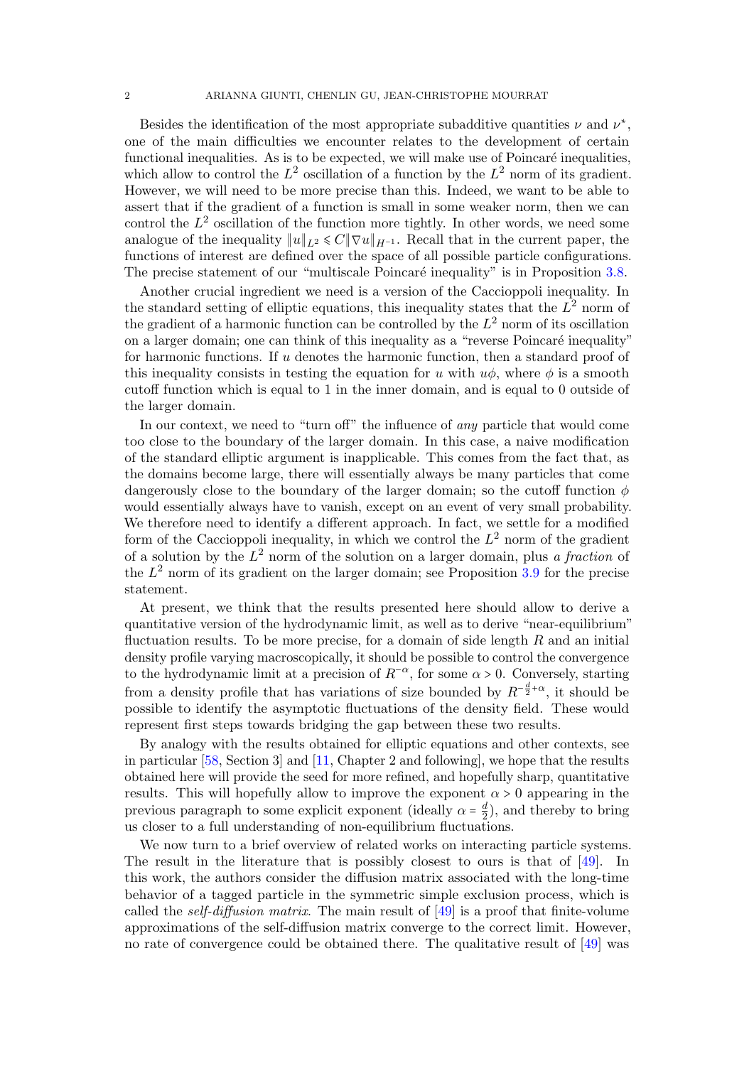Besides the identification of the most appropriate subadditive quantities $\nu$ and $\nu^*$, one of the main difficulties we encounter relates to the development of certain functional inequalities. As is to be expected, we will make use of Poincaré inequalities, which allow to control the $L^2$ oscillation of a function by the $L^2$ norm of its gradient. However, we will need to be more precise than this. Indeed, we want to be able to assert that if the gradient of a function is small in some weaker norm, then we can control the $L^2$ oscillation of the function more tightly. In other words, we need some analogue of the inequality $\|u\|_{L^2} \leqslant C\|\nabla u\|_{H^{-1}}$. Recall that in the current paper, the functions of interest are defined over the space of all possible particle configurations. The precise statement of our "multiscale Poincaré inequality" is in Proposition 3.8.

Another crucial ingredient we need is a version of the Caccioppoli inequality. In the standard setting of elliptic equations, this inequality states that the $L^2$ norm of the gradient of a harmonic function can be controlled by the $L^2$ norm of its oscillation on a larger domain; one can think of this inequality as a "reverse Poincaré inequality" for harmonic functions. If $u$ denotes the harmonic function, then a standard proof of this inequality consists in testing the equation for $u$ with $u\phi$, where $\phi$ is a smooth cutoff function which is equal to 1 in the inner domain, and is equal to 0 outside of the larger domain.

In our context, we need to "turn off" the influence of *any* particle that would come too close to the boundary of the larger domain. In this case, a naive modification of the standard elliptic argument is inapplicable. This comes from the fact that, as the domains become large, there will essentially always be many particles that come dangerously close to the boundary of the larger domain; so the cutoff function $\phi$ would essentially always have to vanish, except on an event of very small probability. We therefore need to identify a different approach. In fact, we settle for a modified form of the Caccioppoli inequality, in which we control the $L^2$ norm of the gradient of a solution by the $L^2$ norm of the solution on a larger domain, plus *a fraction* of the $L^2$ norm of its gradient on the larger domain; see Proposition 3.9 for the precise statement.

At present, we think that the results presented here should allow to derive a quantitative version of the hydrodynamic limit, as well as to derive "near-equilibrium" fluctuation results. To be more precise, for a domain of side length $R$ and an initial density profile varying macroscopically, it should be possible to control the convergence to the hydrodynamic limit at a precision of $R^{-\alpha}$, for some $\alpha > 0$. Conversely, starting from a density profile that has variations of size bounded by $R^{-\frac{d}{2}+\alpha}$, it should be possible to identify the asymptotic fluctuations of the density field. These would represent first steps towards bridging the gap between these two results.

By analogy with the results obtained for elliptic equations and other contexts, see in particular [58, Section 3] and [11, Chapter 2 and following], we hope that the results obtained here will provide the seed for more refined, and hopefully sharp, quantitative results. This will hopefully allow to improve the exponent $\alpha > 0$ appearing in the previous paragraph to some explicit exponent (ideally $\alpha = \frac{d}{2}$), and thereby to bring us closer to a full understanding of non-equilibrium fluctuations.

We now turn to a brief overview of related works on interacting particle systems. The result in the literature that is possibly closest to ours is that of [49]. In this work, the authors consider the diffusion matrix associated with the long-time behavior of a tagged particle in the symmetric simple exclusion process, which is called the *self-diffusion matrix*. The main result of [49] is a proof that finite-volume approximations of the self-diffusion matrix converge to the correct limit. However, no rate of convergence could be obtained there. The qualitative result of [49] was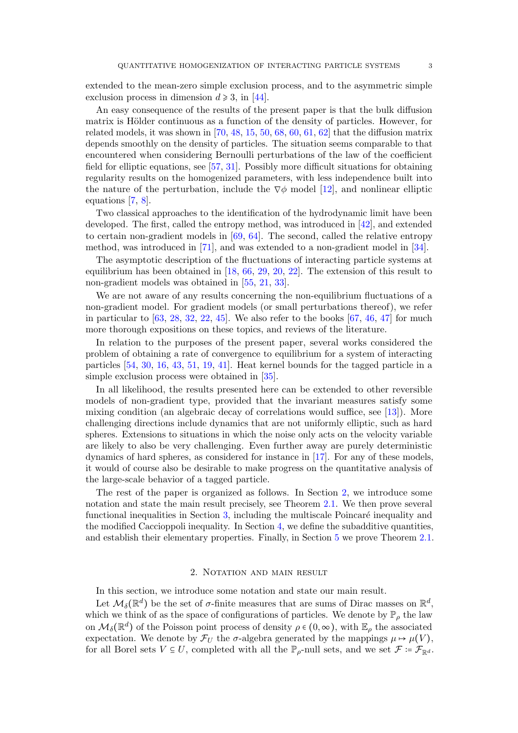extended to the mean-zero simple exclusion process, and to the asymmetric simple exclusion process in dimension $d \geqslant 3$, in [44].

An easy consequence of the results of the present paper is that the bulk diffusion matrix is Hölder continuous as a function of the density of particles. However, for related models, it was shown in [70, 48, 15, 50, 68, 60, 61, 62] that the diffusion matrix depends smoothly on the density of particles. The situation seems comparable to that encountered when considering Bernoulli perturbations of the law of the coefficient field for elliptic equations, see [57, 31]. Possibly more difficult situations for obtaining regularity results on the homogenized parameters, with less independence built into the nature of the perturbation, include the $\nabla\phi$ model [12], and nonlinear elliptic equations [7, 8].

Two classical approaches to the identification of the hydrodynamic limit have been developed. The first, called the entropy method, was introduced in [42], and extended to certain non-gradient models in [69, 64]. The second, called the relative entropy method, was introduced in [71], and was extended to a non-gradient model in [34].

The asymptotic description of the fluctuations of interacting particle systems at equilibrium has been obtained in [18, 66, 29, 20, 22]. The extension of this result to non-gradient models was obtained in [55, 21, 33].

We are not aware of any results concerning the non-equilibrium fluctuations of a non-gradient model. For gradient models (or small perturbations thereof), we refer in particular to [63, 28, 32, 22, 45]. We also refer to the books [67, 46, 47] for much more thorough expositions on these topics, and reviews of the literature.

In relation to the purposes of the present paper, several works considered the problem of obtaining a rate of convergence to equilibrium for a system of interacting particles [54, 30, 16, 43, 51, 19, 41]. Heat kernel bounds for the tagged particle in a simple exclusion process were obtained in [35].

In all likelihood, the results presented here can be extended to other reversible models of non-gradient type, provided that the invariant measures satisfy some mixing condition (an algebraic decay of correlations would suffice, see [13]). More challenging directions include dynamics that are not uniformly elliptic, such as hard spheres. Extensions to situations in which the noise only acts on the velocity variable are likely to also be very challenging. Even further away are purely deterministic dynamics of hard spheres, as considered for instance in [17]. For any of these models, it would of course also be desirable to make progress on the quantitative analysis of the large-scale behavior of a tagged particle.

The rest of the paper is organized as follows. In Section 2, we introduce some notation and state the main result precisely, see Theorem 2.1. We then prove several functional inequalities in Section 3, including the multiscale Poincaré inequality and the modified Caccioppoli inequality. In Section 4, we define the subadditive quantities, and establish their elementary properties. Finally, in Section 5 we prove Theorem 2.1.

## 2. Notation and main result

In this section, we introduce some notation and state our main result.

Let $\mathcal{M}_\delta(\mathbb{R}^d)$ be the set of $\sigma$-finite measures that are sums of Dirac masses on $\mathbb{R}^d$, which we think of as the space of configurations of particles. We denote by $\mathbb{P}_\rho$ the law on $\mathcal{M}_\delta(\mathbb{R}^d)$ of the Poisson point process of density $\rho \in (0,\infty)$, with $\mathbb{E}_\rho$ the associated expectation. We denote by $\mathcal{F}_U$ the $\sigma$-algebra generated by the mappings $\mu \mapsto \mu(V)$, for all Borel sets $V \subseteq U$, completed with all the $\mathbb{P}_\rho$-null sets, and we set $\mathcal{F} := \mathcal{F}_{\mathbb{R}^d}$.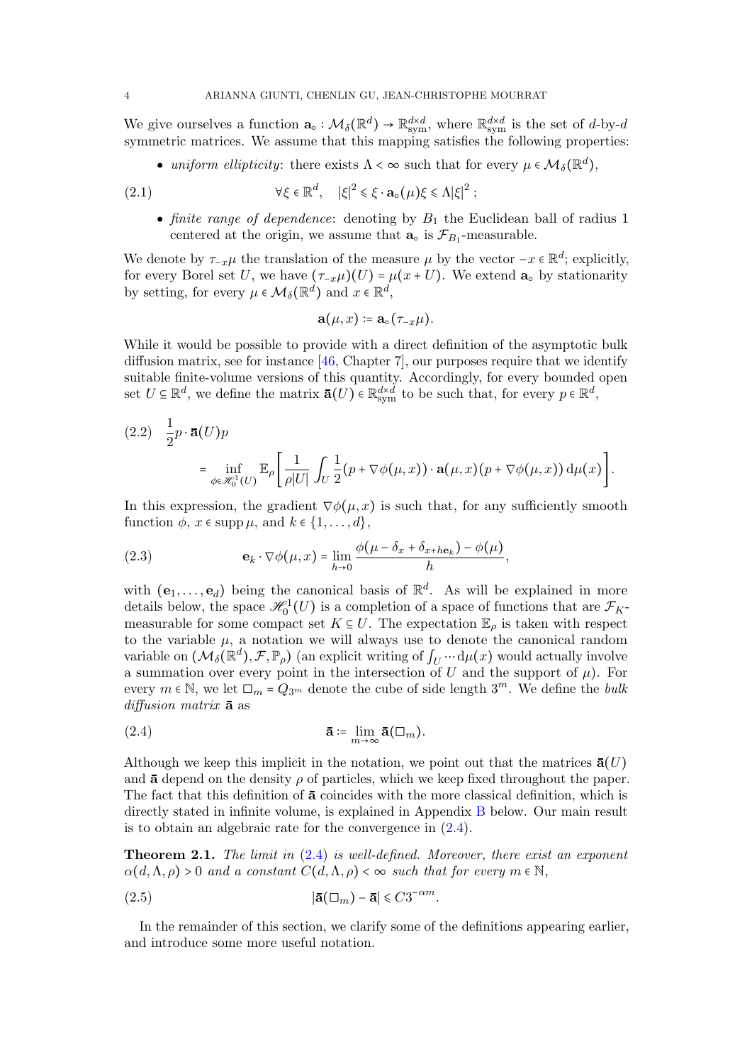We give ourselves a function $\mathbf{a}_\circ : \mathcal{M}_\delta(\mathbb{R}^d) \to \mathbb{R}^{d\times d}_{\mathrm{sym}}$, where $\mathbb{R}^{d\times d}_{\mathrm{sym}}$ is the set of $d$-by-$d$ symmetric matrices. We assume that this mapping satisfies the following properties:

- *uniform ellipticity*: there exists $\Lambda < \infty$ such that for every $\mu \in \mathcal{M}_\delta(\mathbb{R}^d)$,

$$
\forall \xi \in \mathbb{R}^d, \quad |\xi|^2 \leqslant \xi \cdot \mathbf{a}_\circ(\mu)\xi \leqslant \Lambda|\xi|^2 \; ; \tag{2.1}
$$

- *finite range of dependence*: denoting by $B_1$ the Euclidean ball of radius 1 centered at the origin, we assume that $\mathbf{a}_\circ$ is $\mathcal{F}_{B_1}$-measurable.

We denote by $\tau_{-x}\mu$ the translation of the measure $\mu$ by the vector $-x \in \mathbb{R}^d$; explicitly, for every Borel set $U$, we have $(\tau_{-x}\mu)(U) = \mu(x+U)$. We extend $\mathbf{a}_\circ$ by stationarity by setting, for every $\mu \in \mathcal{M}_\delta(\mathbb{R}^d)$ and $x \in \mathbb{R}^d$,

$$
\mathbf{a}(\mu, x) \coloneqq \mathbf{a}_\circ(\tau_{-x}\mu).
$$

While it would be possible to provide with a direct definition of the asymptotic bulk diffusion matrix, see for instance [46, Chapter 7], our purposes require that we identify suitable finite-volume versions of this quantity. Accordingly, for every bounded open set $U \subseteq \mathbb{R}^d$, we define the matrix $\bar{\mathbf{a}}(U) \in \mathbb{R}^{d\times d}_{\mathrm{sym}}$ to be such that, for every $p \in \mathbb{R}^d$,

$$
\begin{aligned}
(2.2)\quad & \frac{1}{2} p \cdot \bar{\mathbf{a}}(U) p \\
& = \inf_{\phi \in \mathscr{H}^1_0(U)} \mathbb{E}_\rho \left[ \frac{1}{\rho |U|} \int_U \frac{1}{2} (p + \nabla \phi(\mu, x)) \cdot \mathbf{a}(\mu, x)(p + \nabla \phi(\mu, x)) \, \mathrm{d}\mu(x) \right].
\end{aligned}
$$

In this expression, the gradient $\nabla \phi(\mu, x)$ is such that, for any sufficiently smooth function $\phi$, $x \in \operatorname{supp} \mu$, and $k \in \{1, \ldots, d\}$,

$$
\mathbf{e}_k \cdot \nabla \phi(\mu, x) = \lim_{h \to 0} \frac{\phi(\mu - \delta_x + \delta_{x + h\mathbf{e}_k}) - \phi(\mu)}{h}, \tag{2.3}
$$

with $(\mathbf{e}_1, \ldots, \mathbf{e}_d)$ being the canonical basis of $\mathbb{R}^d$. As will be explained in more details below, the space $\mathscr{H}^1_0(U)$ is a completion of a space of functions that are $\mathcal{F}_K$-measurable for some compact set $K \subseteq U$. The expectation $\mathbb{E}_\rho$ is taken with respect to the variable $\mu$, a notation we will always use to denote the canonical random variable on $(\mathcal{M}_\delta(\mathbb{R}^d), \mathcal{F}, \mathbb{P}_\rho)$ (an explicit writing of $\int_U \cdots \mathrm{d}\mu(x)$ would actually involve a summation over every point in the intersection of $U$ and the support of $\mu$). For every $m \in \mathbb{N}$, we let $\square_m = Q_{3^m}$ denote the cube of side length $3^m$. We define the *bulk diffusion matrix* $\bar{\mathbf{a}}$ as

$$
\bar{\mathbf{a}} \coloneqq \lim_{m \to \infty} \bar{\mathbf{a}}(\square_m). \tag{2.4}
$$

Although we keep this implicit in the notation, we point out that the matrices $\bar{\mathbf{a}}(U)$ and $\bar{\mathbf{a}}$ depend on the density $\rho$ of particles, which we keep fixed throughout the paper. The fact that this definition of $\bar{\mathbf{a}}$ coincides with the more classical definition, which is directly stated in infinite volume, is explained in Appendix B below. Our main result is to obtain an algebraic rate for the convergence in (2.4).

**Theorem 2.1.** *The limit in (2.4) is well-defined. Moreover, there exist an exponent $\alpha(d, \Lambda, \rho) > 0$ and a constant $C(d, \Lambda, \rho) < \infty$ such that for every $m \in \mathbb{N}$,*

$$
|\bar{\mathbf{a}}(\square_m) - \bar{\mathbf{a}}| \leqslant C 3^{-\alpha m}. \tag{2.5}
$$

In the remainder of this section, we clarify some of the definitions appearing earlier, and introduce some more useful notation.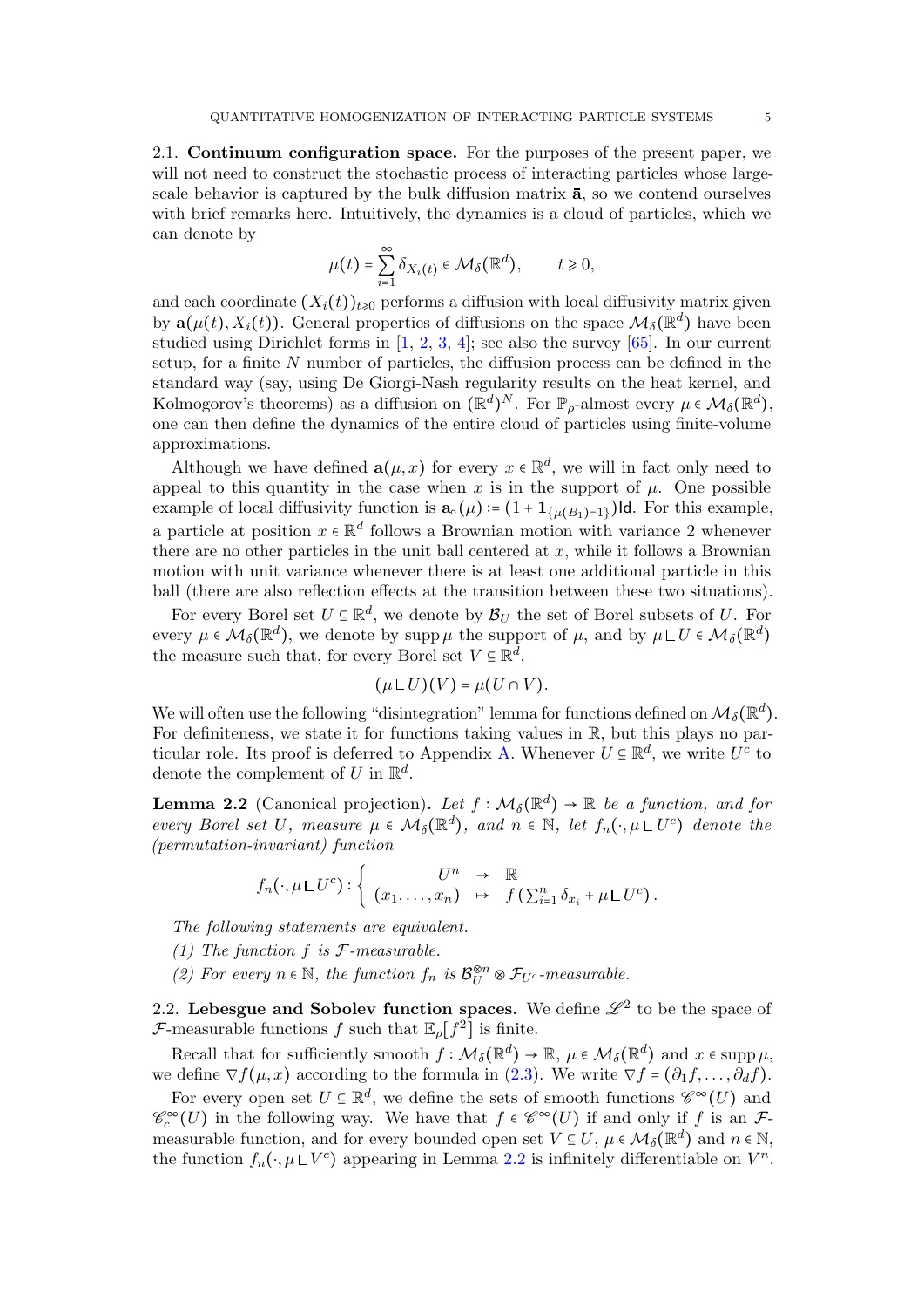2.1. **Continuum configuration space.** For the purposes of the present paper, we will not need to construct the stochastic process of interacting particles whose large-scale behavior is captured by the bulk diffusion matrix $\bar{\mathbf{a}}$, so we contend ourselves with brief remarks here. Intuitively, the dynamics is a cloud of particles, which we can denote by

$$\mu(t) = \sum_{i=1}^{\infty} \delta_{X_i(t)} \in \mathcal{M}_\delta(\mathbb{R}^d), \qquad t \geqslant 0,$$

and each coordinate $(X_i(t))_{t\geqslant 0}$ performs a diffusion with local diffusivity matrix given by $\mathbf{a}(\mu(t), X_i(t))$. General properties of diffusions on the space $\mathcal{M}_\delta(\mathbb{R}^d)$ have been studied using Dirichlet forms in [1, 2, 3, 4]; see also the survey [65]. In our current setup, for a finite $N$ number of particles, the diffusion process can be defined in the standard way (say, using De Giorgi-Nash regularity results on the heat kernel, and Kolmogorov's theorems) as a diffusion on $(\mathbb{R}^d)^N$. For $\mathbb{P}_\rho$-almost every $\mu \in \mathcal{M}_\delta(\mathbb{R}^d)$, one can then define the dynamics of the entire cloud of particles using finite-volume approximations.

Although we have defined $\mathbf{a}(\mu, x)$ for every $x \in \mathbb{R}^d$, we will in fact only need to appeal to this quantity in the case when $x$ is in the support of $\mu$. One possible example of local diffusivity function is $\mathbf{a}_\circ(\mu) := (1 + \mathbf{1}_{\{\mu(B_1)=1\}})\mathsf{Id}$. For this example, a particle at position $x \in \mathbb{R}^d$ follows a Brownian motion with variance 2 whenever there are no other particles in the unit ball centered at $x$, while it follows a Brownian motion with unit variance whenever there is at least one additional particle in this ball (there are also reflection effects at the transition between these two situations).

For every Borel set $U \subseteq \mathbb{R}^d$, we denote by $\mathcal{B}_U$ the set of Borel subsets of $U$. For every $\mu \in \mathcal{M}_\delta(\mathbb{R}^d)$, we denote by $\operatorname{supp}\mu$ the support of $\mu$, and by $\mu \llcorner U \in \mathcal{M}_\delta(\mathbb{R}^d)$ the measure such that, for every Borel set $V \subseteq \mathbb{R}^d$,

$$(\mu \llcorner U)(V) = \mu(U \cap V).$$

We will often use the following "disintegration" lemma for functions defined on $\mathcal{M}_\delta(\mathbb{R}^d)$. For definiteness, we state it for functions taking values in $\mathbb{R}$, but this plays no particular role. Its proof is deferred to Appendix A. Whenever $U \subseteq \mathbb{R}^d$, we write $U^c$ to denote the complement of $U$ in $\mathbb{R}^d$.

**Lemma 2.2** (Canonical projection)**.** *Let $f : \mathcal{M}_\delta(\mathbb{R}^d) \to \mathbb{R}$ be a function, and for every Borel set $U$, measure $\mu \in \mathcal{M}_\delta(\mathbb{R}^d)$, and $n \in \mathbb{N}$, let $f_n(\cdot, \mu \llcorner U^c)$ denote the (permutation-invariant) function*

$$f_n(\cdot, \mu \llcorner U^c) : \left\{ \begin{array}{ccc} U^n & \to & \mathbb{R} \\ (x_1, \ldots, x_n) & \mapsto & f\left(\sum_{i=1}^n \delta_{x_i} + \mu \llcorner U^c\right). \end{array} \right.$$

*The following statements are equivalent.*

*(1) The function $f$ is $\mathcal{F}$-measurable.*

*(2) For every $n \in \mathbb{N}$, the function $f_n$ is $\mathcal{B}_U^{\otimes n} \otimes \mathcal{F}_{U^c}$-measurable.*

2.2. **Lebesgue and Sobolev function spaces.** We define $\mathscr{L}^2$ to be the space of $\mathcal{F}$-measurable functions $f$ such that $\mathbb{E}_\rho[f^2]$ is finite.

Recall that for sufficiently smooth $f : \mathcal{M}_\delta(\mathbb{R}^d) \to \mathbb{R}$, $\mu \in \mathcal{M}_\delta(\mathbb{R}^d)$ and $x \in \operatorname{supp}\mu$, we define $\nabla f(\mu, x)$ according to the formula in (2.3). We write $\nabla f = (\partial_1 f, \ldots, \partial_d f)$.

For every open set $U \subseteq \mathbb{R}^d$, we define the sets of smooth functions $\mathscr{C}^\infty(U)$ and $\mathscr{C}_c^\infty(U)$ in the following way. We have that $f \in \mathscr{C}^\infty(U)$ if and only if $f$ is an $\mathcal{F}$-measurable function, and for every bounded open set $V \subseteq U$, $\mu \in \mathcal{M}_\delta(\mathbb{R}^d)$ and $n \in \mathbb{N}$, the function $f_n(\cdot, \mu \llcorner V^c)$ appearing in Lemma 2.2 is infinitely differentiable on $V^n$.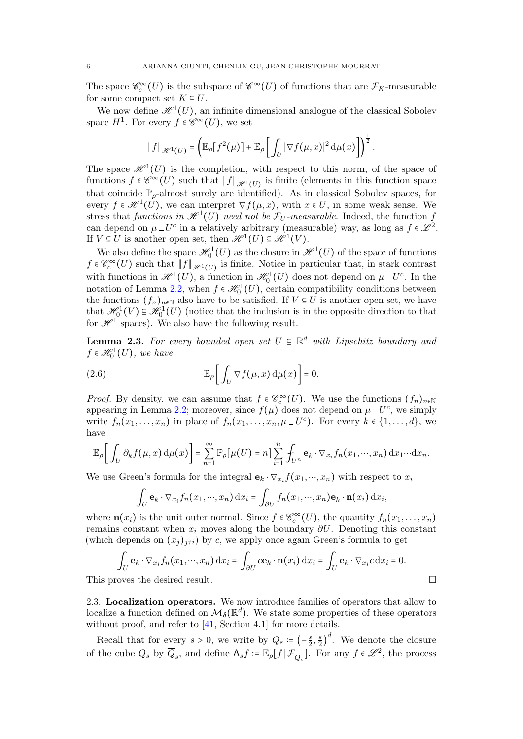The space $\mathscr{C}_c^\infty(U)$ is the subspace of $\mathscr{C}^\infty(U)$ of functions that are $\mathcal{F}_K$-measurable for some compact set $K \subseteq U$.

We now define $\mathscr{H}^1(U)$, an infinite dimensional analogue of the classical Sobolev space $H^1$. For every $f \in \mathscr{C}^\infty(U)$, we set

$$\|f\|_{\mathscr{H}^1(U)} = \left( \mathbb{E}_\rho[f^2(\mu)] + \mathbb{E}_\rho\left[ \int_U |\nabla f(\mu,x)|^2 \, \mathrm{d}\mu(x) \right] \right)^{\frac{1}{2}}.$$

The space $\mathscr{H}^1(U)$ is the completion, with respect to this norm, of the space of functions $f \in \mathscr{C}^\infty(U)$ such that $\|f\|_{\mathscr{H}^1(U)}$ is finite (elements in this function space that coincide $\mathbb{P}_\rho$-almost surely are identified). As in classical Sobolev spaces, for every $f \in \mathscr{H}^1(U)$, we can interpret $\nabla f(\mu, x)$, with $x \in U$, in some weak sense. We stress that *functions in $\mathscr{H}^1(U)$ need not be $\mathcal{F}_U$-measurable.* Indeed, the function $f$ can depend on $\mu \llcorner U^c$ in a relatively arbitrary (measurable) way, as long as $f \in \mathscr{L}^2$. If $V \subseteq U$ is another open set, then $\mathscr{H}^1(U) \subseteq \mathscr{H}^1(V)$.

We also define the space $\mathscr{H}^1_0(U)$ as the closure in $\mathscr{H}^1(U)$ of the space of functions $f \in \mathscr{C}_c^\infty(U)$ such that $\|f\|_{\mathscr{H}^1(U)}$ is finite. Notice in particular that, in stark contrast with functions in $\mathscr{H}^1(U)$, a function in $\mathscr{H}^1_0(U)$ does not depend on $\mu \llcorner U^c$. In the notation of Lemma 2.2, when $f \in \mathscr{H}^1_0(U)$, certain compatibility conditions between the functions $(f_n)_{n\in\mathbb{N}}$ also have to be satisfied. If $V \subseteq U$ is another open set, we have that $\mathscr{H}^1_0(V) \subseteq \mathscr{H}^1_0(U)$ (notice that the inclusion is in the opposite direction to that for $\mathscr{H}^1$ spaces). We also have the following result.

**Lemma 2.3.** *For every bounded open set $U \subseteq \mathbb{R}^d$ with Lipschitz boundary and $f \in \mathscr{H}^1_0(U)$, we have*

$$\mathbb{E}_\rho\left[ \int_U \nabla f(\mu, x) \, \mathrm{d}\mu(x) \right] = 0. \tag{2.6}$$

*Proof.* By density, we can assume that $f \in \mathscr{C}_c^\infty(U)$. We use the functions $(f_n)_{n\in\mathbb{N}}$ appearing in Lemma 2.2; moreover, since $f(\mu)$ does not depend on $\mu \llcorner U^c$, we simply write $f_n(x_1, \ldots, x_n)$ in place of $f_n(x_1, \ldots, x_n, \mu \llcorner U^c)$. For every $k \in \{1, \ldots, d\}$, we have

$$\mathbb{E}_\rho\left[ \int_U \partial_k f(\mu, x) \, \mathrm{d}\mu(x) \right] = \sum_{n=1}^\infty \mathbb{P}_\rho[\mu(U) = n] \sum_{i=1}^n \int_{U^n} \mathbf{e}_k \cdot \nabla_{x_i} f_n(x_1, \cdots, x_n) \, \mathrm{d}x_1 \cdots \mathrm{d}x_n.$$

We use Green's formula for the integral $\mathbf{e}_k \cdot \nabla_{x_i} f(x_1, \cdots, x_n)$ with respect to $x_i$

$$\int_U \mathbf{e}_k \cdot \nabla_{x_i} f_n(x_1, \cdots, x_n) \, \mathrm{d}x_i = \int_{\partial U} f_n(x_1, \cdots, x_n) \mathbf{e}_k \cdot \mathbf{n}(x_i) \, \mathrm{d}x_i,$$

where $\mathbf{n}(x_i)$ is the unit outer normal. Since $f \in \mathscr{C}_c^\infty(U)$, the quantity $f_n(x_1, \ldots, x_n)$ remains constant when $x_i$ moves along the boundary $\partial U$. Denoting this constant (which depends on $(x_j)_{j\neq i}$) by $c$, we apply once again Green's formula to get

$$\int_U \mathbf{e}_k \cdot \nabla_{x_i} f_n(x_1, \cdots, x_n) \, \mathrm{d}x_i = \int_{\partial U} c \mathbf{e}_k \cdot \mathbf{n}(x_i) \, \mathrm{d}x_i = \int_U \mathbf{e}_k \cdot \nabla_{x_i} c \, \mathrm{d}x_i = 0.$$

This proves the desired result. $\square$

2.3. **Localization operators.** We now introduce families of operators that allow to localize a function defined on $\mathcal{M}_\delta(\mathbb{R}^d)$. We state some properties of these operators without proof, and refer to [41, Section 4.1] for more details.

Recall that for every $s > 0$, we write by $Q_s := \left(-\frac{s}{2}, \frac{s}{2}\right)^d$. We denote the closure of the cube $Q_s$ by $\overline{Q}_s$, and define $\mathsf{A}_s f := \mathbb{E}_\rho[f \,|\, \mathcal{F}_{\overline{Q}_s}]$. For any $f \in \mathscr{L}^2$, the process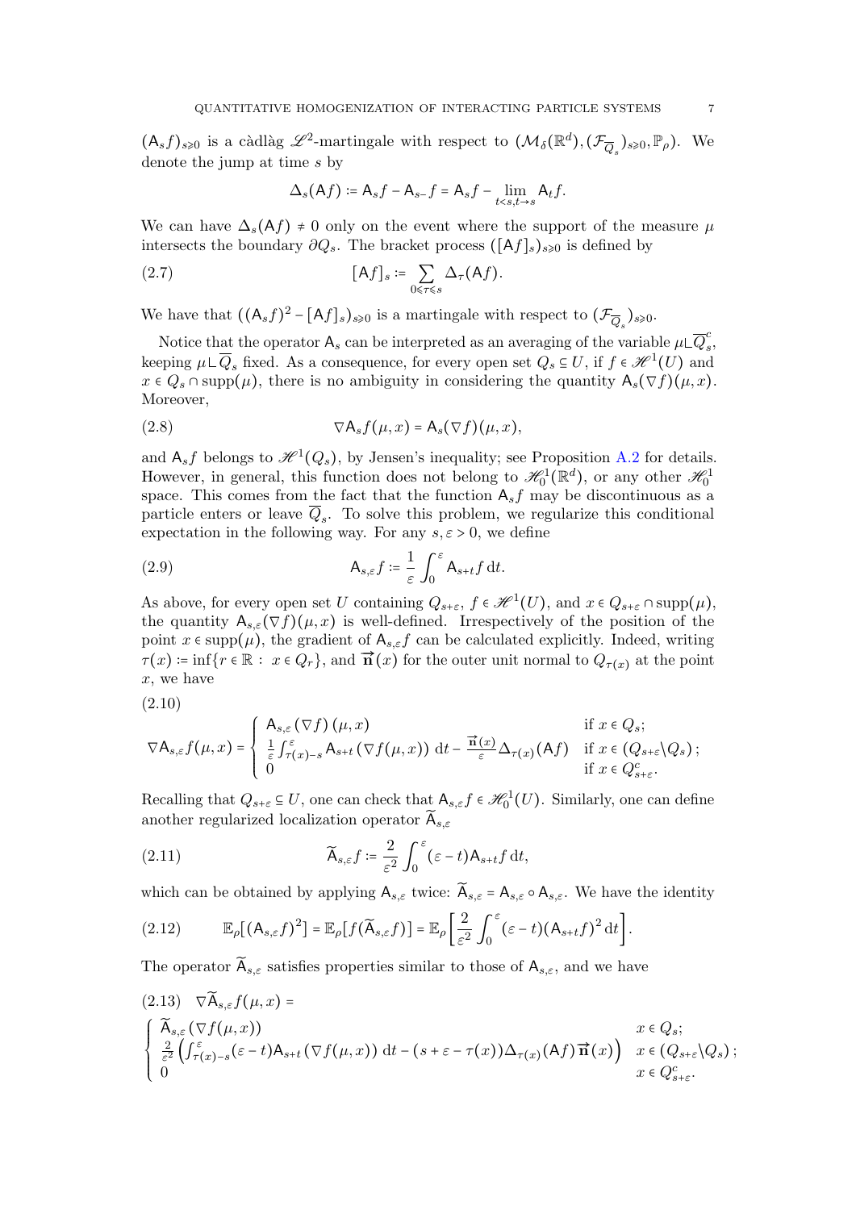$(\mathsf{A}_s f)_{s\geqslant 0}$ is a càdlàg $\mathscr{L}^2$-martingale with respect to $(\mathcal{M}_\delta(\mathbb{R}^d), (\mathcal{F}_{\overline{Q}_s})_{s\geqslant 0}, \mathbb{P}_\rho)$. We denote the jump at time $s$ by

$$\Delta_s(\mathsf{A}f) \coloneqq \mathsf{A}_s f - \mathsf{A}_{s-} f = \mathsf{A}_s f - \lim_{t<s, t\to s} \mathsf{A}_t f.$$

We can have $\Delta_s(\mathsf{A}f) \neq 0$ only on the event where the support of the measure $\mu$ intersects the boundary $\partial Q_s$. The bracket process $([\mathsf{A}f]_s)_{s\geqslant 0}$ is defined by

$$[\mathsf{A}f]_s \coloneqq \sum_{0\leqslant \tau\leqslant s} \Delta_\tau(\mathsf{A}f). \tag{2.7}$$

We have that $((\mathsf{A}_s f)^2 - [\mathsf{A}f]_s)_{s\geqslant 0}$ is a martingale with respect to $(\mathcal{F}_{\overline{Q}_s})_{s\geqslant 0}$.

Notice that the operator $\mathsf{A}_s$ can be interpreted as an averaging of the variable $\mu \llcorner \overline{Q}_s^c$, keeping $\mu \llcorner \overline{Q}_s$ fixed. As a consequence, for every open set $Q_s \subseteq U$, if $f \in \mathscr{H}^1(U)$ and $x \in Q_s \cap \operatorname{supp}(\mu)$, there is no ambiguity in considering the quantity $\mathsf{A}_s(\nabla f)(\mu, x)$. Moreover,

$$\nabla \mathsf{A}_s f(\mu, x) = \mathsf{A}_s(\nabla f)(\mu, x), \tag{2.8}$$

and $\mathsf{A}_s f$ belongs to $\mathscr{H}^1(Q_s)$, by Jensen's inequality; see Proposition A.2 for details. However, in general, this function does not belong to $\mathscr{H}^1_0(\mathbb{R}^d)$, or any other $\mathscr{H}^1_0$ space. This comes from the fact that the function $\mathsf{A}_s f$ may be discontinuous as a particle enters or leave $\overline{Q}_s$. To solve this problem, we regularize this conditional expectation in the following way. For any $s, \varepsilon > 0$, we define

$$\mathsf{A}_{s,\varepsilon} f \coloneqq \frac{1}{\varepsilon} \int_0^\varepsilon \mathsf{A}_{s+t} f \, \mathrm{d}t. \tag{2.9}$$

As above, for every open set $U$ containing $Q_{s+\varepsilon}$, $f \in \mathscr{H}^1(U)$, and $x \in Q_{s+\varepsilon} \cap \operatorname{supp}(\mu)$, the quantity $\mathsf{A}_{s,\varepsilon}(\nabla f)(\mu, x)$ is well-defined. Irrespectively of the position of the point $x \in \operatorname{supp}(\mu)$, the gradient of $\mathsf{A}_{s,\varepsilon} f$ can be calculated explicitly. Indeed, writing $\tau(x) \coloneqq \inf\{r \in \mathbb{R} : x \in Q_r\}$, and $\overrightarrow{\mathbf{n}}(x)$ for the outer unit normal to $Q_{\tau(x)}$ at the point $x$, we have

$$\nabla \mathsf{A}_{s,\varepsilon} f(\mu, x) = \begin{cases} \mathsf{A}_{s,\varepsilon}(\nabla f)(\mu, x) & \text{if } x \in Q_s; \\ \frac{1}{\varepsilon} \int_{\tau(x)-s}^\varepsilon \mathsf{A}_{s+t}(\nabla f(\mu, x)) \, \mathrm{d}t - \frac{\overrightarrow{\mathbf{n}}(x)}{\varepsilon} \Delta_{\tau(x)}(\mathsf{A}f) & \text{if } x \in (Q_{s+\varepsilon} \backslash Q_s); \\ 0 & \text{if } x \in Q^c_{s+\varepsilon}. \end{cases} \tag{2.10}$$

Recalling that $Q_{s+\varepsilon} \subseteq U$, one can check that $\mathsf{A}_{s,\varepsilon} f \in \mathscr{H}^1_0(U)$. Similarly, one can define another regularized localization operator $\widetilde{\mathsf{A}}_{s,\varepsilon}$

$$\widetilde{\mathsf{A}}_{s,\varepsilon} f \coloneqq \frac{2}{\varepsilon^2} \int_0^\varepsilon (\varepsilon - t) \mathsf{A}_{s+t} f \, \mathrm{d}t, \tag{2.11}$$

which can be obtained by applying $\mathsf{A}_{s,\varepsilon}$ twice: $\widetilde{\mathsf{A}}_{s,\varepsilon} = \mathsf{A}_{s,\varepsilon} \circ \mathsf{A}_{s,\varepsilon}$. We have the identity

$$\mathbb{E}_\rho[(\mathsf{A}_{s,\varepsilon} f)^2] = \mathbb{E}_\rho[f(\widetilde{\mathsf{A}}_{s,\varepsilon} f)] = \mathbb{E}_\rho\left[\frac{2}{\varepsilon^2} \int_0^\varepsilon (\varepsilon - t)(\mathsf{A}_{s+t} f)^2 \, \mathrm{d}t\right]. \tag{2.12}$$

The operator $\widetilde{\mathsf{A}}_{s,\varepsilon}$ satisfies properties similar to those of $\mathsf{A}_{s,\varepsilon}$, and we have

$$\nabla \widetilde{\mathsf{A}}_{s,\varepsilon} f(\mu, x) = \begin{cases} \widetilde{\mathsf{A}}_{s,\varepsilon}(\nabla f(\mu, x)) & x \in Q_s; \\ \frac{2}{\varepsilon^2} \left( \int_{\tau(x)-s}^\varepsilon (\varepsilon - t) \mathsf{A}_{s+t}(\nabla f(\mu, x)) \, \mathrm{d}t - (s + \varepsilon - \tau(x)) \Delta_{\tau(x)}(\mathsf{A}f) \overrightarrow{\mathbf{n}}(x) \right) & x \in (Q_{s+\varepsilon} \backslash Q_s); \\ 0 & x \in Q^c_{s+\varepsilon}. \end{cases} \tag{2.13}$$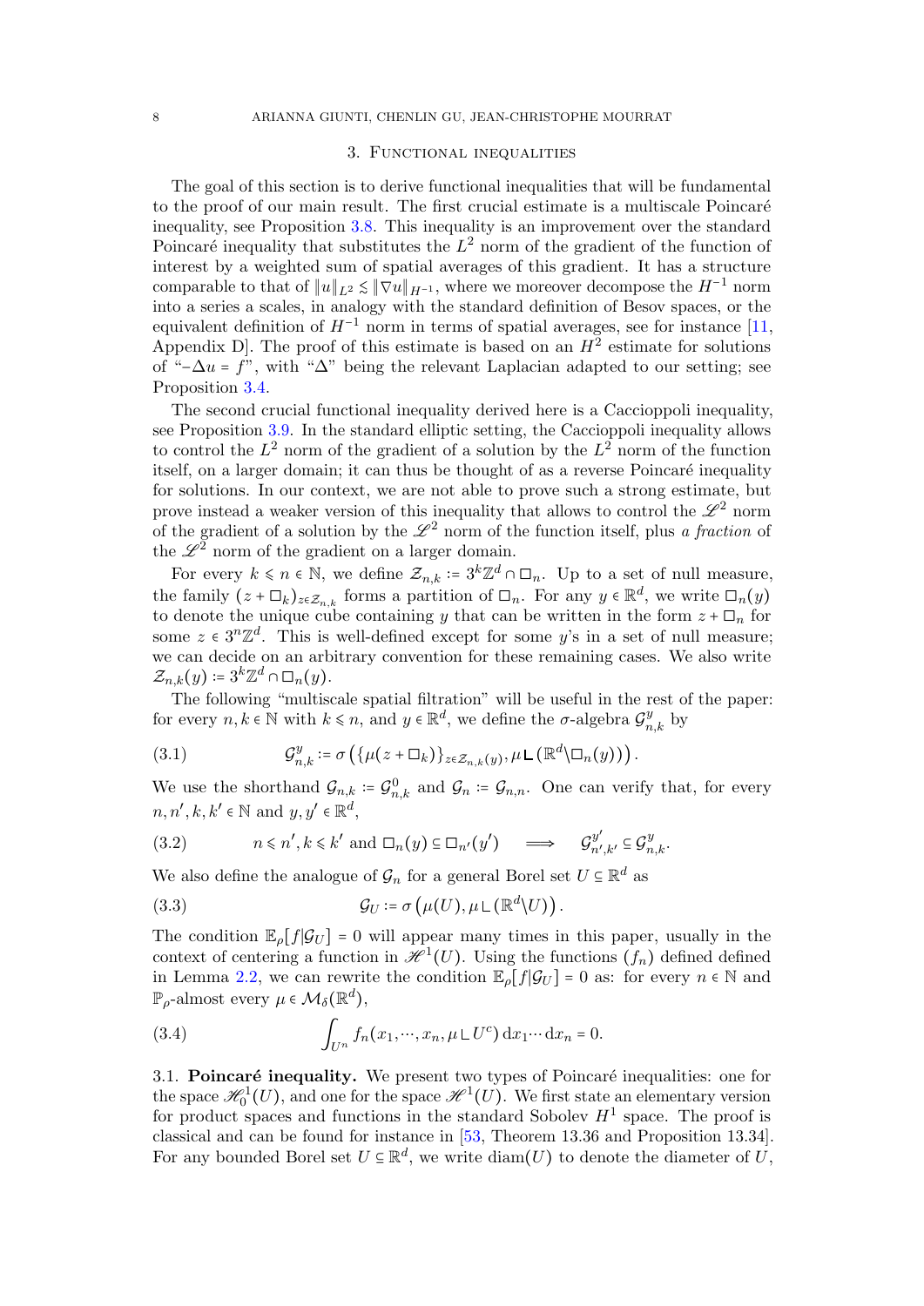## 3. Functional inequalities

The goal of this section is to derive functional inequalities that will be fundamental to the proof of our main result. The first crucial estimate is a multiscale Poincaré inequality, see Proposition 3.8. This inequality is an improvement over the standard Poincaré inequality that substitutes the $L^2$ norm of the gradient of the function of interest by a weighted sum of spatial averages of this gradient. It has a structure comparable to that of $\|u\|_{L^2} \lesssim \|\nabla u\|_{H^{-1}}$, where we moreover decompose the $H^{-1}$ norm into a series a scales, in analogy with the standard definition of Besov spaces, or the equivalent definition of $H^{-1}$ norm in terms of spatial averages, see for instance [11, Appendix D]. The proof of this estimate is based on an $H^2$ estimate for solutions of "$-\Delta u = f$", with "$\Delta$" being the relevant Laplacian adapted to our setting; see Proposition 3.4.

The second crucial functional inequality derived here is a Caccioppoli inequality, see Proposition 3.9. In the standard elliptic setting, the Caccioppoli inequality allows to control the $L^2$ norm of the gradient of a solution by the $L^2$ norm of the function itself, on a larger domain; it can thus be thought of as a reverse Poincaré inequality for solutions. In our context, we are not able to prove such a strong estimate, but prove instead a weaker version of this inequality that allows to control the $\mathscr{L}^2$ norm of the gradient of a solution by the $\mathscr{L}^2$ norm of the function itself, plus *a fraction* of the $\mathscr{L}^2$ norm of the gradient on a larger domain.

For every $k \leqslant n \in \mathbb{N}$, we define $\mathcal{Z}_{n,k} := 3^k\mathbb{Z}^d \cap \square_n$. Up to a set of null measure, the family $(z + \square_k)_{z\in\mathcal{Z}_{n,k}}$ forms a partition of $\square_n$. For any $y \in \mathbb{R}^d$, we write $\square_n(y)$ to denote the unique cube containing $y$ that can be written in the form $z + \square_n$ for some $z \in 3^n\mathbb{Z}^d$. This is well-defined except for some $y$'s in a set of null measure; we can decide on an arbitrary convention for these remaining cases. We also write $\mathcal{Z}_{n,k}(y) := 3^k\mathbb{Z}^d \cap \square_n(y)$.

The following "multiscale spatial filtration" will be useful in the rest of the paper: for every $n, k \in \mathbb{N}$ with $k \leqslant n$, and $y \in \mathbb{R}^d$, we define the $\sigma$-algebra $\mathcal{G}^y_{n,k}$ by

$$\mathcal{G}^y_{n,k} := \sigma\left(\{\mu(z+\square_k)\}_{z\in\mathcal{Z}_{n,k}(y)}, \mu \llcorner (\mathbb{R}^d\backslash\square_n(y))\right). \tag{3.1}$$

We use the shorthand $\mathcal{G}_{n,k} := \mathcal{G}^0_{n,k}$ and $\mathcal{G}_n := \mathcal{G}_{n,n}$. One can verify that, for every $n, n', k, k' \in \mathbb{N}$ and $y, y' \in \mathbb{R}^d$,

$$n \leqslant n', k \leqslant k' \text{ and } \square_n(y) \subseteq \square_{n'}(y') \quad \Longrightarrow \quad \mathcal{G}^{y'}_{n',k'} \subseteq \mathcal{G}^y_{n,k}. \tag{3.2}$$

We also define the analogue of $\mathcal{G}_n$ for a general Borel set $U \subseteq \mathbb{R}^d$ as

$$\mathcal{G}_U := \sigma\left(\mu(U), \mu\llcorner(\mathbb{R}^d\backslash U)\right). \tag{3.3}$$

The condition $\mathbb{E}_\rho[f|\mathcal{G}_U] = 0$ will appear many times in this paper, usually in the context of centering a function in $\mathscr{H}^1(U)$. Using the functions $(f_n)$ defined defined in Lemma 2.2, we can rewrite the condition $\mathbb{E}_\rho[f|\mathcal{G}_U] = 0$ as: for every $n \in \mathbb{N}$ and $\mathbb{P}_\rho$-almost every $\mu \in \mathcal{M}_\delta(\mathbb{R}^d)$,

$$\int_{U^n} f_n(x_1, \cdots, x_n, \mu \llcorner U^c)\, \mathrm{d}x_1 \cdots \mathrm{d}x_n = 0. \tag{3.4}$$

**3.1. Poincaré inequality.** We present two types of Poincaré inequalities: one for the space $\mathscr{H}^1_0(U)$, and one for the space $\mathscr{H}^1(U)$. We first state an elementary version for product spaces and functions in the standard Sobolev $H^1$ space. The proof is classical and can be found for instance in [53, Theorem 13.36 and Proposition 13.34]. For any bounded Borel set $U \subseteq \mathbb{R}^d$, we write $\operatorname{diam}(U)$ to denote the diameter of $U$,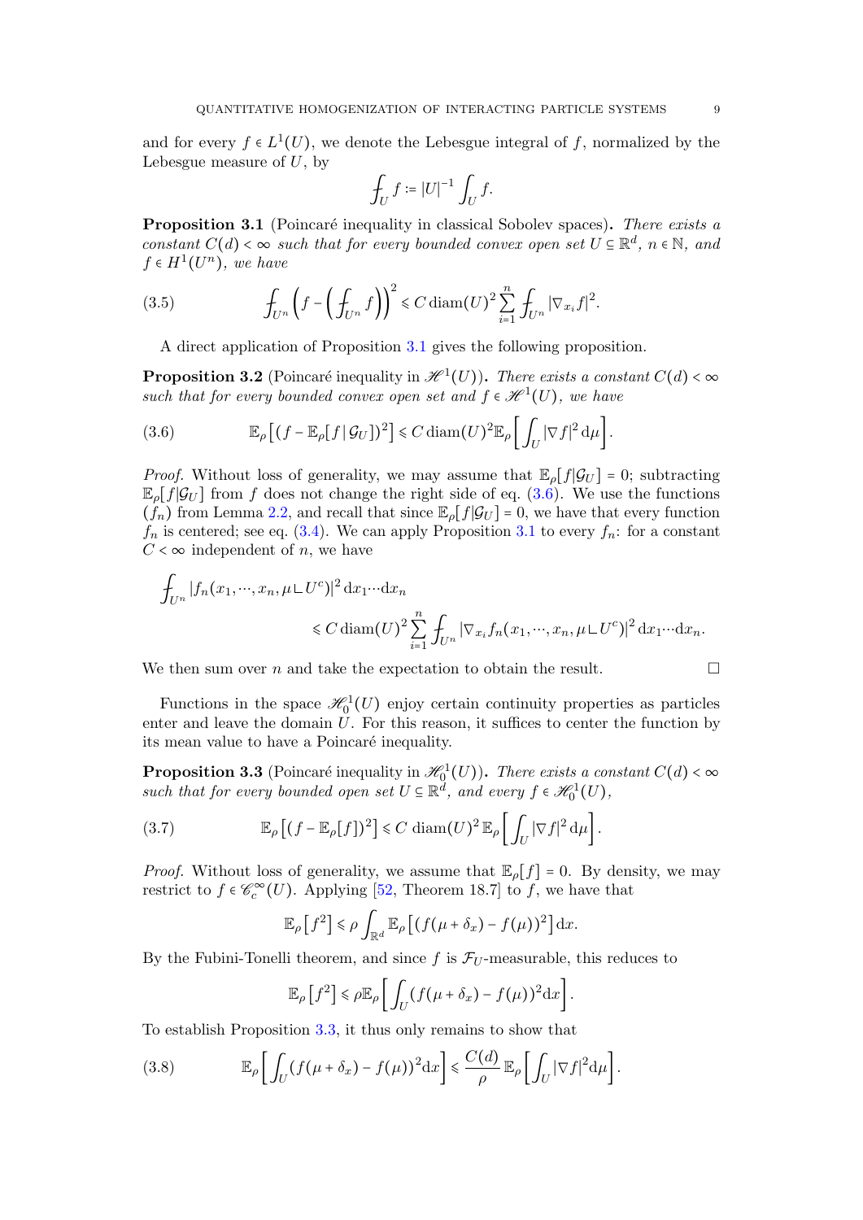and for every $f \in L^1(U)$, we denote the Lebesgue integral of $f$, normalized by the Lebesgue measure of $U$, by

$$\fint_U f \coloneqq |U|^{-1} \int_U f.$$

**Proposition 3.1** (Poincaré inequality in classical Sobolev spaces)**.** *There exists a constant $C(d) < \infty$ such that for every bounded convex open set $U \subseteq \mathbb{R}^d$, $n \in \mathbb{N}$, and $f \in H^1(U^n)$, we have*

$$\fint_{U^n} \left( f - \left( \fint_{U^n} f \right) \right)^2 \leqslant C \operatorname{diam}(U)^2 \sum_{i=1}^{n} \fint_{U^n} |\nabla_{x_i} f|^2. \tag{3.5}$$

A direct application of Proposition 3.1 gives the following proposition.

**Proposition 3.2** (Poincaré inequality in $\mathscr{H}^1(U)$)**.** *There exists a constant $C(d) < \infty$ such that for every bounded convex open set and $f \in \mathscr{H}^1(U)$, we have*

$$\mathbb{E}_\rho\left[ (f - \mathbb{E}_\rho[f \,|\, \mathcal{G}_U])^2 \right] \leqslant C \operatorname{diam}(U)^2 \mathbb{E}_\rho\left[ \int_U |\nabla f|^2 \, \mathrm{d}\mu \right]. \tag{3.6}$$

*Proof.* Without loss of generality, we may assume that $\mathbb{E}_\rho[f|\mathcal{G}_U] = 0$; subtracting $\mathbb{E}_\rho[f|\mathcal{G}_U]$ from $f$ does not change the right side of eq. (3.6). We use the functions $(f_n)$ from Lemma 2.2, and recall that since $\mathbb{E}_\rho[f|\mathcal{G}_U] = 0$, we have that every function $f_n$ is centered; see eq. (3.4). We can apply Proposition 3.1 to every $f_n$: for a constant $C < \infty$ independent of $n$, we have

$$\begin{aligned} &\fint_{U^n} |f_n(x_1, \cdots, x_n, \mu \llcorner U^c)|^2 \, \mathrm{d}x_1 \cdots \mathrm{d}x_n \\ &\qquad \leqslant C \operatorname{diam}(U)^2 \sum_{i=1}^{n} \fint_{U^n} |\nabla_{x_i} f_n(x_1, \cdots, x_n, \mu \llcorner U^c)|^2 \, \mathrm{d}x_1 \cdots \mathrm{d}x_n. \end{aligned}$$

We then sum over $n$ and take the expectation to obtain the result. $\square$

Functions in the space $\mathscr{H}^1_0(U)$ enjoy certain continuity properties as particles enter and leave the domain $U$. For this reason, it suffices to center the function by its mean value to have a Poincaré inequality.

**Proposition 3.3** (Poincaré inequality in $\mathscr{H}^1_0(U)$)**.** *There exists a constant $C(d) < \infty$ such that for every bounded open set $U \subseteq \mathbb{R}^d$, and every $f \in \mathscr{H}^1_0(U)$,*

$$\mathbb{E}_\rho\left[ (f - \mathbb{E}_\rho[f])^2 \right] \leqslant C \operatorname{diam}(U)^2 \, \mathbb{E}_\rho\left[ \int_U |\nabla f|^2 \, \mathrm{d}\mu \right]. \tag{3.7}$$

*Proof.* Without loss of generality, we assume that $\mathbb{E}_\rho[f] = 0$. By density, we may restrict to $f \in \mathscr{C}^\infty_c(U)$. Applying [52, Theorem 18.7] to $f$, we have that

$$\mathbb{E}_\rho\left[ f^2 \right] \leqslant \rho \int_{\mathbb{R}^d} \mathbb{E}_\rho\left[ (f(\mu + \delta_x) - f(\mu))^2 \right] \mathrm{d}x.$$

By the Fubini-Tonelli theorem, and since $f$ is $\mathcal{F}_U$-measurable, this reduces to

$$\mathbb{E}_\rho\left[ f^2 \right] \leqslant \rho \mathbb{E}_\rho\left[ \int_U (f(\mu + \delta_x) - f(\mu))^2 \mathrm{d}x \right].$$

To establish Proposition 3.3, it thus only remains to show that

$$\mathbb{E}_\rho\left[ \int_U (f(\mu + \delta_x) - f(\mu))^2 \mathrm{d}x \right] \leqslant \frac{C(d)}{\rho} \, \mathbb{E}_\rho\left[ \int_U |\nabla f|^2 \mathrm{d}\mu \right]. \tag{3.8}$$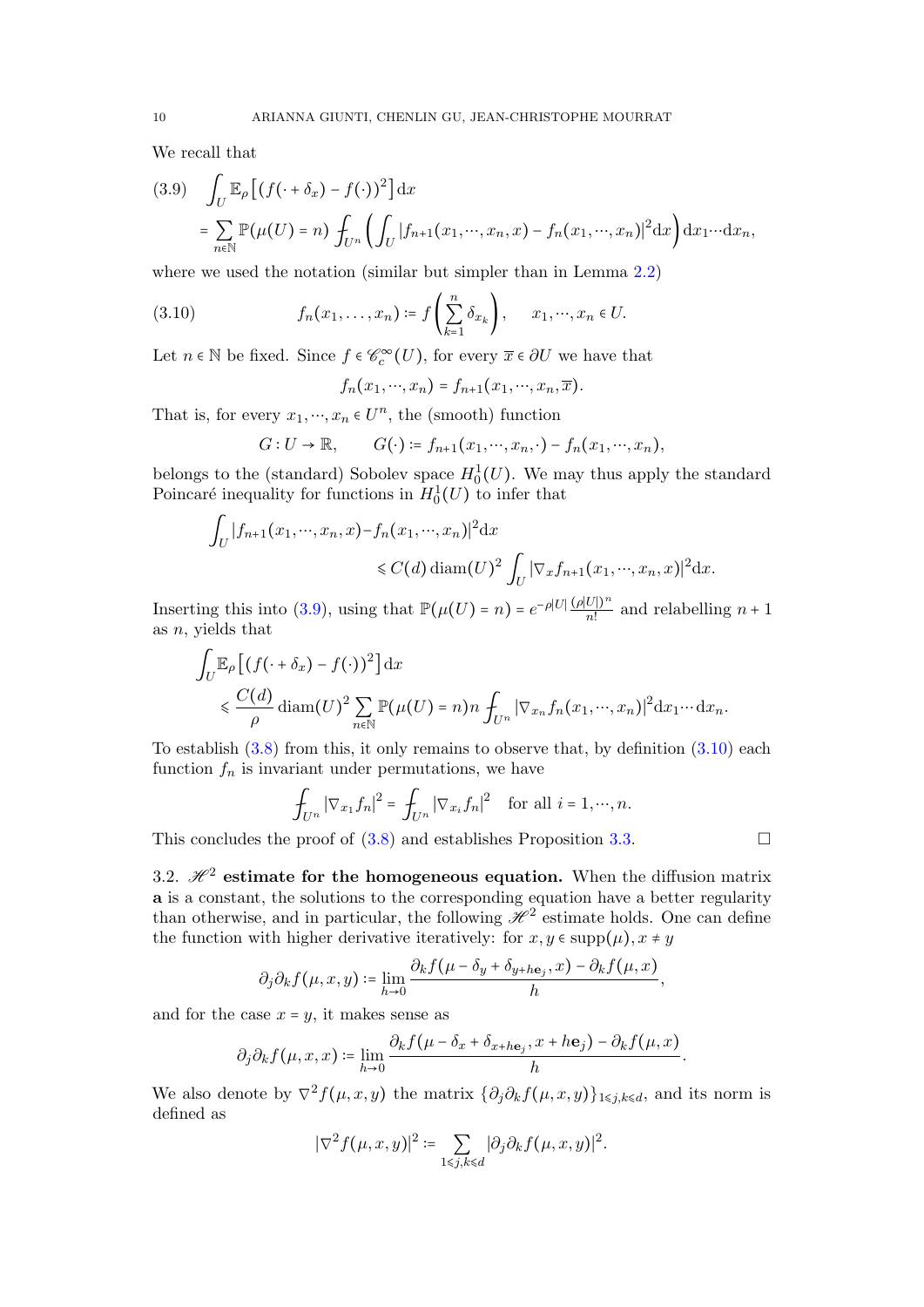We recall that

$$
\begin{aligned}
(3.9)\quad & \int_U \mathbb{E}_\rho\left[(f(\cdot+\delta_x)-f(\cdot))^2\right]\mathrm{d}x \\
&= \sum_{n\in\mathbb{N}} \mathbb{P}(\mu(U)=n) \fint_{U^n}\left(\int_U |f_{n+1}(x_1,\cdots,x_n,x)-f_n(x_1,\cdots,x_n)|^2\mathrm{d}x\right)\mathrm{d}x_1\cdots\mathrm{d}x_n,
\end{aligned}
$$

where we used the notation (similar but simpler than in Lemma 2.2)

$$
f_n(x_1,\ldots,x_n) := f\left(\sum_{k=1}^n \delta_{x_k}\right), \qquad x_1,\cdots,x_n\in U. \tag{3.10}
$$

Let $n\in\mathbb{N}$ be fixed. Since $f\in\mathscr{C}_c^\infty(U)$, for every $\overline{x}\in\partial U$ we have that

$$
f_n(x_1,\cdots,x_n) = f_{n+1}(x_1,\cdots,x_n,\overline{x}).
$$

That is, for every $x_1,\cdots,x_n\in U^n$, the (smooth) function

$$
G: U\to\mathbb{R}, \qquad G(\cdot) := f_{n+1}(x_1,\cdots,x_n,\cdot) - f_n(x_1,\cdots,x_n),
$$

belongs to the (standard) Sobolev space $H_0^1(U)$. We may thus apply the standard Poincaré inequality for functions in $H_0^1(U)$ to infer that

$$
\begin{aligned}
\int_U |f_{n+1}(x_1,\cdots,x_n,x)&-f_n(x_1,\cdots,x_n)|^2\mathrm{d}x \\
&\leqslant C(d)\operatorname{diam}(U)^2 \int_U |\nabla_x f_{n+1}(x_1,\cdots,x_n,x)|^2\mathrm{d}x.
\end{aligned}
$$

Inserting this into (3.9), using that $\mathbb{P}(\mu(U)=n) = e^{-\rho|U|}\frac{(\rho|U|)^n}{n!}$ and relabelling $n+1$ as $n$, yields that

$$
\begin{aligned}
\int_U &\mathbb{E}_\rho\left[(f(\cdot+\delta_x)-f(\cdot))^2\right]\mathrm{d}x \\
&\leqslant \frac{C(d)}{\rho}\operatorname{diam}(U)^2 \sum_{n\in\mathbb{N}} \mathbb{P}(\mu(U)=n) n \fint_{U^n} |\nabla_{x_n} f_n(x_1,\cdots,x_n)|^2\mathrm{d}x_1\cdots\mathrm{d}x_n.
\end{aligned}
$$

To establish (3.8) from this, it only remains to observe that, by definition (3.10) each function $f_n$ is invariant under permutations, we have

$$
\fint_{U^n} |\nabla_{x_1} f_n|^2 = \fint_{U^n} |\nabla_{x_i} f_n|^2 \quad \text{for all } i=1,\cdots,n.
$$

This concludes the proof of (3.8) and establishes Proposition 3.3. $\square$

**3.2. $\mathscr{H}^2$ estimate for the homogeneous equation.** When the diffusion matrix $\mathbf{a}$ is a constant, the solutions to the corresponding equation have a better regularity than otherwise, and in particular, the following $\mathscr{H}^2$ estimate holds. One can define the function with higher derivative iteratively: for $x,y\in\operatorname{supp}(\mu), x\neq y$

$$
\partial_j\partial_k f(\mu,x,y) := \lim_{h\to 0}\frac{\partial_k f(\mu-\delta_y+\delta_{y+h\mathbf{e}_j},x) - \partial_k f(\mu,x)}{h},
$$

and for the case $x=y$, it makes sense as

$$
\partial_j\partial_k f(\mu,x,x) := \lim_{h\to 0}\frac{\partial_k f(\mu-\delta_x+\delta_{x+h\mathbf{e}_j},x+h\mathbf{e}_j) - \partial_k f(\mu,x)}{h}.
$$

We also denote by $\nabla^2 f(\mu,x,y)$ the matrix $\{\partial_j\partial_k f(\mu,x,y)\}_{1\leqslant j,k\leqslant d}$, and its norm is defined as

$$
|\nabla^2 f(\mu,x,y)|^2 := \sum_{1\leqslant j,k\leqslant d} |\partial_j\partial_k f(\mu,x,y)|^2.
$$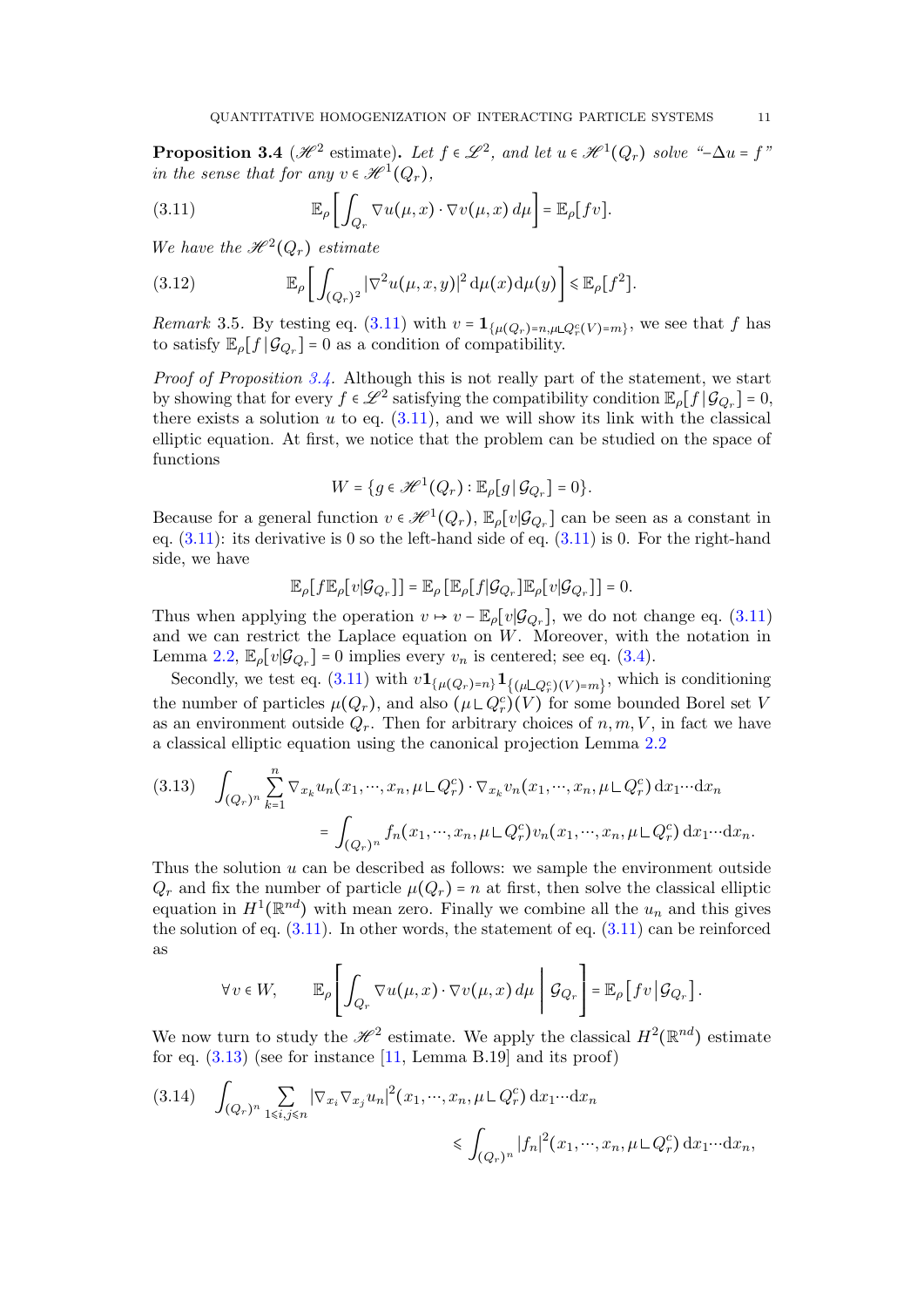**Proposition 3.4** ($\mathscr{H}^2$ estimate)**.** *Let $f \in \mathscr{L}^2$, and let $u \in \mathscr{H}^1(Q_r)$ solve "$-\Delta u = f$" in the sense that for any $v \in \mathscr{H}^1(Q_r)$,*

$$\mathbb{E}_\rho\left[\int_{Q_r} \nabla u(\mu, x) \cdot \nabla v(\mu, x)\, d\mu\right] = \mathbb{E}_\rho[fv]. \tag{3.11}$$

*We have the $\mathscr{H}^2(Q_r)$ estimate*

$$\mathbb{E}_\rho\left[\int_{(Q_r)^2} |\nabla^2 u(\mu, x, y)|^2 \,\mathrm{d}\mu(x)\mathrm{d}\mu(y)\right] \leqslant \mathbb{E}_\rho[f^2]. \tag{3.12}$$

*Remark* 3.5. By testing eq. (3.11) with $v = \mathbf{1}_{\{\mu(Q_r)=n, \mu \llcorner Q_r^c(V)=m\}}$, we see that $f$ has to satisfy $\mathbb{E}_\rho[f \,|\, \mathcal{G}_{Q_r}] = 0$ as a condition of compatibility.

*Proof of Proposition 3.4.* Although this is not really part of the statement, we start by showing that for every $f \in \mathscr{L}^2$ satisfying the compatibility condition $\mathbb{E}_\rho[f \,|\, \mathcal{G}_{Q_r}] = 0$, there exists a solution $u$ to eq. (3.11), and we will show its link with the classical elliptic equation. At first, we notice that the problem can be studied on the space of functions

$$W = \{g \in \mathscr{H}^1(Q_r) : \mathbb{E}_\rho[g \,|\, \mathcal{G}_{Q_r}] = 0\}.$$

Because for a general function $v \in \mathscr{H}^1(Q_r)$, $\mathbb{E}_\rho[v|\mathcal{G}_{Q_r}]$ can be seen as a constant in eq. (3.11): its derivative is 0 so the left-hand side of eq. (3.11) is 0. For the right-hand side, we have

$$\mathbb{E}_\rho[f\mathbb{E}_\rho[v|\mathcal{G}_{Q_r}]] = \mathbb{E}_\rho\left[\mathbb{E}_\rho[f|\mathcal{G}_{Q_r}]\mathbb{E}_\rho[v|\mathcal{G}_{Q_r}]\right] = 0.$$

Thus when applying the operation $v \mapsto v - \mathbb{E}_\rho[v|\mathcal{G}_{Q_r}]$, we do not change eq. (3.11) and we can restrict the Laplace equation on $W$. Moreover, with the notation in Lemma 2.2, $\mathbb{E}_\rho[v|\mathcal{G}_{Q_r}] = 0$ implies every $v_n$ is centered; see eq. (3.4).

Secondly, we test eq. (3.11) with $v\mathbf{1}_{\{\mu(Q_r)=n\}}\mathbf{1}_{\{(\mu\llcorner Q_r^c)(V)=m\}}$, which is conditioning the number of particles $\mu(Q_r)$, and also $(\mu \llcorner Q_r^c)(V)$ for some bounded Borel set $V$ as an environment outside $Q_r$. Then for arbitrary choices of $n, m, V$, in fact we have a classical elliptic equation using the canonical projection Lemma 2.2

$$\begin{aligned}\int_{(Q_r)^n} \sum_{k=1}^n \nabla_{x_k} u_n(x_1, \cdots, x_n, \mu \llcorner Q_r^c) \cdot \nabla_{x_k} v_n(x_1, \cdots, x_n, \mu \llcorner Q_r^c)\, \mathrm{d}x_1 \cdots \mathrm{d}x_n \\ = \int_{(Q_r)^n} f_n(x_1, \cdots, x_n, \mu \llcorner Q_r^c) v_n(x_1, \cdots, x_n, \mu \llcorner Q_r^c)\, \mathrm{d}x_1 \cdots \mathrm{d}x_n.\end{aligned} \tag{3.13}$$

Thus the solution $u$ can be described as follows: we sample the environment outside $Q_r$ and fix the number of particle $\mu(Q_r) = n$ at first, then solve the classical elliptic equation in $H^1(\mathbb{R}^{nd})$ with mean zero. Finally we combine all the $u_n$ and this gives the solution of eq. (3.11). In other words, the statement of eq. (3.11) can be reinforced as

$$\forall v \in W, \qquad \mathbb{E}_\rho\left[\int_{Q_r} \nabla u(\mu, x) \cdot \nabla v(\mu, x)\, d\mu \,\middle|\, \mathcal{G}_{Q_r}\right] = \mathbb{E}_\rho\left[fv \,\middle|\, \mathcal{G}_{Q_r}\right].$$

We now turn to study the $\mathscr{H}^2$ estimate. We apply the classical $H^2(\mathbb{R}^{nd})$ estimate for eq. (3.13) (see for instance [11, Lemma B.19] and its proof)

$$\begin{aligned}\int_{(Q_r)^n} \sum_{1 \leqslant i,j \leqslant n} |\nabla_{x_i}\nabla_{x_j} u_n|^2(x_1, \cdots, x_n, \mu \llcorner Q_r^c)\, \mathrm{d}x_1 \cdots \mathrm{d}x_n \\ \leqslant \int_{(Q_r)^n} |f_n|^2(x_1, \cdots, x_n, \mu \llcorner Q_r^c)\, \mathrm{d}x_1 \cdots \mathrm{d}x_n,\end{aligned} \tag{3.14}$$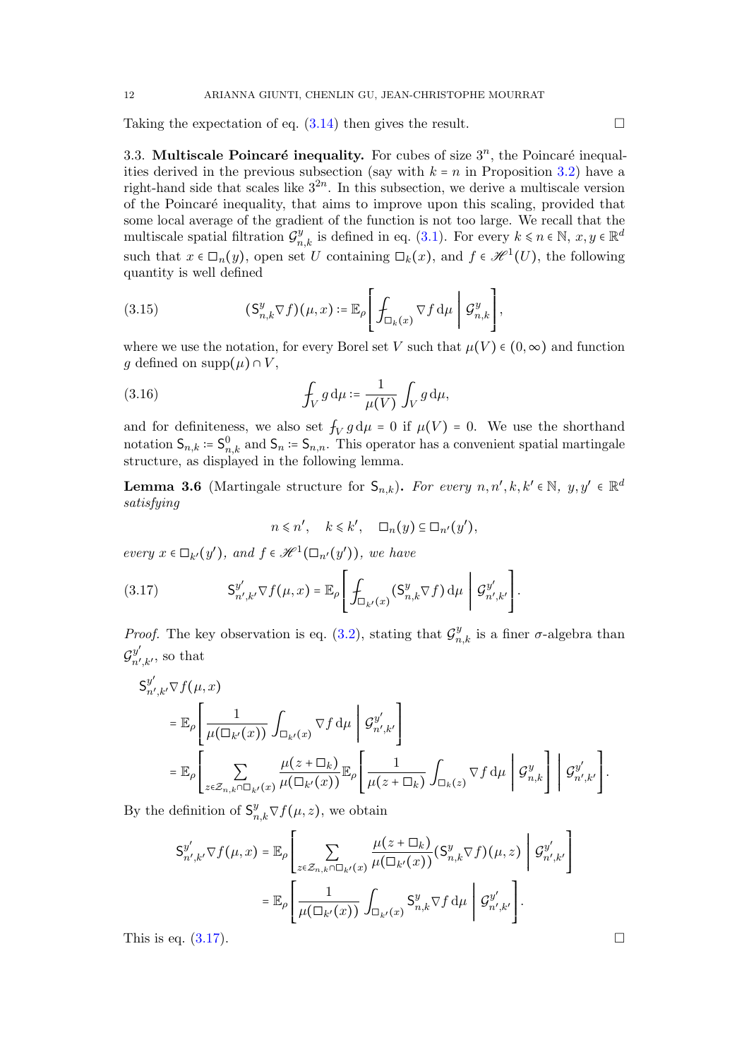Taking the expectation of eq. (3.14) then gives the result. □

### 3.3. Multiscale Poincaré inequality.

For cubes of size $3^n$, the Poincaré inequalities derived in the previous subsection (say with $k = n$ in Proposition 3.2) have a right-hand side that scales like $3^{2n}$. In this subsection, we derive a multiscale version of the Poincaré inequality, that aims to improve upon this scaling, provided that some local average of the gradient of the function is not too large. We recall that the multiscale spatial filtration $\mathcal{G}^y_{n,k}$ is defined in eq. (3.1). For every $k \leqslant n \in \mathbb{N}$, $x, y \in \mathbb{R}^d$ such that $x \in \square_n(y)$, open set $U$ containing $\square_k(x)$, and $f \in \mathscr{H}^1(U)$, the following quantity is well defined

$$
(\mathsf{S}^y_{n,k} \nabla f)(\mu, x) := \mathbb{E}_\rho \left[ \fint_{\square_k(x)} \nabla f \, \mathrm{d}\mu \,\middle|\, \mathcal{G}^y_{n,k} \right], \tag{3.15}
$$

where we use the notation, for every Borel set $V$ such that $\mu(V) \in (0, \infty)$ and function $g$ defined on $\operatorname{supp}(\mu) \cap V$,

$$
\fint_V g \, \mathrm{d}\mu := \frac{1}{\mu(V)} \int_V g \, \mathrm{d}\mu, \tag{3.16}
$$

and for definiteness, we also set $\fint_V g \, \mathrm{d}\mu = 0$ if $\mu(V) = 0$. We use the shorthand notation $\mathsf{S}_{n,k} := \mathsf{S}^0_{n,k}$ and $\mathsf{S}_n := \mathsf{S}_{n,n}$. This operator has a convenient spatial martingale structure, as displayed in the following lemma.

**Lemma 3.6** (Martingale structure for $\mathsf{S}_{n,k}$). *For every $n, n', k, k' \in \mathbb{N}$, $y, y' \in \mathbb{R}^d$ satisfying*

$$
n \leqslant n', \quad k \leqslant k', \quad \square_n(y) \subseteq \square_{n'}(y'),
$$

*every $x \in \square_{k'}(y')$, and $f \in \mathscr{H}^1(\square_{n'}(y'))$, we have*

$$
\mathsf{S}^{y'}_{n',k'} \nabla f(\mu, x) = \mathbb{E}_\rho \left[ \fint_{\square_{k'}(x)} (\mathsf{S}^y_{n,k} \nabla f) \, \mathrm{d}\mu \,\middle|\, \mathcal{G}^{y'}_{n',k'} \right]. \tag{3.17}
$$

*Proof.* The key observation is eq. (3.2), stating that $\mathcal{G}^y_{n,k}$ is a finer $\sigma$-algebra than $\mathcal{G}^{y'}_{n',k'}$, so that

$$
\begin{aligned}
&\mathsf{S}^{y'}_{n',k'} \nabla f(\mu, x) \\
&\quad = \mathbb{E}_\rho \left[ \frac{1}{\mu(\square_{k'}(x))} \int_{\square_{k'}(x)} \nabla f \, \mathrm{d}\mu \,\middle|\, \mathcal{G}^{y'}_{n',k'} \right] \\
&\quad = \mathbb{E}_\rho \left[ \sum_{z \in \mathcal{Z}_{n,k} \cap \square_{k'}(x)} \frac{\mu(z + \square_k)}{\mu(\square_{k'}(x))} \mathbb{E}_\rho \left[ \frac{1}{\mu(z + \square_k)} \int_{\square_k(z)} \nabla f \, \mathrm{d}\mu \,\middle|\, \mathcal{G}^y_{n,k} \right] \,\middle|\, \mathcal{G}^{y'}_{n',k'} \right].
\end{aligned}
$$

By the definition of $\mathsf{S}^y_{n,k} \nabla f(\mu, z)$, we obtain

$$
\begin{aligned}
\mathsf{S}^{y'}_{n',k'} \nabla f(\mu, x) &= \mathbb{E}_\rho \left[ \sum_{z \in \mathcal{Z}_{n,k} \cap \square_{k'}(x)} \frac{\mu(z + \square_k)}{\mu(\square_{k'}(x))} (\mathsf{S}^y_{n,k} \nabla f)(\mu, z) \,\middle|\, \mathcal{G}^{y'}_{n',k'} \right] \\
&= \mathbb{E}_\rho \left[ \frac{1}{\mu(\square_{k'}(x))} \int_{\square_{k'}(x)} \mathsf{S}^y_{n,k} \nabla f \, \mathrm{d}\mu \,\middle|\, \mathcal{G}^{y'}_{n',k'} \right].
\end{aligned}
$$

This is eq. (3.17). □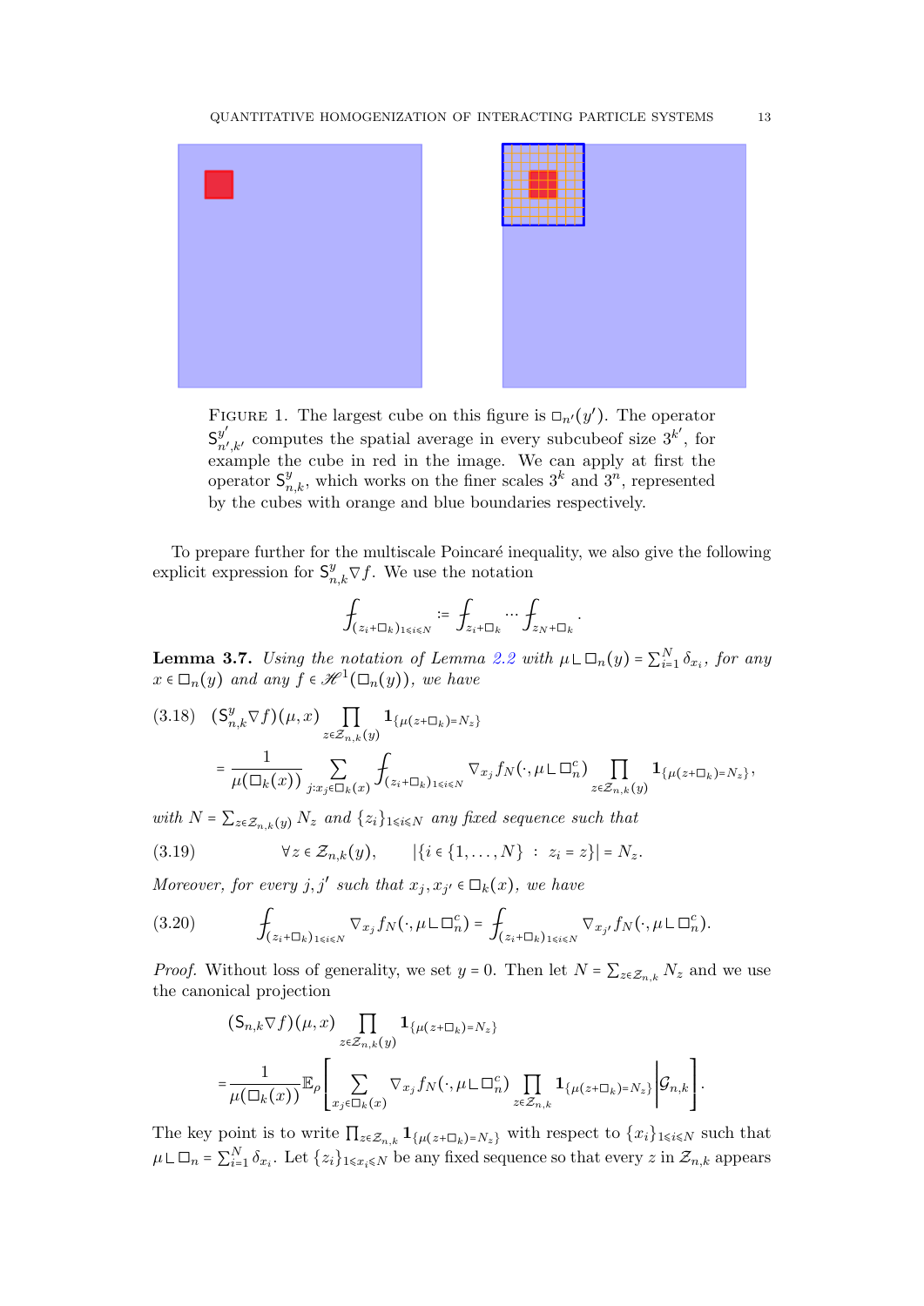FIGURE 1. The largest cube on this figure is $\square_{n'}(y')$. The operator $\mathsf{S}^{y'}_{n',k'}$ computes the spatial average in every subcubeof size $3^{k'}$, for example the cube in red in the image. We can apply at first the operator $\mathsf{S}^{y}_{n,k}$, which works on the finer scales $3^k$ and $3^n$, represented by the cubes with orange and blue boundaries respectively.

To prepare further for the multiscale Poincaré inequality, we also give the following explicit expression for $\mathsf{S}^y_{n,k}\nabla f$. We use the notation

$$\fint_{(z_i+\square_k)_{1\leqslant i\leqslant N}} := \fint_{z_i+\square_k}\cdots\fint_{z_N+\square_k}.$$

**Lemma 3.7.** *Using the notation of Lemma 2.2 with $\mu \llcorner \square_n(y) = \sum_{i=1}^N \delta_{x_i}$, for any $x \in \square_n(y)$ and any $f \in \mathscr{H}^1(\square_n(y))$, we have*

$$(3.18)\quad (\mathsf{S}^y_{n,k}\nabla f)(\mu,x)\prod_{z\in\mathcal{Z}_{n,k}(y)}\mathbf{1}_{\{\mu(z+\square_k)=N_z\}}$$
$$= \frac{1}{\mu(\square_k(x))}\sum_{j:x_j\in\square_k(x)}\fint_{(z_i+\square_k)_{1\leqslant i\leqslant N}}\nabla_{x_j}f_N(\cdot,\mu\llcorner\square_n^c)\prod_{z\in\mathcal{Z}_{n,k}(y)}\mathbf{1}_{\{\mu(z+\square_k)=N_z\}},$$

*with $N = \sum_{z\in\mathcal{Z}_{n,k}(y)} N_z$ and $\{z_i\}_{1\leqslant i\leqslant N}$ any fixed sequence such that*

$$(3.19)\qquad \forall z\in\mathcal{Z}_{n,k}(y),\qquad |\{i\in\{1,\ldots,N\}\ :\ z_i=z\}| = N_z.$$

*Moreover, for every $j,j'$ such that $x_j, x_{j'}\in\square_k(x)$, we have*

$$(3.20)\qquad \fint_{(z_i+\square_k)_{1\leqslant i\leqslant N}}\nabla_{x_j}f_N(\cdot,\mu\llcorner\square_n^c) = \fint_{(z_i+\square_k)_{1\leqslant i\leqslant N}}\nabla_{x_{j'}}f_N(\cdot,\mu\llcorner\square_n^c).$$

*Proof.* Without loss of generality, we set $y=0$. Then let $N=\sum_{z\in\mathcal{Z}_{n,k}} N_z$ and we use the canonical projection

$$(\mathsf{S}_{n,k}\nabla f)(\mu,x)\prod_{z\in\mathcal{Z}_{n,k}(y)}\mathbf{1}_{\{\mu(z+\square_k)=N_z\}}$$
$$=\frac{1}{\mu(\square_k(x))}\mathbb{E}_\rho\left[\sum_{x_j\in\square_k(x)}\nabla_{x_j}f_N(\cdot,\mu\llcorner\square_n^c)\prod_{z\in\mathcal{Z}_{n,k}}\mathbf{1}_{\{\mu(z+\square_k)=N_z\}}\middle|\mathcal{G}_{n,k}\right].$$

The key point is to write $\prod_{z\in\mathcal{Z}_{n,k}}\mathbf{1}_{\{\mu(z+\square_k)=N_z\}}$ with respect to $\{x_i\}_{1\leqslant i\leqslant N}$ such that $\mu\llcorner\square_n = \sum_{i=1}^N\delta_{x_i}$. Let $\{z_i\}_{1\leqslant x_i\leqslant N}$ be any fixed sequence so that every $z$ in $\mathcal{Z}_{n,k}$ appears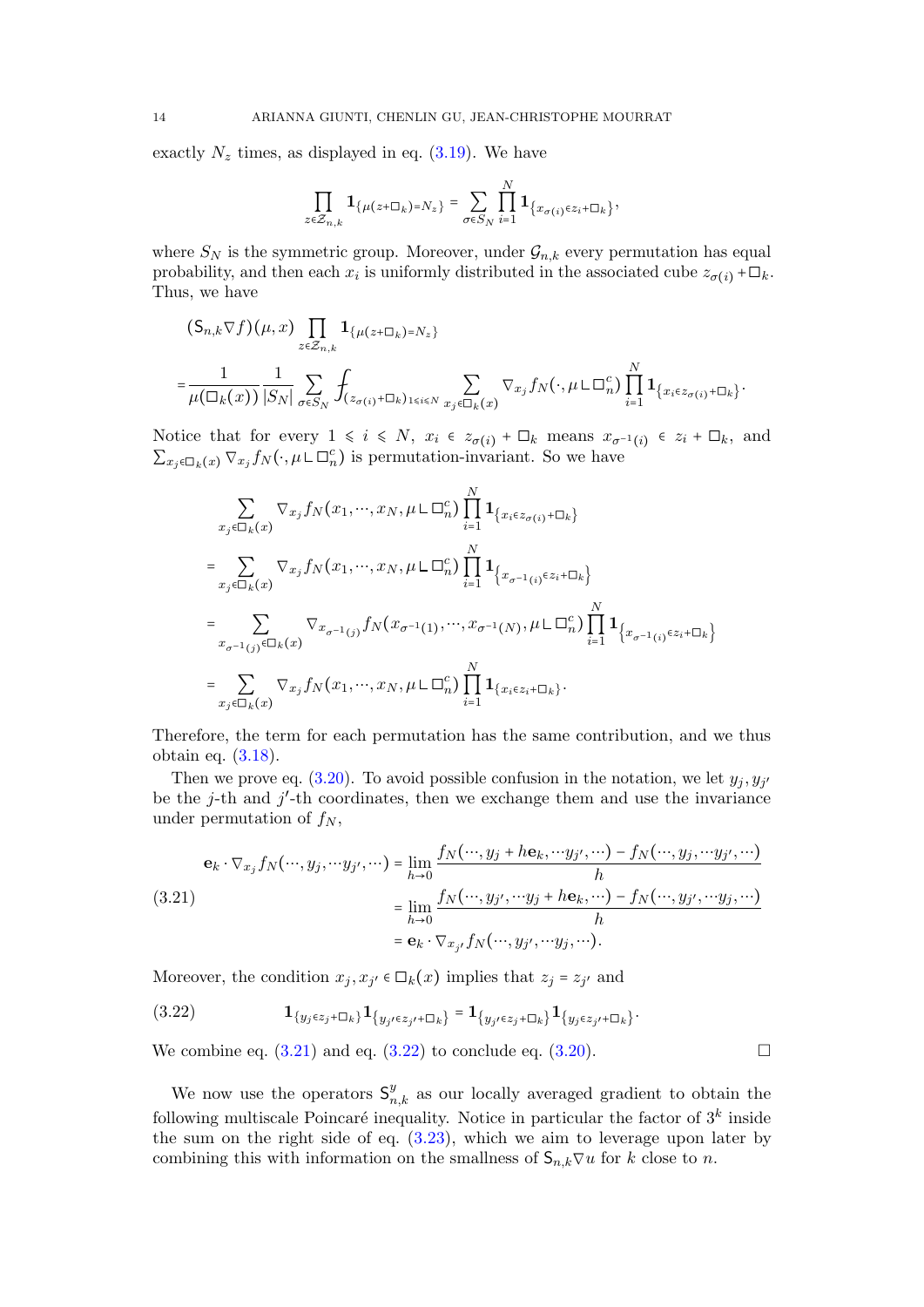exactly $N_z$ times, as displayed in eq. (3.19). We have

$$\prod_{z \in \mathcal{Z}_{n,k}} \mathbf{1}_{\{\mu(z+\square_k)=N_z\}} = \sum_{\sigma \in S_N} \prod_{i=1}^{N} \mathbf{1}_{\{x_{\sigma(i)} \in z_i + \square_k\}},$$

where $S_N$ is the symmetric group. Moreover, under $\mathcal{G}_{n,k}$ every permutation has equal probability, and then each $x_i$ is uniformly distributed in the associated cube $z_{\sigma(i)} + \square_k$. Thus, we have

$$\begin{aligned}
&(\mathsf{S}_{n,k} \nabla f)(\mu, x) \prod_{z \in \mathcal{Z}_{n,k}} \mathbf{1}_{\{\mu(z+\square_k)=N_z\}} \\
&= \frac{1}{\mu(\square_k(x))} \frac{1}{|S_N|} \sum_{\sigma \in S_N} \fint_{(z_{\sigma(i)}+\square_k)_{1\leqslant i \leqslant N}} \sum_{x_j \in \square_k(x)} \nabla_{x_j} f_N(\cdot, \mu \llcorner \square_n^c) \prod_{i=1}^{N} \mathbf{1}_{\{x_i \in z_{\sigma(i)}+\square_k\}}.
\end{aligned}$$

Notice that for every $1 \leqslant i \leqslant N$, $x_i \in z_{\sigma(i)} + \square_k$ means $x_{\sigma^{-1}(i)} \in z_i + \square_k$, and $\sum_{x_j \in \square_k(x)} \nabla_{x_j} f_N(\cdot, \mu \llcorner \square_n^c)$ is permutation-invariant. So we have

$$\begin{aligned}
&\sum_{x_j \in \square_k(x)} \nabla_{x_j} f_N(x_1, \cdots, x_N, \mu \llcorner \square_n^c) \prod_{i=1}^{N} \mathbf{1}_{\{x_i \in z_{\sigma(i)}+\square_k\}} \\
&= \sum_{x_j \in \square_k(x)} \nabla_{x_j} f_N(x_1, \cdots, x_N, \mu \llcorner \square_n^c) \prod_{i=1}^{N} \mathbf{1}_{\left\{x_{\sigma^{-1}(i)} \in z_i+\square_k\right\}} \\
&= \sum_{x_{\sigma^{-1}(j)} \in \square_k(x)} \nabla_{x_{\sigma^{-1}(j)}} f_N(x_{\sigma^{-1}(1)}, \cdots, x_{\sigma^{-1}(N)}, \mu \llcorner \square_n^c) \prod_{i=1}^{N} \mathbf{1}_{\left\{x_{\sigma^{-1}(i)} \in z_i+\square_k\right\}} \\
&= \sum_{x_j \in \square_k(x)} \nabla_{x_j} f_N(x_1, \cdots, x_N, \mu \llcorner \square_n^c) \prod_{i=1}^{N} \mathbf{1}_{\{x_i \in z_i+\square_k\}}.
\end{aligned}$$

Therefore, the term for each permutation has the same contribution, and we thus obtain eq. (3.18).

Then we prove eq. (3.20). To avoid possible confusion in the notation, we let $y_j, y_{j'}$ be the $j$-th and $j'$-th coordinates, then we exchange them and use the invariance under permutation of $f_N$,

$$\begin{aligned}
\mathbf{e}_k \cdot \nabla_{x_j} f_N(\cdots, y_j, \cdots y_{j'}, \cdots) &= \lim_{h \to 0} \frac{f_N(\cdots, y_j + h\mathbf{e}_k, \cdots y_{j'}, \cdots) - f_N(\cdots, y_j, \cdots y_{j'}, \cdots)}{h} \\
&= \lim_{h \to 0} \frac{f_N(\cdots, y_{j'}, \cdots y_j + h\mathbf{e}_k, \cdots) - f_N(\cdots, y_{j'}, \cdots y_j, \cdots)}{h} \\
&= \mathbf{e}_k \cdot \nabla_{x_{j'}} f_N(\cdots, y_{j'}, \cdots y_j, \cdots).
\end{aligned} \tag{3.21}$$

Moreover, the condition $x_j, x_{j'} \in \square_k(x)$ implies that $z_j = z_{j'}$ and

$$\mathbf{1}_{\{y_j \in z_j + \square_k\}} \mathbf{1}_{\{y_{j'} \in z_{j'} + \square_k\}} = \mathbf{1}_{\{y_{j'} \in z_j + \square_k\}} \mathbf{1}_{\{y_j \in z_{j'} + \square_k\}}. \tag{3.22}$$

We combine eq. (3.21) and eq. (3.22) to conclude eq. (3.20). $\square$

We now use the operators $\mathsf{S}_{n,k}^{y}$ as our locally averaged gradient to obtain the following multiscale Poincaré inequality. Notice in particular the factor of $3^k$ inside the sum on the right side of eq. (3.23), which we aim to leverage upon later by combining this with information on the smallness of $\mathsf{S}_{n,k} \nabla u$ for $k$ close to $n$.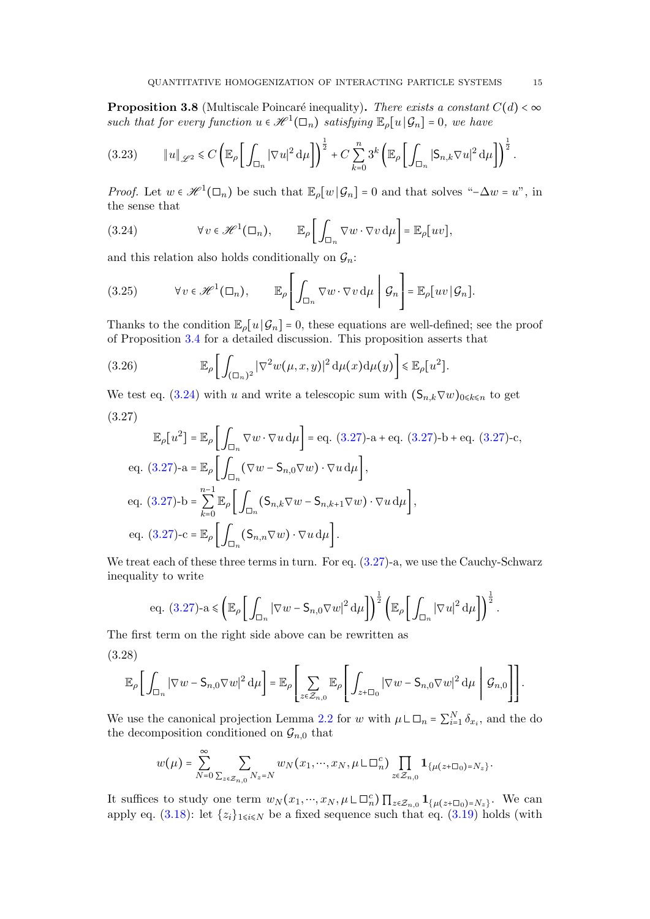**Proposition 3.8** (Multiscale Poincaré inequality)**.** *There exists a constant $C(d) < \infty$ such that for every function $u \in \mathscr{H}^1(\square_n)$ satisfying $\mathbb{E}_\rho[u \,|\, \mathcal{G}_n] = 0$, we have*

$$
\|u\|_{\mathscr{L}^2} \leqslant C \left( \mathbb{E}_\rho \left[ \int_{\square_n} |\nabla u|^2 \, \mathrm{d}\mu \right] \right)^{\frac{1}{2}} + C \sum_{k=0}^{n} 3^k \left( \mathbb{E}_\rho \left[ \int_{\square_n} |\mathsf{S}_{n,k} \nabla u|^2 \, \mathrm{d}\mu \right] \right)^{\frac{1}{2}}. \tag{3.23}
$$

*Proof.* Let $w \in \mathscr{H}^1(\square_n)$ be such that $\mathbb{E}_\rho[w \,|\, \mathcal{G}_n] = 0$ and that solves "$-\Delta w = u$", in the sense that

$$
\forall \, v \in \mathscr{H}^1(\square_n), \qquad \mathbb{E}_\rho \left[ \int_{\square_n} \nabla w \cdot \nabla v \, \mathrm{d}\mu \right] = \mathbb{E}_\rho[uv], \tag{3.24}
$$

and this relation also holds conditionally on $\mathcal{G}_n$:

$$
\forall \, v \in \mathscr{H}^1(\square_n), \qquad \mathbb{E}_\rho \left[ \int_{\square_n} \nabla w \cdot \nabla v \, \mathrm{d}\mu \;\middle|\; \mathcal{G}_n \right] = \mathbb{E}_\rho[uv \,|\, \mathcal{G}_n]. \tag{3.25}
$$

Thanks to the condition $\mathbb{E}_\rho[u \,|\, \mathcal{G}_n] = 0$, these equations are well-defined; see the proof of Proposition 3.4 for a detailed discussion. This proposition asserts that

$$
\mathbb{E}_\rho \left[ \int_{(\square_n)^2} |\nabla^2 w(\mu, x, y)|^2 \, \mathrm{d}\mu(x) \mathrm{d}\mu(y) \right] \leqslant \mathbb{E}_\rho[u^2]. \tag{3.26}
$$

We test eq. (3.24) with $u$ and write a telescopic sum with $(\mathsf{S}_{n,k} \nabla w)_{0 \leqslant k \leqslant n}$ to get

(3.27)

$$
\begin{aligned}
\mathbb{E}_\rho[u^2] &= \mathbb{E}_\rho \left[ \int_{\square_n} \nabla w \cdot \nabla u \, \mathrm{d}\mu \right] = \text{eq. (3.27)-a} + \text{eq. (3.27)-b} + \text{eq. (3.27)-c}, \\
\text{eq. (3.27)-a} &= \mathbb{E}_\rho \left[ \int_{\square_n} (\nabla w - \mathsf{S}_{n,0} \nabla w) \cdot \nabla u \, \mathrm{d}\mu \right], \\
\text{eq. (3.27)-b} &= \sum_{k=0}^{n-1} \mathbb{E}_\rho \left[ \int_{\square_n} (\mathsf{S}_{n,k} \nabla w - \mathsf{S}_{n,k+1} \nabla w) \cdot \nabla u \, \mathrm{d}\mu \right], \\
\text{eq. (3.27)-c} &= \mathbb{E}_\rho \left[ \int_{\square_n} (\mathsf{S}_{n,n} \nabla w) \cdot \nabla u \, \mathrm{d}\mu \right].
\end{aligned}
$$

We treat each of these three terms in turn. For eq. (3.27)-a, we use the Cauchy-Schwarz inequality to write

$$
\text{eq. (3.27)-a} \leqslant \left( \mathbb{E}_\rho \left[ \int_{\square_n} |\nabla w - \mathsf{S}_{n,0} \nabla w|^2 \, \mathrm{d}\mu \right] \right)^{\frac{1}{2}} \left( \mathbb{E}_\rho \left[ \int_{\square_n} |\nabla u|^2 \, \mathrm{d}\mu \right] \right)^{\frac{1}{2}}.
$$

The first term on the right side above can be rewritten as

(3.28)

$$
\mathbb{E}_\rho \left[ \int_{\square_n} |\nabla w - \mathsf{S}_{n,0} \nabla w|^2 \, \mathrm{d}\mu \right] = \mathbb{E}_\rho \left[ \sum_{z \in \mathcal{Z}_{n,0}} \mathbb{E}_\rho \left[ \int_{z + \square_0} |\nabla w - \mathsf{S}_{n,0} \nabla w|^2 \, \mathrm{d}\mu \;\middle|\; \mathcal{G}_{n,0} \right] \right].
$$

We use the canonical projection Lemma 2.2 for $w$ with $\mu \llcorner \square_n = \sum_{i=1}^N \delta_{x_i}$, and the do the decomposition conditioned on $\mathcal{G}_{n,0}$ that

$$
w(\mu) = \sum_{N=0}^{\infty} \sum_{\sum_{z \in \mathcal{Z}_{n,0}} N_z = N} w_N(x_1, \cdots, x_N, \mu \llcorner \square_n^c) \prod_{z \in \mathcal{Z}_{n,0}} \mathbf{1}_{\{\mu(z + \square_0) = N_z\}}.
$$

It suffices to study one term $w_N(x_1, \cdots, x_N, \mu \llcorner \square_n^c) \prod_{z \in \mathcal{Z}_{n,0}} \mathbf{1}_{\{\mu(z + \square_0) = N_z\}}$. We can apply eq. (3.18): let $\{z_i\}_{1 \leqslant i \leqslant N}$ be a fixed sequence such that eq. (3.19) holds (with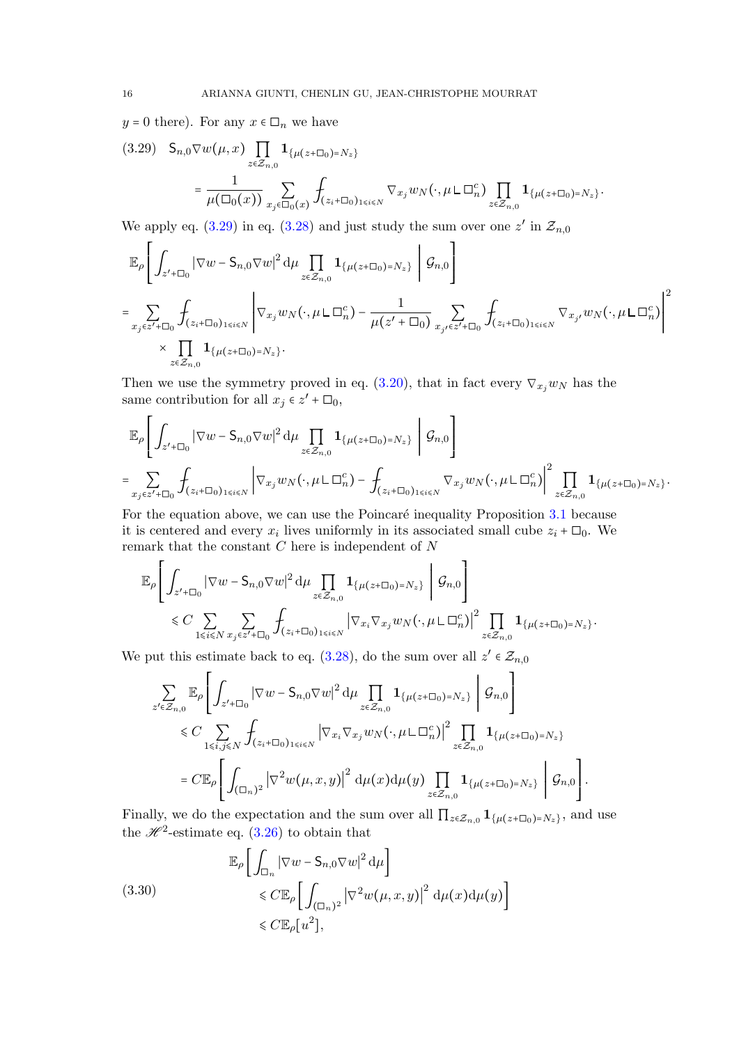$y = 0$ there). For any $x \in \square_n$ we have

$$
\mathsf{S}_{n,0}\nabla w(\mu, x) \prod_{z\in\mathcal{Z}_{n,0}} \mathbf{1}_{\{\mu(z+\square_0)=N_z\}} = \frac{1}{\mu(\square_0(x))} \sum_{x_j \in \square_0(x)} \fint_{(z_i+\square_0)_{1\leqslant i\leqslant N}} \nabla_{x_j} w_N(\cdot, \mu \llcorner \square_n^c) \prod_{z\in\mathcal{Z}_{n,0}} \mathbf{1}_{\{\mu(z+\square_0)=N_z\}}. \tag{3.29}
$$

We apply eq. (3.29) in eq. (3.28) and just study the sum over one $z'$ in $\mathcal{Z}_{n,0}$

$$
\begin{aligned}
&\mathbb{E}_\rho\left[\int_{z'+\square_0} |\nabla w - \mathsf{S}_{n,0}\nabla w|^2 \, \mathrm{d}\mu \prod_{z\in\mathcal{Z}_{n,0}} \mathbf{1}_{\{\mu(z+\square_0)=N_z\}} \;\middle|\; \mathcal{G}_{n,0}\right] \\
&= \sum_{x_j\in z'+\square_0} \fint_{(z_i+\square_0)_{1\leqslant i\leqslant N}} \left|\nabla_{x_j} w_N(\cdot, \mu\llcorner\square_n^c) - \frac{1}{\mu(z'+\square_0)} \sum_{x_{j'}\in z'+\square_0} \fint_{(z_i+\square_0)_{1\leqslant i\leqslant N}} \nabla_{x_{j'}} w_N(\cdot, \mu\llcorner\square_n^c)\right|^2 \\
&\quad \times \prod_{z\in\mathcal{Z}_{n,0}} \mathbf{1}_{\{\mu(z+\square_0)=N_z\}}.
\end{aligned}
$$

Then we use the symmetry proved in eq. (3.20), that in fact every $\nabla_{x_j} w_N$ has the same contribution for all $x_j \in z' + \square_0$,

$$
\begin{aligned}
&\mathbb{E}_\rho\left[\int_{z'+\square_0} |\nabla w - \mathsf{S}_{n,0}\nabla w|^2 \, \mathrm{d}\mu \prod_{z\in\mathcal{Z}_{n,0}} \mathbf{1}_{\{\mu(z+\square_0)=N_z\}} \;\middle|\; \mathcal{G}_{n,0}\right] \\
&= \sum_{x_j\in z'+\square_0} \fint_{(z_i+\square_0)_{1\leqslant i\leqslant N}} \left|\nabla_{x_j} w_N(\cdot, \mu\llcorner\square_n^c) - \fint_{(z_i+\square_0)_{1\leqslant i\leqslant N}} \nabla_{x_j} w_N(\cdot, \mu\llcorner\square_n^c)\right|^2 \prod_{z\in\mathcal{Z}_{n,0}} \mathbf{1}_{\{\mu(z+\square_0)=N_z\}}.
\end{aligned}
$$

For the equation above, we can use the Poincaré inequality Proposition 3.1 because it is centered and every $x_i$ lives uniformly in its associated small cube $z_i + \square_0$. We remark that the constant $C$ here is independent of $N$

$$
\begin{aligned}
&\mathbb{E}_\rho\left[\int_{z'+\square_0} |\nabla w - \mathsf{S}_{n,0}\nabla w|^2 \, \mathrm{d}\mu \prod_{z\in\mathcal{Z}_{n,0}} \mathbf{1}_{\{\mu(z+\square_0)=N_z\}} \;\middle|\; \mathcal{G}_{n,0}\right] \\
&\qquad \leqslant C \sum_{1\leqslant i\leqslant N} \sum_{x_j\in z'+\square_0} \fint_{(z_i+\square_0)_{1\leqslant i\leqslant N}} \left|\nabla_{x_i}\nabla_{x_j} w_N(\cdot, \mu\llcorner\square_n^c)\right|^2 \prod_{z\in\mathcal{Z}_{n,0}} \mathbf{1}_{\{\mu(z+\square_0)=N_z\}}.
\end{aligned}
$$

We put this estimate back to eq. (3.28), do the sum over all $z' \in \mathcal{Z}_{n,0}$

$$
\begin{aligned}
&\sum_{z'\in\mathcal{Z}_{n,0}} \mathbb{E}_\rho\left[\int_{z'+\square_0} |\nabla w - \mathsf{S}_{n,0}\nabla w|^2 \, \mathrm{d}\mu \prod_{z\in\mathcal{Z}_{n,0}} \mathbf{1}_{\{\mu(z+\square_0)=N_z\}} \;\middle|\; \mathcal{G}_{n,0}\right] \\
&\qquad \leqslant C \sum_{1\leqslant i,j\leqslant N} \fint_{(z_i+\square_0)_{1\leqslant i\leqslant N}} \left|\nabla_{x_i}\nabla_{x_j} w_N(\cdot, \mu\llcorner\square_n^c)\right|^2 \prod_{z\in\mathcal{Z}_{n,0}} \mathbf{1}_{\{\mu(z+\square_0)=N_z\}} \\
&\qquad = C\mathbb{E}_\rho\left[\int_{(\square_n)^2} \left|\nabla^2 w(\mu, x, y)\right|^2 \mathrm{d}\mu(x)\mathrm{d}\mu(y) \prod_{z\in\mathcal{Z}_{n,0}} \mathbf{1}_{\{\mu(z+\square_0)=N_z\}} \;\middle|\; \mathcal{G}_{n,0}\right].
\end{aligned}
$$

Finally, we do the expectation and the sum over all $\prod_{z\in\mathcal{Z}_{n,0}} \mathbf{1}_{\{\mu(z+\square_0)=N_z\}}$, and use the $\mathscr{H}^2$-estimate eq. (3.26) to obtain that

$$
\begin{aligned}
&\mathbb{E}_\rho\left[\int_{\square_n} |\nabla w - \mathsf{S}_{n,0}\nabla w|^2 \, \mathrm{d}\mu\right] \\
&\qquad \leqslant C\mathbb{E}_\rho\left[\int_{(\square_n)^2} \left|\nabla^2 w(\mu, x, y)\right|^2 \mathrm{d}\mu(x)\mathrm{d}\mu(y)\right] \\
&\qquad \leqslant C\mathbb{E}_\rho[u^2],
\end{aligned} \tag{3.30}
$$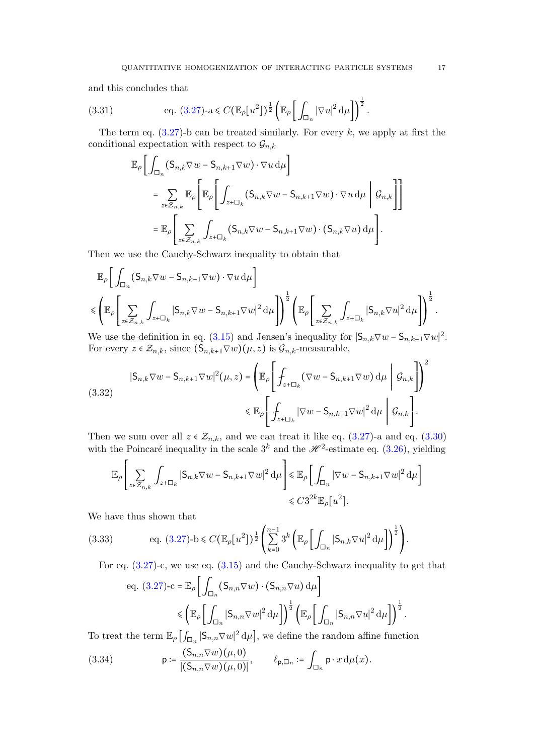and this concludes that

$$
\text{eq. (3.27)-a} \leqslant C(\mathbb{E}_\rho[u^2])^{\frac{1}{2}} \left( \mathbb{E}_\rho \left[ \int_{\square_n} |\nabla u|^2 \, \mathrm{d}\mu \right] \right)^{\frac{1}{2}}. \tag{3.31}
$$

The term eq. (3.27)-b can be treated similarly. For every $k$, we apply at first the conditional expectation with respect to $\mathcal{G}_{n,k}$

$$
\begin{aligned}
&\mathbb{E}_\rho \left[ \int_{\square_n} (\mathsf{S}_{n,k} \nabla w - \mathsf{S}_{n,k+1} \nabla w) \cdot \nabla u \, \mathrm{d}\mu \right] \\
&\quad = \sum_{z \in \mathcal{Z}_{n,k}} \mathbb{E}_\rho \left[ \mathbb{E}_\rho \left[ \int_{z + \square_k} (\mathsf{S}_{n,k} \nabla w - \mathsf{S}_{n,k+1} \nabla w) \cdot \nabla u \, \mathrm{d}\mu \;\middle|\; \mathcal{G}_{n,k} \right] \right] \\
&\quad = \mathbb{E}_\rho \left[ \sum_{z \in \mathcal{Z}_{n,k}} \int_{z + \square_k} (\mathsf{S}_{n,k} \nabla w - \mathsf{S}_{n,k+1} \nabla w) \cdot (\mathsf{S}_{n,k} \nabla u) \, \mathrm{d}\mu \right].
\end{aligned}
$$

Then we use the Cauchy-Schwarz inequality to obtain that

$$
\begin{aligned}
&\mathbb{E}_\rho \left[ \int_{\square_n} (\mathsf{S}_{n,k} \nabla w - \mathsf{S}_{n,k+1} \nabla w) \cdot \nabla u \, \mathrm{d}\mu \right] \\
&\leqslant \left( \mathbb{E}_\rho \left[ \sum_{z \in \mathcal{Z}_{n,k}} \int_{z + \square_k} |\mathsf{S}_{n,k} \nabla w - \mathsf{S}_{n,k+1} \nabla w|^2 \, \mathrm{d}\mu \right] \right)^{\frac{1}{2}} \left( \mathbb{E}_\rho \left[ \sum_{z \in \mathcal{Z}_{n,k}} \int_{z + \square_k} |\mathsf{S}_{n,k} \nabla u|^2 \, \mathrm{d}\mu \right] \right)^{\frac{1}{2}}.
\end{aligned}
$$

We use the definition in eq. (3.15) and Jensen's inequality for $|\mathsf{S}_{n,k} \nabla w - \mathsf{S}_{n,k+1} \nabla w|^2$. For every $z \in \mathcal{Z}_{n,k}$, since $(\mathsf{S}_{n,k+1} \nabla w)(\mu, z)$ is $\mathcal{G}_{n,k}$-measurable,

$$
\begin{aligned}
|\mathsf{S}_{n,k} \nabla w - \mathsf{S}_{n,k+1} \nabla w|^2(\mu, z) &= \left( \mathbb{E}_\rho \left[ \fint_{z + \square_k} (\nabla w - \mathsf{S}_{n,k+1} \nabla w) \, \mathrm{d}\mu \;\middle|\; \mathcal{G}_{n,k} \right] \right)^2 \\
&\leqslant \mathbb{E}_\rho \left[ \fint_{z + \square_k} |\nabla w - \mathsf{S}_{n,k+1} \nabla w|^2 \, \mathrm{d}\mu \;\middle|\; \mathcal{G}_{n,k} \right].
\end{aligned} \tag{3.32}
$$

Then we sum over all $z \in \mathcal{Z}_{n,k}$, and we can treat it like eq. (3.27)-a and eq. (3.30) with the Poincaré inequality in the scale $3^k$ and the $\mathscr{H}^2$-estimate eq. (3.26), yielding

$$
\begin{aligned}
\mathbb{E}_\rho \left[ \sum_{z \in \mathcal{Z}_{n,k}} \int_{z + \square_k} |\mathsf{S}_{n,k} \nabla w - \mathsf{S}_{n,k+1} \nabla w|^2 \, \mathrm{d}\mu \right] &\leqslant \mathbb{E}_\rho \left[ \int_{\square_n} |\nabla w - \mathsf{S}_{n,k+1} \nabla w|^2 \, \mathrm{d}\mu \right] \\
&\leqslant C 3^{2k} \mathbb{E}_\rho[u^2].
\end{aligned}
$$

We have thus shown that

$$
\text{eq. (3.27)-b} \leqslant C(\mathbb{E}_\rho[u^2])^{\frac{1}{2}} \left( \sum_{k=0}^{n-1} 3^k \left( \mathbb{E}_\rho \left[ \int_{\square_n} |\mathsf{S}_{n,k} \nabla u|^2 \, \mathrm{d}\mu \right] \right)^{\frac{1}{2}} \right). \tag{3.33}
$$

For eq. (3.27)-c, we use eq. (3.15) and the Cauchy-Schwarz inequality to get that

$$
\begin{aligned}
\text{eq. (3.27)-c} &= \mathbb{E}_\rho \left[ \int_{\square_n} (\mathsf{S}_{n,n} \nabla w) \cdot (\mathsf{S}_{n,n} \nabla u) \, \mathrm{d}\mu \right] \\
&\leqslant \left( \mathbb{E}_\rho \left[ \int_{\square_n} |\mathsf{S}_{n,n} \nabla w|^2 \, \mathrm{d}\mu \right] \right)^{\frac{1}{2}} \left( \mathbb{E}_\rho \left[ \int_{\square_n} |\mathsf{S}_{n,n} \nabla u|^2 \, \mathrm{d}\mu \right] \right)^{\frac{1}{2}}.
\end{aligned}
$$

To treat the term $\mathbb{E}_\rho \left[ \int_{\square_n} |\mathsf{S}_{n,n} \nabla w|^2 \, \mathrm{d}\mu \right]$, we define the random affine function

$$
\mathsf{p} := \frac{(\mathsf{S}_{n,n} \nabla w)(\mu, 0)}{|(\mathsf{S}_{n,n} \nabla w)(\mu, 0)|}, \qquad \ell_{\mathsf{p}, \square_n} := \int_{\square_n} \mathsf{p} \cdot x \, \mathrm{d}\mu(x). \tag{3.34}
$$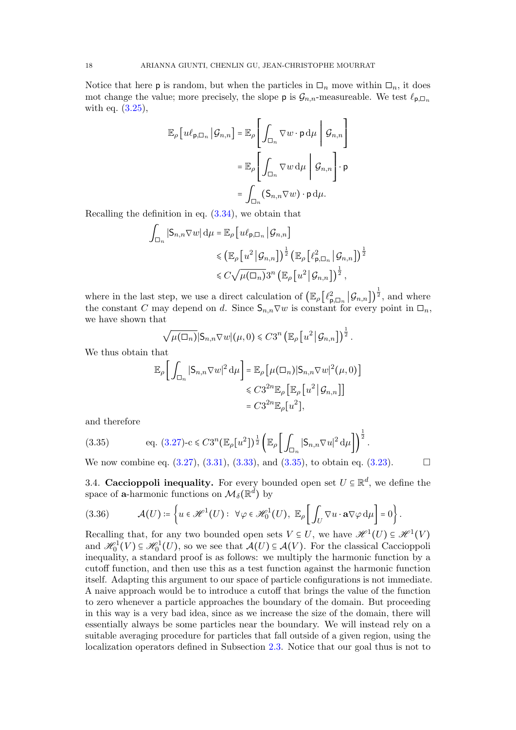Notice that here $\mathsf{p}$ is random, but when the particles in $\square_n$ move within $\square_n$, it does mot change the value; more precisely, the slope $\mathsf{p}$ is $\mathcal{G}_{n,n}$-measureable. We test $\ell_{\mathsf{p},\square_n}$ with eq. (3.25),

$$
\begin{aligned}
\mathbb{E}_\rho\left[u\ell_{\mathsf{p},\square_n}\,\middle|\,\mathcal{G}_{n,n}\right] &= \mathbb{E}_\rho\left[\int_{\square_n} \nabla w \cdot \mathsf{p}\,\mathrm{d}\mu \,\middle|\, \mathcal{G}_{n,n}\right] \\
&= \mathbb{E}_\rho\left[\int_{\square_n} \nabla w\,\mathrm{d}\mu \,\middle|\, \mathcal{G}_{n,n}\right] \cdot \mathsf{p} \\
&= \int_{\square_n} (\mathsf{S}_{n,n}\nabla w)\cdot \mathsf{p}\,\mathrm{d}\mu.
\end{aligned}
$$

Recalling the definition in eq. (3.34), we obtain that

$$
\begin{aligned}
\int_{\square_n} |\mathsf{S}_{n,n}\nabla w|\,\mathrm{d}\mu &= \mathbb{E}_\rho\left[u\ell_{\mathsf{p},\square_n}\,\middle|\,\mathcal{G}_{n,n}\right] \\
&\leqslant \left(\mathbb{E}_\rho\left[u^2\,\middle|\,\mathcal{G}_{n,n}\right]\right)^{\frac12}\left(\mathbb{E}_\rho\left[\ell^2_{\mathsf{p},\square_n}\,\middle|\,\mathcal{G}_{n,n}\right]\right)^{\frac12} \\
&\leqslant C\sqrt{\mu(\square_n)}3^n\left(\mathbb{E}_\rho\left[u^2\,\middle|\,\mathcal{G}_{n,n}\right]\right)^{\frac12},
\end{aligned}
$$

where in the last step, we use a direct calculation of $\left(\mathbb{E}_\rho\left[\ell^2_{\mathsf{p},\square_n}\,\middle|\,\mathcal{G}_{n,n}\right]\right)^{\frac12}$, and where the constant $C$ may depend on $d$. Since $\mathsf{S}_{n,n}\nabla w$ is constant for every point in $\square_n$, we have shown that

$$
\sqrt{\mu(\square_n)}|\mathsf{S}_{n,n}\nabla w|(\mu,0) \leqslant C3^n\left(\mathbb{E}_\rho\left[u^2\,\middle|\,\mathcal{G}_{n,n}\right]\right)^{\frac12}.
$$

We thus obtain that

$$
\begin{aligned}
\mathbb{E}_\rho\left[\int_{\square_n}|\mathsf{S}_{n,n}\nabla w|^2\,\mathrm{d}\mu\right] &= \mathbb{E}_\rho\left[\mu(\square_n)|\mathsf{S}_{n,n}\nabla w|^2(\mu,0)\right] \\
&\leqslant C3^{2n}\mathbb{E}_\rho\left[\mathbb{E}_\rho\left[u^2\,\middle|\,\mathcal{G}_{n,n}\right]\right] \\
&= C3^{2n}\mathbb{E}_\rho[u^2],
\end{aligned}
$$

and therefore

$$
\text{eq. (3.27)-c} \leqslant C3^n(\mathbb{E}_\rho[u^2])^{\frac12}\left(\mathbb{E}_\rho\left[\int_{\square_n}|\mathsf{S}_{n,n}\nabla u|^2\,\mathrm{d}\mu\right]\right)^{\frac12}. \tag{3.35}
$$

We now combine eq. (3.27), (3.31), (3.33), and (3.35), to obtain eq. (3.23). □

### 3.4. Caccioppoli inequality.

For every bounded open set $U \subseteq \mathbb{R}^d$, we define the space of $\mathbf{a}$-harmonic functions on $\mathcal{M}_\delta(\mathbb{R}^d)$ by

$$
\mathcal{A}(U) := \left\{u \in \mathscr{H}^1(U):\ \forall \varphi \in \mathscr{H}^1_0(U),\ \mathbb{E}_\rho\left[\int_U \nabla u \cdot \mathbf{a}\nabla\varphi\,\mathrm{d}\mu\right] = 0\right\}. \tag{3.36}
$$

Recalling that, for any two bounded open sets $V \subseteq U$, we have $\mathscr{H}^1(U) \subseteq \mathscr{H}^1(V)$ and $\mathscr{H}^1_0(V) \subseteq \mathscr{H}^1_0(U)$, so we see that $\mathcal{A}(U) \subseteq \mathcal{A}(V)$. For the classical Caccioppoli inequality, a standard proof is as follows: we multiply the harmonic function by a cutoff function, and then use this as a test function against the harmonic function itself. Adapting this argument to our space of particle configurations is not immediate. A naive approach would be to introduce a cutoff that brings the value of the function to zero whenever a particle approaches the boundary of the domain. But proceeding in this way is a very bad idea, since as we increase the size of the domain, there will essentially always be some particles near the boundary. We will instead rely on a suitable averaging procedure for particles that fall outside of a given region, using the localization operators defined in Subsection 2.3. Notice that our goal thus is not to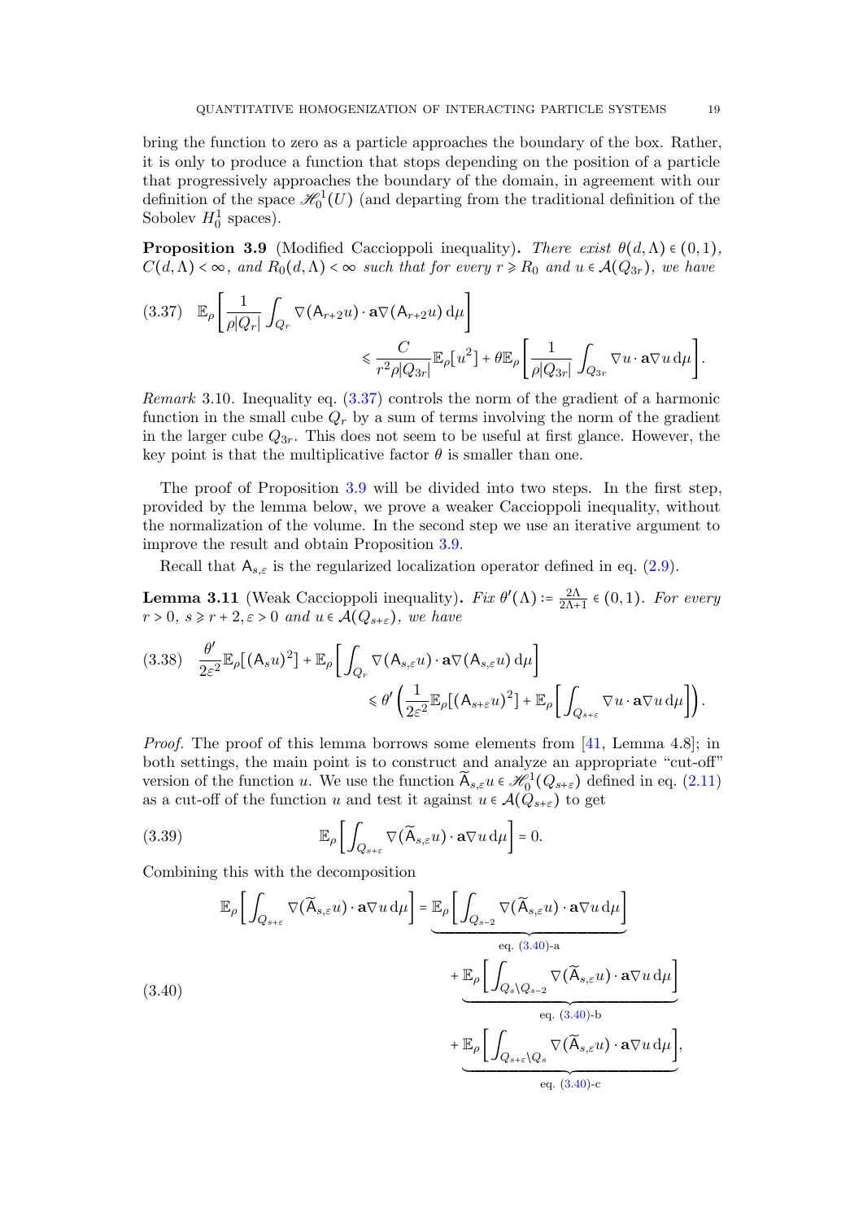bring the function to zero as a particle approaches the boundary of the box. Rather, it is only to produce a function that stops depending on the position of a particle that progressively approaches the boundary of the domain, in agreement with our definition of the space $\mathscr{H}_0^1(U)$ (and departing from the traditional definition of the Sobolev $H_0^1$ spaces).

**Proposition 3.9** (Modified Caccioppoli inequality)**.** *There exist $\theta(d,\Lambda) \in (0,1)$, $C(d,\Lambda) < \infty$, and $R_0(d,\Lambda) < \infty$ such that for every $r \geqslant R_0$ and $u \in \mathcal{A}(Q_{3r})$, we have*

$$\mathbb{E}_\rho\left[\frac{1}{\rho|Q_r|}\int_{Q_r} \nabla(\mathsf{A}_{r+2}u)\cdot \mathbf{a}\nabla(\mathsf{A}_{r+2}u)\,\mathrm{d}\mu\right] \leqslant \frac{C}{r^2\rho|Q_{3r}|}\mathbb{E}_\rho[u^2] + \theta \mathbb{E}_\rho\left[\frac{1}{\rho|Q_{3r}|}\int_{Q_{3r}} \nabla u \cdot \mathbf{a}\nabla u\,\mathrm{d}\mu\right]. \tag{3.37}$$

*Remark* 3.10. Inequality eq. (3.37) controls the norm of the gradient of a harmonic function in the small cube $Q_r$ by a sum of terms involving the norm of the gradient in the larger cube $Q_{3r}$. This does not seem to be useful at first glance. However, the key point is that the multiplicative factor $\theta$ is smaller than one.

The proof of Proposition 3.9 will be divided into two steps. In the first step, provided by the lemma below, we prove a weaker Caccioppoli inequality, without the normalization of the volume. In the second step we use an iterative argument to improve the result and obtain Proposition 3.9.

Recall that $\mathsf{A}_{s,\varepsilon}$ is the regularized localization operator defined in eq. (2.9).

**Lemma 3.11** (Weak Caccioppoli inequality)**.** *Fix $\theta'(\Lambda) := \frac{2\Lambda}{2\Lambda+1} \in (0,1)$. For every $r > 0$, $s \geqslant r+2, \varepsilon > 0$ and $u \in \mathcal{A}(Q_{s+\varepsilon})$, we have*

$$\frac{\theta'}{2\varepsilon^2}\mathbb{E}_\rho[(\mathsf{A}_s u)^2] + \mathbb{E}_\rho\left[\int_{Q_r} \nabla(\mathsf{A}_{s,\varepsilon}u)\cdot \mathbf{a}\nabla(\mathsf{A}_{s,\varepsilon}u)\,\mathrm{d}\mu\right] \leqslant \theta'\left(\frac{1}{2\varepsilon^2}\mathbb{E}_\rho[(\mathsf{A}_{s+\varepsilon}u)^2] + \mathbb{E}_\rho\left[\int_{Q_{s+\varepsilon}} \nabla u\cdot\mathbf{a}\nabla u\,\mathrm{d}\mu\right]\right). \tag{3.38}$$

*Proof.* The proof of this lemma borrows some elements from [41, Lemma 4.8]; in both settings, the main point is to construct and analyze an appropriate "cut-off" version of the function $u$. We use the function $\widetilde{\mathsf{A}}_{s,\varepsilon}u \in \mathscr{H}_0^1(Q_{s+\varepsilon})$ defined in eq. (2.11) as a cut-off of the function $u$ and test it against $u \in \mathcal{A}(Q_{s+\varepsilon})$ to get

$$\mathbb{E}_\rho\left[\int_{Q_{s+\varepsilon}} \nabla(\widetilde{\mathsf{A}}_{s,\varepsilon}u)\cdot\mathbf{a}\nabla u\,\mathrm{d}\mu\right] = 0. \tag{3.39}$$

Combining this with the decomposition

$$\begin{aligned}\mathbb{E}_\rho\left[\int_{Q_{s+\varepsilon}} \nabla(\widetilde{\mathsf{A}}_{s,\varepsilon}u)\cdot\mathbf{a}\nabla u\,\mathrm{d}\mu\right] &= \underbrace{\mathbb{E}_\rho\left[\int_{Q_{s-2}} \nabla(\widetilde{\mathsf{A}}_{s,\varepsilon}u)\cdot\mathbf{a}\nabla u\,\mathrm{d}\mu\right]}_{\text{eq. (3.40)-a}} \\ &\quad + \underbrace{\mathbb{E}_\rho\left[\int_{Q_s\setminus Q_{s-2}} \nabla(\widetilde{\mathsf{A}}_{s,\varepsilon}u)\cdot\mathbf{a}\nabla u\,\mathrm{d}\mu\right]}_{\text{eq. (3.40)-b}} \\ &\quad + \underbrace{\mathbb{E}_\rho\left[\int_{Q_{s+\varepsilon}\setminus Q_s} \nabla(\widetilde{\mathsf{A}}_{s,\varepsilon}u)\cdot\mathbf{a}\nabla u\,\mathrm{d}\mu\right]}_{\text{eq. (3.40)-c}},\end{aligned} \tag{3.40}$$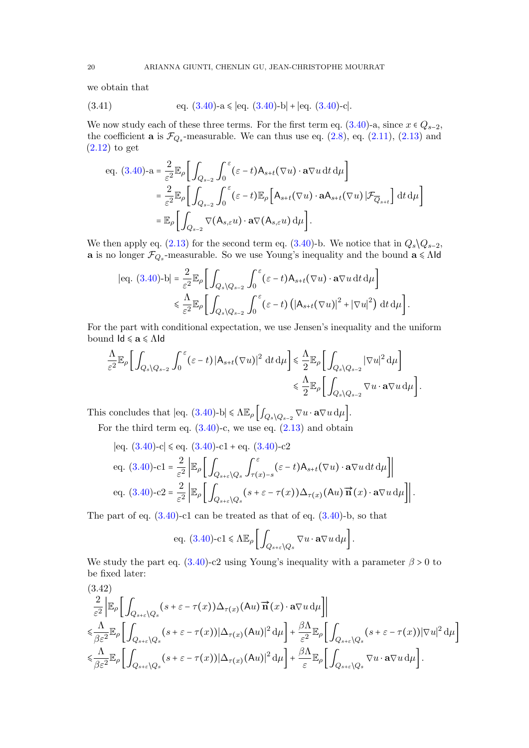we obtain that

$$\text{eq. (3.40)-a} \leqslant |\text{eq. (3.40)-b}| + |\text{eq. (3.40)-c}|. \tag{3.41}$$

We now study each of these three terms. For the first term eq. (3.40)-a, since $x \in Q_{s-2}$, the coefficient $\mathbf{a}$ is $\mathcal{F}_{Q_s}$-measurable. We can thus use eq. (2.8), eq. (2.11), (2.13) and (2.12) to get

$$\begin{aligned}
\text{eq. (3.40)-a} &= \frac{2}{\varepsilon^2}\mathbb{E}_\rho\left[\int_{Q_{s-2}}\int_0^\varepsilon (\varepsilon - t)\mathsf{A}_{s+t}(\nabla u)\cdot \mathbf{a}\nabla u \,\mathrm{d}t\,\mathrm{d}\mu\right] \\
&= \frac{2}{\varepsilon^2}\mathbb{E}_\rho\left[\int_{Q_{s-2}}\int_0^\varepsilon (\varepsilon - t)\mathbb{E}_\rho\left[\mathsf{A}_{s+t}(\nabla u)\cdot \mathbf{a}\mathsf{A}_{s+t}(\nabla u)\,|\mathcal{F}_{\overline{Q}_{s+t}}\right]\mathrm{d}t\,\mathrm{d}\mu\right] \\
&= \mathbb{E}_\rho\left[\int_{Q_{s-2}} \nabla(\mathsf{A}_{s,\varepsilon} u)\cdot \mathbf{a}\nabla(\mathsf{A}_{s,\varepsilon}u)\,\mathrm{d}\mu\right].
\end{aligned}$$

We then apply eq. (2.13) for the second term eq. (3.40)-b. We notice that in $Q_s \backslash Q_{s-2}$, $\mathbf{a}$ is no longer $\mathcal{F}_{Q_s}$-measurable. So we use Young's inequality and the bound $\mathbf{a} \leqslant \Lambda \mathsf{Id}$

$$\begin{aligned}
|\text{eq. (3.40)-b}| &= \frac{2}{\varepsilon^2}\mathbb{E}_\rho\left[\int_{Q_s\backslash Q_{s-2}}\int_0^\varepsilon (\varepsilon - t)\mathsf{A}_{s+t}(\nabla u)\cdot \mathbf{a}\nabla u \,\mathrm{d}t\,\mathrm{d}\mu\right] \\
&\leqslant \frac{\Lambda}{\varepsilon^2}\mathbb{E}_\rho\left[\int_{Q_s\backslash Q_{s-2}}\int_0^\varepsilon (\varepsilon - t)\left(|\mathsf{A}_{s+t}(\nabla u)|^2 + |\nabla u|^2\right)\mathrm{d}t\,\mathrm{d}\mu\right].
\end{aligned}$$

For the part with conditional expectation, we use Jensen's inequality and the uniform bound $\mathsf{Id} \leqslant \mathbf{a} \leqslant \Lambda\mathsf{Id}$

$$\begin{aligned}
\frac{\Lambda}{\varepsilon^2}\mathbb{E}_\rho\left[\int_{Q_s\backslash Q_{s-2}}\int_0^\varepsilon (\varepsilon - t)\,|\mathsf{A}_{s+t}(\nabla u)|^2\,\mathrm{d}t\,\mathrm{d}\mu\right] &\leqslant \frac{\Lambda}{2}\mathbb{E}_\rho\left[\int_{Q_s\backslash Q_{s-2}} |\nabla u|^2\,\mathrm{d}\mu\right] \\
&\leqslant \frac{\Lambda}{2}\mathbb{E}_\rho\left[\int_{Q_s\backslash Q_{s-2}} \nabla u\cdot\mathbf{a}\nabla u\,\mathrm{d}\mu\right].
\end{aligned}$$

This concludes that $|\text{eq. (3.40)-b}| \leqslant \Lambda\mathbb{E}_\rho\left[\int_{Q_s\backslash Q_{s-2}} \nabla u\cdot \mathbf{a}\nabla u\,\mathrm{d}\mu\right]$.

For the third term eq. (3.40)-c, we use eq. (2.13) and obtain

$$\begin{aligned}
|\text{eq. (3.40)-c}| &\leqslant \text{eq. (3.40)-c1} + \text{eq. (3.40)-c2} \\
\text{eq. (3.40)-c1} &= \frac{2}{\varepsilon^2}\left|\mathbb{E}_\rho\left[\int_{Q_{s+\varepsilon}\backslash Q_s}\int_{\tau(x)-s}^\varepsilon (\varepsilon - t)\mathsf{A}_{s+t}(\nabla u)\cdot\mathbf{a}\nabla u\,\mathrm{d}t\,\mathrm{d}\mu\right]\right| \\
\text{eq. (3.40)-c2} &= \frac{2}{\varepsilon^2}\left|\mathbb{E}_\rho\left[\int_{Q_{s+\varepsilon}\backslash Q_s}(s+\varepsilon-\tau(x))\Delta_{\tau(x)}(\mathsf{A}u)\,\vec{\mathbf{n}}(x)\cdot\mathbf{a}\nabla u\,\mathrm{d}\mu\right]\right|.
\end{aligned}$$

The part of eq. (3.40)-c1 can be treated as that of eq. (3.40)-b, so that

$$\text{eq. (3.40)-c1} \leqslant \Lambda\mathbb{E}_\rho\left[\int_{Q_{s+\varepsilon}\backslash Q_s}\nabla u\cdot\mathbf{a}\nabla u\,\mathrm{d}\mu\right].$$

We study the part eq. (3.40)-c2 using Young's inequality with a parameter $\beta > 0$ to be fixed later:

$$\begin{aligned}
&\frac{2}{\varepsilon^2}\left|\mathbb{E}_\rho\left[\int_{Q_{s+\varepsilon}\backslash Q_s}(s+\varepsilon-\tau(x))\Delta_{\tau(x)}(\mathsf{A}u)\,\vec{\mathbf{n}}(x)\cdot\mathbf{a}\nabla u\,\mathrm{d}\mu\right]\right| \\
\leqslant &\frac{\Lambda}{\beta\varepsilon^2}\mathbb{E}_\rho\left[\int_{Q_{s+\varepsilon}\backslash Q_s}(s+\varepsilon-\tau(x))|\Delta_{\tau(x)}(\mathsf{A}u)|^2\,\mathrm{d}\mu\right] + \frac{\beta\Lambda}{\varepsilon^2}\mathbb{E}_\rho\left[\int_{Q_{s+\varepsilon}\backslash Q_s}(s+\varepsilon-\tau(x))|\nabla u|^2\,\mathrm{d}\mu\right] \\
\leqslant &\frac{\Lambda}{\beta\varepsilon^2}\mathbb{E}_\rho\left[\int_{Q_{s+\varepsilon}\backslash Q_s}(s+\varepsilon-\tau(x))|\Delta_{\tau(x)}(\mathsf{A}u)|^2\,\mathrm{d}\mu\right] + \frac{\beta\Lambda}{\varepsilon}\mathbb{E}_\rho\left[\int_{Q_{s+\varepsilon}\backslash Q_s}\nabla u\cdot\mathbf{a}\nabla u\,\mathrm{d}\mu\right].
\end{aligned} \tag{3.42}$$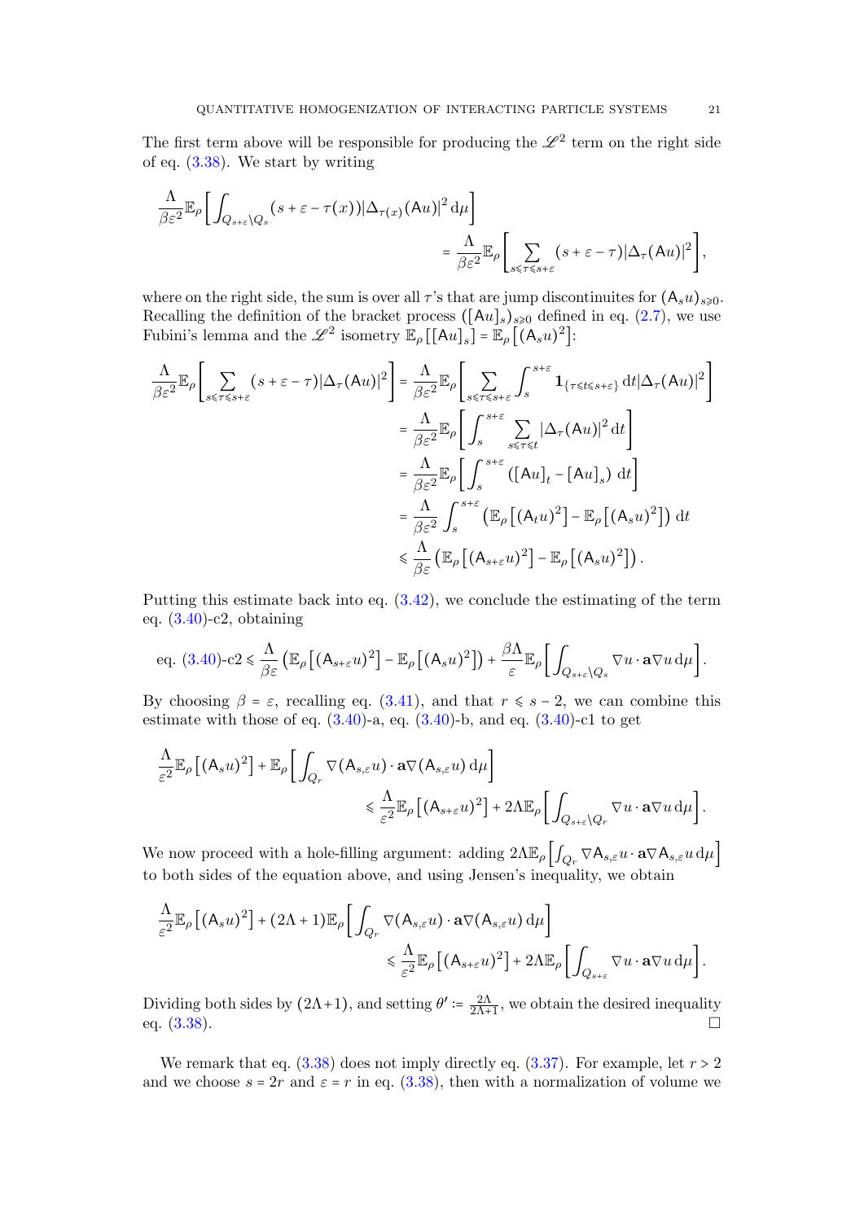The first term above will be responsible for producing the $\mathscr{L}^2$ term on the right side of eq. (3.38). We start by writing

$$\frac{\Lambda}{\beta\varepsilon^2}\mathbb{E}_\rho\left[\int_{Q_{s+\varepsilon}\setminus Q_s}(s+\varepsilon-\tau(x))|\Delta_{\tau(x)}(\mathsf{A}u)|^2\,\mathrm{d}\mu\right] = \frac{\Lambda}{\beta\varepsilon^2}\mathbb{E}_\rho\left[\sum_{s\leqslant\tau\leqslant s+\varepsilon}(s+\varepsilon-\tau)|\Delta_\tau(\mathsf{A}u)|^2\right],$$

where on the right side, the sum is over all $\tau$'s that are jump discontinuites for $(\mathsf{A}_s u)_{s\geqslant 0}$. Recalling the definition of the bracket process $([\mathsf{A}u]_s)_{s\geqslant 0}$ defined in eq. (2.7), we use Fubini's lemma and the $\mathscr{L}^2$ isometry $\mathbb{E}_\rho\left[[\mathsf{A}u]_s\right] = \mathbb{E}_\rho\left[(\mathsf{A}_s u)^2\right]$:

$$\begin{aligned}
\frac{\Lambda}{\beta\varepsilon^2}\mathbb{E}_\rho\left[\sum_{s\leqslant\tau\leqslant s+\varepsilon}(s+\varepsilon-\tau)|\Delta_\tau(\mathsf{A}u)|^2\right] &= \frac{\Lambda}{\beta\varepsilon^2}\mathbb{E}_\rho\left[\sum_{s\leqslant\tau\leqslant s+\varepsilon}\int_s^{s+\varepsilon}\mathbf{1}_{\{\tau\leqslant t\leqslant s+\varepsilon\}}\,\mathrm{d}t|\Delta_\tau(\mathsf{A}u)|^2\right] \\
&= \frac{\Lambda}{\beta\varepsilon^2}\mathbb{E}_\rho\left[\int_s^{s+\varepsilon}\sum_{s\leqslant\tau\leqslant t}|\Delta_\tau(\mathsf{A}u)|^2\,\mathrm{d}t\right] \\
&= \frac{\Lambda}{\beta\varepsilon^2}\mathbb{E}_\rho\left[\int_s^{s+\varepsilon}\left([\mathsf{A}u]_t - [\mathsf{A}u]_s\right)\,\mathrm{d}t\right] \\
&= \frac{\Lambda}{\beta\varepsilon^2}\int_s^{s+\varepsilon}\left(\mathbb{E}_\rho\left[(\mathsf{A}_t u)^2\right] - \mathbb{E}_\rho\left[(\mathsf{A}_s u)^2\right]\right)\,\mathrm{d}t \\
&\leqslant \frac{\Lambda}{\beta\varepsilon}\left(\mathbb{E}_\rho\left[(\mathsf{A}_{s+\varepsilon}u)^2\right] - \mathbb{E}_\rho\left[(\mathsf{A}_s u)^2\right]\right).
\end{aligned}$$

Putting this estimate back into eq. (3.42), we conclude the estimating of the term eq. (3.40)-c2, obtaining

$$\text{eq. (3.40)-c2} \leqslant \frac{\Lambda}{\beta\varepsilon}\left(\mathbb{E}_\rho\left[(\mathsf{A}_{s+\varepsilon}u)^2\right] - \mathbb{E}_\rho\left[(\mathsf{A}_s u)^2\right]\right) + \frac{\beta\Lambda}{\varepsilon}\mathbb{E}_\rho\left[\int_{Q_{s+\varepsilon}\setminus Q_s}\nabla u\cdot\mathbf{a}\nabla u\,\mathrm{d}\mu\right].$$

By choosing $\beta = \varepsilon$, recalling eq. (3.41), and that $r \leqslant s-2$, we can combine this estimate with those of eq. (3.40)-a, eq. (3.40)-b, and eq. (3.40)-c1 to get

$$\frac{\Lambda}{\varepsilon^2}\mathbb{E}_\rho\left[(\mathsf{A}_s u)^2\right] + \mathbb{E}_\rho\left[\int_{Q_r}\nabla(\mathsf{A}_{s,\varepsilon}u)\cdot\mathbf{a}\nabla(\mathsf{A}_{s,\varepsilon}u)\,\mathrm{d}\mu\right] \leqslant \frac{\Lambda}{\varepsilon^2}\mathbb{E}_\rho\left[(\mathsf{A}_{s+\varepsilon}u)^2\right] + 2\Lambda\mathbb{E}_\rho\left[\int_{Q_{s+\varepsilon}\setminus Q_r}\nabla u\cdot\mathbf{a}\nabla u\,\mathrm{d}\mu\right].$$

We now proceed with a hole-filling argument: adding $2\Lambda\mathbb{E}_\rho\left[\int_{Q_r}\nabla\mathsf{A}_{s,\varepsilon}u\cdot\mathbf{a}\nabla\mathsf{A}_{s,\varepsilon}u\,\mathrm{d}\mu\right]$ to both sides of the equation above, and using Jensen's inequality, we obtain

$$\frac{\Lambda}{\varepsilon^2}\mathbb{E}_\rho\left[(\mathsf{A}_s u)^2\right] + (2\Lambda+1)\mathbb{E}_\rho\left[\int_{Q_r}\nabla(\mathsf{A}_{s,\varepsilon}u)\cdot\mathbf{a}\nabla(\mathsf{A}_{s,\varepsilon}u)\,\mathrm{d}\mu\right] \leqslant \frac{\Lambda}{\varepsilon^2}\mathbb{E}_\rho\left[(\mathsf{A}_{s+\varepsilon}u)^2\right] + 2\Lambda\mathbb{E}_\rho\left[\int_{Q_{s+\varepsilon}}\nabla u\cdot\mathbf{a}\nabla u\,\mathrm{d}\mu\right].$$

Dividing both sides by $(2\Lambda+1)$, and setting $\theta' := \frac{2\Lambda}{2\Lambda+1}$, we obtain the desired inequality eq. (3.38). $\square$

We remark that eq. (3.38) does not imply directly eq. (3.37). For example, let $r > 2$ and we choose $s = 2r$ and $\varepsilon = r$ in eq. (3.38), then with a normalization of volume we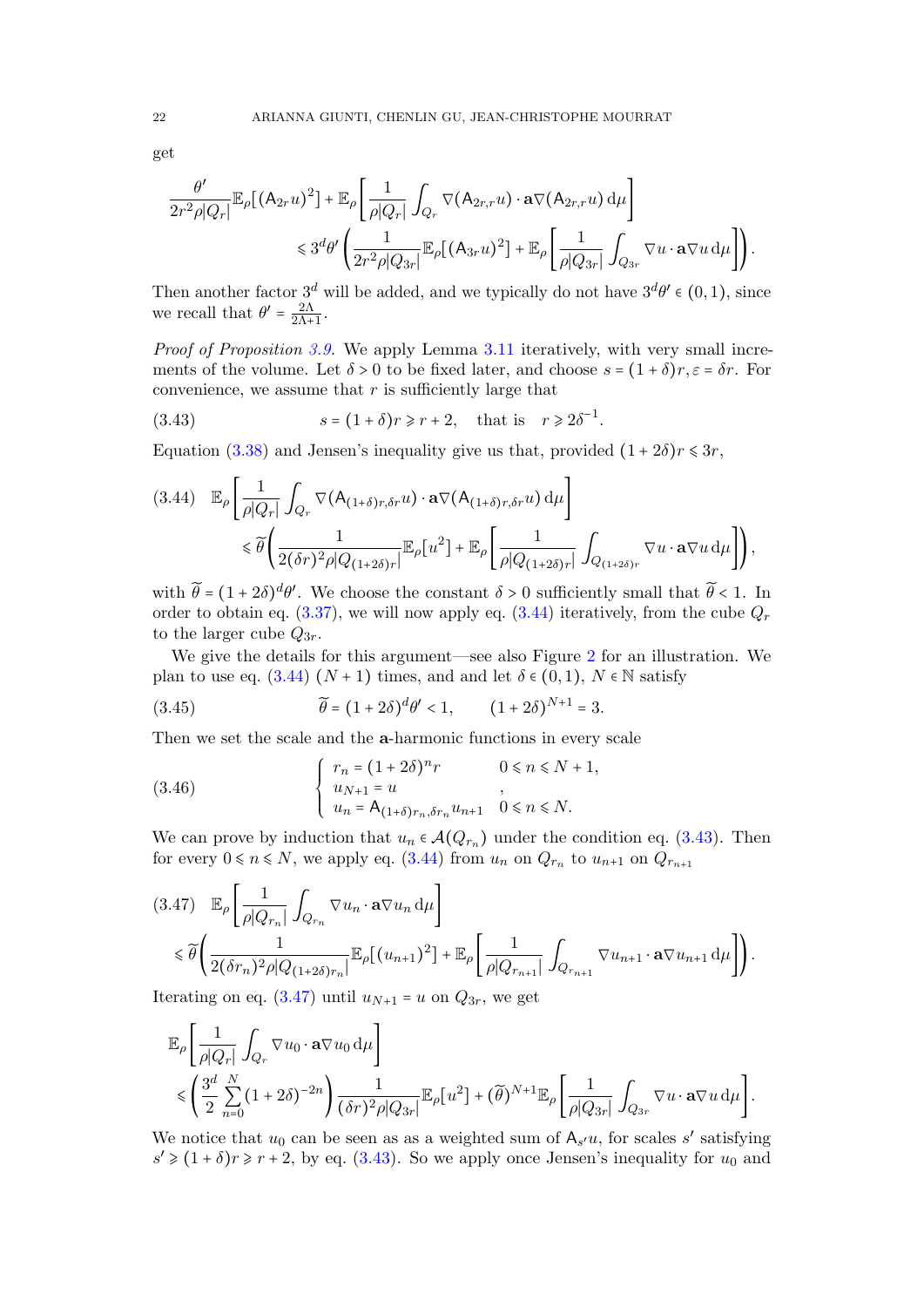get

$$
\frac{\theta'}{2r^2\rho|Q_r|}\mathbb{E}_\rho[(\mathsf{A}_{2r}u)^2] + \mathbb{E}_\rho\left[\frac{1}{\rho|Q_r|}\int_{Q_r}\nabla(\mathsf{A}_{2r,r}u)\cdot\mathbf{a}\nabla(\mathsf{A}_{2r,r}u)\,\mathrm{d}\mu\right]
\leqslant 3^d\theta'\left(\frac{1}{2r^2\rho|Q_{3r}|}\mathbb{E}_\rho[(\mathsf{A}_{3r}u)^2] + \mathbb{E}_\rho\left[\frac{1}{\rho|Q_{3r}|}\int_{Q_{3r}}\nabla u\cdot\mathbf{a}\nabla u\,\mathrm{d}\mu\right]\right).
$$

Then another factor $3^d$ will be added, and we typically do not have $3^d\theta' \in (0,1)$, since we recall that $\theta' = \frac{2\Lambda}{2\Lambda+1}$.

*Proof of Proposition 3.9.* We apply Lemma 3.11 iteratively, with very small increments of the volume. Let $\delta > 0$ to be fixed later, and choose $s = (1+\delta)r, \varepsilon = \delta r$. For convenience, we assume that $r$ is sufficiently large that

$$
s = (1+\delta)r \geqslant r+2, \quad \text{that is} \quad r \geqslant 2\delta^{-1}. \tag{3.43}
$$

Equation (3.38) and Jensen's inequality give us that, provided $(1+2\delta)r \leqslant 3r$,

$$
\mathbb{E}_\rho\left[\frac{1}{\rho|Q_r|}\int_{Q_r}\nabla(\mathsf{A}_{(1+\delta)r,\delta r}u)\cdot\mathbf{a}\nabla(\mathsf{A}_{(1+\delta)r,\delta r}u)\,\mathrm{d}\mu\right]
\leqslant \widetilde{\theta}\left(\frac{1}{2(\delta r)^2\rho|Q_{(1+2\delta)r}|}\mathbb{E}_\rho[u^2] + \mathbb{E}_\rho\left[\frac{1}{\rho|Q_{(1+2\delta)r}|}\int_{Q_{(1+2\delta)r}}\nabla u\cdot\mathbf{a}\nabla u\,\mathrm{d}\mu\right]\right), \tag{3.44}
$$

with $\widetilde{\theta} = (1+2\delta)^d\theta'$. We choose the constant $\delta > 0$ sufficiently small that $\widetilde{\theta} < 1$. In order to obtain eq. (3.37), we will now apply (3.44) iteratively, from the cube $Q_r$ to the larger cube $Q_{3r}$.

We give the details for this argument—see also Figure 2 for an illustration. We plan to use eq. (3.44) $(N+1)$ times, and and let $\delta \in (0,1)$, $N \in \mathbb{N}$ satisfy

$$
\widetilde{\theta} = (1+2\delta)^d\theta' < 1, \qquad (1+2\delta)^{N+1} = 3. \tag{3.45}
$$

Then we set the scale and the $\mathbf{a}$-harmonic functions in every scale

$$
\begin{cases} r_n = (1+2\delta)^n r & 0 \leqslant n \leqslant N+1, \\ u_{N+1} = u & , \\ u_n = \mathsf{A}_{(1+\delta)r_n,\delta r_n}u_{n+1} & 0 \leqslant n \leqslant N. \end{cases} \tag{3.46}
$$

We can prove by induction that $u_n \in \mathcal{A}(Q_{r_n})$ under the condition eq. (3.43). Then for every $0 \leqslant n \leqslant N$, we apply eq. (3.44) from $u_n$ on $Q_{r_n}$ to $u_{n+1}$ on $Q_{r_{n+1}}$

$$
\mathbb{E}_\rho\left[\frac{1}{\rho|Q_{r_n}|}\int_{Q_{r_n}}\nabla u_n\cdot\mathbf{a}\nabla u_n\,\mathrm{d}\mu\right]
\leqslant \widetilde{\theta}\left(\frac{1}{2(\delta r_n)^2\rho|Q_{(1+2\delta)r_n}|}\mathbb{E}_\rho[(u_{n+1})^2] + \mathbb{E}_\rho\left[\frac{1}{\rho|Q_{r_{n+1}}|}\int_{Q_{r_{n+1}}}\nabla u_{n+1}\cdot\mathbf{a}\nabla u_{n+1}\,\mathrm{d}\mu\right]\right). \tag{3.47}
$$

Iterating on eq. (3.47) until $u_{N+1} = u$ on $Q_{3r}$, we get

$$
\mathbb{E}_\rho\left[\frac{1}{\rho|Q_r|}\int_{Q_r}\nabla u_0\cdot\mathbf{a}\nabla u_0\,\mathrm{d}\mu\right]
\leqslant \left(\frac{3^d}{2}\sum_{n=0}^{N}(1+2\delta)^{-2n}\right)\frac{1}{(\delta r)^2\rho|Q_{3r}|}\mathbb{E}_\rho[u^2] + (\widetilde{\theta})^{N+1}\mathbb{E}_\rho\left[\frac{1}{\rho|Q_{3r}|}\int_{Q_{3r}}\nabla u\cdot\mathbf{a}\nabla u\,\mathrm{d}\mu\right].
$$

We notice that $u_0$ can be seen as as a weighted sum of $\mathsf{A}_{s'}u$, for scales $s'$ satisfying $s' \geqslant (1+\delta)r \geqslant r+2$, by eq. (3.43). So we apply once Jensen's inequality for $u_0$ and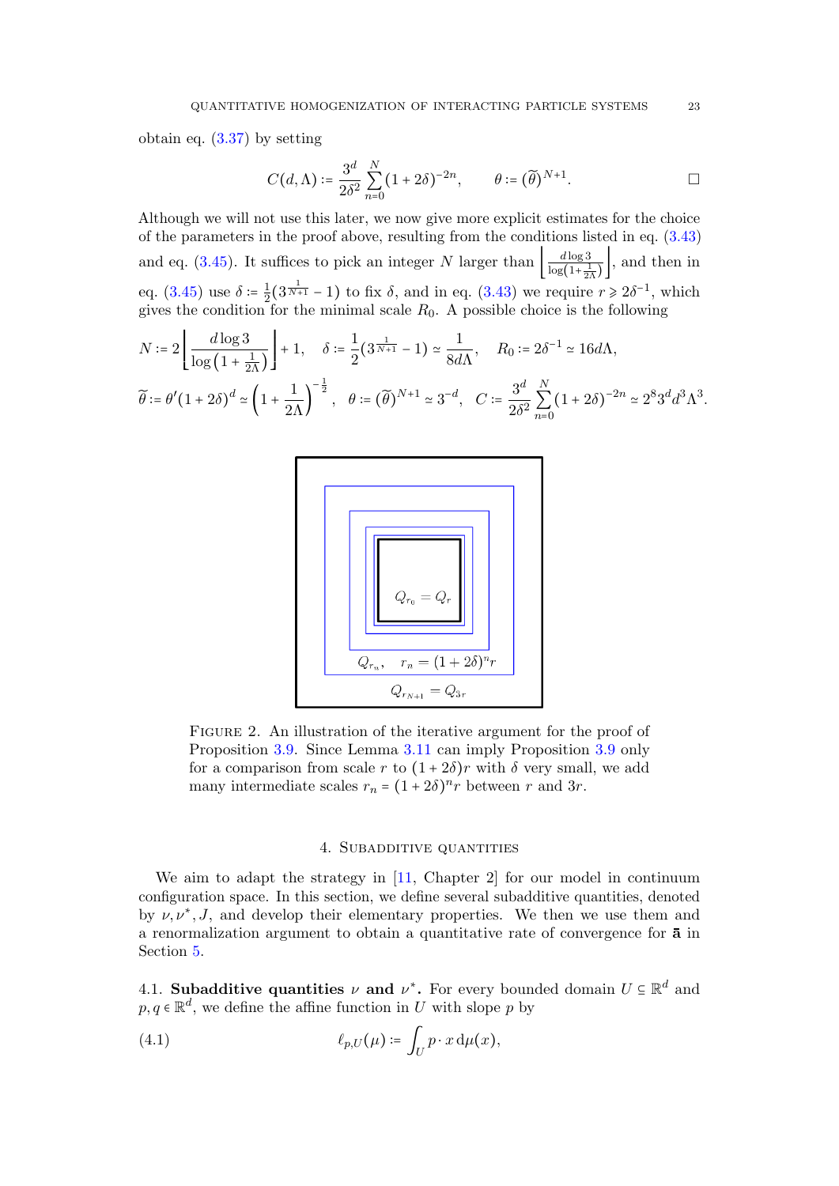obtain eq. (3.37) by setting

$$C(d,\Lambda) := \frac{3^d}{2\delta^2}\sum_{n=0}^{N}(1+2\delta)^{-2n}, \qquad \theta := (\widetilde{\theta})^{N+1}. \qquad \square$$

Although we will not use this later, we now give more explicit estimates for the choice of the parameters in the proof above, resulting from the conditions listed in eq. (3.43) and eq. (3.45). It suffices to pick an integer $N$ larger than $\left\lfloor \frac{d\log 3}{\log(1+\frac{1}{2\Lambda})}\right\rfloor$, and then in eq. (3.45) use $\delta := \frac{1}{2}(3^{\frac{1}{N+1}}-1)$ to fix $\delta$, and in eq. (3.43) we require $r \geqslant 2\delta^{-1}$, which gives the condition for the minimal scale $R_0$. A possible choice is the following

$$N := 2\left\lfloor \frac{d\log 3}{\log\left(1+\frac{1}{2\Lambda}\right)}\right\rfloor + 1, \quad \delta := \frac{1}{2}(3^{\frac{1}{N+1}}-1) \simeq \frac{1}{8d\Lambda}, \quad R_0 := 2\delta^{-1} \simeq 16d\Lambda,$$

$$\widetilde{\theta} := \theta'(1+2\delta)^d \simeq \left(1+\frac{1}{2\Lambda}\right)^{-\frac{1}{2}}, \quad \theta := (\widetilde{\theta})^{N+1} \simeq 3^{-d}, \quad C := \frac{3^d}{2\delta^2}\sum_{n=0}^{N}(1+2\delta)^{-2n} \simeq 2^8 3^d d^3\Lambda^3.$$

Figure 2. An illustration of the iterative argument for the proof of Proposition 3.9. Since Lemma 3.11 can imply Proposition 3.9 only for a comparison from scale $r$ to $(1+2\delta)r$ with $\delta$ very small, we add many intermediate scales $r_n = (1+2\delta)^n r$ between $r$ and $3r$.

## 4. Subadditive quantities

We aim to adapt the strategy in [11, Chapter 2] for our model in continuum configuration space. In this section, we define several subadditive quantities, denoted by $\nu, \nu^*, J$, and develop their elementary properties. We then we use them and a renormalization argument to obtain a quantitative rate of convergence for $\bar{\mathbf{a}}$ in Section 5.

### 4.1. Subadditive quantities $\nu$ and $\nu^*$.

For every bounded domain $U \subseteq \mathbb{R}^d$ and $p, q \in \mathbb{R}^d$, we define the affine function in $U$ with slope $p$ by

$$\ell_{p,U}(\mu) := \int_U p\cdot x \,\mathrm{d}\mu(x), \tag{4.1}$$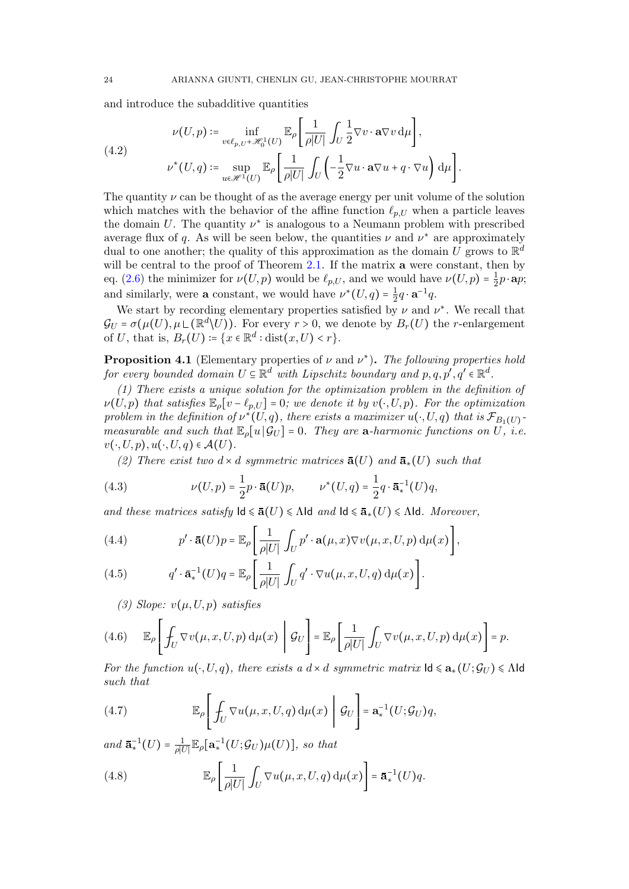and introduce the subadditive quantities

$$
\nu(U,p) := \inf_{v \in \ell_{p,U} + \mathscr{H}^1_0(U)} \mathbb{E}_\rho\left[\frac{1}{\rho|U|}\int_U \frac{1}{2}\nabla v \cdot \mathbf{a}\nabla v \,\mathrm{d}\mu\right],
$$
$$
\nu^*(U,q) := \sup_{u \in \mathscr{H}^1(U)} \mathbb{E}_\rho\left[\frac{1}{\rho|U|}\int_U \left(-\frac{1}{2}\nabla u \cdot \mathbf{a}\nabla u + q \cdot \nabla u\right) \mathrm{d}\mu\right]. \tag{4.2}
$$

The quantity $\nu$ can be thought of as the average energy per unit volume of the solution which matches with the behavior of the affine function $\ell_{p,U}$ when a particle leaves the domain $U$. The quantity $\nu^*$ is analogous to a Neumann problem with prescribed average flux of $q$. As will be seen below, the quantities $\nu$ and $\nu^*$ are approximately dual to one another; the quality of this approximation as the domain $U$ grows to $\mathbb{R}^d$ will be central to the proof of Theorem 2.1. If the matrix $\mathbf{a}$ were constant, then by eq. (2.6) the minimizer for $\nu(U,p)$ would be $\ell_{p,U}$, and we would have $\nu(U,p) = \frac{1}{2}p\cdot\mathbf{a}p$; and similarly, were $\mathbf{a}$ constant, we would have $\nu^*(U,q) = \frac{1}{2}q\cdot\mathbf{a}^{-1}q$.

We start by recording elementary properties satisfied by $\nu$ and $\nu^*$. We recall that $\mathcal{G}_U = \sigma(\mu(U), \mu \llcorner (\mathbb{R}^d\backslash U))$. For every $r>0$, we denote by $B_r(U)$ the $r$-enlargement of $U$, that is, $B_r(U) := \{x \in \mathbb{R}^d : \mathrm{dist}(x,U) < r\}$.

**Proposition 4.1** (Elementary properties of $\nu$ and $\nu^*$). *The following properties hold for every bounded domain $U \subseteq \mathbb{R}^d$ with Lipschitz boundary and $p,q,p',q' \in \mathbb{R}^d$.*

*(1) There exists a unique solution for the optimization problem in the definition of $\nu(U,p)$ that satisfies $\mathbb{E}_\rho[v - \ell_{p,U}] = 0$; we denote it by $v(\cdot,U,p)$. For the optimization problem in the definition of $\nu^*(U,q)$, there exists a maximizer $u(\cdot,U,q)$ that is $\mathcal{F}_{B_1(U)}$-measurable and such that $\mathbb{E}_\rho[u\,|\,\mathcal{G}_U] = 0$. They are $\mathbf{a}$-harmonic functions on $U$, i.e. $v(\cdot,U,p), u(\cdot,U,q) \in \mathcal{A}(U)$.*

*(2) There exist two $d\times d$ symmetric matrices $\bar{\mathbf{a}}(U)$ and $\bar{\mathbf{a}}_*(U)$ such that*

$$
\nu(U,p) = \frac{1}{2}p\cdot\bar{\mathbf{a}}(U)p, \qquad \nu^*(U,q) = \frac{1}{2}q\cdot\bar{\mathbf{a}}_*^{-1}(U)q, \tag{4.3}
$$

*and these matrices satisfy $\mathsf{Id} \leqslant \bar{\mathbf{a}}(U) \leqslant \Lambda\mathsf{Id}$ and $\mathsf{Id} \leqslant \bar{\mathbf{a}}_*(U) \leqslant \Lambda\mathsf{Id}$. Moreover,*

$$
p'\cdot\bar{\mathbf{a}}(U)p = \mathbb{E}_\rho\left[\frac{1}{\rho|U|}\int_U p'\cdot\mathbf{a}(\mu,x)\nabla v(\mu,x,U,p)\,\mathrm{d}\mu(x)\right], \tag{4.4}
$$

$$
q'\cdot\bar{\mathbf{a}}_*^{-1}(U)q = \mathbb{E}_\rho\left[\frac{1}{\rho|U|}\int_U q'\cdot\nabla u(\mu,x,U,q)\,\mathrm{d}\mu(x)\right]. \tag{4.5}
$$

*(3) Slope: $v(\mu,U,p)$ satisfies*

$$
\mathbb{E}_\rho\left[\fint_U \nabla v(\mu,x,U,p)\,\mathrm{d}\mu(x) \;\middle|\; \mathcal{G}_U\right] = \mathbb{E}_\rho\left[\frac{1}{\rho|U|}\int_U \nabla v(\mu,x,U,p)\,\mathrm{d}\mu(x)\right] = p. \tag{4.6}
$$

*For the function $u(\cdot,U,q)$, there exists a $d\times d$ symmetric matrix $\mathsf{Id} \leqslant \mathbf{a}_*(U;\mathcal{G}_U) \leqslant \Lambda\mathsf{Id}$ such that*

$$
\mathbb{E}_\rho\left[\fint_U \nabla u(\mu,x,U,q)\,\mathrm{d}\mu(x) \;\middle|\; \mathcal{G}_U\right] = \mathbf{a}_*^{-1}(U;\mathcal{G}_U)q, \tag{4.7}
$$

*and $\bar{\mathbf{a}}_*^{-1}(U) = \frac{1}{\rho|U|}\mathbb{E}_\rho[\mathbf{a}_*^{-1}(U;\mathcal{G}_U)\mu(U)]$, so that*

$$
\mathbb{E}_\rho\left[\frac{1}{\rho|U|}\int_U \nabla u(\mu,x,U,q)\,\mathrm{d}\mu(x)\right] = \bar{\mathbf{a}}_*^{-1}(U)q. \tag{4.8}
$$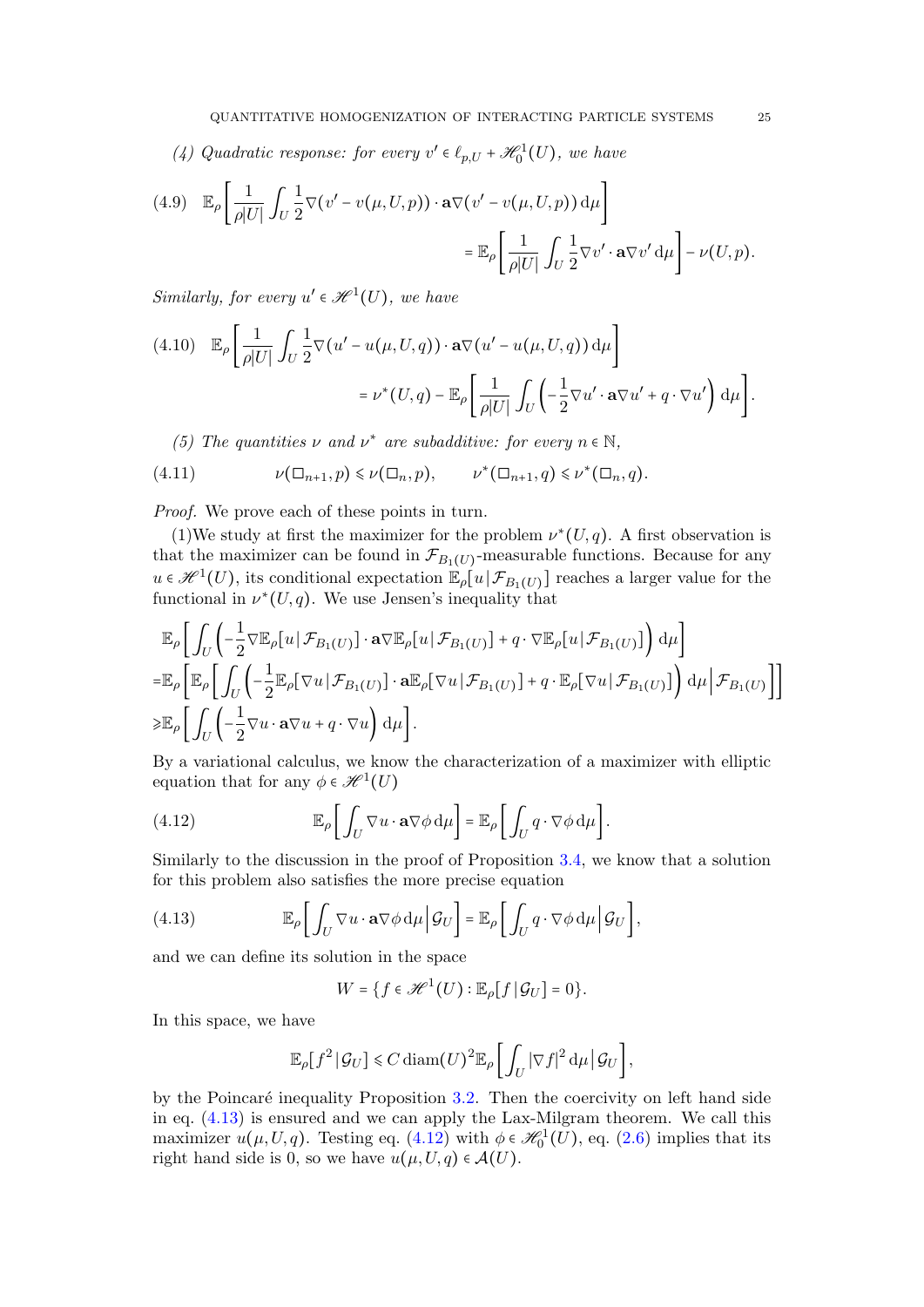*(4) Quadratic response: for every $v' \in \ell_{p,U} + \mathscr{H}^1_0(U)$, we have*

$$\mathbb{E}_\rho\left[\frac{1}{\rho|U|}\int_U \frac{1}{2}\nabla(v' - v(\mu,U,p))\cdot \mathbf{a}\nabla(v' - v(\mu,U,p))\,\mathrm{d}\mu\right] = \mathbb{E}_\rho\left[\frac{1}{\rho|U|}\int_U \frac{1}{2}\nabla v'\cdot \mathbf{a}\nabla v'\,\mathrm{d}\mu\right] - \nu(U,p). \tag{4.9}$$

*Similarly, for every $u' \in \mathscr{H}^1(U)$, we have*

$$\mathbb{E}_\rho\left[\frac{1}{\rho|U|}\int_U \frac{1}{2}\nabla(u' - u(\mu,U,q))\cdot \mathbf{a}\nabla(u' - u(\mu,U,q))\,\mathrm{d}\mu\right] = \nu^*(U,q) - \mathbb{E}_\rho\left[\frac{1}{\rho|U|}\int_U \left(-\frac{1}{2}\nabla u'\cdot \mathbf{a}\nabla u' + q\cdot\nabla u'\right)\mathrm{d}\mu\right]. \tag{4.10}$$

*(5) The quantities $\nu$ and $\nu^*$ are subadditive: for every $n \in \mathbb{N}$,*

$$\nu(\square_{n+1},p) \leqslant \nu(\square_n,p), \qquad \nu^*(\square_{n+1},q) \leqslant \nu^*(\square_n,q). \tag{4.11}$$

*Proof.* We prove each of these points in turn.

(1)We study at first the maximizer for the problem $\nu^*(U,q)$. A first observation is that the maximizer can be found in $\mathcal{F}_{B_1(U)}$-measurable functions. Because for any $u \in \mathscr{H}^1(U)$, its conditional expectation $\mathbb{E}_\rho[u\,|\,\mathcal{F}_{B_1(U)}]$ reaches a larger value for the functional in $\nu^*(U,q)$. We use Jensen's inequality that

$$\begin{aligned}
&\mathbb{E}_\rho\left[\int_U\left(-\frac{1}{2}\nabla\mathbb{E}_\rho[u\,|\,\mathcal{F}_{B_1(U)}]\cdot\mathbf{a}\nabla\mathbb{E}_\rho[u\,|\,\mathcal{F}_{B_1(U)}] + q\cdot\nabla\mathbb{E}_\rho[u\,|\,\mathcal{F}_{B_1(U)}]\right)\mathrm{d}\mu\right]\\
=&\mathbb{E}_\rho\left[\mathbb{E}_\rho\left[\int_U\left(-\frac{1}{2}\mathbb{E}_\rho[\nabla u\,|\,\mathcal{F}_{B_1(U)}]\cdot\mathbf{a}\mathbb{E}_\rho[\nabla u\,|\,\mathcal{F}_{B_1(U)}] + q\cdot\mathbb{E}_\rho[\nabla u\,|\,\mathcal{F}_{B_1(U)}]\right)\mathrm{d}\mu\,\Big|\,\mathcal{F}_{B_1(U)}\right]\right]\\
\geqslant&\mathbb{E}_\rho\left[\int_U\left(-\frac{1}{2}\nabla u\cdot\mathbf{a}\nabla u + q\cdot\nabla u\right)\mathrm{d}\mu\right].
\end{aligned}$$

By a variational calculus, we know the characterization of a maximizer with elliptic equation that for any $\phi \in \mathscr{H}^1(U)$

$$\mathbb{E}_\rho\left[\int_U \nabla u\cdot\mathbf{a}\nabla\phi\,\mathrm{d}\mu\right] = \mathbb{E}_\rho\left[\int_U q\cdot\nabla\phi\,\mathrm{d}\mu\right]. \tag{4.12}$$

Similarly to the discussion in the proof of Proposition 3.4, we know that a solution for this problem also satisfies the more precise equation

$$\mathbb{E}_\rho\left[\int_U \nabla u\cdot\mathbf{a}\nabla\phi\,\mathrm{d}\mu\,\Big|\,\mathcal{G}_U\right] = \mathbb{E}_\rho\left[\int_U q\cdot\nabla\phi\,\mathrm{d}\mu\,\Big|\,\mathcal{G}_U\right], \tag{4.13}$$

and we can define its solution in the space

$$W = \{f \in \mathscr{H}^1(U) : \mathbb{E}_\rho[f\,|\,\mathcal{G}_U] = 0\}.$$

In this space, we have

$$\mathbb{E}_\rho[f^2\,|\,\mathcal{G}_U] \leqslant C\,\mathrm{diam}(U)^2\,\mathbb{E}_\rho\left[\int_U |\nabla f|^2\,\mathrm{d}\mu\,\Big|\,\mathcal{G}_U\right],$$

by the Poincaré inequality Proposition 3.2. Then the coercivity on left hand side in eq. (4.13) is ensured and we can apply the Lax-Milgram theorem. We call this maximizer $u(\mu,U,q)$. Testing eq. (4.12) with $\phi \in \mathscr{H}^1_0(U)$, eq. (2.6) implies that its right hand side is 0, so we have $u(\mu,U,q) \in \mathcal{A}(U)$.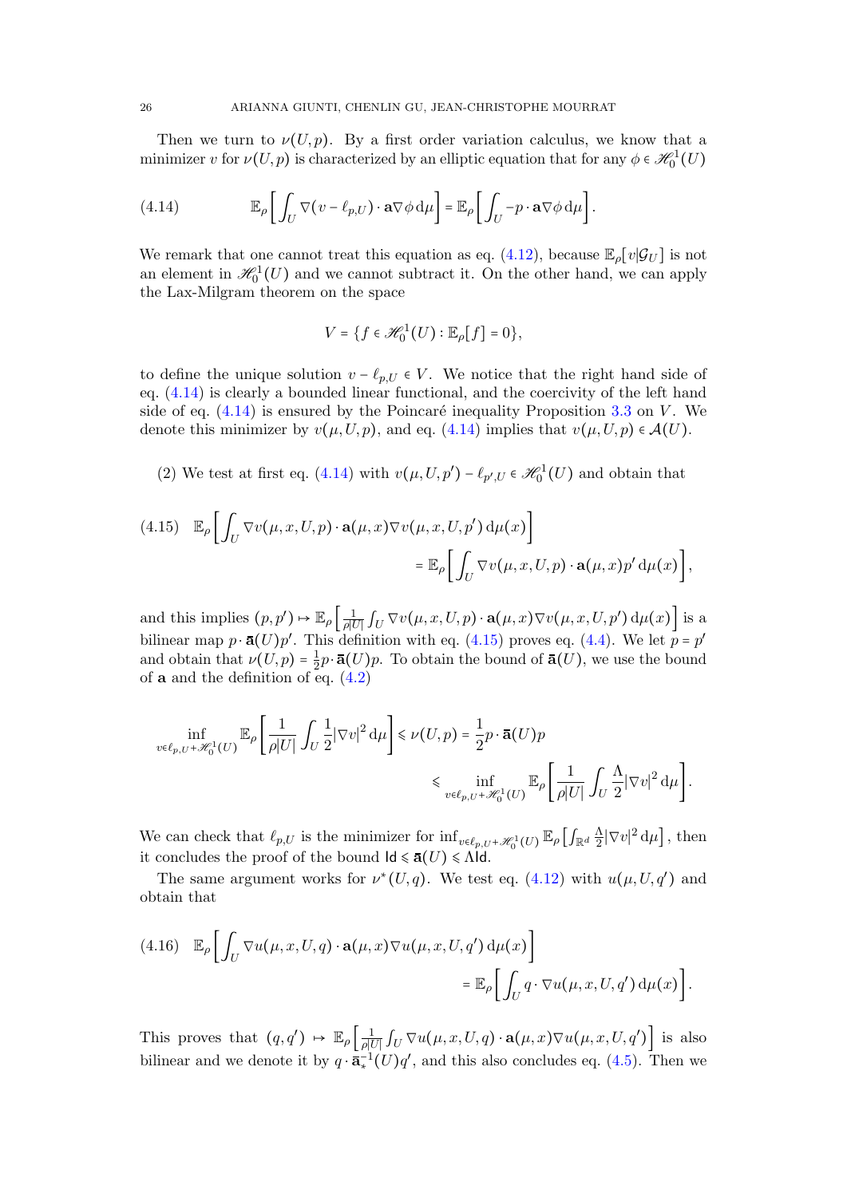Then we turn to $\nu(U,p)$. By a first order variation calculus, we know that a minimizer $v$ for $\nu(U,p)$ is characterized by an elliptic equation that for any $\phi \in \mathscr{H}^1_0(U)$

$$\mathbb{E}_\rho\left[\int_U \nabla(v-\ell_{p,U})\cdot \mathbf{a}\nabla\phi \,\mathrm{d}\mu\right] = \mathbb{E}_\rho\left[\int_U -p\cdot \mathbf{a}\nabla\phi\,\mathrm{d}\mu\right]. \tag{4.14}$$

We remark that one cannot treat this equation as eq. (4.12), because $\mathbb{E}_\rho[v|\mathcal{G}_U]$ is not an element in $\mathscr{H}^1_0(U)$ and we cannot subtract it. On the other hand, we can apply the Lax-Milgram theorem on the space

$$V = \{f \in \mathscr{H}^1_0(U) : \mathbb{E}_\rho[f] = 0\},$$

to define the unique solution $v - \ell_{p,U} \in V$. We notice that the right hand side of eq. (4.14) is clearly a bounded linear functional, and the coercivity of the left hand side of eq. (4.14) is ensured by the Poincaré inequality Proposition 3.3 on $V$. We denote this minimizer by $v(\mu,U,p)$, and eq. (4.14) implies that $v(\mu,U,p)\in\mathcal{A}(U)$.

(2) We test at first eq. (4.14) with $v(\mu,U,p') - \ell_{p',U} \in \mathscr{H}^1_0(U)$ and obtain that

$$\begin{aligned}\mathbb{E}_\rho\left[\int_U \nabla v(\mu,x,U,p)\cdot \mathbf{a}(\mu,x)\nabla v(\mu,x,U,p')\,\mathrm{d}\mu(x)\right]& \\ = \mathbb{E}_\rho\left[\int_U \nabla v(\mu,x,U,p)\cdot \mathbf{a}(\mu,x)p'\,\mathrm{d}\mu(x)\right]&,\end{aligned} \tag{4.15}$$

and this implies $(p,p') \mapsto \mathbb{E}_\rho\left[\frac{1}{\rho|U|}\int_U \nabla v(\mu,x,U,p)\cdot\mathbf{a}(\mu,x)\nabla v(\mu,x,U,p')\,\mathrm{d}\mu(x)\right]$ is a bilinear map $p\cdot\bar{\mathbf{a}}(U)p'$. This definition with eq. (4.15) proves eq. (4.4). We let $p=p'$ and obtain that $\nu(U,p) = \frac{1}{2}p\cdot\bar{\mathbf{a}}(U)p$. To obtain the bound of $\bar{\mathbf{a}}(U)$, we use the bound of $\mathbf{a}$ and the definition of eq. (4.2)

$$\begin{aligned}\inf_{v\in\ell_{p,U}+\mathscr{H}^1_0(U)} \mathbb{E}_\rho\left[\frac{1}{\rho|U|}\int_U \frac{1}{2}|\nabla v|^2\,\mathrm{d}\mu\right] \leqslant \nu(U,p) = \frac{1}{2}p\cdot\bar{\mathbf{a}}(U)p& \\ \leqslant \inf_{v\in\ell_{p,U}+\mathscr{H}^1_0(U)} \mathbb{E}_\rho\left[\frac{1}{\rho|U|}\int_U \frac{\Lambda}{2}|\nabla v|^2\,\mathrm{d}\mu\right]&.\end{aligned}$$

We can check that $\ell_{p,U}$ is the minimizer for $\inf_{v\in\ell_{p,U}+\mathscr{H}^1_0(U)}\mathbb{E}_\rho\left[\int_{\mathbb{R}^d}\frac{\Lambda}{2}|\nabla v|^2\,\mathrm{d}\mu\right]$, then it concludes the proof of the bound $\mathsf{Id} \leqslant \bar{\mathbf{a}}(U) \leqslant \Lambda\mathsf{Id}$.

The same argument works for $\nu^*(U,q)$. We test eq. (4.12) with $u(\mu,U,q')$ and obtain that

$$\begin{aligned}\mathbb{E}_\rho\left[\int_U \nabla u(\mu,x,U,q)\cdot\mathbf{a}(\mu,x)\nabla u(\mu,x,U,q')\,\mathrm{d}\mu(x)\right]& \\ = \mathbb{E}_\rho\left[\int_U q\cdot\nabla u(\mu,x,U,q')\,\mathrm{d}\mu(x)\right]&.\end{aligned} \tag{4.16}$$

This proves that $(q,q') \mapsto \mathbb{E}_\rho\left[\frac{1}{\rho|U|}\int_U \nabla u(\mu,x,U,q)\cdot\mathbf{a}(\mu,x)\nabla u(\mu,x,U,q')\right]$ is also bilinear and we denote it by $q\cdot\bar{\mathbf{a}}_*^{-1}(U)q'$, and this also concludes eq. (4.5). Then we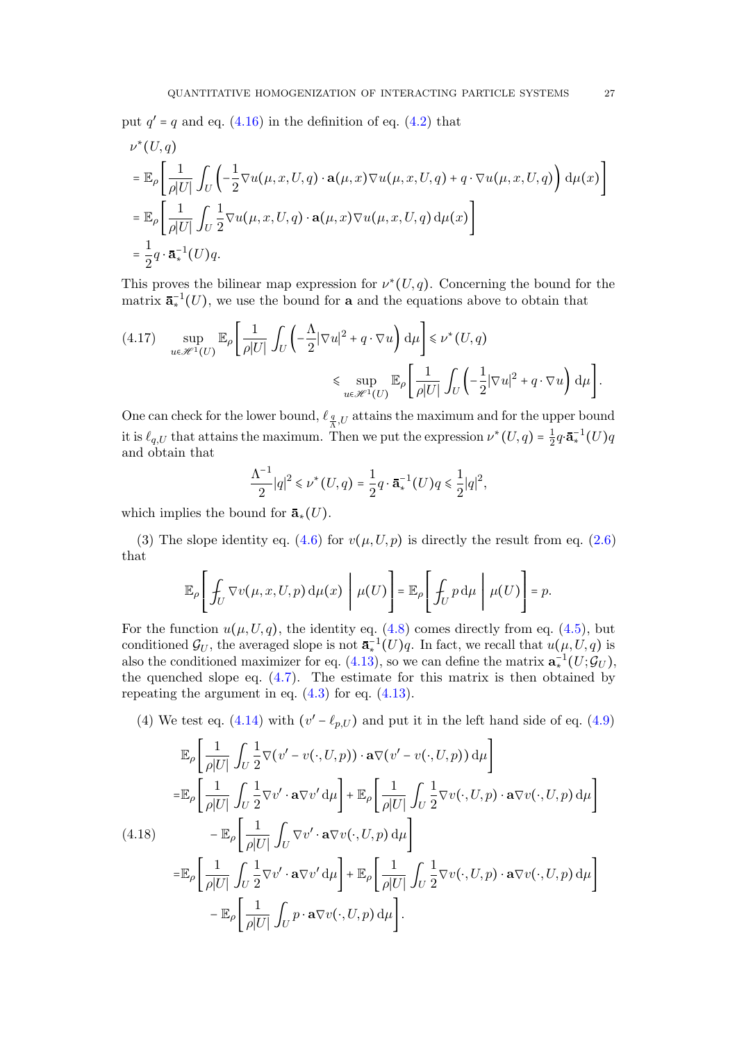put $q' = q$ and eq. (4.16) in the definition of eq. (4.2) that

$$
\begin{aligned}
&\nu^*(U,q)\\
&= \mathbb{E}_\rho\left[\frac{1}{\rho|U|}\int_U \left(-\frac{1}{2}\nabla u(\mu,x,U,q)\cdot \mathbf{a}(\mu,x)\nabla u(\mu,x,U,q) + q\cdot\nabla u(\mu,x,U,q)\right)\mathrm{d}\mu(x)\right]\\
&= \mathbb{E}_\rho\left[\frac{1}{\rho|U|}\int_U \frac{1}{2}\nabla u(\mu,x,U,q)\cdot \mathbf{a}(\mu,x)\nabla u(\mu,x,U,q)\,\mathrm{d}\mu(x)\right]\\
&= \frac{1}{2} q\cdot \bar{\mathbf{a}}_*^{-1}(U) q.
\end{aligned}
$$

This proves the bilinear map expression for $\nu^*(U,q)$. Concerning the bound for the matrix $\bar{\mathbf{a}}_*^{-1}(U)$, we use the bound for $\mathbf{a}$ and the equations above to obtain that

$$
\begin{aligned}
(4.17)\qquad \sup_{u\in\mathscr{H}^1(U)} \mathbb{E}_\rho\left[\frac{1}{\rho|U|}\int_U\left(-\frac{\Lambda}{2}|\nabla u|^2 + q\cdot\nabla u\right)\mathrm{d}\mu\right] &\leqslant \nu^*(U,q)\\
&\leqslant \sup_{u\in\mathscr{H}^1(U)} \mathbb{E}_\rho\left[\frac{1}{\rho|U|}\int_U\left(-\frac{1}{2}|\nabla u|^2 + q\cdot\nabla u\right)\mathrm{d}\mu\right].
\end{aligned}
$$

One can check for the lower bound, $\ell_{\frac{q}{\Lambda},U}$ attains the maximum and for the upper bound it is $\ell_{q,U}$ that attains the maximum. Then we put the expression $\nu^*(U,q) = \frac{1}{2}q\cdot\bar{\mathbf{a}}_*^{-1}(U)q$ and obtain that

$$
\frac{\Lambda^{-1}}{2}|q|^2 \leqslant \nu^*(U,q) = \frac{1}{2}q\cdot\bar{\mathbf{a}}_*^{-1}(U)q \leqslant \frac{1}{2}|q|^2,
$$

which implies the bound for $\bar{\mathbf{a}}_*(U)$.

(3) The slope identity eq. (4.6) for $v(\mu,U,p)$ is directly the result from eq. (2.6) that

$$
\mathbb{E}_\rho\left[\fint_U \nabla v(\mu,x,U,p)\,\mathrm{d}\mu(x)\;\middle|\;\mu(U)\right] = \mathbb{E}_\rho\left[\fint_U p\,\mathrm{d}\mu\;\middle|\;\mu(U)\right] = p.
$$

For the function $u(\mu,U,q)$, the identity eq. (4.8) comes directly from eq. (4.5), but conditioned $\mathcal{G}_U$, the averaged slope is not $\bar{\mathbf{a}}_*^{-1}(U)q$. In fact, we recall that $u(\mu,U,q)$ is also the conditioned maximizer for eq. (4.13), so we can define the matrix $\mathbf{a}_*^{-1}(U;\mathcal{G}_U)$, the quenched slope eq. (4.7). The estimate for this matrix is then obtained by repeating the argument in eq. (4.3) for eq. (4.13).

(4) We test eq. (4.14) with $(v' - \ell_{p,U})$ and put it in the left hand side of eq. (4.9)

$$
\begin{aligned}
&\mathbb{E}_\rho\left[\frac{1}{\rho|U|}\int_U \frac{1}{2}\nabla(v' - v(\cdot,U,p))\cdot\mathbf{a}\nabla(v' - v(\cdot,U,p))\,\mathrm{d}\mu\right]\\
=&\mathbb{E}_\rho\left[\frac{1}{\rho|U|}\int_U\frac{1}{2}\nabla v'\cdot\mathbf{a}\nabla v'\,\mathrm{d}\mu\right] + \mathbb{E}_\rho\left[\frac{1}{\rho|U|}\int_U\frac{1}{2}\nabla v(\cdot,U,p)\cdot\mathbf{a}\nabla v(\cdot,U,p)\,\mathrm{d}\mu\right]\\
(4.18)\qquad &- \mathbb{E}_\rho\left[\frac{1}{\rho|U|}\int_U \nabla v'\cdot\mathbf{a}\nabla v(\cdot,U,p)\,\mathrm{d}\mu\right]\\
=&\mathbb{E}_\rho\left[\frac{1}{\rho|U|}\int_U\frac{1}{2}\nabla v'\cdot\mathbf{a}\nabla v'\,\mathrm{d}\mu\right] + \mathbb{E}_\rho\left[\frac{1}{\rho|U|}\int_U\frac{1}{2}\nabla v(\cdot,U,p)\cdot\mathbf{a}\nabla v(\cdot,U,p)\,\mathrm{d}\mu\right]\\
&- \mathbb{E}_\rho\left[\frac{1}{\rho|U|}\int_U p\cdot\mathbf{a}\nabla v(\cdot,U,p)\,\mathrm{d}\mu\right].
\end{aligned}
$$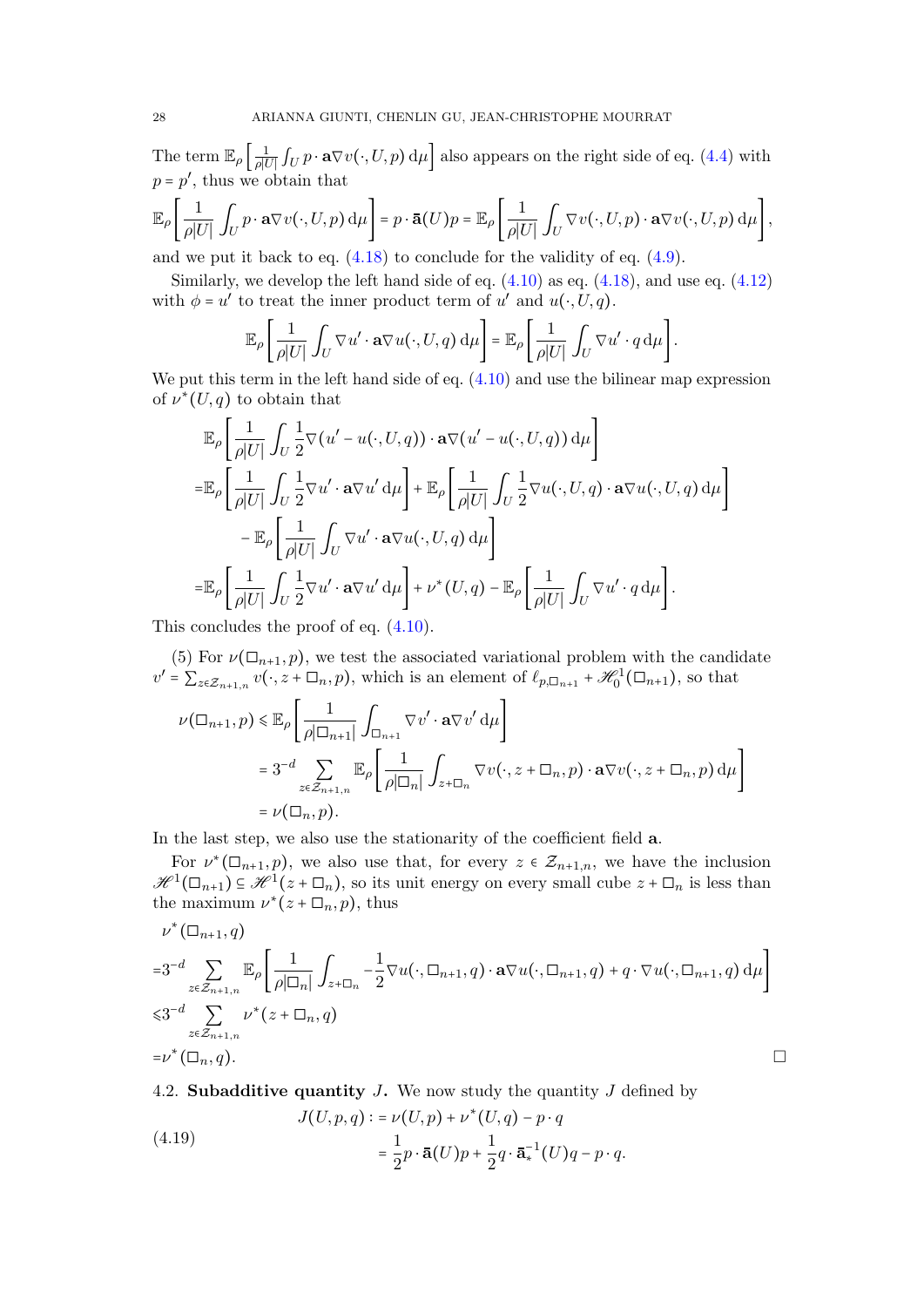The term $\mathbb{E}_\rho\left[\frac{1}{\rho|U|}\int_U p\cdot \mathbf{a}\nabla v(\cdot,U,p)\,\mathrm{d}\mu\right]$ also appears on the right side of eq. (4.4) with $p = p'$, thus we obtain that

$$
\mathbb{E}_\rho\left[\frac{1}{\rho|U|}\int_U p\cdot \mathbf{a}\nabla v(\cdot,U,p)\,\mathrm{d}\mu\right] = p\cdot \bar{\mathbf{a}}(U)p = \mathbb{E}_\rho\left[\frac{1}{\rho|U|}\int_U \nabla v(\cdot,U,p)\cdot \mathbf{a}\nabla v(\cdot,U,p)\,\mathrm{d}\mu\right],
$$

and we put it back to eq. (4.18) to conclude for the validity of eq. (4.9).

Similarly, we develop the left hand side of eq. (4.10) as eq. (4.18), and use eq. (4.12) with $\phi = u'$ to treat the inner product term of $u'$ and $u(\cdot,U,q)$.

$$
\mathbb{E}_\rho\left[\frac{1}{\rho|U|}\int_U \nabla u'\cdot \mathbf{a}\nabla u(\cdot,U,q)\,\mathrm{d}\mu\right] = \mathbb{E}_\rho\left[\frac{1}{\rho|U|}\int_U \nabla u'\cdot q\,\mathrm{d}\mu\right].
$$

We put this term in the left hand side of eq. (4.10) and use the bilinear map expression of $\nu^*(U,q)$ to obtain that

$$
\begin{aligned}
&\mathbb{E}_\rho\left[\frac{1}{\rho|U|}\int_U \frac{1}{2}\nabla(u'-u(\cdot,U,q))\cdot \mathbf{a}\nabla(u'-u(\cdot,U,q))\,\mathrm{d}\mu\right]\\
=&\mathbb{E}_\rho\left[\frac{1}{\rho|U|}\int_U \frac{1}{2}\nabla u'\cdot \mathbf{a}\nabla u'\,\mathrm{d}\mu\right] + \mathbb{E}_\rho\left[\frac{1}{\rho|U|}\int_U \frac{1}{2}\nabla u(\cdot,U,q)\cdot \mathbf{a}\nabla u(\cdot,U,q)\,\mathrm{d}\mu\right]\\
&-\mathbb{E}_\rho\left[\frac{1}{\rho|U|}\int_U \nabla u'\cdot \mathbf{a}\nabla u(\cdot,U,q)\,\mathrm{d}\mu\right]\\
=&\mathbb{E}_\rho\left[\frac{1}{\rho|U|}\int_U \frac{1}{2}\nabla u'\cdot \mathbf{a}\nabla u'\,\mathrm{d}\mu\right] + \nu^*(U,q) - \mathbb{E}_\rho\left[\frac{1}{\rho|U|}\int_U \nabla u'\cdot q\,\mathrm{d}\mu\right].
\end{aligned}
$$

This concludes the proof of eq. (4.10).

(5) For $\nu(\square_{n+1},p)$, we test the associated variational problem with the candidate $v' = \sum_{z\in\mathcal{Z}_{n+1,n}} v(\cdot,z+\square_n,p)$, which is an element of $\ell_{p,\square_{n+1}} + \mathscr{H}^1_0(\square_{n+1})$, so that

$$
\begin{aligned}
\nu(\square_{n+1},p) &\leqslant \mathbb{E}_\rho\left[\frac{1}{\rho|\square_{n+1}|}\int_{\square_{n+1}} \nabla v'\cdot \mathbf{a}\nabla v'\,\mathrm{d}\mu\right]\\
&= 3^{-d}\sum_{z\in\mathcal{Z}_{n+1,n}} \mathbb{E}_\rho\left[\frac{1}{\rho|\square_n|}\int_{z+\square_n} \nabla v(\cdot,z+\square_n,p)\cdot \mathbf{a}\nabla v(\cdot,z+\square_n,p)\,\mathrm{d}\mu\right]\\
&= \nu(\square_n,p).
\end{aligned}
$$

In the last step, we also use the stationarity of the coefficient field $\mathbf{a}$.

For $\nu^*(\square_{n+1},p)$, we also use that, for every $z\in\mathcal{Z}_{n+1,n}$, we have the inclusion $\mathscr{H}^1(\square_{n+1})\subseteq \mathscr{H}^1(z+\square_n)$, so its unit energy on every small cube $z+\square_n$ is less than the maximum $\nu^*(z+\square_n,p)$, thus

$$
\begin{aligned}
&\nu^*(\square_{n+1},q)\\
=&3^{-d}\sum_{z\in\mathcal{Z}_{n+1,n}} \mathbb{E}_\rho\left[\frac{1}{\rho|\square_n|}\int_{z+\square_n} -\frac{1}{2}\nabla u(\cdot,\square_{n+1},q)\cdot \mathbf{a}\nabla u(\cdot,\square_{n+1},q) + q\cdot\nabla u(\cdot,\square_{n+1},q)\,\mathrm{d}\mu\right]\\
\leqslant&3^{-d}\sum_{z\in\mathcal{Z}_{n+1,n}} \nu^*(z+\square_n,q)\\
=&\nu^*(\square_n,q).
\end{aligned}
$$

□

4.2. **Subadditive quantity $J$.** We now study the quantity $J$ defined by

$$
\begin{aligned}
J(U,p,q) &:= \nu(U,p) + \nu^*(U,q) - p\cdot q\\
&= \frac{1}{2}p\cdot \bar{\mathbf{a}}(U)p + \frac{1}{2}q\cdot \bar{\mathbf{a}}_*^{-1}(U)q - p\cdot q.
\end{aligned}
\tag{4.19}
$$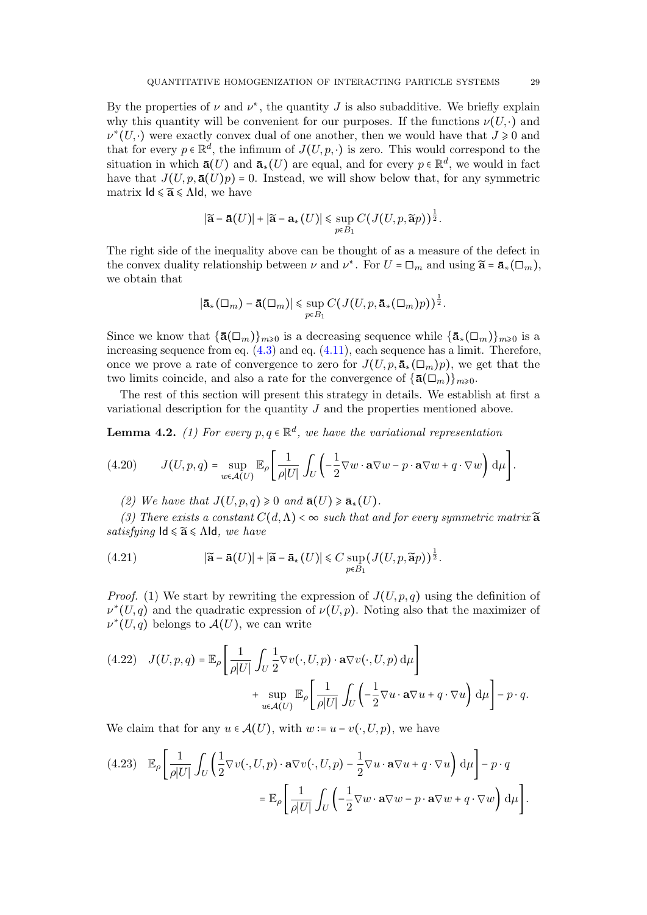By the properties of $\nu$ and $\nu^*$, the quantity $J$ is also subadditive. We briefly explain why this quantity will be convenient for our purposes. If the functions $\nu(U,\cdot)$ and $\nu^*(U,\cdot)$ were exactly convex dual of one another, then we would have that $J \geqslant 0$ and that for every $p \in \mathbb{R}^d$, the infimum of $J(U,p,\cdot)$ is zero. This would correspond to the situation in which $\bar{\mathbf{a}}(U)$ and $\bar{\mathbf{a}}_*(U)$ are equal, and for every $p \in \mathbb{R}^d$, we would in fact have that $J(U,p,\bar{\mathbf{a}}(U)p) = 0$. Instead, we will show below that, for any symmetric matrix $\mathsf{Id} \leqslant \widetilde{\mathbf{a}} \leqslant \Lambda \mathsf{Id}$, we have

$$|\widetilde{\mathbf{a}} - \bar{\mathbf{a}}(U)| + |\widetilde{\mathbf{a}} - \mathbf{a}_*(U)| \leqslant \sup_{p \in B_1} C\big(J(U,p,\widetilde{\mathbf{a}}p)\big)^{\frac{1}{2}}.$$

The right side of the inequality above can be thought of as a measure of the defect in the convex duality relationship between $\nu$ and $\nu^*$. For $U = \square_m$ and using $\widetilde{\mathbf{a}} = \bar{\mathbf{a}}_*(\square_m)$, we obtain that

$$|\bar{\mathbf{a}}_*(\square_m) - \bar{\mathbf{a}}(\square_m)| \leqslant \sup_{p \in B_1} C\big(J(U,p,\bar{\mathbf{a}}_*(\square_m)p)\big)^{\frac{1}{2}}.$$

Since we know that $\{\bar{\mathbf{a}}(\square_m)\}_{m\geqslant 0}$ is a decreasing sequence while $\{\bar{\mathbf{a}}_*(\square_m)\}_{m\geqslant 0}$ is a increasing sequence from eq. (4.3) and eq. (4.11), each sequence has a limit. Therefore, once we prove a rate of convergence to zero for $J(U,p,\bar{\mathbf{a}}_*(\square_m)p)$, we get that the two limits coincide, and also a rate for the convergence of $\{\bar{\mathbf{a}}(\square_m)\}_{m\geqslant 0}$.

The rest of this section will present this strategy in details. We establish at first a variational description for the quantity $J$ and the properties mentioned above.

**Lemma 4.2.** *(1) For every $p,q \in \mathbb{R}^d$, we have the variational representation*

$$J(U,p,q) = \sup_{w \in \mathcal{A}(U)} \mathbb{E}_\rho \left[ \frac{1}{\rho|U|} \int_U \left( -\frac{1}{2}\nabla w \cdot \mathbf{a}\nabla w - p \cdot \mathbf{a}\nabla w + q \cdot \nabla w \right) \mathrm{d}\mu \right]. \tag{4.20}$$

*(2) We have that $J(U,p,q) \geqslant 0$ and $\bar{\mathbf{a}}(U) \geqslant \bar{\mathbf{a}}_*(U)$.*

*(3) There exists a constant $C(d,\Lambda) < \infty$ such that and for every symmetric matrix $\widetilde{\mathbf{a}}$ satisfying $\mathsf{Id} \leqslant \widetilde{\mathbf{a}} \leqslant \Lambda\mathsf{Id}$, we have*

$$|\widetilde{\mathbf{a}} - \bar{\mathbf{a}}(U)| + |\widetilde{\mathbf{a}} - \bar{\mathbf{a}}_*(U)| \leqslant C \sup_{p \in B_1} \big(J(U,p,\widetilde{\mathbf{a}}p)\big)^{\frac{1}{2}}. \tag{4.21}$$

*Proof.* (1) We start by rewriting the expression of $J(U,p,q)$ using the definition of $\nu^*(U,q)$ and the quadratic expression of $\nu(U,p)$. Noting also that the maximizer of $\nu^*(U,q)$ belongs to $\mathcal{A}(U)$, we can write

$$\begin{aligned} J(U,p,q) = \mathbb{E}_\rho &\left[ \frac{1}{\rho|U|} \int_U \frac{1}{2}\nabla v(\cdot,U,p) \cdot \mathbf{a}\nabla v(\cdot,U,p)\,\mathrm{d}\mu \right] \\ &+ \sup_{u \in \mathcal{A}(U)} \mathbb{E}_\rho \left[ \frac{1}{\rho|U|} \int_U \left( -\frac{1}{2}\nabla u \cdot \mathbf{a}\nabla u + q \cdot \nabla u \right) \mathrm{d}\mu \right] - p \cdot q. \end{aligned} \tag{4.22}$$

We claim that for any $u \in \mathcal{A}(U)$, with $w := u - v(\cdot,U,p)$, we have

$$\begin{aligned} \mathbb{E}_\rho &\left[ \frac{1}{\rho|U|} \int_U \left( \frac{1}{2}\nabla v(\cdot,U,p) \cdot \mathbf{a}\nabla v(\cdot,U,p) - \frac{1}{2}\nabla u \cdot \mathbf{a}\nabla u + q \cdot \nabla u \right) \mathrm{d}\mu \right] - p \cdot q \\ &= \mathbb{E}_\rho \left[ \frac{1}{\rho|U|} \int_U \left( -\frac{1}{2}\nabla w \cdot \mathbf{a}\nabla w - p \cdot \mathbf{a}\nabla w + q \cdot \nabla w \right) \mathrm{d}\mu \right]. \end{aligned} \tag{4.23}$$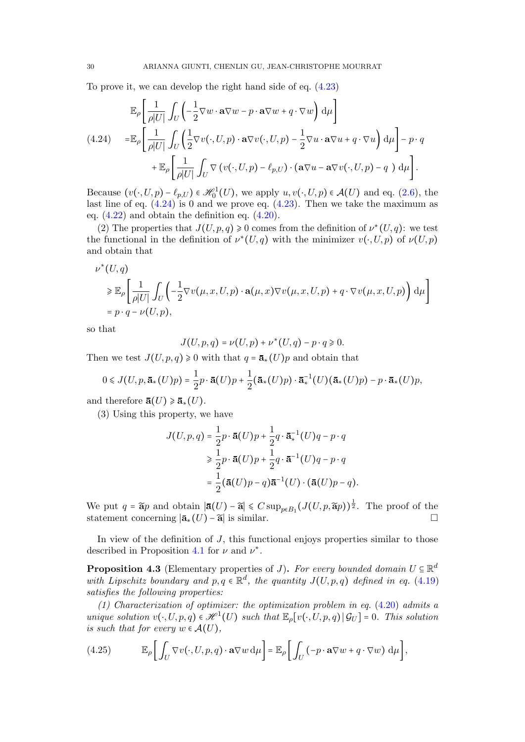To prove it, we can develop the right hand side of eq. (4.23)

$$
\begin{aligned}
&\mathbb{E}_\rho\left[\frac{1}{\rho|U|}\int_U\left(-\frac{1}{2}\nabla w\cdot \mathbf{a}\nabla w - p\cdot \mathbf{a}\nabla w + q\cdot\nabla w\right)\,\mathrm{d}\mu\right]\\
=&\mathbb{E}_\rho\left[\frac{1}{\rho|U|}\int_U\left(\frac{1}{2}\nabla v(\cdot,U,p)\cdot \mathbf{a}\nabla v(\cdot,U,p) - \frac{1}{2}\nabla u\cdot\mathbf{a}\nabla u + q\cdot\nabla u\right)\,\mathrm{d}\mu\right] - p\cdot q\\
&+\mathbb{E}_\rho\left[\frac{1}{\rho|U|}\int_U \nabla\left(v(\cdot,U,p)-\ell_{p,U}\right)\cdot\left(\mathbf{a}\nabla u - \mathbf{a}\nabla v(\cdot,U,p) - q\ \right)\,\mathrm{d}\mu\right].
\end{aligned}
\tag{4.24}
$$

Because $(v(\cdot,U,p)-\ell_{p,U})\in\mathscr{H}^1_0(U)$, we apply $u, v(\cdot,U,p)\in\mathcal{A}(U)$ and eq. (2.6), the last line of eq. (4.24) is 0 and we prove eq. (4.23). Then we take the maximum as eq. (4.22) and obtain the definition eq. (4.20).

(2) The properties that $J(U,p,q)\geqslant 0$ comes from the definition of $\nu^*(U,q)$: we test the functional in the definition of $\nu^*(U,q)$ with the minimizer $v(\cdot,U,p)$ of $\nu(U,p)$ and obtain that

$$
\begin{aligned}
&\nu^*(U,q)\\
&\geqslant \mathbb{E}_\rho\left[\frac{1}{\rho|U|}\int_U\left(-\frac{1}{2}\nabla v(\mu,x,U,p)\cdot\mathbf{a}(\mu,x)\nabla v(\mu,x,U,p) + q\cdot\nabla v(\mu,x,U,p)\right)\,\mathrm{d}\mu\right]\\
&= p\cdot q - \nu(U,p),
\end{aligned}
$$

so that

$$
J(U,p,q) = \nu(U,p) + \nu^*(U,q) - p\cdot q \geqslant 0.
$$

Then we test $J(U,p,q)\geqslant 0$ with that $q = \bar{\mathbf{a}}_*(U)p$ and obtain that

$$
0\leqslant J(U,p,\bar{\mathbf{a}}_*(U)p) = \frac{1}{2}p\cdot\bar{\mathbf{a}}(U)p + \frac{1}{2}(\bar{\mathbf{a}}_*(U)p)\cdot\bar{\mathbf{a}}_*^{-1}(U)(\bar{\mathbf{a}}_*(U)p) - p\cdot\bar{\mathbf{a}}_*(U)p,
$$

and therefore $\bar{\mathbf{a}}(U)\geqslant\bar{\mathbf{a}}_*(U)$.

(3) Using this property, we have

$$
\begin{aligned}
J(U,p,q) &= \frac{1}{2}p\cdot\bar{\mathbf{a}}(U)p + \frac{1}{2}q\cdot\bar{\mathbf{a}}_*^{-1}(U)q - p\cdot q\\
&\geqslant \frac{1}{2}p\cdot\bar{\mathbf{a}}(U)p + \frac{1}{2}q\cdot\bar{\mathbf{a}}^{-1}(U)q - p\cdot q\\
&= \frac{1}{2}(\bar{\mathbf{a}}(U)p - q)\bar{\mathbf{a}}^{-1}(U)\cdot(\bar{\mathbf{a}}(U)p-q).
\end{aligned}
$$

We put $q = \widetilde{\mathbf{a}}p$ and obtain $|\bar{\mathbf{a}}(U)-\widetilde{\mathbf{a}}|\leqslant C\sup_{p\in B_1}(J(U,p,\widetilde{\mathbf{a}}p))^{\frac{1}{2}}$. The proof of the statement concerning $|\bar{\mathbf{a}}_*(U)-\widetilde{\mathbf{a}}|$ is similar. $\square$

In view of the definition of $J$, this functional enjoys properties similar to those described in Proposition 4.1 for $\nu$ and $\nu^*$.

**Proposition 4.3** (Elementary properties of $J$)**.** *For every bounded domain $U\subseteq\mathbb{R}^d$ with Lipschitz boundary and $p,q\in\mathbb{R}^d$, the quantity $J(U,p,q)$ defined in eq. (4.19) satisfies the following properties:*

*(1) Characterization of optimizer: the optimization problem in eq. (4.20) admits a unique solution $v(\cdot,U,p,q)\in\mathscr{H}^1(U)$ such that $\mathbb{E}_\rho[v(\cdot,U,p,q)\,|\,\mathcal{G}_U]=0$. This solution is such that for every $w\in\mathcal{A}(U)$,*

$$
\mathbb{E}_\rho\left[\int_U\nabla v(\cdot,U,p,q)\cdot\mathbf{a}\nabla w\,\mathrm{d}\mu\right] = \mathbb{E}_\rho\left[\int_U\left(-p\cdot\mathbf{a}\nabla w + q\cdot\nabla w\right)\,\mathrm{d}\mu\right],
\tag{4.25}
$$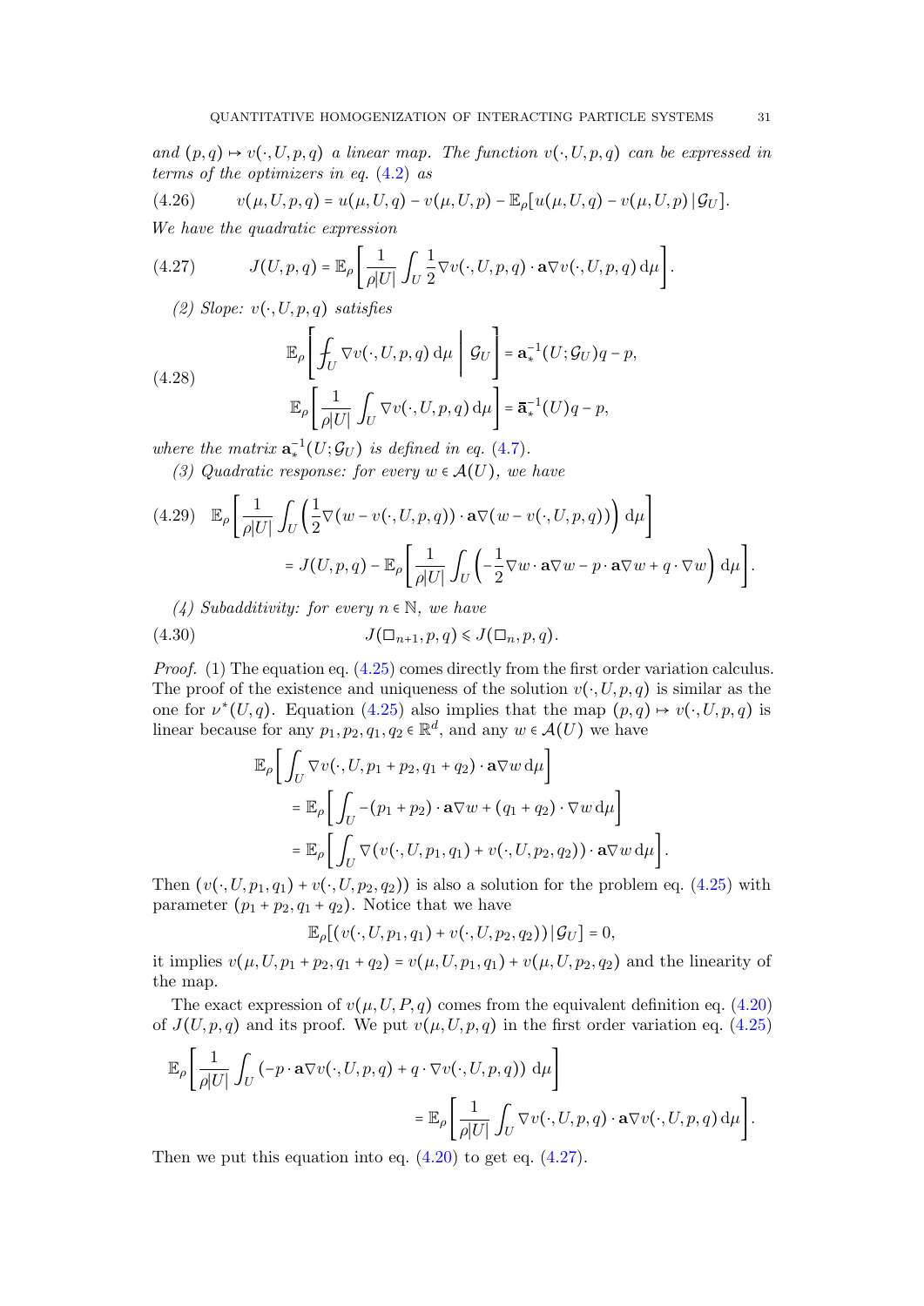*and* $(p,q) \mapsto v(\cdot,U,p,q)$ *a linear map. The function* $v(\cdot,U,p,q)$ *can be expressed in terms of the optimizers in eq.* (4.2) *as*

$$v(\mu,U,p,q) = u(\mu,U,q) - v(\mu,U,p) - \mathbb{E}_\rho[u(\mu,U,q) - v(\mu,U,p)\,|\,\mathcal{G}_U]. \tag{4.26}$$

*We have the quadratic expression*

$$J(U,p,q) = \mathbb{E}_\rho\left[\frac{1}{\rho|U|}\int_U \frac{1}{2}\nabla v(\cdot,U,p,q)\cdot \mathbf{a}\nabla v(\cdot,U,p,q)\,\mathrm{d}\mu\right]. \tag{4.27}$$

*(2) Slope:* $v(\cdot,U,p,q)$ *satisfies*

$$\begin{aligned}
&\mathbb{E}_\rho\left[\fint_U \nabla v(\cdot,U,p,q)\,\mathrm{d}\mu \,\middle|\, \mathcal{G}_U\right] = \mathbf{a}_*^{-1}(U;\mathcal{G}_U)q - p,\\
&\mathbb{E}_\rho\left[\frac{1}{\rho|U|}\int_U \nabla v(\cdot,U,p,q)\,\mathrm{d}\mu\right] = \bar{\mathbf{a}}_*^{-1}(U)q - p,
\end{aligned} \tag{4.28}$$

*where the matrix* $\mathbf{a}_*^{-1}(U;\mathcal{G}_U)$ *is defined in eq.* (4.7).

*(3) Quadratic response: for every* $w \in \mathcal{A}(U)$*, we have*

$$\begin{aligned}
&\mathbb{E}_\rho\left[\frac{1}{\rho|U|}\int_U \left(\frac{1}{2}\nabla(w - v(\cdot,U,p,q))\cdot\mathbf{a}\nabla(w - v(\cdot,U,p,q))\right)\mathrm{d}\mu\right]\\
&\qquad = J(U,p,q) - \mathbb{E}_\rho\left[\frac{1}{\rho|U|}\int_U\left(-\frac{1}{2}\nabla w\cdot\mathbf{a}\nabla w - p\cdot\mathbf{a}\nabla w + q\cdot\nabla w\right)\mathrm{d}\mu\right].
\end{aligned} \tag{4.29}$$

*(4) Subadditivity: for every* $n \in \mathbb{N}$*, we have*

$$J(\square_{n+1},p,q) \leqslant J(\square_n,p,q). \tag{4.30}$$

*Proof.* (1) The equation eq. (4.25) comes directly from the first order variation calculus. The proof of the existence and uniqueness of the solution $v(\cdot,U,p,q)$ is similar as the one for $\nu^*(U,q)$. Equation (4.25) also implies that the map $(p,q)\mapsto v(\cdot,U,p,q)$ is linear because for any $p_1,p_2,q_1,q_2 \in \mathbb{R}^d$, and any $w \in \mathcal{A}(U)$ we have

$$\begin{aligned}
&\mathbb{E}_\rho\left[\int_U \nabla v(\cdot,U,p_1+p_2,q_1+q_2)\cdot\mathbf{a}\nabla w\,\mathrm{d}\mu\right]\\
&\quad = \mathbb{E}_\rho\left[\int_U -(p_1+p_2)\cdot\mathbf{a}\nabla w + (q_1+q_2)\cdot\nabla w\,\mathrm{d}\mu\right]\\
&\quad = \mathbb{E}_\rho\left[\int_U \nabla(v(\cdot,U,p_1,q_1)+v(\cdot,U,p_2,q_2))\cdot\mathbf{a}\nabla w\,\mathrm{d}\mu\right].
\end{aligned}$$

Then $(v(\cdot,U,p_1,q_1)+v(\cdot,U,p_2,q_2))$ is also a solution for the problem eq. (4.25) with parameter $(p_1+p_2,q_1+q_2)$. Notice that we have

$$\mathbb{E}_\rho[(v(\cdot,U,p_1,q_1)+v(\cdot,U,p_2,q_2))\,|\,\mathcal{G}_U] = 0,$$

it implies $v(\mu,U,p_1+p_2,q_1+q_2) = v(\mu,U,p_1,q_1)+v(\mu,U,p_2,q_2)$ and the linearity of the map.

The exact expression of $v(\mu,U,P,q)$ comes from the equivalent definition eq. (4.20) of $J(U,p,q)$ and its proof. We put $v(\mu,U,p,q)$ in the first order variation eq. (4.25)

$$\begin{aligned}
&\mathbb{E}_\rho\left[\frac{1}{\rho|U|}\int_U (-p\cdot\mathbf{a}\nabla v(\cdot,U,p,q) + q\cdot\nabla v(\cdot,U,p,q))\,\mathrm{d}\mu\right]\\
&\qquad\qquad = \mathbb{E}_\rho\left[\frac{1}{\rho|U|}\int_U \nabla v(\cdot,U,p,q)\cdot\mathbf{a}\nabla v(\cdot,U,p,q)\,\mathrm{d}\mu\right].
\end{aligned}$$

Then we put this equation into eq. (4.20) to get eq. (4.27).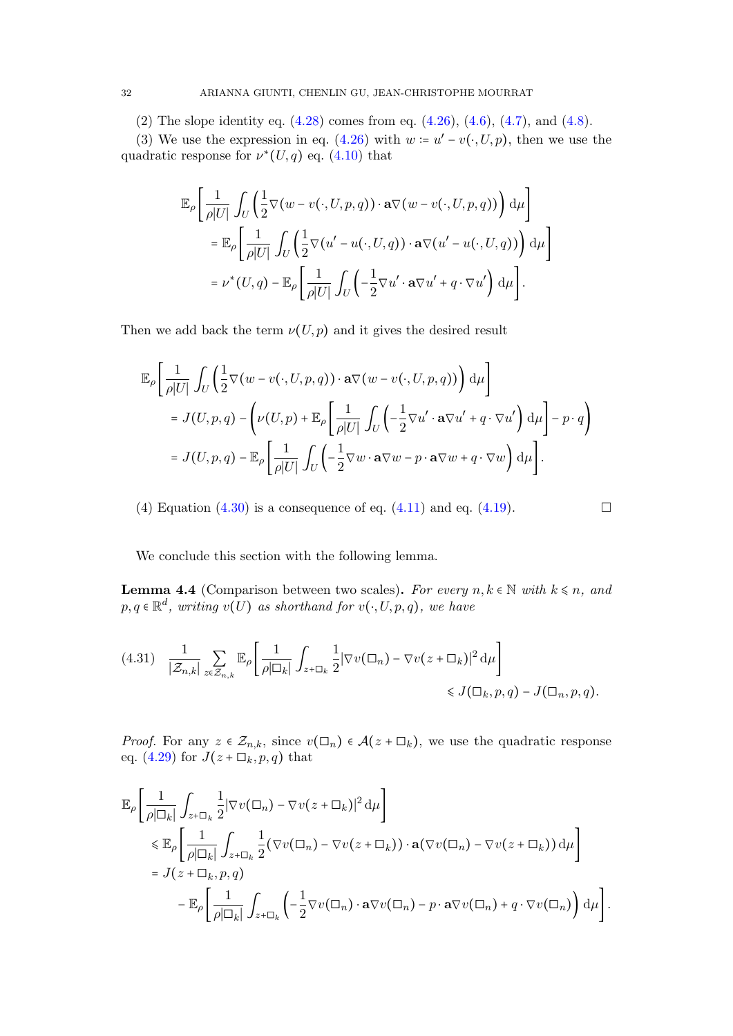(2) The slope identity eq. (4.28) comes from eq. (4.26), (4.6), (4.7), and (4.8).

(3) We use the expression in eq. (4.26) with $w := u' - v(\cdot, U, p)$, then we use the quadratic response for $\nu^*(U,q)$ eq. (4.10) that

$$
\begin{aligned}
&\mathbb{E}_\rho\left[\frac{1}{\rho|U|}\int_U \left(\frac{1}{2}\nabla(w - v(\cdot,U,p,q))\cdot \mathbf{a}\nabla(w - v(\cdot,U,p,q))\right) \mathrm{d}\mu\right] \\
&\quad = \mathbb{E}_\rho\left[\frac{1}{\rho|U|}\int_U \left(\frac{1}{2}\nabla(u' - u(\cdot,U,q))\cdot \mathbf{a}\nabla(u' - u(\cdot,U,q))\right) \mathrm{d}\mu\right] \\
&\quad = \nu^*(U,q) - \mathbb{E}_\rho\left[\frac{1}{\rho|U|}\int_U \left(-\frac{1}{2}\nabla u'\cdot \mathbf{a}\nabla u' + q\cdot\nabla u'\right) \mathrm{d}\mu\right].
\end{aligned}
$$

Then we add back the term $\nu(U,p)$ and it gives the desired result

$$
\begin{aligned}
&\mathbb{E}_\rho\left[\frac{1}{\rho|U|}\int_U \left(\frac{1}{2}\nabla(w - v(\cdot,U,p,q))\cdot \mathbf{a}\nabla(w - v(\cdot,U,p,q))\right) \mathrm{d}\mu\right] \\
&\quad = J(U,p,q) - \left(\nu(U,p) + \mathbb{E}_\rho\left[\frac{1}{\rho|U|}\int_U \left(-\frac{1}{2}\nabla u'\cdot \mathbf{a}\nabla u' + q\cdot\nabla u'\right) \mathrm{d}\mu\right] - p\cdot q\right) \\
&\quad = J(U,p,q) - \mathbb{E}_\rho\left[\frac{1}{\rho|U|}\int_U \left(-\frac{1}{2}\nabla w\cdot \mathbf{a}\nabla w - p\cdot \mathbf{a}\nabla w + q\cdot\nabla w\right) \mathrm{d}\mu\right].
\end{aligned}
$$

(4) Equation (4.30) is a consequence of eq. (4.11) and eq. (4.19). □

We conclude this section with the following lemma.

**Lemma 4.4** (Comparison between two scales)**.** *For every $n,k\in\mathbb{N}$ with $k\leqslant n$, and $p,q\in\mathbb{R}^d$, writing $v(U)$ as shorthand for $v(\cdot,U,p,q)$, we have*

$$
\frac{1}{|\mathcal{Z}_{n,k}|}\sum_{z\in\mathcal{Z}_{n,k}} \mathbb{E}_\rho\left[\frac{1}{\rho|\square_k|}\int_{z+\square_k}\frac{1}{2}|\nabla v(\square_n) - \nabla v(z+\square_k)|^2 \,\mathrm{d}\mu\right] \leqslant J(\square_k,p,q) - J(\square_n,p,q). \tag{4.31}
$$

*Proof.* For any $z\in\mathcal{Z}_{n,k}$, since $v(\square_n)\in\mathcal{A}(z+\square_k)$, we use the quadratic response eq. (4.29) for $J(z+\square_k,p,q)$ that

$$
\begin{aligned}
&\mathbb{E}_\rho\left[\frac{1}{\rho|\square_k|}\int_{z+\square_k}\frac{1}{2}|\nabla v(\square_n) - \nabla v(z+\square_k)|^2 \,\mathrm{d}\mu\right] \\
&\leqslant \mathbb{E}_\rho\left[\frac{1}{\rho|\square_k|}\int_{z+\square_k}\frac{1}{2}(\nabla v(\square_n) - \nabla v(z+\square_k))\cdot\mathbf{a}(\nabla v(\square_n) - \nabla v(z+\square_k))\,\mathrm{d}\mu\right] \\
&= J(z+\square_k,p,q) \\
&\qquad - \mathbb{E}_\rho\left[\frac{1}{\rho|\square_k|}\int_{z+\square_k}\left(-\frac{1}{2}\nabla v(\square_n)\cdot\mathbf{a}\nabla v(\square_n) - p\cdot\mathbf{a}\nabla v(\square_n) + q\cdot\nabla v(\square_n)\right)\mathrm{d}\mu\right].
\end{aligned}
$$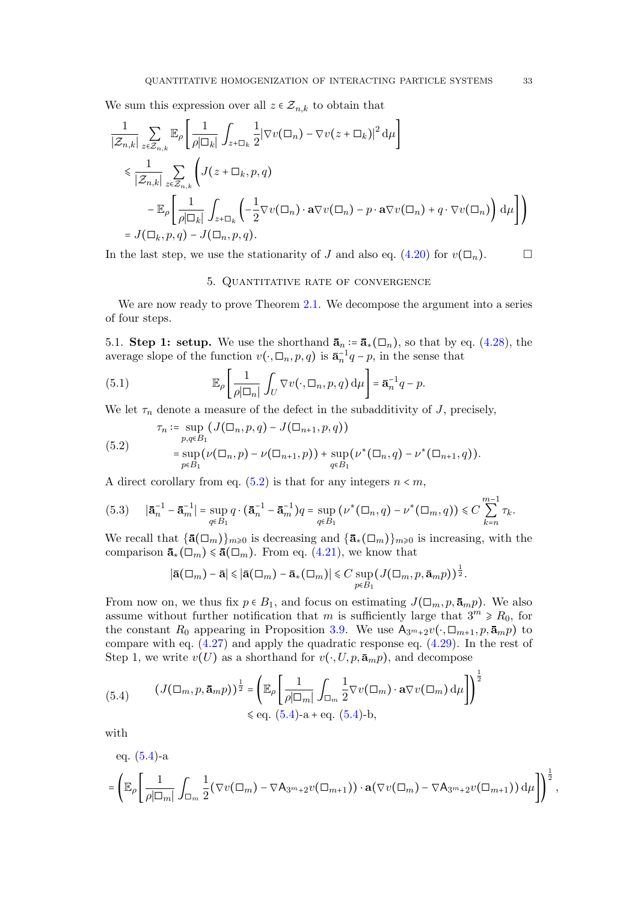We sum this expression over all $z \in \mathcal{Z}_{n,k}$ to obtain that

$$
\begin{aligned}
&\frac{1}{|\mathcal{Z}_{n,k}|} \sum_{z \in \mathcal{Z}_{n,k}} \mathbb{E}_\rho \left[ \frac{1}{\rho|\square_k|} \int_{z+\square_k} \frac{1}{2} |\nabla v(\square_n) - \nabla v(z+\square_k)|^2 \, \mathrm{d}\mu \right] \\
&\leqslant \frac{1}{|\mathcal{Z}_{n,k}|} \sum_{z \in \mathcal{Z}_{n,k}} \Bigg( J(z+\square_k, p, q) \\
&\qquad - \mathbb{E}_\rho \left[ \frac{1}{\rho|\square_k|} \int_{z+\square_k} \left( -\frac{1}{2} \nabla v(\square_n) \cdot \mathbf{a} \nabla v(\square_n) - p \cdot \mathbf{a} \nabla v(\square_n) + q \cdot \nabla v(\square_n) \right) \mathrm{d}\mu \right] \Bigg) \\
&= J(\square_k, p, q) - J(\square_n, p, q).
\end{aligned}
$$

In the last step, we use the stationarity of $J$ and also eq. (4.20) for $v(\square_n)$. $\square$

## 5. Quantitative rate of convergence

We are now ready to prove Theorem 2.1. We decompose the argument into a series of four steps.

5.1. **Step 1: setup.** We use the shorthand $\bar{\mathbf{a}}_n := \bar{\mathbf{a}}_*(\square_n)$, so that by eq. (4.28), the average slope of the function $v(\cdot, \square_n, p, q)$ is $\bar{\mathbf{a}}_n^{-1} q - p$, in the sense that

$$
\mathbb{E}_\rho \left[ \frac{1}{\rho|\square_n|} \int_U \nabla v(\cdot, \square_n, p, q) \, \mathrm{d}\mu \right] = \bar{\mathbf{a}}_n^{-1} q - p. \tag{5.1}
$$

We let $\tau_n$ denote a measure of the defect in the subadditivity of $J$, precisely,

$$
\begin{aligned}
\tau_n &:= \sup_{p,q \in B_1} \left( J(\square_n, p, q) - J(\square_{n+1}, p, q) \right) \\
&= \sup_{p \in B_1} \left( \nu(\square_n, p) - \nu(\square_{n+1}, p) \right) + \sup_{q \in B_1} \left( \nu^*(\square_n, q) - \nu^*(\square_{n+1}, q) \right).
\end{aligned} \tag{5.2}
$$

A direct corollary from eq. (5.2) is that for any integers $n < m$,

$$
|\bar{\mathbf{a}}_n^{-1} - \bar{\mathbf{a}}_m^{-1}| = \sup_{q \in B_1} q \cdot (\bar{\mathbf{a}}_n^{-1} - \bar{\mathbf{a}}_m^{-1}) q = \sup_{q \in B_1} \left( \nu^*(\square_n, q) - \nu^*(\square_m, q) \right) \leqslant C \sum_{k=n}^{m-1} \tau_k. \tag{5.3}
$$

We recall that $\{\bar{\mathbf{a}}(\square_m)\}_{m \geqslant 0}$ is decreasing and $\{\bar{\mathbf{a}}_*(\square_m)\}_{m \geqslant 0}$ is increasing, with the comparison $\bar{\mathbf{a}}_*(\square_m) \leqslant \bar{\mathbf{a}}(\square_m)$. From eq. (4.21), we know that

$$
|\bar{\mathbf{a}}(\square_m) - \bar{\mathbf{a}}| \leqslant |\bar{\mathbf{a}}(\square_m) - \bar{\mathbf{a}}_*(\square_m)| \leqslant C \sup_{p \in B_1} \left( J(\square_m, p, \bar{\mathbf{a}}_m p) \right)^{\frac{1}{2}}.
$$

From now on, we thus fix $p \in B_1$, and focus on estimating $J(\square_m, p, \bar{\mathbf{a}}_m p)$. We also assume without further notification that $m$ is sufficiently large that $3^m \geqslant R_0$, for the constant $R_0$ appearing in Proposition 3.9. We use $\mathsf{A}_{3^m+2} v(\cdot, \square_{m+1}, p, \bar{\mathbf{a}}_m p)$ to compare with eq. (4.27) and apply the quadratic response eq. (4.29). In the rest of Step 1, we write $v(U)$ as a shorthand for $v(\cdot, U, p, \bar{\mathbf{a}}_m p)$, and decompose

$$
\begin{aligned}
\left( J(\square_m, p, \bar{\mathbf{a}}_m p) \right)^{\frac{1}{2}} &= \left( \mathbb{E}_\rho \left[ \frac{1}{\rho|\square_m|} \int_{\square_m} \frac{1}{2} \nabla v(\square_m) \cdot \mathbf{a} \nabla v(\square_m) \, \mathrm{d}\mu \right] \right)^{\frac{1}{2}} \\
&\leqslant \text{eq. (5.4)-a} + \text{eq. (5.4)-b},
\end{aligned} \tag{5.4}
$$

with

eq. (5.4)-a

$$
= \left( \mathbb{E}_\rho \left[ \frac{1}{\rho|\square_m|} \int_{\square_m} \frac{1}{2} \left( \nabla v(\square_m) - \nabla \mathsf{A}_{3^m+2} v(\square_{m+1}) \right) \cdot \mathbf{a} \left( \nabla v(\square_m) - \nabla \mathsf{A}_{3^m+2} v(\square_{m+1}) \right) \mathrm{d}\mu \right] \right)^{\frac{1}{2}},
$$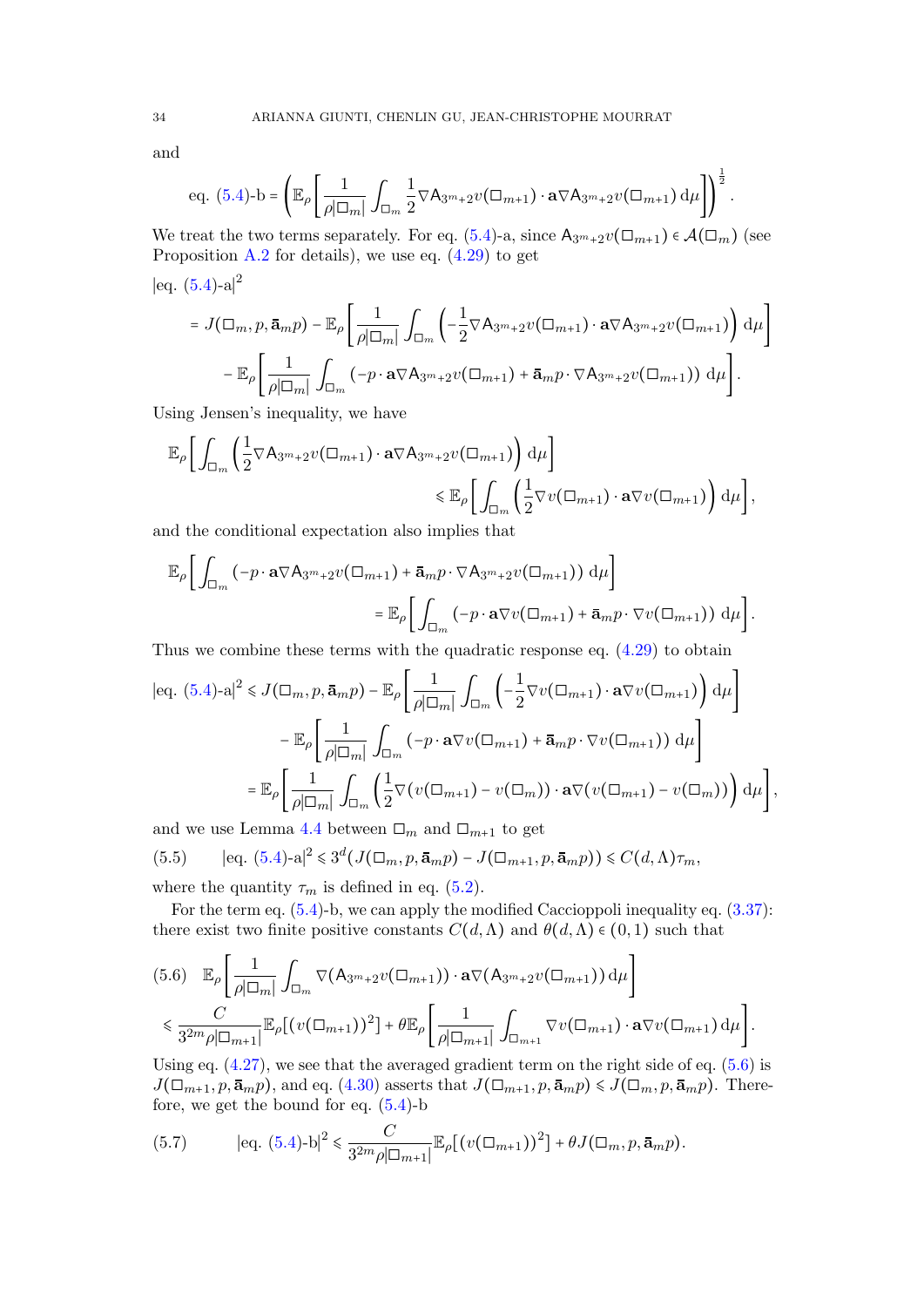and

$$\text{eq. (5.4)-b} = \left(\mathbb{E}_\rho\left[\frac{1}{\rho|\square_m|}\int_{\square_m}\frac{1}{2}\nabla \mathsf{A}_{3^m+2}v(\square_{m+1})\cdot \mathbf{a}\nabla \mathsf{A}_{3^m+2}v(\square_{m+1})\,\mathrm{d}\mu\right]\right)^{\frac{1}{2}}.$$

We treat the two terms separately. For eq. (5.4)-a, since $\mathsf{A}_{3^m+2}v(\square_{m+1}) \in \mathcal{A}(\square_m)$ (see Proposition A.2 for details), we use eq. (4.29) to get

$$\begin{aligned}
&|\text{eq. (5.4)-a}|^2 \\
&= J(\square_m, p, \bar{\mathbf{a}}_m p) - \mathbb{E}_\rho\left[\frac{1}{\rho|\square_m|}\int_{\square_m}\left(-\frac{1}{2}\nabla \mathsf{A}_{3^m+2}v(\square_{m+1})\cdot \mathbf{a}\nabla \mathsf{A}_{3^m+2}v(\square_{m+1})\right)\mathrm{d}\mu\right] \\
&\quad - \mathbb{E}_\rho\left[\frac{1}{\rho|\square_m|}\int_{\square_m}\left(-p\cdot \mathbf{a}\nabla \mathsf{A}_{3^m+2}v(\square_{m+1}) + \bar{\mathbf{a}}_m p\cdot \nabla \mathsf{A}_{3^m+2}v(\square_{m+1})\right)\mathrm{d}\mu\right].
\end{aligned}$$

Using Jensen's inequality, we have

$$\begin{aligned}
\mathbb{E}_\rho\left[\int_{\square_m}\left(\frac{1}{2}\nabla \mathsf{A}_{3^m+2}v(\square_{m+1})\cdot \mathbf{a}\nabla \mathsf{A}_{3^m+2}v(\square_{m+1})\right)\mathrm{d}\mu\right] \\
\leqslant \mathbb{E}_\rho\left[\int_{\square_m}\left(\frac{1}{2}\nabla v(\square_{m+1})\cdot \mathbf{a}\nabla v(\square_{m+1})\right)\mathrm{d}\mu\right],
\end{aligned}$$

and the conditional expectation also implies that

$$\begin{aligned}
\mathbb{E}_\rho\left[\int_{\square_m}\left(-p\cdot \mathbf{a}\nabla \mathsf{A}_{3^m+2}v(\square_{m+1}) + \bar{\mathbf{a}}_m p\cdot \nabla \mathsf{A}_{3^m+2}v(\square_{m+1})\right)\mathrm{d}\mu\right] \\
= \mathbb{E}_\rho\left[\int_{\square_m}\left(-p\cdot \mathbf{a}\nabla v(\square_{m+1}) + \bar{\mathbf{a}}_m p\cdot \nabla v(\square_{m+1})\right)\mathrm{d}\mu\right].
\end{aligned}$$

Thus we combine these terms with the quadratic response eq. (4.29) to obtain

$$\begin{aligned}
|\text{eq. (5.4)-a}|^2 &\leqslant J(\square_m, p, \bar{\mathbf{a}}_m p) - \mathbb{E}_\rho\left[\frac{1}{\rho|\square_m|}\int_{\square_m}\left(-\frac{1}{2}\nabla v(\square_{m+1})\cdot \mathbf{a}\nabla v(\square_{m+1})\right)\mathrm{d}\mu\right] \\
&\quad - \mathbb{E}_\rho\left[\frac{1}{\rho|\square_m|}\int_{\square_m}\left(-p\cdot \mathbf{a}\nabla v(\square_{m+1}) + \bar{\mathbf{a}}_m p\cdot \nabla v(\square_{m+1})\right)\mathrm{d}\mu\right] \\
&= \mathbb{E}_\rho\left[\frac{1}{\rho|\square_m|}\int_{\square_m}\left(\frac{1}{2}\nabla\big(v(\square_{m+1}) - v(\square_m)\big)\cdot \mathbf{a}\nabla\big(v(\square_{m+1}) - v(\square_m)\big)\right)\mathrm{d}\mu\right],
\end{aligned}$$

and we use Lemma 4.4 between $\square_m$ and $\square_{m+1}$ to get

$$|\text{eq. (5.4)-a}|^2 \leqslant 3^d\big(J(\square_m, p, \bar{\mathbf{a}}_m p) - J(\square_{m+1}, p, \bar{\mathbf{a}}_m p)\big) \leqslant C(d,\Lambda)\tau_m, \tag{5.5}$$

where the quantity $\tau_m$ is defined in eq. (5.2).

For the term eq. (5.4)-b, we can apply the modified Caccioppoli inequality eq. (3.37): there exist two finite positive constants $C(d,\Lambda)$ and $\theta(d,\Lambda) \in (0,1)$ such that

$$\begin{aligned}
&\mathbb{E}_\rho\left[\frac{1}{\rho|\square_m|}\int_{\square_m}\nabla(\mathsf{A}_{3^m+2}v(\square_{m+1}))\cdot \mathbf{a}\nabla(\mathsf{A}_{3^m+2}v(\square_{m+1}))\,\mathrm{d}\mu\right] \\
&\leqslant \frac{C}{3^{2m}\rho|\square_{m+1}|}\mathbb{E}_\rho\big[(v(\square_{m+1}))^2\big] + \theta\mathbb{E}_\rho\left[\frac{1}{\rho|\square_{m+1}|}\int_{\square_{m+1}}\nabla v(\square_{m+1})\cdot \mathbf{a}\nabla v(\square_{m+1})\,\mathrm{d}\mu\right].
\end{aligned} \tag{5.6}$$

Using eq. (4.27), we see that the averaged gradient term on the right side of eq. (5.6) is $J(\square_{m+1}, p, \bar{\mathbf{a}}_m p)$, and eq. (4.30) asserts that $J(\square_{m+1}, p, \bar{\mathbf{a}}_m p) \leqslant J(\square_m, p, \bar{\mathbf{a}}_m p)$. Therefore, we get the bound for eq. (5.4)-b

$$|\text{eq. (5.4)-b}|^2 \leqslant \frac{C}{3^{2m}\rho|\square_{m+1}|}\mathbb{E}_\rho\big[(v(\square_{m+1}))^2\big] + \theta J(\square_m, p, \bar{\mathbf{a}}_m p). \tag{5.7}$$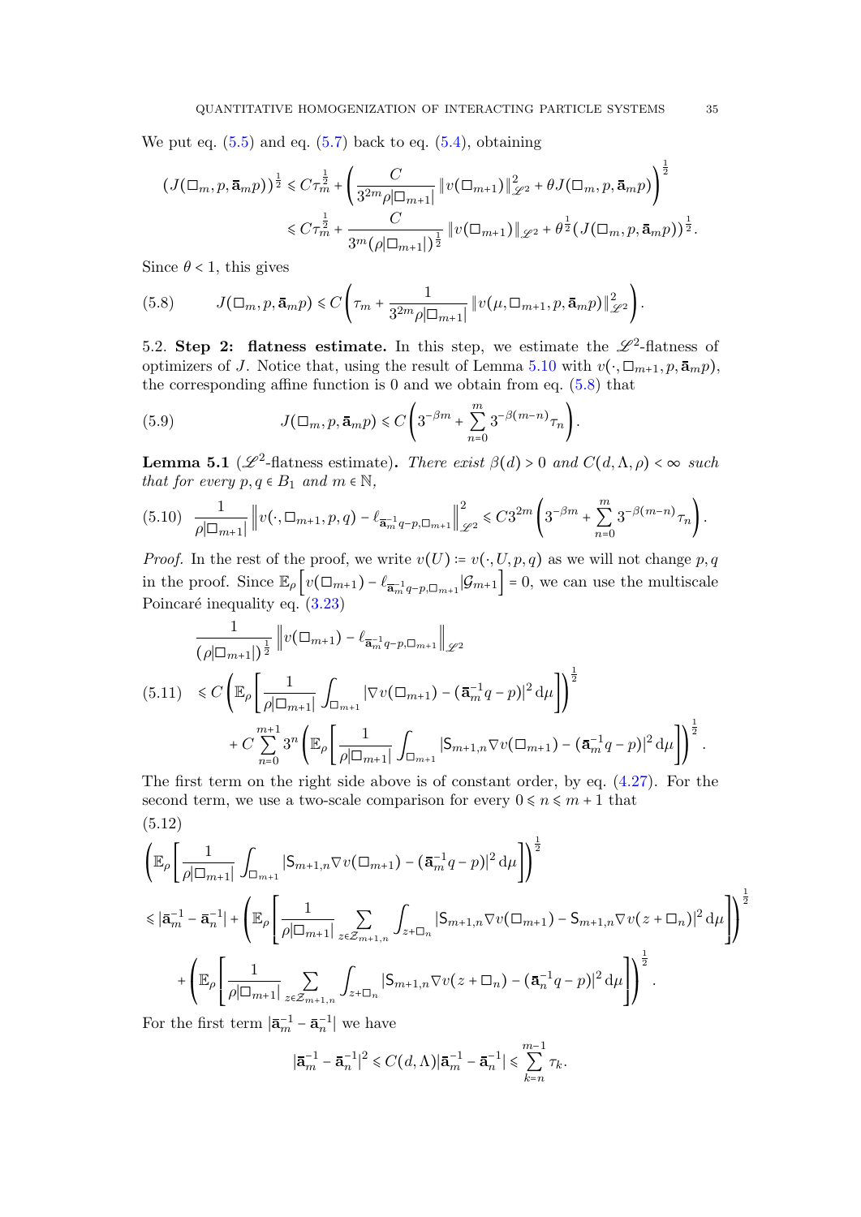We put eq. (5.5) and eq. (5.7) back to eq. (5.4), obtaining

$$
\begin{aligned}
(J(\square_m, p, \bar{\mathbf{a}}_m p))^{\frac{1}{2}} &\leqslant C\tau_m^{\frac{1}{2}} + \left( \frac{C}{3^{2m}\rho|\square_{m+1}|} \left\| v(\square_{m+1}) \right\|_{\mathscr{L}^2}^2 + \theta J(\square_m, p, \bar{\mathbf{a}}_m p) \right)^{\frac{1}{2}} \\
&\leqslant C\tau_m^{\frac{1}{2}} + \frac{C}{3^m(\rho|\square_{m+1}|)^{\frac{1}{2}}} \left\| v(\square_{m+1}) \right\|_{\mathscr{L}^2} + \theta^{\frac{1}{2}} (J(\square_m, p, \bar{\mathbf{a}}_m p))^{\frac{1}{2}}.
\end{aligned}
$$

Since $\theta < 1$, this gives

$$
J(\square_m, p, \bar{\mathbf{a}}_m p) \leqslant C\left( \tau_m + \frac{1}{3^{2m}\rho|\square_{m+1}|} \left\| v(\mu, \square_{m+1}, p, \bar{\mathbf{a}}_m p) \right\|_{\mathscr{L}^2}^2 \right). \tag{5.8}
$$

5.2. **Step 2: flatness estimate.** In this step, we estimate the $\mathscr{L}^2$-flatness of optimizers of $J$. Notice that, using the result of Lemma 5.10 with $v(\cdot, \square_{m+1}, p, \bar{\mathbf{a}}_m p)$, the corresponding affine function is 0 and we obtain from eq. (5.8) that

$$
J(\square_m, p, \bar{\mathbf{a}}_m p) \leqslant C\left( 3^{-\beta m} + \sum_{n=0}^{m} 3^{-\beta(m-n)} \tau_n \right). \tag{5.9}
$$

**Lemma 5.1** ($\mathscr{L}^2$-flatness estimate)**.** *There exist $\beta(d) > 0$ and $C(d, \Lambda, \rho) < \infty$ such that for every $p, q \in B_1$ and $m \in \mathbb{N}$,*

$$
\frac{1}{\rho|\square_{m+1}|} \left\| v(\cdot, \square_{m+1}, p, q) - \ell_{\bar{\mathbf{a}}_m^{-1} q - p, \square_{m+1}} \right\|_{\mathscr{L}^2}^2 \leqslant C 3^{2m} \left( 3^{-\beta m} + \sum_{n=0}^{m} 3^{-\beta(m-n)} \tau_n \right). \tag{5.10}
$$

*Proof.* In the rest of the proof, we write $v(U) \coloneqq v(\cdot, U, p, q)$ as we will not change $p, q$ in the proof. Since $\mathbb{E}_\rho\left[ v(\square_{m+1}) - \ell_{\bar{\mathbf{a}}_m^{-1} q - p, \square_{m+1}} | \mathcal{G}_{m+1} \right] = 0$, we can use the multiscale Poincaré inequality eq. (3.23)

$$
\begin{aligned}
&\frac{1}{(\rho|\square_{m+1}|)^{\frac{1}{2}}} \left\| v(\square_{m+1}) - \ell_{\bar{\mathbf{a}}_m^{-1} q - p, \square_{m+1}} \right\|_{\mathscr{L}^2} \\
&\leqslant C\left( \mathbb{E}_\rho\left[ \frac{1}{\rho|\square_{m+1}|} \int_{\square_{m+1}} |\nabla v(\square_{m+1}) - (\bar{\mathbf{a}}_m^{-1} q - p)|^2 \, \mathrm{d}\mu \right] \right)^{\frac{1}{2}} \\
&\qquad + C \sum_{n=0}^{m+1} 3^n \left( \mathbb{E}_\rho\left[ \frac{1}{\rho|\square_{m+1}|} \int_{\square_{m+1}} |\mathsf{S}_{m+1,n} \nabla v(\square_{m+1}) - (\bar{\mathbf{a}}_m^{-1} q - p)|^2 \, \mathrm{d}\mu \right] \right)^{\frac{1}{2}}.
\end{aligned} \tag{5.11}
$$

The first term on the right side above is of constant order, by eq. (4.27). For the second term, we use a two-scale comparison for every $0 \leqslant n \leqslant m+1$ that

$$
\begin{aligned}
&\left( \mathbb{E}_\rho\left[ \frac{1}{\rho|\square_{m+1}|} \int_{\square_{m+1}} |\mathsf{S}_{m+1,n} \nabla v(\square_{m+1}) - (\bar{\mathbf{a}}_m^{-1} q - p)|^2 \, \mathrm{d}\mu \right] \right)^{\frac{1}{2}} \\
&\leqslant |\bar{\mathbf{a}}_m^{-1} - \bar{\mathbf{a}}_n^{-1}| + \left( \mathbb{E}_\rho\left[ \frac{1}{\rho|\square_{m+1}|} \sum_{z \in \mathcal{Z}_{m+1,n}} \int_{z+\square_n} |\mathsf{S}_{m+1,n} \nabla v(\square_{m+1}) - \mathsf{S}_{m+1,n} \nabla v(z + \square_n)|^2 \, \mathrm{d}\mu \right] \right)^{\frac{1}{2}} \\
&\qquad + \left( \mathbb{E}_\rho\left[ \frac{1}{\rho|\square_{m+1}|} \sum_{z \in \mathcal{Z}_{m+1,n}} \int_{z+\square_n} |\mathsf{S}_{m+1,n} \nabla v(z + \square_n) - (\bar{\mathbf{a}}_n^{-1} q - p)|^2 \, \mathrm{d}\mu \right] \right)^{\frac{1}{2}}.
\end{aligned} \tag{5.12}
$$

For the first term $|\bar{\mathbf{a}}_m^{-1} - \bar{\mathbf{a}}_n^{-1}|$ we have

$$
|\bar{\mathbf{a}}_m^{-1} - \bar{\mathbf{a}}_n^{-1}|^2 \leqslant C(d, \Lambda) |\bar{\mathbf{a}}_m^{-1} - \bar{\mathbf{a}}_n^{-1}| \leqslant \sum_{k=n}^{m-1} \tau_k.
$$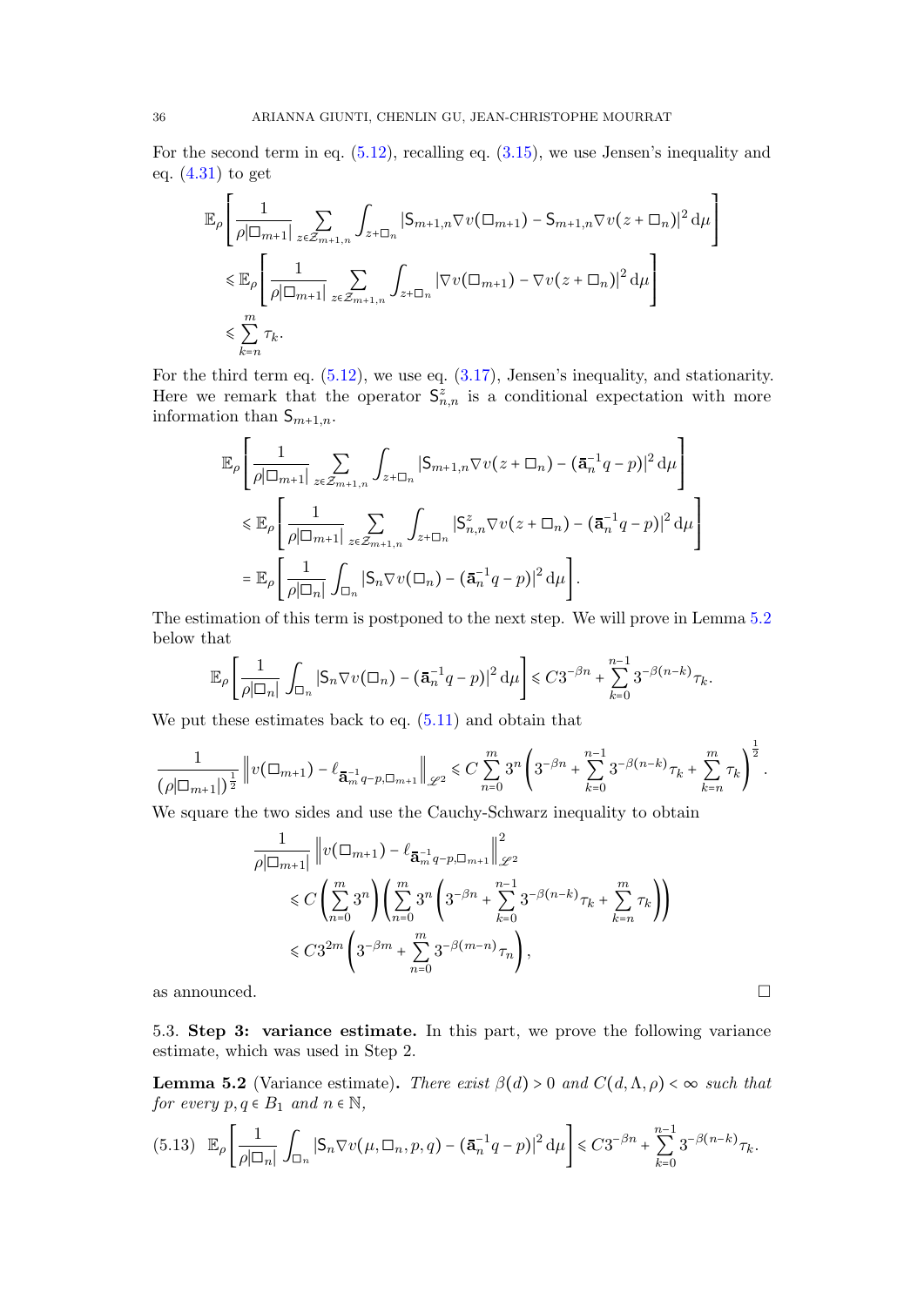For the second term in eq. (5.12), recalling eq. (3.15), we use Jensen's inequality and eq. (4.31) to get

$$
\begin{aligned}
&\mathbb{E}_\rho\left[\frac{1}{\rho|\square_{m+1}|}\sum_{z\in\mathcal{Z}_{m+1,n}}\int_{z+\square_n}\left|\mathsf{S}_{m+1,n}\nabla v(\square_{m+1})-\mathsf{S}_{m+1,n}\nabla v(z+\square_n)\right|^2\mathrm{d}\mu\right]\\
&\leqslant \mathbb{E}_\rho\left[\frac{1}{\rho|\square_{m+1}|}\sum_{z\in\mathcal{Z}_{m+1,n}}\int_{z+\square_n}\left|\nabla v(\square_{m+1})-\nabla v(z+\square_n)\right|^2\mathrm{d}\mu\right]\\
&\leqslant \sum_{k=n}^{m}\tau_k.
\end{aligned}
$$

For the third term eq. (5.12), we use eq. (3.17), Jensen's inequality, and stationarity. Here we remark that the operator $\mathsf{S}^z_{n,n}$ is a conditional expectation with more information than $\mathsf{S}_{m+1,n}$.

$$
\begin{aligned}
&\mathbb{E}_\rho\left[\frac{1}{\rho|\square_{m+1}|}\sum_{z\in\mathcal{Z}_{m+1,n}}\int_{z+\square_n}\left|\mathsf{S}_{m+1,n}\nabla v(z+\square_n)-(\bar{\mathbf{a}}_n^{-1}q-p)\right|^2\mathrm{d}\mu\right]\\
&\leqslant \mathbb{E}_\rho\left[\frac{1}{\rho|\square_{m+1}|}\sum_{z\in\mathcal{Z}_{m+1,n}}\int_{z+\square_n}\left|\mathsf{S}^z_{n,n}\nabla v(z+\square_n)-(\bar{\mathbf{a}}_n^{-1}q-p)\right|^2\mathrm{d}\mu\right]\\
&= \mathbb{E}_\rho\left[\frac{1}{\rho|\square_n|}\int_{\square_n}\left|\mathsf{S}_n\nabla v(\square_n)-(\bar{\mathbf{a}}_n^{-1}q-p)\right|^2\mathrm{d}\mu\right].
\end{aligned}
$$

The estimation of this term is postponed to the next step. We will prove in Lemma 5.2 below that

$$
\mathbb{E}_\rho\left[\frac{1}{\rho|\square_n|}\int_{\square_n}\left|\mathsf{S}_n\nabla v(\square_n)-(\bar{\mathbf{a}}_n^{-1}q-p)\right|^2\mathrm{d}\mu\right]\leqslant C3^{-\beta n}+\sum_{k=0}^{n-1}3^{-\beta(n-k)}\tau_k.
$$

We put these estimates back to eq. (5.11) and obtain that

$$
\frac{1}{(\rho|\square_{m+1}|)^{\frac12}}\left\|v(\square_{m+1})-\ell_{\bar{\mathbf{a}}_m^{-1}q-p,\square_{m+1}}\right\|_{\mathscr{L}^2}\leqslant C\sum_{n=0}^{m}3^n\left(3^{-\beta n}+\sum_{k=0}^{n-1}3^{-\beta(n-k)}\tau_k+\sum_{k=n}^{m}\tau_k\right)^{\frac12}.
$$

We square the two sides and use the Cauchy-Schwarz inequality to obtain

$$
\begin{aligned}
&\frac{1}{\rho|\square_{m+1}|}\left\|v(\square_{m+1})-\ell_{\bar{\mathbf{a}}_m^{-1}q-p,\square_{m+1}}\right\|^2_{\mathscr{L}^2}\\
&\leqslant C\left(\sum_{n=0}^{m}3^n\right)\left(\sum_{n=0}^{m}3^n\left(3^{-\beta n}+\sum_{k=0}^{n-1}3^{-\beta(n-k)}\tau_k+\sum_{k=n}^{m}\tau_k\right)\right)\\
&\leqslant C3^{2m}\left(3^{-\beta m}+\sum_{n=0}^{m}3^{-\beta(m-n)}\tau_n\right),
\end{aligned}
$$

as announced. □

### 5.3. Step 3: variance estimate.

In this part, we prove the following variance estimate, which was used in Step 2.

**Lemma 5.2** (Variance estimate). *There exist $\beta(d)>0$ and $C(d,\Lambda,\rho)<\infty$ such that for every $p,q\in B_1$ and $n\in\mathbb{N}$,*

$$
\mathbb{E}_\rho\left[\frac{1}{\rho|\square_n|}\int_{\square_n}\left|\mathsf{S}_n\nabla v(\mu,\square_n,p,q)-(\bar{\mathbf{a}}_n^{-1}q-p)\right|^2\mathrm{d}\mu\right]\leqslant C3^{-\beta n}+\sum_{k=0}^{n-1}3^{-\beta(n-k)}\tau_k. \tag{5.13}
$$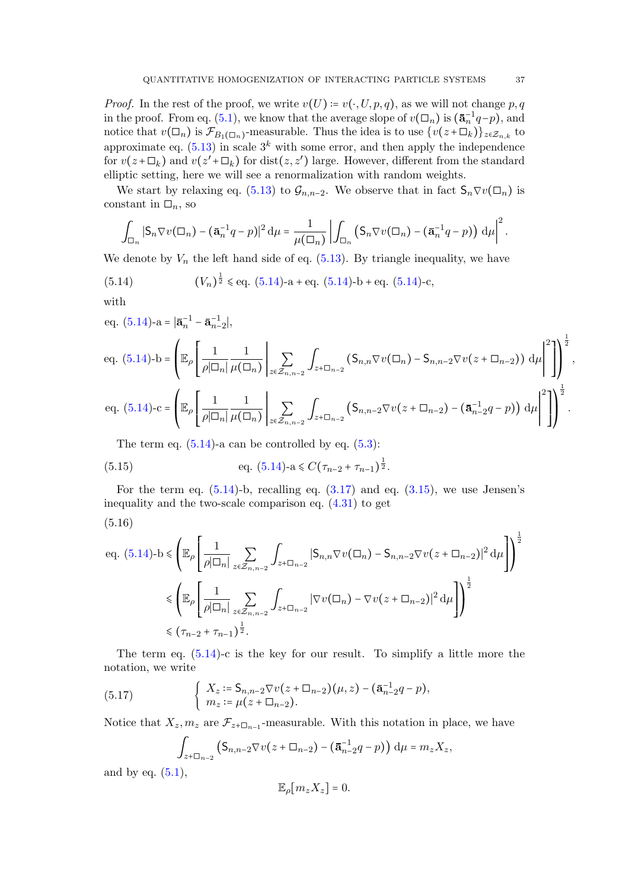*Proof.* In the rest of the proof, we write $v(U) \coloneqq v(\cdot, U, p, q)$, as we will not change $p, q$ in the proof. From eq. (5.1), we know that the average slope of $v(\square_n)$ is $(\bar{\mathbf{a}}_n^{-1} q - p)$, and notice that $v(\square_n)$ is $\mathcal{F}_{B_1(\square_n)}$-measurable. Thus the idea is to use $\{v(z + \square_k)\}_{z \in \mathcal{Z}_{n,k}}$ to approximate eq. (5.13) in scale $3^k$ with some error, and then apply the independence for $v(z + \square_k)$ and $v(z' + \square_k)$ for $\operatorname{dist}(z, z')$ large. However, different from the standard elliptic setting, here we will see a renormalization with random weights.

We start by relaxing eq. (5.13) to $\mathcal{G}_{n,n-2}$. We observe that in fact $\mathsf{S}_n \nabla v(\square_n)$ is constant in $\square_n$, so

$$\int_{\square_n} |\mathsf{S}_n \nabla v(\square_n) - (\bar{\mathbf{a}}_n^{-1} q - p)|^2 \, \mathrm{d}\mu = \frac{1}{\mu(\square_n)} \left| \int_{\square_n} \left( \mathsf{S}_n \nabla v(\square_n) - (\bar{\mathbf{a}}_n^{-1} q - p) \right) \mathrm{d}\mu \right|^2.$$

We denote by $V_n$ the left hand side of eq. (5.13). By triangle inequality, we have

$$(V_n)^{\frac{1}{2}} \leqslant \text{eq. (5.14)-a} + \text{eq. (5.14)-b} + \text{eq. (5.14)-c}, \tag{5.14}$$

with

$$\text{eq. (5.14)-a} = |\bar{\mathbf{a}}_n^{-1} - \bar{\mathbf{a}}_{n-2}^{-1}|,$$

$$\text{eq. (5.14)-b} = \left( \mathbb{E}_\rho \left[ \frac{1}{\rho|\square_n|} \frac{1}{\mu(\square_n)} \left| \sum_{z \in \mathcal{Z}_{n,n-2}} \int_{z + \square_{n-2}} \left( \mathsf{S}_{n,n} \nabla v(\square_n) - \mathsf{S}_{n,n-2} \nabla v(z + \square_{n-2}) \right) \mathrm{d}\mu \right|^2 \right] \right)^{\frac{1}{2}},$$

$$\text{eq. (5.14)-c} = \left( \mathbb{E}_\rho \left[ \frac{1}{\rho|\square_n|} \frac{1}{\mu(\square_n)} \left| \sum_{z \in \mathcal{Z}_{n,n-2}} \int_{z + \square_{n-2}} \left( \mathsf{S}_{n,n-2} \nabla v(z + \square_{n-2}) - (\bar{\mathbf{a}}_{n-2}^{-1} q - p) \right) \mathrm{d}\mu \right|^2 \right] \right)^{\frac{1}{2}}.$$

The term eq. (5.14)-a can be controlled by eq. (5.3):

$$\text{eq. (5.14)-a} \leqslant C(\tau_{n-2} + \tau_{n-1})^{\frac{1}{2}}. \tag{5.15}$$

For the term eq. (5.14)-b, recalling eq. (3.17) and eq. (3.15), we use Jensen's inequality and the two-scale comparison eq. (4.31) to get

$$\begin{aligned}
\text{eq. (5.14)-b} &\leqslant \left( \mathbb{E}_\rho \left[ \frac{1}{\rho|\square_n|} \sum_{z \in \mathcal{Z}_{n,n-2}} \int_{z + \square_{n-2}} |\mathsf{S}_{n,n} \nabla v(\square_n) - \mathsf{S}_{n,n-2} \nabla v(z + \square_{n-2})|^2 \, \mathrm{d}\mu \right] \right)^{\frac{1}{2}} \\
&\leqslant \left( \mathbb{E}_\rho \left[ \frac{1}{\rho|\square_n|} \sum_{z \in \mathcal{Z}_{n,n-2}} \int_{z + \square_{n-2}} |\nabla v(\square_n) - \nabla v(z + \square_{n-2})|^2 \, \mathrm{d}\mu \right] \right)^{\frac{1}{2}} \\
&\leqslant (\tau_{n-2} + \tau_{n-1})^{\frac{1}{2}}.
\end{aligned} \tag{5.16}$$

The term eq. (5.14)-c is the key for our result. To simplify a little more the notation, we write

$$\begin{cases} X_z \coloneqq \mathsf{S}_{n,n-2} \nabla v(z + \square_{n-2})(\mu, z) - (\bar{\mathbf{a}}_{n-2}^{-1} q - p), \\ m_z \coloneqq \mu(z + \square_{n-2}). \end{cases} \tag{5.17}$$

Notice that $X_z, m_z$ are $\mathcal{F}_{z + \square_{n-1}}$-measurable. With this notation in place, we have

$$\int_{z + \square_{n-2}} \left( \mathsf{S}_{n,n-2} \nabla v(z + \square_{n-2}) - (\bar{\mathbf{a}}_{n-2}^{-1} q - p) \right) \mathrm{d}\mu = m_z X_z,$$

and by eq. (5.1),

$$\mathbb{E}_\rho[m_z X_z] = 0.$$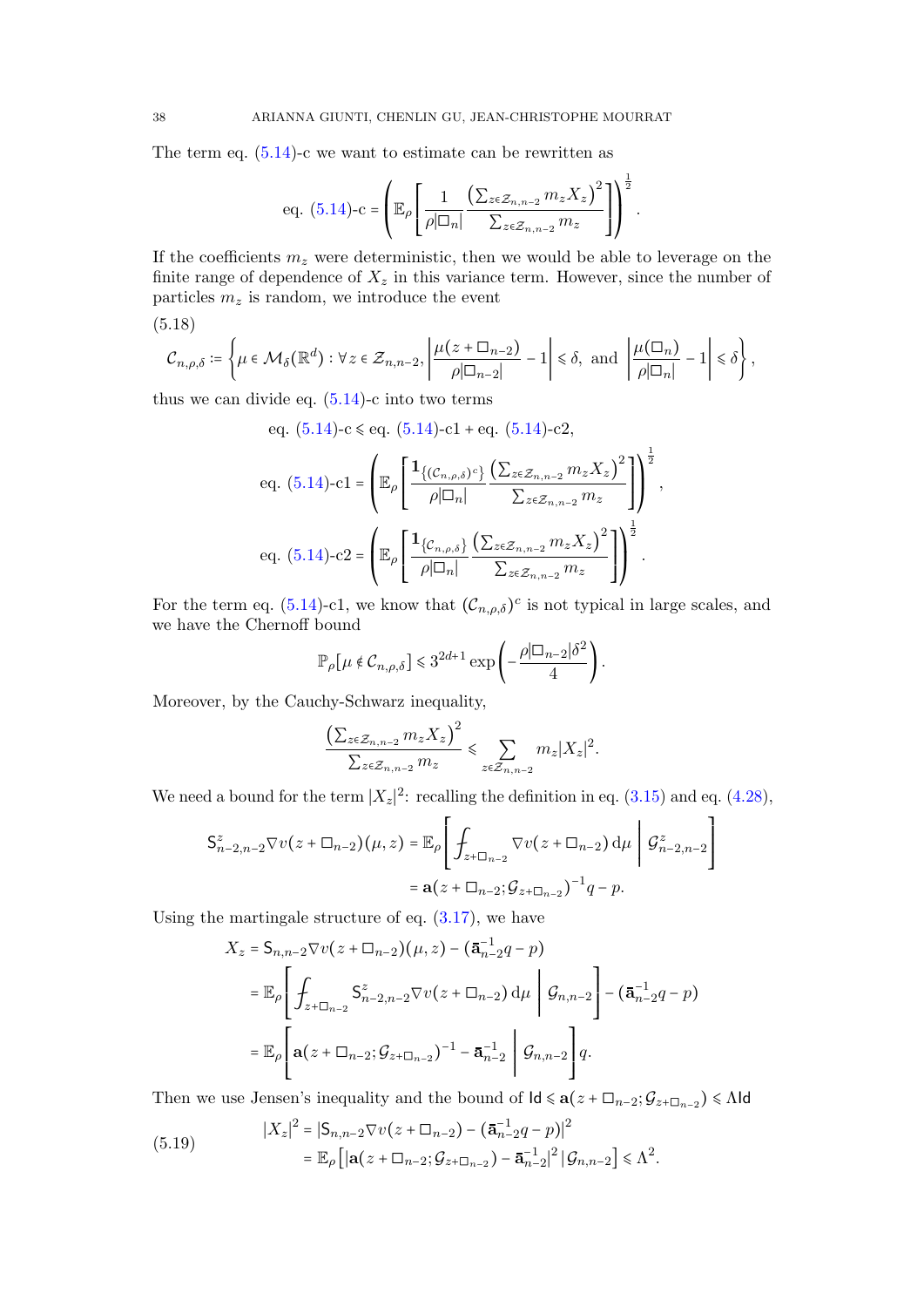The term eq. (5.14)-c we want to estimate can be rewritten as

$$\text{eq. (5.14)-c} = \left(\mathbb{E}_\rho\left[\frac{1}{\rho|\square_n|}\frac{\left(\sum_{z\in\mathcal{Z}_{n,n-2}} m_z X_z\right)^2}{\sum_{z\in\mathcal{Z}_{n,n-2}} m_z}\right]\right)^{\frac{1}{2}}.$$

If the coefficients $m_z$ were deterministic, then we would be able to leverage on the finite range of dependence of $X_z$ in this variance term. However, since the number of particles $m_z$ is random, we introduce the event

$$\mathcal{C}_{n,\rho,\delta} := \left\{\mu\in\mathcal{M}_\delta(\mathbb{R}^d) : \forall z\in\mathcal{Z}_{n,n-2}, \left|\frac{\mu(z+\square_{n-2})}{\rho|\square_{n-2}|}-1\right|\leqslant\delta, \text{ and } \left|\frac{\mu(\square_n)}{\rho|\square_n|}-1\right|\leqslant\delta\right\}, \tag{5.18}$$

thus we can divide eq. (5.14)-c into two terms

$$\text{eq. (5.14)-c} \leqslant \text{eq. (5.14)-c1} + \text{eq. (5.14)-c2},$$

$$\text{eq. (5.14)-c1} = \left(\mathbb{E}_\rho\left[\frac{\mathbf{1}_{\{(\mathcal{C}_{n,\rho,\delta})^c\}}}{\rho|\square_n|}\frac{\left(\sum_{z\in\mathcal{Z}_{n,n-2}} m_z X_z\right)^2}{\sum_{z\in\mathcal{Z}_{n,n-2}} m_z}\right]\right)^{\frac{1}{2}},$$

$$\text{eq. (5.14)-c2} = \left(\mathbb{E}_\rho\left[\frac{\mathbf{1}_{\{\mathcal{C}_{n,\rho,\delta}\}}}{\rho|\square_n|}\frac{\left(\sum_{z\in\mathcal{Z}_{n,n-2}} m_z X_z\right)^2}{\sum_{z\in\mathcal{Z}_{n,n-2}} m_z}\right]\right)^{\frac{1}{2}}.$$

For the term eq. (5.14)-c1, we know that $(\mathcal{C}_{n,\rho,\delta})^c$ is not typical in large scales, and we have the Chernoff bound

$$\mathbb{P}_\rho[\mu\notin\mathcal{C}_{n,\rho,\delta}]\leqslant 3^{2d+1}\exp\left(-\frac{\rho|\square_{n-2}|\delta^2}{4}\right).$$

Moreover, by the Cauchy-Schwarz inequality,

$$\frac{\left(\sum_{z\in\mathcal{Z}_{n,n-2}} m_z X_z\right)^2}{\sum_{z\in\mathcal{Z}_{n,n-2}} m_z}\leqslant\sum_{z\in\mathcal{Z}_{n,n-2}} m_z|X_z|^2.$$

We need a bound for the term $|X_z|^2$: recalling the definition in eq. (3.15) and eq. (4.28),

$$\begin{aligned}\mathsf{S}^z_{n-2,n-2}\nabla v(z+\square_{n-2})(\mu,z) &= \mathbb{E}_\rho\left[\fint_{z+\square_{n-2}}\nabla v(z+\square_{n-2})\,\mathrm{d}\mu \,\middle|\, \mathcal{G}^z_{n-2,n-2}\right]\\ &= \mathbf{a}(z+\square_{n-2};\mathcal{G}_{z+\square_{n-2}})^{-1}q - p.\end{aligned}$$

Using the martingale structure of eq. (3.17), we have

$$\begin{aligned}X_z &= \mathsf{S}_{n,n-2}\nabla v(z+\square_{n-2})(\mu,z) - (\bar{\mathbf{a}}^{-1}_{n-2}q-p)\\ &= \mathbb{E}_\rho\left[\fint_{z+\square_{n-2}}\mathsf{S}^z_{n-2,n-2}\nabla v(z+\square_{n-2})\,\mathrm{d}\mu \,\middle|\, \mathcal{G}_{n,n-2}\right] - (\bar{\mathbf{a}}^{-1}_{n-2}q-p)\\ &= \mathbb{E}_\rho\left[\mathbf{a}(z+\square_{n-2};\mathcal{G}_{z+\square_{n-2}})^{-1} - \bar{\mathbf{a}}^{-1}_{n-2}\,\middle|\,\mathcal{G}_{n,n-2}\right]q.\end{aligned}$$

Then we use Jensen's inequality and the bound of $\mathsf{Id}\leqslant\mathbf{a}(z+\square_{n-2};\mathcal{G}_{z+\square_{n-2}})\leqslant\Lambda\mathsf{Id}$

$$\begin{aligned}|X_z|^2 &= \left|\mathsf{S}_{n,n-2}\nabla v(z+\square_{n-2}) - (\bar{\mathbf{a}}^{-1}_{n-2}q-p)\right|^2\\ &= \mathbb{E}_\rho\left[\left|\mathbf{a}(z+\square_{n-2};\mathcal{G}_{z+\square_{n-2}}) - \bar{\mathbf{a}}^{-1}_{n-2}\right|^2\middle|\,\mathcal{G}_{n,n-2}\right]\leqslant\Lambda^2.\end{aligned} \tag{5.19}$$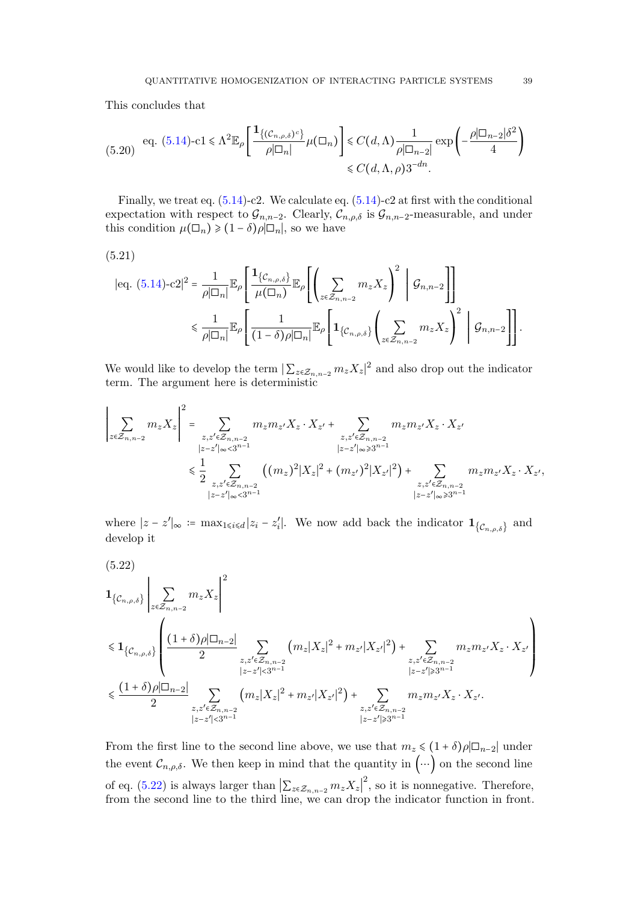This concludes that

$$
\text{eq. (5.14)-c1} \leqslant \Lambda^2 \mathbb{E}_\rho\left[\frac{\mathbf{1}_{\{(\mathcal{C}_{n,\rho,\delta})^c\}}}{\rho|\square_n|}\mu(\square_n)\right] \leqslant C(d,\Lambda)\frac{1}{\rho|\square_{n-2}|}\exp\left(-\frac{\rho|\square_{n-2}|\delta^2}{4}\right) \leqslant C(d,\Lambda,\rho)3^{-dn}. \tag{5.20}
$$

Finally, we treat eq. (5.14)-c2. We calculate eq. (5.14)-c2 at first with the conditional expectation with respect to $\mathcal{G}_{n,n-2}$. Clearly, $\mathcal{C}_{n,\rho,\delta}$ is $\mathcal{G}_{n,n-2}$-measurable, and under this condition $\mu(\square_n) \geqslant (1-\delta)\rho|\square_n|$, so we have

$$
\begin{aligned}
|\text{eq. (5.14)-c2}|^2 &= \frac{1}{\rho|\square_n|}\mathbb{E}_\rho\left[\frac{\mathbf{1}_{\{\mathcal{C}_{n,\rho,\delta}\}}}{\mu(\square_n)}\mathbb{E}_\rho\left[\left(\sum_{z\in\mathcal{Z}_{n,n-2}} m_z X_z\right)^2 \,\middle|\, \mathcal{G}_{n,n-2}\right]\right] \\
&\leqslant \frac{1}{\rho|\square_n|}\mathbb{E}_\rho\left[\frac{1}{(1-\delta)\rho|\square_n|}\mathbb{E}_\rho\left[\mathbf{1}_{\{\mathcal{C}_{n,\rho,\delta}\}}\left(\sum_{z\in\mathcal{Z}_{n,n-2}} m_z X_z\right)^2 \,\middle|\, \mathcal{G}_{n,n-2}\right]\right].
\end{aligned} \tag{5.21}
$$

We would like to develop the term $|\sum_{z\in\mathcal{Z}_{n,n-2}} m_z X_z|^2$ and also drop out the indicator term. The argument here is deterministic

$$
\begin{aligned}
\left|\sum_{z\in\mathcal{Z}_{n,n-2}} m_z X_z\right|^2 &= \sum_{\substack{z,z'\in\mathcal{Z}_{n,n-2}\\ |z-z'|_\infty<3^{n-1}}} m_z m_{z'} X_z\cdot X_{z'} + \sum_{\substack{z,z'\in\mathcal{Z}_{n,n-2}\\ |z-z'|_\infty\geqslant 3^{n-1}}} m_z m_{z'} X_z\cdot X_{z'} \\
&\leqslant \frac{1}{2}\sum_{\substack{z,z'\in\mathcal{Z}_{n,n-2}\\ |z-z'|_\infty<3^{n-1}}} \left((m_z)^2|X_z|^2 + (m_{z'})^2|X_{z'}|^2\right) + \sum_{\substack{z,z'\in\mathcal{Z}_{n,n-2}\\ |z-z'|_\infty\geqslant 3^{n-1}}} m_z m_{z'} X_z\cdot X_{z'},
\end{aligned}
$$

where $|z-z'|_\infty := \max_{1\leqslant i\leqslant d}|z_i - z_i'|$. We now add back the indicator $\mathbf{1}_{\{\mathcal{C}_{n,\rho,\delta}\}}$ and develop it

$$
\begin{aligned}
&\mathbf{1}_{\{\mathcal{C}_{n,\rho,\delta}\}}\left|\sum_{z\in\mathcal{Z}_{n,n-2}} m_z X_z\right|^2 \\
&\leqslant \mathbf{1}_{\{\mathcal{C}_{n,\rho,\delta}\}}\left(\frac{(1+\delta)\rho|\square_{n-2}|}{2}\sum_{\substack{z,z'\in\mathcal{Z}_{n,n-2}\\ |z-z'|<3^{n-1}}}\left(m_z|X_z|^2 + m_{z'}|X_{z'}|^2\right) + \sum_{\substack{z,z'\in\mathcal{Z}_{n,n-2}\\ |z-z'|\geqslant 3^{n-1}}} m_z m_{z'} X_z\cdot X_{z'}\right) \\
&\leqslant \frac{(1+\delta)\rho|\square_{n-2}|}{2}\sum_{\substack{z,z'\in\mathcal{Z}_{n,n-2}\\ |z-z'|<3^{n-1}}}\left(m_z|X_z|^2 + m_{z'}|X_{z'}|^2\right) + \sum_{\substack{z,z'\in\mathcal{Z}_{n,n-2}\\ |z-z'|\geqslant 3^{n-1}}} m_z m_{z'} X_z\cdot X_{z'}.
\end{aligned} \tag{5.22}
$$

From the first line to the second line above, we use that $m_z \leqslant (1+\delta)\rho|\square_{n-2}|$ under the event $\mathcal{C}_{n,\rho,\delta}$. We then keep in mind that the quantity in $\left(\cdots\right)$ on the second line of eq. (5.22) is always larger than $\left|\sum_{z\in\mathcal{Z}_{n,n-2}} m_z X_z\right|^2$, so it is nonnegative. Therefore, from the second line to the third line, we can drop the indicator function in front.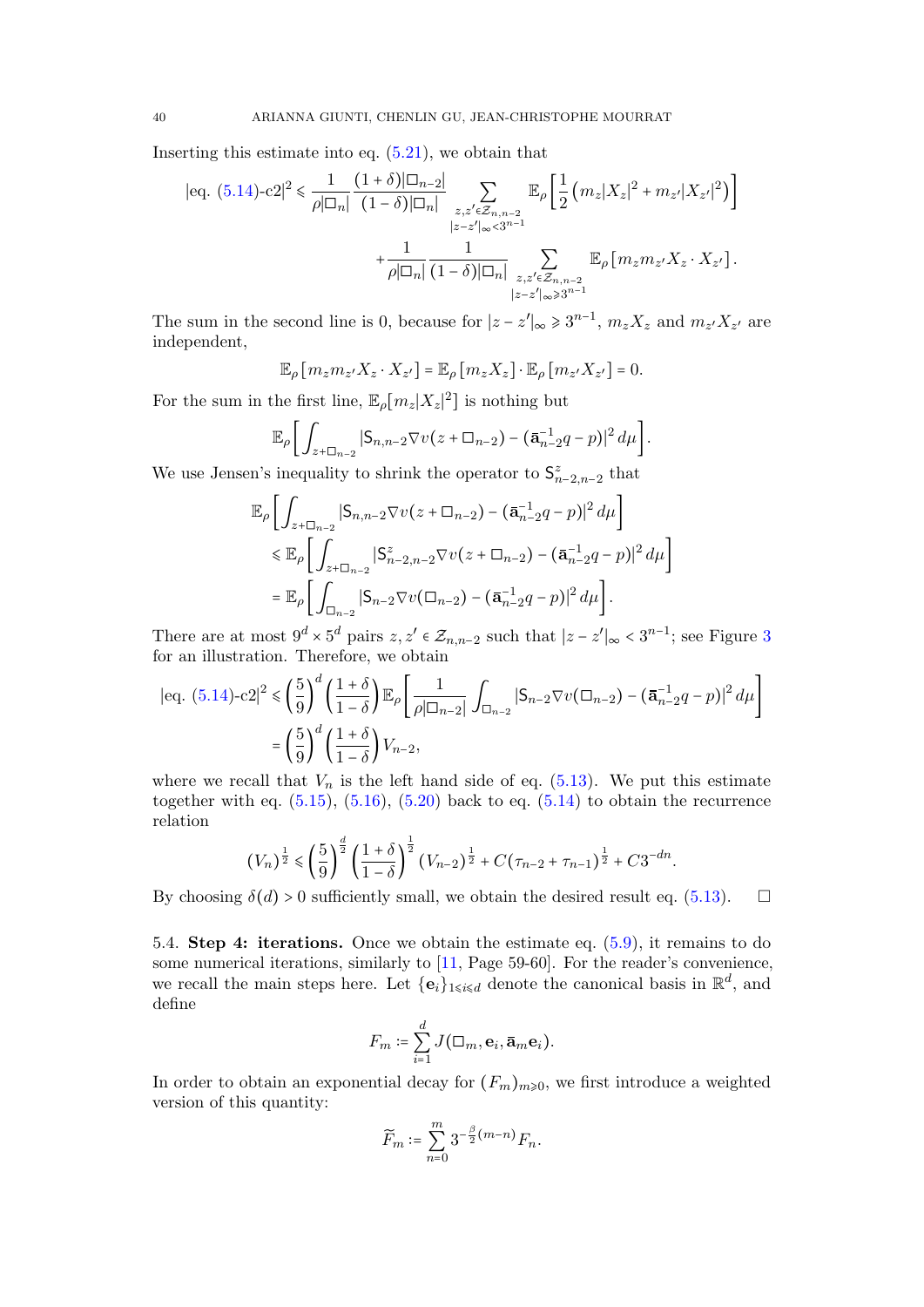Inserting this estimate into eq. (5.21), we obtain that

$$
|\text{eq. (5.14)-c2}|^2 \leqslant \frac{1}{\rho|\square_n|} \frac{(1+\delta)|\square_{n-2}|}{(1-\delta)|\square_n|} \sum_{\substack{z,z' \in \mathcal{Z}_{n,n-2} \\ |z-z'|_\infty < 3^{n-1}}} \mathbb{E}_\rho\left[\frac{1}{2}\left(m_z|X_z|^2 + m_{z'}|X_{z'}|^2\right)\right]
$$

$$
+ \frac{1}{\rho|\square_n|} \frac{1}{(1-\delta)|\square_n|} \sum_{\substack{z,z' \in \mathcal{Z}_{n,n-2} \\ |z-z'|_\infty \geqslant 3^{n-1}}} \mathbb{E}_\rho\left[m_z m_{z'} X_z \cdot X_{z'}\right].
$$

The sum in the second line is 0, because for $|z-z'|_\infty \geqslant 3^{n-1}$, $m_z X_z$ and $m_{z'} X_{z'}$ are independent,

$$
\mathbb{E}_\rho\left[m_z m_{z'} X_z \cdot X_{z'}\right] = \mathbb{E}_\rho\left[m_z X_z\right] \cdot \mathbb{E}_\rho\left[m_{z'} X_{z'}\right] = 0.
$$

For the sum in the first line, $\mathbb{E}_\rho[m_z|X_z|^2]$ is nothing but

$$
\mathbb{E}_\rho\left[\int_{z+\square_{n-2}} |\mathsf{S}_{n,n-2}\nabla v(z+\square_{n-2}) - (\bar{\mathbf{a}}_{n-2}^{-1}q - p)|^2 \, d\mu\right].
$$

We use Jensen's inequality to shrink the operator to $\mathsf{S}^z_{n-2,n-2}$ that

$$
\begin{aligned}
&\mathbb{E}_\rho\left[\int_{z+\square_{n-2}} |\mathsf{S}_{n,n-2}\nabla v(z+\square_{n-2}) - (\bar{\mathbf{a}}_{n-2}^{-1}q - p)|^2 \, d\mu\right] \\
&\leqslant \mathbb{E}_\rho\left[\int_{z+\square_{n-2}} |\mathsf{S}^z_{n-2,n-2}\nabla v(z+\square_{n-2}) - (\bar{\mathbf{a}}_{n-2}^{-1}q - p)|^2 \, d\mu\right] \\
&= \mathbb{E}_\rho\left[\int_{\square_{n-2}} |\mathsf{S}_{n-2}\nabla v(\square_{n-2}) - (\bar{\mathbf{a}}_{n-2}^{-1}q - p)|^2 \, d\mu\right].
\end{aligned}
$$

There are at most $9^d \times 5^d$ pairs $z, z' \in \mathcal{Z}_{n,n-2}$ such that $|z-z'|_\infty < 3^{n-1}$; see Figure 3 for an illustration. Therefore, we obtain

$$
\begin{aligned}
|\text{eq. (5.14)-c2}|^2 &\leqslant \left(\frac{5}{9}\right)^d \left(\frac{1+\delta}{1-\delta}\right) \mathbb{E}_\rho\left[\frac{1}{\rho|\square_{n-2}|} \int_{\square_{n-2}} |\mathsf{S}_{n-2}\nabla v(\square_{n-2}) - (\bar{\mathbf{a}}_{n-2}^{-1}q - p)|^2 \, d\mu\right] \\
&= \left(\frac{5}{9}\right)^d \left(\frac{1+\delta}{1-\delta}\right) V_{n-2},
\end{aligned}
$$

where we recall that $V_n$ is the left hand side of eq. (5.13). We put this estimate together with eq. (5.15), (5.16), (5.20) back to eq. (5.14) to obtain the recurrence relation

$$
(V_n)^{\frac{1}{2}} \leqslant \left(\frac{5}{9}\right)^{\frac{d}{2}} \left(\frac{1+\delta}{1-\delta}\right)^{\frac{1}{2}} (V_{n-2})^{\frac{1}{2}} + C(\tau_{n-2} + \tau_{n-1})^{\frac{1}{2}} + C3^{-dn}.
$$

By choosing $\delta(d) > 0$ sufficiently small, we obtain the desired result eq. (5.13). □

5.4. **Step 4: iterations.** Once we obtain the estimate eq. (5.9), it remains to do some numerical iterations, similarly to [11, Page 59-60]. For the reader's convenience, we recall the main steps here. Let $\{\mathbf{e}_i\}_{1 \leqslant i \leqslant d}$ denote the canonical basis in $\mathbb{R}^d$, and define

$$
F_m := \sum_{i=1}^d J(\square_m, \mathbf{e}_i, \bar{\mathbf{a}}_m \mathbf{e}_i).
$$

In order to obtain an exponential decay for $(F_m)_{m \geqslant 0}$, we first introduce a weighted version of this quantity:

$$
\widetilde{F}_m := \sum_{n=0}^m 3^{-\frac{\beta}{2}(m-n)} F_n.
$$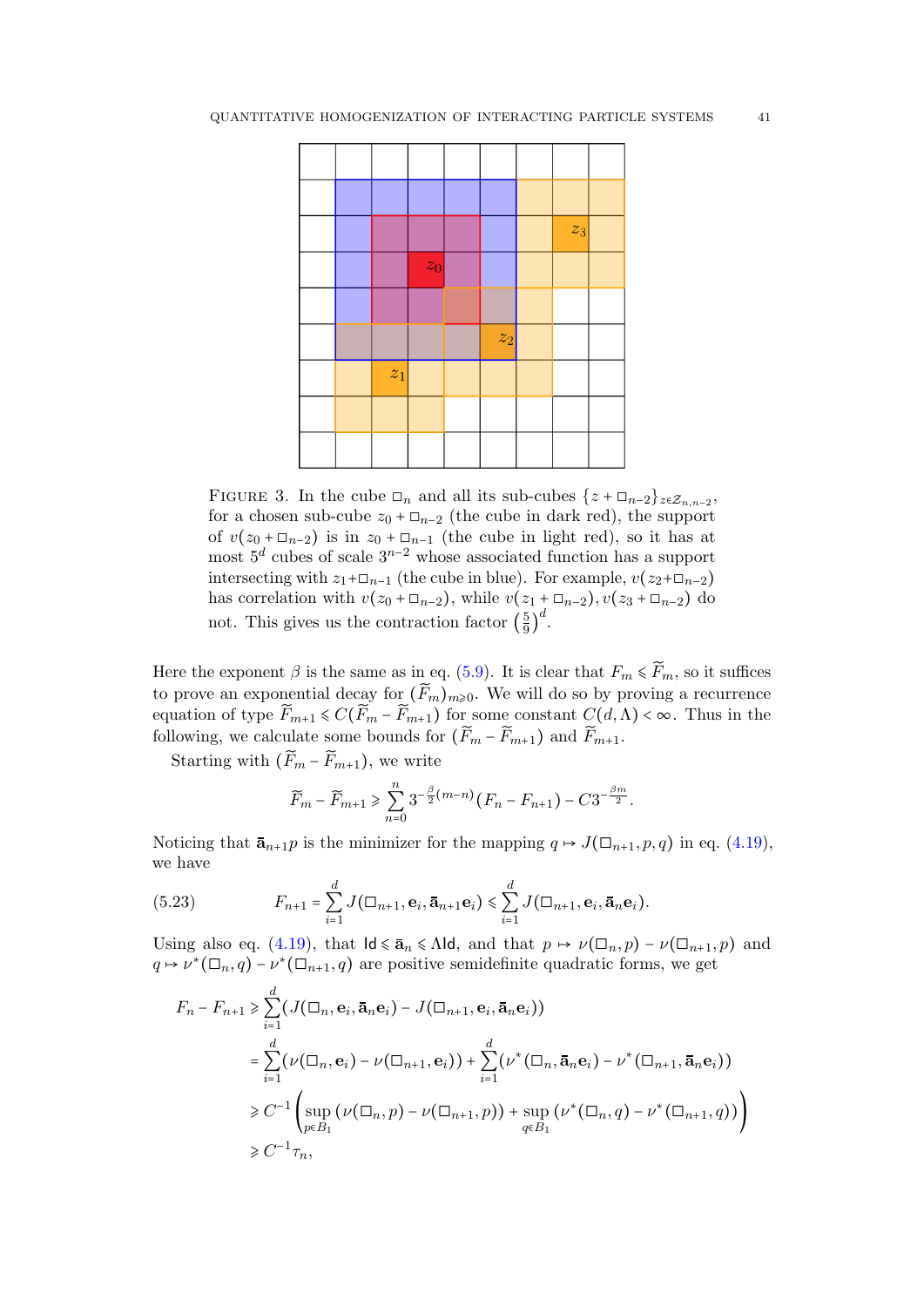FIGURE 3. In the cube $\square_n$ and all its sub-cubes $\{z + \square_{n-2}\}_{z \in \mathcal{Z}_{n,n-2}}$, for a chosen sub-cube $z_0 + \square_{n-2}$ (the cube in dark red), the support of $v(z_0 + \square_{n-2})$ is in $z_0 + \square_{n-1}$ (the cube in light red), so it has at most $5^d$ cubes of scale $3^{n-2}$ whose associated function has a support intersecting with $z_1 + \square_{n-1}$ (the cube in blue). For example, $v(z_2 + \square_{n-2})$ has correlation with $v(z_0 + \square_{n-2})$, while $v(z_1 + \square_{n-2}), v(z_3 + \square_{n-2})$ do not. This gives us the contraction factor $\left(\frac{5}{9}\right)^d$.

Here the exponent $\beta$ is the same as in eq. (5.9). It is clear that $F_m \leqslant \widetilde{F}_m$, so it suffices to prove an exponential decay for $(\widetilde{F}_m)_{m \geqslant 0}$. We will do so by proving a recurrence equation of type $\widetilde{F}_{m+1} \leqslant C(\widetilde{F}_m - \widetilde{F}_{m+1})$ for some constant $C(d, \Lambda) < \infty$. Thus in the following, we calculate some bounds for $(\widetilde{F}_m - \widetilde{F}_{m+1})$ and $\widetilde{F}_{m+1}$.

Starting with $(\widetilde{F}_m - \widetilde{F}_{m+1})$, we write

$$\widetilde{F}_m - \widetilde{F}_{m+1} \geqslant \sum_{n=0}^{n} 3^{-\frac{\beta}{2}(m-n)} (F_n - F_{n+1}) - C 3^{-\frac{\beta m}{2}}.$$

Noticing that $\bar{\mathbf{a}}_{n+1} p$ is the minimizer for the mapping $q \mapsto J(\square_{n+1}, p, q)$ in eq. (4.19), we have

$$F_{n+1} = \sum_{i=1}^{d} J(\square_{n+1}, \mathbf{e}_i, \bar{\mathbf{a}}_{n+1} \mathbf{e}_i) \leqslant \sum_{i=1}^{d} J(\square_{n+1}, \mathbf{e}_i, \bar{\mathbf{a}}_n \mathbf{e}_i). \tag{5.23}$$

Using also eq. (4.19), that $\mathsf{Id} \leqslant \bar{\mathbf{a}}_n \leqslant \Lambda \mathsf{Id}$, and that $p \mapsto \nu(\square_n, p) - \nu(\square_{n+1}, p)$ and $q \mapsto \nu^*(\square_n, q) - \nu^*(\square_{n+1}, q)$ are positive semidefinite quadratic forms, we get

$$\begin{aligned}
F_n - F_{n+1} &\geqslant \sum_{i=1}^{d} (J(\square_n, \mathbf{e}_i, \bar{\mathbf{a}}_n \mathbf{e}_i) - J(\square_{n+1}, \mathbf{e}_i, \bar{\mathbf{a}}_n \mathbf{e}_i)) \\
&= \sum_{i=1}^{d} (\nu(\square_n, \mathbf{e}_i) - \nu(\square_{n+1}, \mathbf{e}_i)) + \sum_{i=1}^{d} (\nu^*(\square_n, \bar{\mathbf{a}}_n \mathbf{e}_i) - \nu^*(\square_{n+1}, \bar{\mathbf{a}}_n \mathbf{e}_i)) \\
&\geqslant C^{-1} \left( \sup_{p \in B_1} (\nu(\square_n, p) - \nu(\square_{n+1}, p)) + \sup_{q \in B_1} (\nu^*(\square_n, q) - \nu^*(\square_{n+1}, q)) \right) \\
&\geqslant C^{-1} \tau_n,
\end{aligned}$$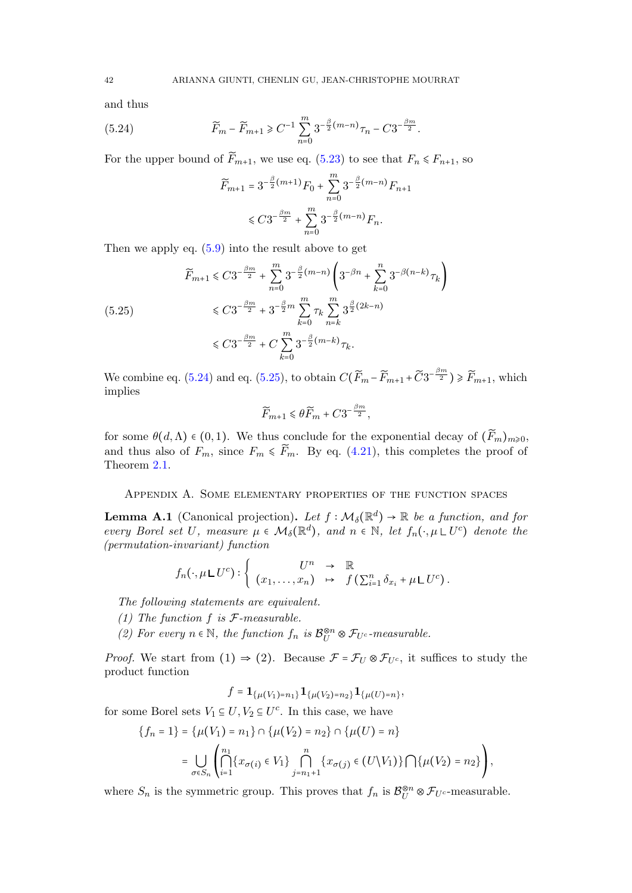and thus

$$\widetilde{F}_m - \widetilde{F}_{m+1} \geqslant C^{-1} \sum_{n=0}^{m} 3^{-\frac{\beta}{2}(m-n)} \tau_n - C 3^{-\frac{\beta m}{2}}. \tag{5.24}$$

For the upper bound of $\widetilde{F}_{m+1}$, we use eq. (5.23) to see that $F_n \leqslant F_{n+1}$, so

$$\begin{aligned}
\widetilde{F}_{m+1} &= 3^{-\frac{\beta}{2}(m+1)} F_0 + \sum_{n=0}^{m} 3^{-\frac{\beta}{2}(m-n)} F_{n+1} \\
&\leqslant C 3^{-\frac{\beta m}{2}} + \sum_{n=0}^{m} 3^{-\frac{\beta}{2}(m-n)} F_n.
\end{aligned}$$

Then we apply eq. (5.9) into the result above to get

$$\begin{aligned}
\widetilde{F}_{m+1} &\leqslant C 3^{-\frac{\beta m}{2}} + \sum_{n=0}^{m} 3^{-\frac{\beta}{2}(m-n)} \left( 3^{-\beta n} + \sum_{k=0}^{n} 3^{-\beta(n-k)} \tau_k \right) \\
&\leqslant C 3^{-\frac{\beta m}{2}} + 3^{-\frac{\beta}{2} m} \sum_{k=0}^{m} \tau_k \sum_{n=k}^{m} 3^{\frac{\beta}{2}(2k-n)} \\
&\leqslant C 3^{-\frac{\beta m}{2}} + C \sum_{k=0}^{m} 3^{-\frac{\beta}{2}(m-k)} \tau_k.
\end{aligned} \tag{5.25}$$

We combine eq. (5.24) and eq. (5.25), to obtain $C(\widetilde{F}_m - \widetilde{F}_{m+1} + \widetilde{C} 3^{-\frac{\beta m}{2}}) \geqslant \widetilde{F}_{m+1}$, which implies

$$\widetilde{F}_{m+1} \leqslant \theta \widetilde{F}_m + C 3^{-\frac{\beta m}{2}},$$

for some $\theta(d, \Lambda) \in (0,1)$. We thus conclude for the exponential decay of $(\widetilde{F}_m)_{m \geqslant 0}$, and thus also of $F_m$, since $F_m \leqslant \widetilde{F}_m$. By eq. (4.21), this completes the proof of Theorem 2.1.

## Appendix A. Some elementary properties of the function spaces

**Lemma A.1** (Canonical projection)**.** *Let $f : \mathcal{M}_\delta(\mathbb{R}^d) \to \mathbb{R}$ be a function, and for every Borel set $U$, measure $\mu \in \mathcal{M}_\delta(\mathbb{R}^d)$, and $n \in \mathbb{N}$, let $f_n(\cdot, \mu \llcorner U^c)$ denote the (permutation-invariant) function*

$$f_n(\cdot, \mu \llcorner U^c) : \left\{ \begin{array}{ccc} U^n & \to & \mathbb{R} \\ (x_1, \ldots, x_n) & \mapsto & f\left(\sum_{i=1}^n \delta_{x_i} + \mu \llcorner U^c\right). \end{array} \right.$$

*The following statements are equivalent.*

*(1) The function $f$ is $\mathcal{F}$-measurable.*

*(2) For every $n \in \mathbb{N}$, the function $f_n$ is $\mathcal{B}_U^{\otimes n} \otimes \mathcal{F}_{U^c}$-measurable.*

*Proof.* We start from (1) $\Rightarrow$ (2). Because $\mathcal{F} = \mathcal{F}_U \otimes \mathcal{F}_{U^c}$, it suffices to study the product function

$$f = \mathbf{1}_{\{\mu(V_1) = n_1\}} \mathbf{1}_{\{\mu(V_2) = n_2\}} \mathbf{1}_{\{\mu(U) = n\}},$$

for some Borel sets $V_1 \subseteq U, V_2 \subseteq U^c$. In this case, we have

$$\begin{aligned}
\{f_n = 1\} &= \{\mu(V_1) = n_1\} \cap \{\mu(V_2) = n_2\} \cap \{\mu(U) = n\} \\
&= \bigcup_{\sigma \in S_n} \left( \bigcap_{i=1}^{n_1} \{x_{\sigma(i)} \in V_1\} \bigcap_{j=n_1+1}^{n} \{x_{\sigma(j)} \in (U \backslash V_1)\} \bigcap \{\mu(V_2) = n_2\} \right),
\end{aligned}$$

where $S_n$ is the symmetric group. This proves that $f_n$ is $\mathcal{B}_U^{\otimes n} \otimes \mathcal{F}_{U^c}$-measurable.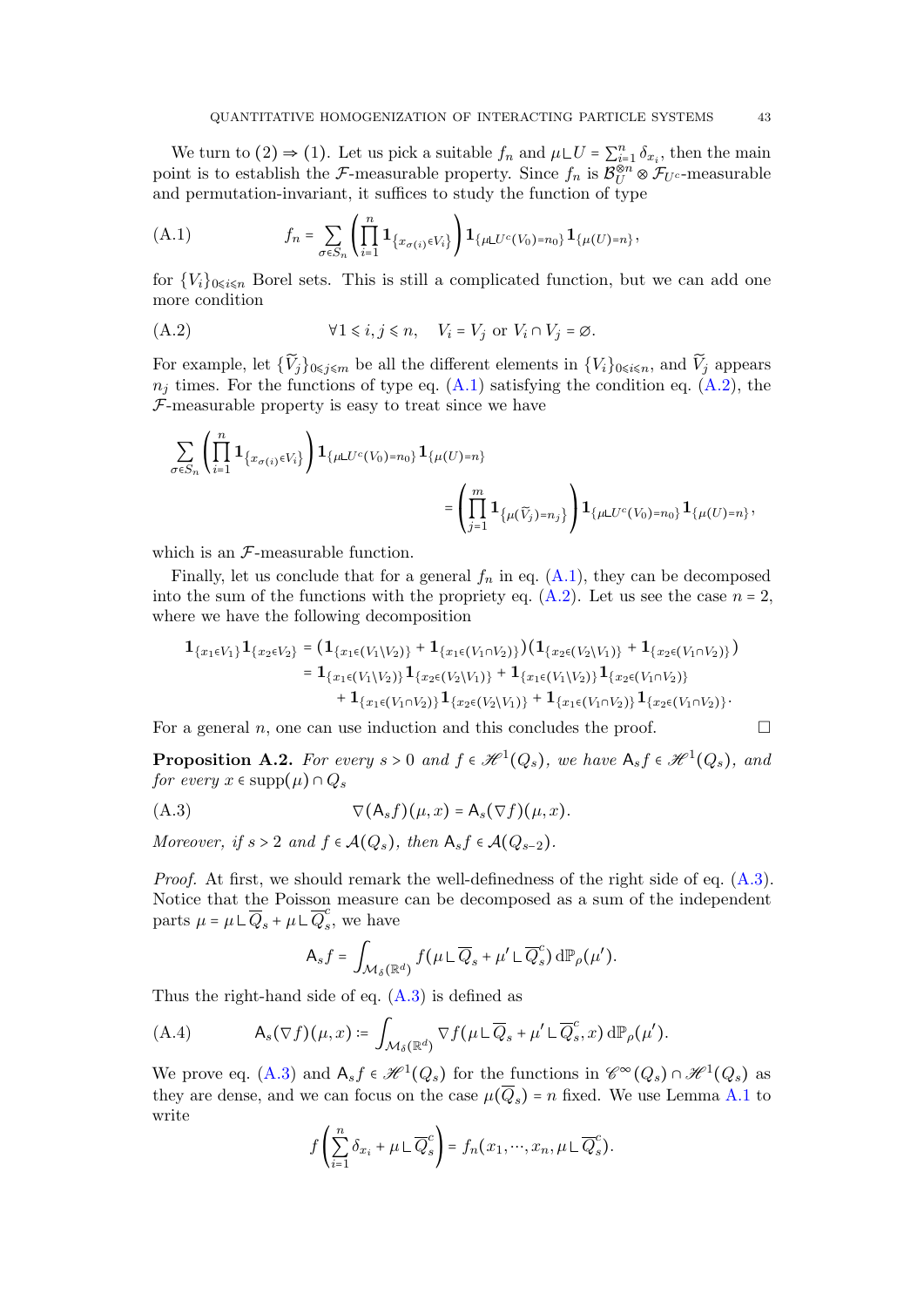We turn to (2) ⇒ (1). Let us pick a suitable $f_n$ and $\mu \llcorner U = \sum_{i=1}^n \delta_{x_i}$, then the main point is to establish the $\mathcal{F}$-measurable property. Since $f_n$ is $\mathcal{B}_U^{\otimes n} \otimes \mathcal{F}_{U^c}$-measurable and permutation-invariant, it suffices to study the function of type

$$
f_n = \sum_{\sigma \in S_n} \left( \prod_{i=1}^n \mathbf{1}_{\{x_{\sigma(i)} \in V_i\}} \right) \mathbf{1}_{\{\mu \llcorner U^c(V_0) = n_0\}} \mathbf{1}_{\{\mu(U) = n\}}, \tag{A.1}
$$

for $\{V_i\}_{0 \leqslant i \leqslant n}$ Borel sets. This is still a complicated function, but we can add one more condition

$$
\forall 1 \leqslant i, j \leqslant n, \quad V_i = V_j \text{ or } V_i \cap V_j = \varnothing. \tag{A.2}
$$

For example, let $\{\widetilde{V}_j\}_{0 \leqslant j \leqslant m}$ be all the different elements in $\{V_i\}_{0 \leqslant i \leqslant n}$, and $\widetilde{V}_j$ appears $n_j$ times. For the functions of type eq. (A.1) satisfying the condition eq. (A.2), the $\mathcal{F}$-measurable property is easy to treat since we have

$$
\begin{aligned}
\sum_{\sigma \in S_n} \left( \prod_{i=1}^n \mathbf{1}_{\{x_{\sigma(i)} \in V_i\}} \right) & \mathbf{1}_{\{\mu \llcorner U^c(V_0) = n_0\}} \mathbf{1}_{\{\mu(U) = n\}} \\
&= \left( \prod_{j=1}^m \mathbf{1}_{\{\mu(\widetilde{V}_j) = n_j\}} \right) \mathbf{1}_{\{\mu \llcorner U^c(V_0) = n_0\}} \mathbf{1}_{\{\mu(U) = n\}},
\end{aligned}
$$

which is an $\mathcal{F}$-measurable function.

Finally, let us conclude that for a general $f_n$ in eq. (A.1), they can be decomposed into the sum of the functions with the propriety eq. (A.2). Let us see the case $n = 2$, where we have the following decomposition

$$
\begin{aligned}
\mathbf{1}_{\{x_1 \in V_1\}} \mathbf{1}_{\{x_2 \in V_2\}} &= \left( \mathbf{1}_{\{x_1 \in (V_1 \setminus V_2)\}} + \mathbf{1}_{\{x_1 \in (V_1 \cap V_2)\}} \right) \left( \mathbf{1}_{\{x_2 \in (V_2 \setminus V_1)\}} + \mathbf{1}_{\{x_2 \in (V_1 \cap V_2)\}} \right) \\
&= \mathbf{1}_{\{x_1 \in (V_1 \setminus V_2)\}} \mathbf{1}_{\{x_2 \in (V_2 \setminus V_1)\}} + \mathbf{1}_{\{x_1 \in (V_1 \setminus V_2)\}} \mathbf{1}_{\{x_2 \in (V_1 \cap V_2)\}} \\
&\quad + \mathbf{1}_{\{x_1 \in (V_1 \cap V_2)\}} \mathbf{1}_{\{x_2 \in (V_2 \setminus V_1)\}} + \mathbf{1}_{\{x_1 \in (V_1 \cap V_2)\}} \mathbf{1}_{\{x_2 \in (V_1 \cap V_2)\}}.
\end{aligned}
$$

For a general $n$, one can use induction and this concludes the proof. □

**Proposition A.2.** *For every $s > 0$ and $f \in \mathscr{H}^1(Q_s)$, we have $\mathsf{A}_s f \in \mathscr{H}^1(Q_s)$, and for every $x \in \operatorname{supp}(\mu) \cap Q_s$*

$$
\nabla(\mathsf{A}_s f)(\mu, x) = \mathsf{A}_s(\nabla f)(\mu, x). \tag{A.3}
$$

*Moreover, if $s > 2$ and $f \in \mathcal{A}(Q_s)$, then $\mathsf{A}_s f \in \mathcal{A}(Q_{s-2})$.*

*Proof.* At first, we should remark the well-definedness of the right side of eq. (A.3). Notice that the Poisson measure can be decomposed as a sum of the independent parts $\mu = \mu \llcorner \overline{Q}_s + \mu \llcorner \overline{Q}_s^c$, we have

$$
\mathsf{A}_s f = \int_{\mathcal{M}_\delta(\mathbb{R}^d)} f(\mu \llcorner \overline{Q}_s + \mu' \llcorner \overline{Q}_s^c) \, \mathrm{d}\mathbb{P}_\rho(\mu').
$$

Thus the right-hand side of eq. (A.3) is defined as

$$
\mathsf{A}_s(\nabla f)(\mu, x) := \int_{\mathcal{M}_\delta(\mathbb{R}^d)} \nabla f(\mu \llcorner \overline{Q}_s + \mu' \llcorner \overline{Q}_s^c, x) \, \mathrm{d}\mathbb{P}_\rho(\mu'). \tag{A.4}
$$

We prove eq. (A.3) and $\mathsf{A}_s f \in \mathscr{H}^1(Q_s)$ for the functions in $\mathscr{C}^\infty(Q_s) \cap \mathscr{H}^1(Q_s)$ as they are dense, and we can focus on the case $\mu(\overline{Q}_s) = n$ fixed. We use Lemma A.1 to write

$$
f\left( \sum_{i=1}^n \delta_{x_i} + \mu \llcorner \overline{Q}_s^c \right) = f_n(x_1, \cdots, x_n, \mu \llcorner \overline{Q}_s^c).
$$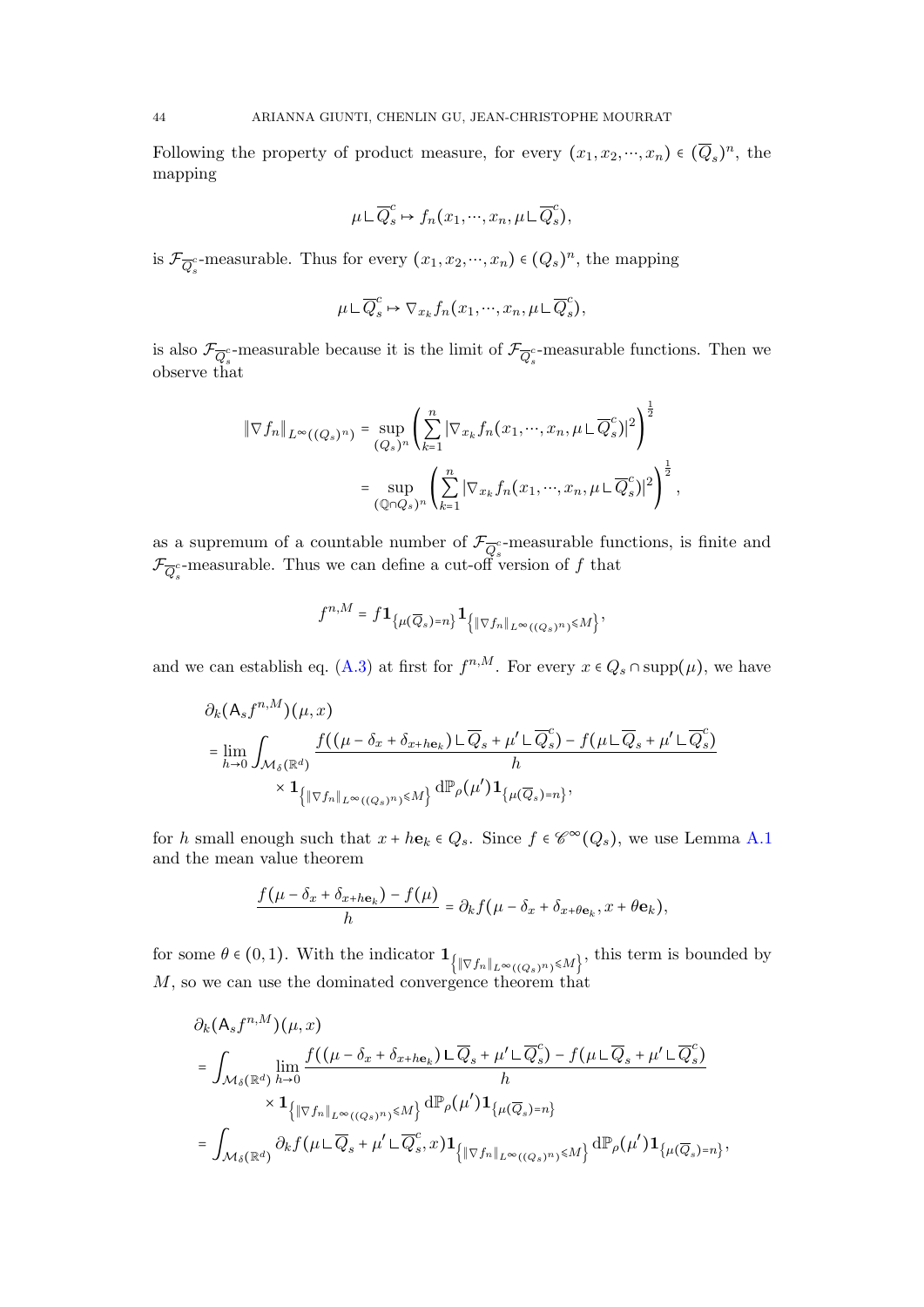Following the property of product measure, for every $(x_1, x_2, \cdots, x_n) \in (\overline{Q}_s)^n$, the mapping

$$\mu \llcorner \overline{Q}_s^c \mapsto f_n(x_1, \cdots, x_n, \mu \llcorner \overline{Q}_s^c),$$

is $\mathcal{F}_{\overline{Q}_s^c}$-measurable. Thus for every $(x_1, x_2, \cdots, x_n) \in (Q_s)^n$, the mapping

$$\mu \llcorner \overline{Q}_s^c \mapsto \nabla_{x_k} f_n(x_1, \cdots, x_n, \mu \llcorner \overline{Q}_s^c),$$

is also $\mathcal{F}_{\overline{Q}_s^c}$-measurable because it is the limit of $\mathcal{F}_{\overline{Q}_s^c}$-measurable functions. Then we observe that

$$\begin{aligned}
\|\nabla f_n\|_{L^\infty((Q_s)^n)} &= \sup_{(Q_s)^n} \left( \sum_{k=1}^n |\nabla_{x_k} f_n(x_1, \cdots, x_n, \mu \llcorner \overline{Q}_s^c)|^2 \right)^{\frac{1}{2}} \\
&= \sup_{(\mathbb{Q} \cap Q_s)^n} \left( \sum_{k=1}^n |\nabla_{x_k} f_n(x_1, \cdots, x_n, \mu \llcorner \overline{Q}_s^c)|^2 \right)^{\frac{1}{2}},
\end{aligned}$$

as a supremum of a countable number of $\mathcal{F}_{\overline{Q}_s^c}$-measurable functions, is finite and $\mathcal{F}_{\overline{Q}_s^c}$-measurable. Thus we can define a cut-off version of $f$ that

$$f^{n,M} = f \mathbf{1}_{\{\mu(\overline{Q}_s) = n\}} \mathbf{1}_{\left\{\|\nabla f_n\|_{L^\infty((Q_s)^n)} \leqslant M\right\}},$$

and we can establish eq. (A.3) at first for $f^{n,M}$. For every $x \in Q_s \cap \mathrm{supp}(\mu)$, we have

$$\begin{aligned}
&\partial_k (\mathsf{A}_s f^{n,M})(\mu, x) \\
&= \lim_{h \to 0} \int_{\mathcal{M}_\delta(\mathbb{R}^d)} \frac{f((\mu - \delta_x + \delta_{x + h\mathbf{e}_k}) \llcorner \overline{Q}_s + \mu' \llcorner \overline{Q}_s^c) - f(\mu \llcorner \overline{Q}_s + \mu' \llcorner \overline{Q}_s^c)}{h} \\
&\qquad \times \mathbf{1}_{\left\{\|\nabla f_n\|_{L^\infty((Q_s)^n)} \leqslant M\right\}} \, \mathrm{d}\mathbb{P}_\rho(\mu') \mathbf{1}_{\{\mu(\overline{Q}_s) = n\}},
\end{aligned}$$

for $h$ small enough such that $x + h\mathbf{e}_k \in Q_s$. Since $f \in \mathscr{C}^\infty(Q_s)$, we use Lemma A.1 and the mean value theorem

$$\frac{f(\mu - \delta_x + \delta_{x + h\mathbf{e}_k}) - f(\mu)}{h} = \partial_k f(\mu - \delta_x + \delta_{x + \theta\mathbf{e}_k}, x + \theta\mathbf{e}_k),$$

for some $\theta \in (0,1)$. With the indicator $\mathbf{1}_{\left\{\|\nabla f_n\|_{L^\infty((Q_s)^n)} \leqslant M\right\}}$, this term is bounded by $M$, so we can use the dominated convergence theorem that

$$\begin{aligned}
&\partial_k (\mathsf{A}_s f^{n,M})(\mu, x) \\
&= \int_{\mathcal{M}_\delta(\mathbb{R}^d)} \lim_{h \to 0} \frac{f((\mu - \delta_x + \delta_{x + h\mathbf{e}_k}) \llcorner \overline{Q}_s + \mu' \llcorner \overline{Q}_s^c) - f(\mu \llcorner \overline{Q}_s + \mu' \llcorner \overline{Q}_s^c)}{h} \\
&\qquad \times \mathbf{1}_{\left\{\|\nabla f_n\|_{L^\infty((Q_s)^n)} \leqslant M\right\}} \, \mathrm{d}\mathbb{P}_\rho(\mu') \mathbf{1}_{\{\mu(\overline{Q}_s) = n\}} \\
&= \int_{\mathcal{M}_\delta(\mathbb{R}^d)} \partial_k f(\mu \llcorner \overline{Q}_s + \mu' \llcorner \overline{Q}_s^c, x) \mathbf{1}_{\left\{\|\nabla f_n\|_{L^\infty((Q_s)^n)} \leqslant M\right\}} \, \mathrm{d}\mathbb{P}_\rho(\mu') \mathbf{1}_{\{\mu(\overline{Q}_s) = n\}},
\end{aligned}$$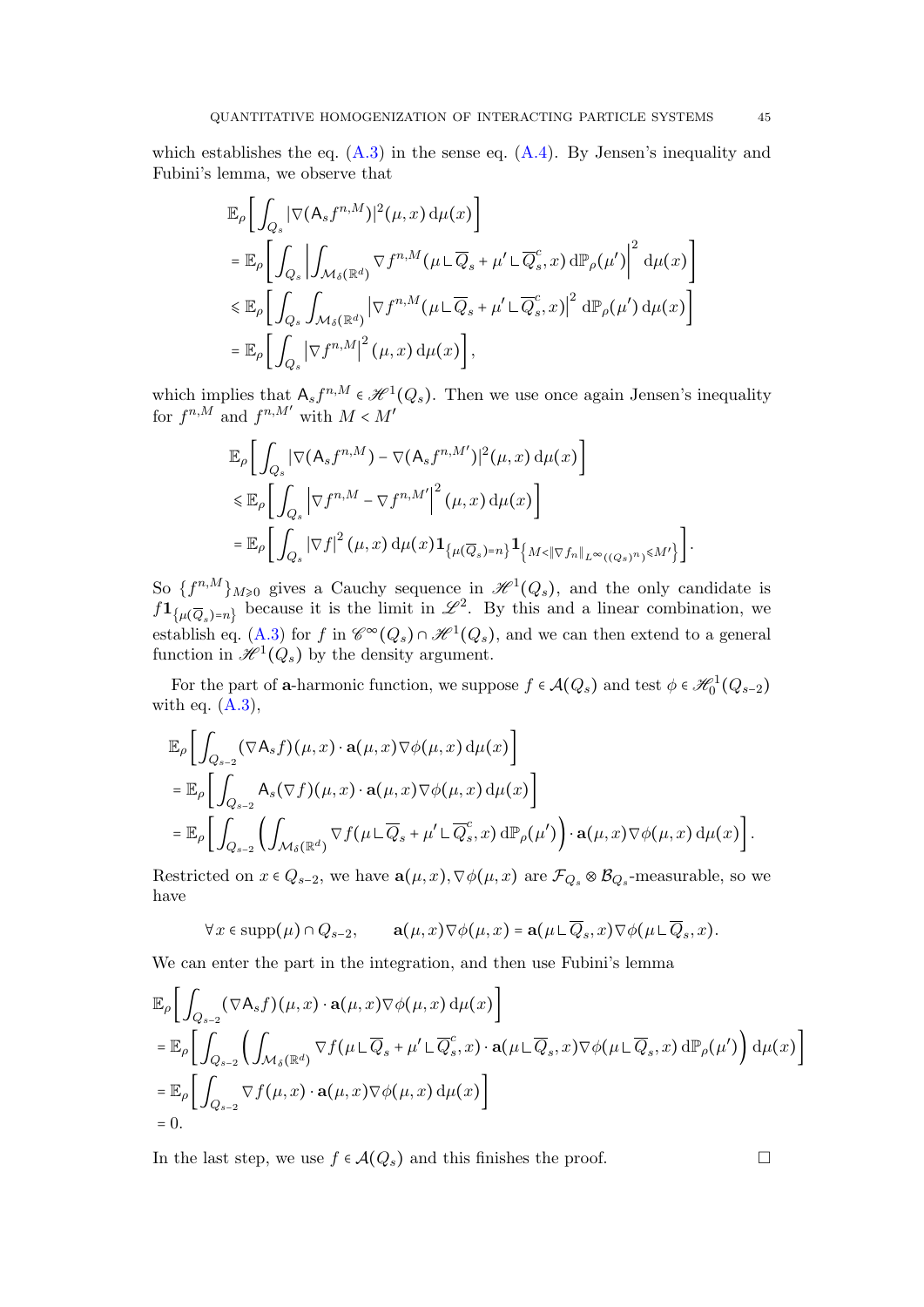which establishes the eq. (A.3) in the sense eq. (A.4). By Jensen's inequality and Fubini's lemma, we observe that

$$
\begin{aligned}
&\mathbb{E}_\rho\bigg[\int_{Q_s} |\nabla(\mathsf{A}_s f^{n,M})|^2(\mu,x)\,\mathrm{d}\mu(x)\bigg] \\
&= \mathbb{E}_\rho\bigg[\int_{Q_s} \bigg|\int_{\mathcal{M}_\delta(\mathbb{R}^d)} \nabla f^{n,M}(\mu\llcorner\overline{Q}_s + \mu'\llcorner\overline{Q}_s^c, x)\,\mathrm{d}\mathbb{P}_\rho(\mu')\bigg|^2\,\mathrm{d}\mu(x)\bigg] \\
&\leqslant \mathbb{E}_\rho\bigg[\int_{Q_s} \int_{\mathcal{M}_\delta(\mathbb{R}^d)} \left|\nabla f^{n,M}(\mu\llcorner\overline{Q}_s + \mu'\llcorner\overline{Q}_s^c, x)\right|^2\,\mathrm{d}\mathbb{P}_\rho(\mu')\,\mathrm{d}\mu(x)\bigg] \\
&= \mathbb{E}_\rho\bigg[\int_{Q_s} \left|\nabla f^{n,M}\right|^2(\mu,x)\,\mathrm{d}\mu(x)\bigg],
\end{aligned}
$$

which implies that $\mathsf{A}_s f^{n,M} \in \mathscr{H}^1(Q_s)$. Then we use once again Jensen's inequality for $f^{n,M}$ and $f^{n,M'}$ with $M < M'$

$$
\begin{aligned}
&\mathbb{E}_\rho\bigg[\int_{Q_s} |\nabla(\mathsf{A}_s f^{n,M}) - \nabla(\mathsf{A}_s f^{n,M'})|^2(\mu,x)\,\mathrm{d}\mu(x)\bigg] \\
&\leqslant \mathbb{E}_\rho\bigg[\int_{Q_s} \left|\nabla f^{n,M} - \nabla f^{n,M'}\right|^2(\mu,x)\,\mathrm{d}\mu(x)\bigg] \\
&= \mathbb{E}_\rho\bigg[\int_{Q_s} \left|\nabla f\right|^2(\mu,x)\,\mathrm{d}\mu(x)\mathbf{1}_{\{\mu(\overline{Q}_s)=n\}}\mathbf{1}_{\left\{M<\|\nabla f_n\|_{L^\infty((Q_s)^n)}\leqslant M'\right\}}\bigg].
\end{aligned}
$$

So $\{f^{n,M}\}_{M\geqslant 0}$ gives a Cauchy sequence in $\mathscr{H}^1(Q_s)$, and the only candidate is $f\mathbf{1}_{\{\mu(\overline{Q}_s)=n\}}$ because it is the limit in $\mathscr{L}^2$. By this and a linear combination, we establish eq. (A.3) for $f$ in $\mathscr{C}^\infty(Q_s) \cap \mathscr{H}^1(Q_s)$, and we can then extend to a general function in $\mathscr{H}^1(Q_s)$ by the density argument.

For the part of $\mathbf{a}$-harmonic function, we suppose $f \in \mathcal{A}(Q_s)$ and test $\phi \in \mathscr{H}^1_0(Q_{s-2})$ with eq. (A.3),

$$
\begin{aligned}
&\mathbb{E}_\rho\bigg[\int_{Q_{s-2}} (\nabla \mathsf{A}_s f)(\mu,x)\cdot \mathbf{a}(\mu,x)\nabla\phi(\mu,x)\,\mathrm{d}\mu(x)\bigg] \\
&= \mathbb{E}_\rho\bigg[\int_{Q_{s-2}} \mathsf{A}_s(\nabla f)(\mu,x)\cdot \mathbf{a}(\mu,x)\nabla\phi(\mu,x)\,\mathrm{d}\mu(x)\bigg] \\
&= \mathbb{E}_\rho\bigg[\int_{Q_{s-2}} \bigg(\int_{\mathcal{M}_\delta(\mathbb{R}^d)} \nabla f(\mu\llcorner\overline{Q}_s + \mu'\llcorner\overline{Q}_s^c, x)\,\mathrm{d}\mathbb{P}_\rho(\mu')\bigg)\cdot \mathbf{a}(\mu,x)\nabla\phi(\mu,x)\,\mathrm{d}\mu(x)\bigg].
\end{aligned}
$$

Restricted on $x \in Q_{s-2}$, we have $\mathbf{a}(\mu,x), \nabla\phi(\mu,x)$ are $\mathcal{F}_{Q_s}\otimes\mathcal{B}_{Q_s}$-measurable, so we have

$$
\forall x \in \operatorname{supp}(\mu)\cap Q_{s-2}, \qquad \mathbf{a}(\mu,x)\nabla\phi(\mu,x) = \mathbf{a}(\mu\llcorner\overline{Q}_s, x)\nabla\phi(\mu\llcorner\overline{Q}_s, x).
$$

We can enter the part in the integration, and then use Fubini's lemma

$$
\begin{aligned}
&\mathbb{E}_\rho\bigg[\int_{Q_{s-2}} (\nabla \mathsf{A}_s f)(\mu,x)\cdot \mathbf{a}(\mu,x)\nabla\phi(\mu,x)\,\mathrm{d}\mu(x)\bigg] \\
&= \mathbb{E}_\rho\bigg[\int_{Q_{s-2}} \bigg(\int_{\mathcal{M}_\delta(\mathbb{R}^d)} \nabla f(\mu\llcorner\overline{Q}_s + \mu'\llcorner\overline{Q}_s^c, x)\cdot \mathbf{a}(\mu\llcorner\overline{Q}_s, x)\nabla\phi(\mu\llcorner\overline{Q}_s, x)\,\mathrm{d}\mathbb{P}_\rho(\mu')\bigg)\,\mathrm{d}\mu(x)\bigg] \\
&= \mathbb{E}_\rho\bigg[\int_{Q_{s-2}} \nabla f(\mu,x)\cdot \mathbf{a}(\mu,x)\nabla\phi(\mu,x)\,\mathrm{d}\mu(x)\bigg] \\
&= 0.
\end{aligned}
$$

In the last step, we use $f \in \mathcal{A}(Q_s)$ and this finishes the proof. $\square$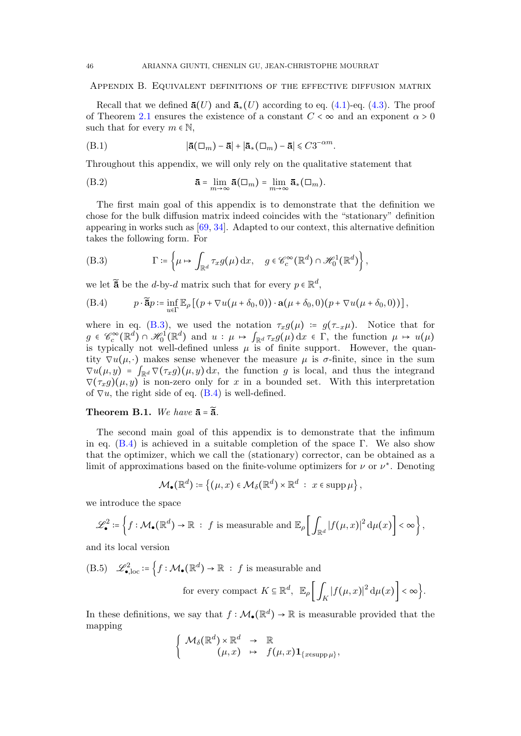## Appendix B. Equivalent definitions of the effective diffusion matrix

Recall that we defined $\bar{\mathbf{a}}(U)$ and $\bar{\mathbf{a}}_*(U)$ according to eq. (4.1)-eq. (4.3). The proof of Theorem 2.1 ensures the existence of a constant $C < \infty$ and an exponent $\alpha > 0$ such that for every $m \in \mathbb{N}$,

$$|\bar{\mathbf{a}}(\square_m) - \bar{\mathbf{a}}| + |\bar{\mathbf{a}}_*(\square_m) - \bar{\mathbf{a}}| \leqslant C3^{-\alpha m}. \tag{B.1}$$

Throughout this appendix, we will only rely on the qualitative statement that

$$\bar{\mathbf{a}} = \lim_{m\to\infty} \bar{\mathbf{a}}(\square_m) = \lim_{m\to\infty} \bar{\mathbf{a}}_*(\square_m). \tag{B.2}$$

The first main goal of this appendix is to demonstrate that the definition we chose for the bulk diffusion matrix indeed coincides with the "stationary" definition appearing in works such as [69, 34]. Adapted to our context, this alternative definition takes the following form. For

$$\Gamma := \left\{ \mu \mapsto \int_{\mathbb{R}^d} \tau_x g(\mu)\,\mathrm{d}x, \quad g \in \mathscr{C}_c^\infty(\mathbb{R}^d) \cap \mathscr{H}_0^1(\mathbb{R}^d) \right\}, \tag{B.3}$$

we let $\widetilde{\bar{\mathbf{a}}}$ be the $d$-by-$d$ matrix such that for every $p \in \mathbb{R}^d$,

$$p \cdot \widetilde{\bar{\mathbf{a}}} p := \inf_{u\in\Gamma} \mathbb{E}_\rho \left[ (p + \nabla u(\mu + \delta_0, 0)) \cdot \mathbf{a}(\mu + \delta_0, 0)(p + \nabla u(\mu + \delta_0, 0)) \right], \tag{B.4}$$

where in eq. (B.3), we used the notation $\tau_x g(\mu) := g(\tau_{-x}\mu)$. Notice that for $g \in \mathscr{C}_c^\infty(\mathbb{R}^d) \cap \mathscr{H}_0^1(\mathbb{R}^d)$ and $u : \mu \mapsto \int_{\mathbb{R}^d} \tau_x g(\mu)\,\mathrm{d}x \in \Gamma$, the function $\mu \mapsto u(\mu)$ is typically not well-defined unless $\mu$ is of finite support. However, the quantity $\nabla u(\mu, \cdot)$ makes sense whenever the measure $\mu$ is $\sigma$-finite, since in the sum $\nabla u(\mu, y) = \int_{\mathbb{R}^d} \nabla(\tau_x g)(\mu, y)\,\mathrm{d}x$, the function $g$ is local, and thus the integrand $\nabla(\tau_x g)(\mu, y)$ is non-zero only for $x$ in a bounded set. With this interpretation of $\nabla u$, the right side of eq. (B.4) is well-defined.

**Theorem B.1.** *We have* $\bar{\mathbf{a}} = \widetilde{\bar{\mathbf{a}}}$.

The second main goal of this appendix is to demonstrate that the infimum in eq. (B.4) is achieved in a suitable completion of the space $\Gamma$. We also show that the optimizer, which we call the (stationary) corrector, can be obtained as a limit of approximations based on the finite-volume optimizers for $\nu$ or $\nu^*$. Denoting

$$\mathcal{M}_\bullet(\mathbb{R}^d) := \left\{ (\mu, x) \in \mathcal{M}_\delta(\mathbb{R}^d) \times \mathbb{R}^d \ : \ x \in \operatorname{supp}\mu \right\},$$

we introduce the space

$$\mathscr{L}^2_\bullet := \left\{ f : \mathcal{M}_\bullet(\mathbb{R}^d) \to \mathbb{R} \ : \ f \text{ is measurable and } \mathbb{E}_\rho\left[ \int_{\mathbb{R}^d} |f(\mu, x)|^2\,\mathrm{d}\mu(x) \right] < \infty \right\},$$

and its local version

$$\mathscr{L}^2_{\bullet,\mathrm{loc}} := \Big\{ f : \mathcal{M}_\bullet(\mathbb{R}^d) \to \mathbb{R} \ : \ f \text{ is measurable and for every compact } K \subseteq \mathbb{R}^d,\ \mathbb{E}_\rho\left[ \int_K |f(\mu, x)|^2\,\mathrm{d}\mu(x) \right] < \infty \Big\}. \tag{B.5}$$

In these definitions, we say that $f : \mathcal{M}_\bullet(\mathbb{R}^d) \to \mathbb{R}$ is measurable provided that the mapping

$$\left\{ \begin{array}{ccc} \mathcal{M}_\delta(\mathbb{R}^d) \times \mathbb{R}^d & \to & \mathbb{R} \\ (\mu, x) & \mapsto & f(\mu, x)\mathbf{1}_{\{x\in\operatorname{supp}\mu\}}, \end{array} \right.$$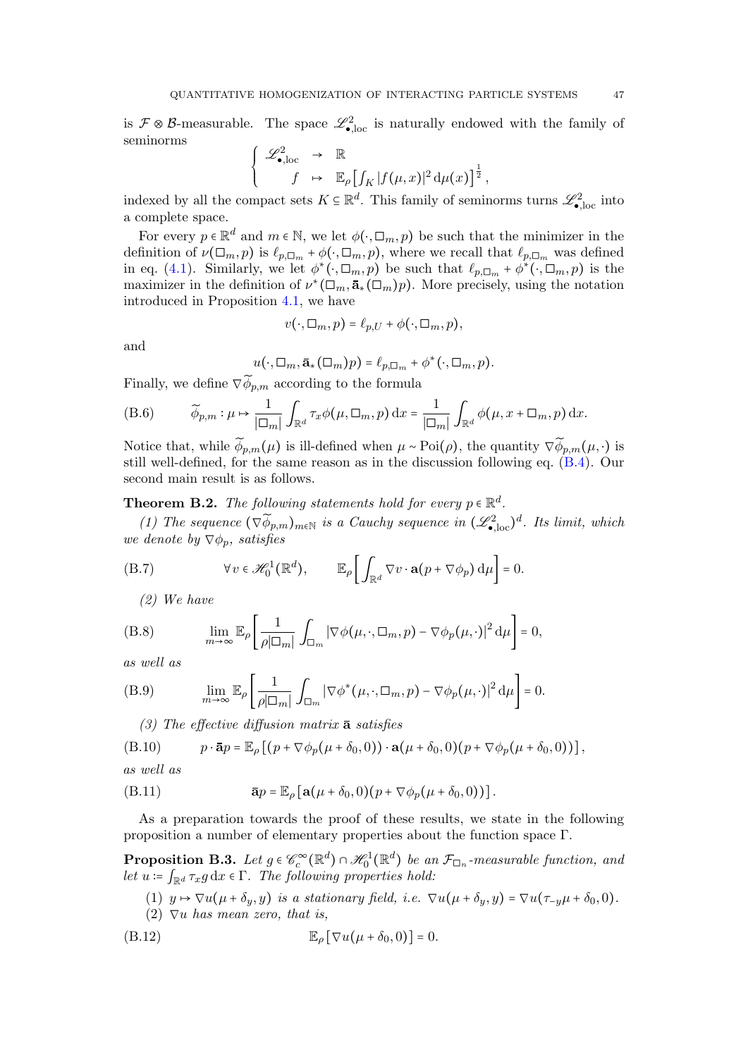is $\mathcal{F}\otimes\mathcal{B}$-measurable. The space $\mathscr{L}^2_{\bullet,\mathrm{loc}}$ is naturally endowed with the family of seminorms

$$
\left\{
\begin{array}{rcl}
\mathscr{L}^2_{\bullet,\mathrm{loc}} & \to & \mathbb{R} \\
f & \mapsto & \mathbb{E}_\rho\left[\int_K |f(\mu,x)|^2 \,\mathrm{d}\mu(x)\right]^{\frac12},
\end{array}
\right.
$$

indexed by all the compact sets $K\subseteq\mathbb{R}^d$. This family of seminorms turns $\mathscr{L}^2_{\bullet,\mathrm{loc}}$ into a complete space.

For every $p\in\mathbb{R}^d$ and $m\in\mathbb{N}$, we let $\phi(\cdot,\square_m,p)$ be such that the minimizer in the definition of $\nu(\square_m,p)$ is $\ell_{p,\square_m}+\phi(\cdot,\square_m,p)$, where we recall that $\ell_{p,\square_m}$ was defined in eq. (4.1). Similarly, we let $\phi^*(\cdot,\square_m,p)$ be such that $\ell_{p,\square_m}+\phi^*(\cdot,\square_m,p)$ is the maximizer in the definition of $\nu^*(\square_m,\bar{\mathbf{a}}_*(\square_m)p)$. More precisely, using the notation introduced in Proposition 4.1, we have

$$
v(\cdot,\square_m,p)=\ell_{p,U}+\phi(\cdot,\square_m,p),
$$

and

$$
u(\cdot,\square_m,\bar{\mathbf{a}}_*(\square_m)p)=\ell_{p,\square_m}+\phi^*(\cdot,\square_m,p).
$$

Finally, we define $\nabla\widetilde{\phi}_{p,m}$ according to the formula

$$
\widetilde{\phi}_{p,m}:\mu\mapsto\frac{1}{|\square_m|}\int_{\mathbb{R}^d}\tau_x\phi(\mu,\square_m,p)\,\mathrm{d}x=\frac{1}{|\square_m|}\int_{\mathbb{R}^d}\phi(\mu,x+\square_m,p)\,\mathrm{d}x. \tag{B.6}
$$

Notice that, while $\widetilde{\phi}_{p,m}(\mu)$ is ill-defined when $\mu\sim\mathrm{Poi}(\rho)$, the quantity $\nabla\widetilde{\phi}_{p,m}(\mu,\cdot)$ is still well-defined, for the same reason as in the discussion following eq. (B.4). Our second main result is as follows.

**Theorem B.2.** *The following statements hold for every $p\in\mathbb{R}^d$.*

*(1) The sequence $(\nabla\widetilde{\phi}_{p,m})_{m\in\mathbb{N}}$ is a Cauchy sequence in $(\mathscr{L}^2_{\bullet,\mathrm{loc}})^d$. Its limit, which we denote by $\nabla\phi_p$, satisfies*

$$
\forall v\in\mathscr{H}^1_0(\mathbb{R}^d),\qquad \mathbb{E}_\rho\left[\int_{\mathbb{R}^d}\nabla v\cdot\mathbf{a}(p+\nabla\phi_p)\,\mathrm{d}\mu\right]=0. \tag{B.7}
$$

*(2) We have*

$$
\lim_{m\to\infty}\mathbb{E}_\rho\left[\frac{1}{\rho|\square_m|}\int_{\square_m}|\nabla\phi(\mu,\cdot,\square_m,p)-\nabla\phi_p(\mu,\cdot)|^2\,\mathrm{d}\mu\right]=0, \tag{B.8}
$$

*as well as*

$$
\lim_{m\to\infty}\mathbb{E}_\rho\left[\frac{1}{\rho|\square_m|}\int_{\square_m}|\nabla\phi^*(\mu,\cdot,\square_m,p)-\nabla\phi_p(\mu,\cdot)|^2\,\mathrm{d}\mu\right]=0. \tag{B.9}
$$

*(3) The effective diffusion matrix $\bar{\mathbf{a}}$ satisfies*

$$
p\cdot\bar{\mathbf{a}}p=\mathbb{E}_\rho\left[(p+\nabla\phi_p(\mu+\delta_0,0))\cdot\mathbf{a}(\mu+\delta_0,0)(p+\nabla\phi_p(\mu+\delta_0,0))\right], \tag{B.10}
$$

*as well as*

$$
\bar{\mathbf{a}}p=\mathbb{E}_\rho\left[\mathbf{a}(\mu+\delta_0,0)(p+\nabla\phi_p(\mu+\delta_0,0))\right]. \tag{B.11}
$$

As a preparation towards the proof of these results, we state in the following proposition a number of elementary properties about the function space $\Gamma$.

**Proposition B.3.** *Let $g\in\mathscr{C}^\infty_c(\mathbb{R}^d)\cap\mathscr{H}^1_0(\mathbb{R}^d)$ be an $\mathcal{F}_{\square_n}$-measurable function, and let $u:=\int_{\mathbb{R}^d}\tau_x g\,\mathrm{d}x\in\Gamma$. The following properties hold:*

1. *$y\mapsto\nabla u(\mu+\delta_y,y)$ is a stationary field, i.e. $\nabla u(\mu+\delta_y,y)=\nabla u(\tau_{-y}\mu+\delta_0,0)$.*
2. *$\nabla u$ has mean zero, that is,*

$$
\mathbb{E}_\rho\left[\nabla u(\mu+\delta_0,0)\right]=0. \tag{B.12}
$$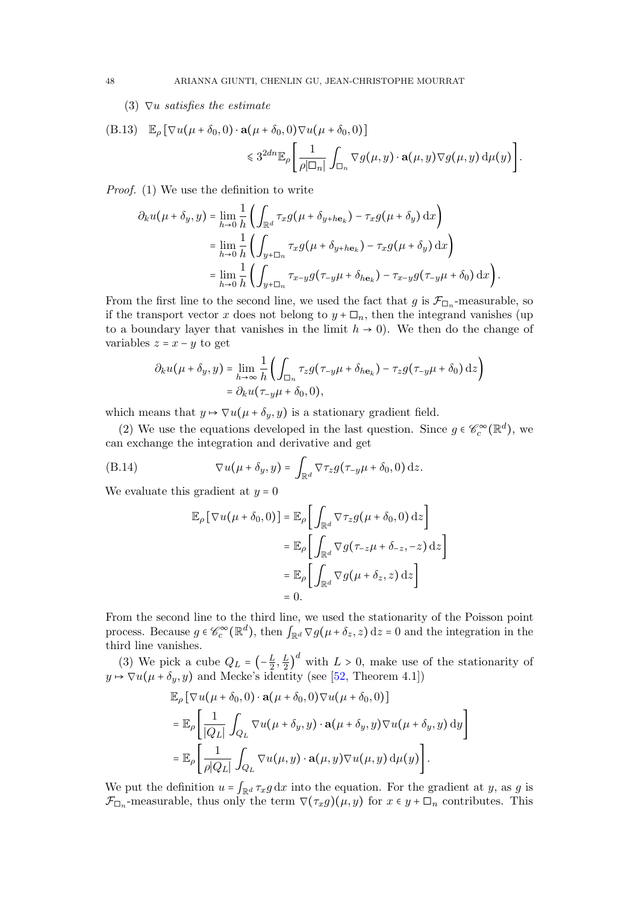(3) $\nabla u$ *satisfies the estimate*

$$\begin{aligned}\text{(B.13)}\quad \mathbb{E}_\rho\left[\nabla u(\mu+\delta_0,0)\cdot \mathbf{a}(\mu+\delta_0,0)\nabla u(\mu+\delta_0,0)\right]\\ \leqslant 3^{2dn}\mathbb{E}_\rho\left[\frac{1}{\rho|\square_n|}\int_{\square_n}\nabla g(\mu,y)\cdot\mathbf{a}(\mu,y)\nabla g(\mu,y)\,\mathrm{d}\mu(y)\right].\end{aligned}$$

*Proof.* (1) We use the definition to write

$$\begin{aligned}\partial_k u(\mu+\delta_y,y) &= \lim_{h\to 0}\frac{1}{h}\left(\int_{\mathbb{R}^d}\tau_x g(\mu+\delta_{y+h\mathbf{e}_k})-\tau_x g(\mu+\delta_y)\,\mathrm{d}x\right)\\ &= \lim_{h\to 0}\frac{1}{h}\left(\int_{y+\square_n}\tau_x g(\mu+\delta_{y+h\mathbf{e}_k})-\tau_x g(\mu+\delta_y)\,\mathrm{d}x\right)\\ &= \lim_{h\to 0}\frac{1}{h}\left(\int_{y+\square_n}\tau_{x-y} g(\tau_{-y}\mu+\delta_{h\mathbf{e}_k})-\tau_{x-y} g(\tau_{-y}\mu+\delta_0)\,\mathrm{d}x\right).\end{aligned}$$

From the first line to the second line, we used the fact that $g$ is $\mathcal{F}_{\square_n}$-measurable, so if the transport vector $x$ does not belong to $y+\square_n$, then the integrand vanishes (up to a boundary layer that vanishes in the limit $h\to 0$). We then do the change of variables $z=x-y$ to get

$$\begin{aligned}\partial_k u(\mu+\delta_y,y) &= \lim_{h\to \infty}\frac{1}{h}\left(\int_{\square_n}\tau_z g(\tau_{-y}\mu+\delta_{h\mathbf{e}_k})-\tau_z g(\tau_{-y}\mu+\delta_0)\,\mathrm{d}z\right)\\ &= \partial_k u(\tau_{-y}\mu+\delta_0,0),\end{aligned}$$

which means that $y\mapsto \nabla u(\mu+\delta_y,y)$ is a stationary gradient field.

(2) We use the equations developed in the last question. Since $g\in\mathscr{C}_c^\infty(\mathbb{R}^d)$, we can exchange the integration and derivative and get

$$\nabla u(\mu+\delta_y,y)=\int_{\mathbb{R}^d}\nabla\tau_z g(\tau_{-y}\mu+\delta_0,0)\,\mathrm{d}z. \tag{B.14}$$

We evaluate this gradient at $y=0$

$$\begin{aligned}\mathbb{E}_\rho\left[\nabla u(\mu+\delta_0,0)\right] &= \mathbb{E}_\rho\left[\int_{\mathbb{R}^d}\nabla\tau_z g(\mu+\delta_0,0)\,\mathrm{d}z\right]\\ &= \mathbb{E}_\rho\left[\int_{\mathbb{R}^d}\nabla g(\tau_{-z}\mu+\delta_{-z},-z)\,\mathrm{d}z\right]\\ &= \mathbb{E}_\rho\left[\int_{\mathbb{R}^d}\nabla g(\mu+\delta_z,z)\,\mathrm{d}z\right]\\ &= 0.\end{aligned}$$

From the second line to the third line, we used the stationarity of the Poisson point process. Because $g\in\mathscr{C}_c^\infty(\mathbb{R}^d)$, then $\int_{\mathbb{R}^d}\nabla g(\mu+\delta_z,z)\,\mathrm{d}z=0$ and the integration in the third line vanishes.

(3) We pick a cube $Q_L=\left(-\frac{L}{2},\frac{L}{2}\right)^d$ with $L>0$, make use of the stationarity of $y\mapsto\nabla u(\mu+\delta_y,y)$ and Mecke's identity (see [52, Theorem 4.1])

$$\begin{aligned}&\mathbb{E}_\rho\left[\nabla u(\mu+\delta_0,0)\cdot\mathbf{a}(\mu+\delta_0,0)\nabla u(\mu+\delta_0,0)\right]\\ &= \mathbb{E}_\rho\left[\frac{1}{|Q_L|}\int_{Q_L}\nabla u(\mu+\delta_y,y)\cdot\mathbf{a}(\mu+\delta_y,y)\nabla u(\mu+\delta_y,y)\,\mathrm{d}y\right]\\ &= \mathbb{E}_\rho\left[\frac{1}{\rho|Q_L|}\int_{Q_L}\nabla u(\mu,y)\cdot\mathbf{a}(\mu,y)\nabla u(\mu,y)\,\mathrm{d}\mu(y)\right].\end{aligned}$$

We put the definition $u=\int_{\mathbb{R}^d}\tau_x g\,\mathrm{d}x$ into the equation. For the gradient at $y$, as $g$ is $\mathcal{F}_{\square_n}$-measurable, thus only the term $\nabla(\tau_x g)(\mu,y)$ for $x\in y+\square_n$ contributes. This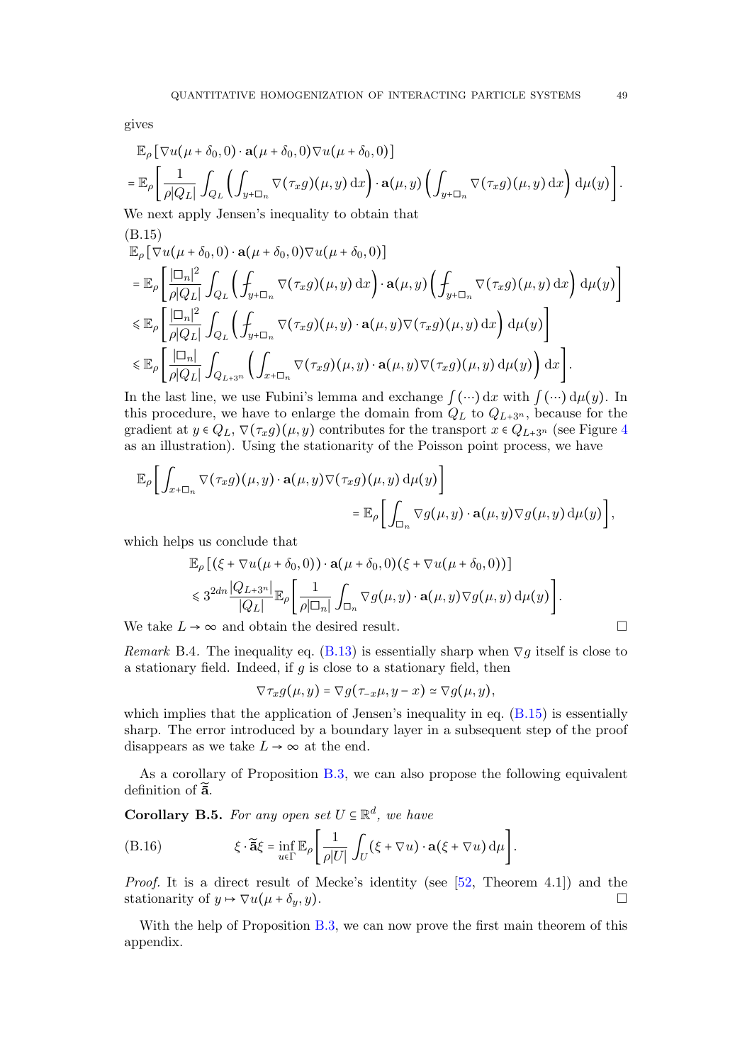gives

$$
\begin{aligned}
&\mathbb{E}_\rho\left[\nabla u(\mu+\delta_0,0)\cdot \mathbf{a}(\mu+\delta_0,0)\nabla u(\mu+\delta_0,0)\right] \\
&= \mathbb{E}_\rho\left[\frac{1}{\rho|Q_L|}\int_{Q_L}\left(\int_{y+\square_n}\nabla(\tau_x g)(\mu,y)\,\mathrm{d}x\right)\cdot \mathbf{a}(\mu,y)\left(\int_{y+\square_n}\nabla(\tau_x g)(\mu,y)\,\mathrm{d}x\right)\mathrm{d}\mu(y)\right].
\end{aligned}
$$

We next apply Jensen's inequality to obtain that

(B.15)

$$
\begin{aligned}
&\mathbb{E}_\rho\left[\nabla u(\mu+\delta_0,0)\cdot \mathbf{a}(\mu+\delta_0,0)\nabla u(\mu+\delta_0,0)\right] \\
&= \mathbb{E}_\rho\left[\frac{|\square_n|^2}{\rho|Q_L|}\int_{Q_L}\left(\fint_{y+\square_n}\nabla(\tau_x g)(\mu,y)\,\mathrm{d}x\right)\cdot \mathbf{a}(\mu,y)\left(\fint_{y+\square_n}\nabla(\tau_x g)(\mu,y)\,\mathrm{d}x\right)\mathrm{d}\mu(y)\right] \\
&\leqslant \mathbb{E}_\rho\left[\frac{|\square_n|^2}{\rho|Q_L|}\int_{Q_L}\left(\fint_{y+\square_n}\nabla(\tau_x g)(\mu,y)\cdot \mathbf{a}(\mu,y)\nabla(\tau_x g)(\mu,y)\,\mathrm{d}x\right)\mathrm{d}\mu(y)\right] \\
&\leqslant \mathbb{E}_\rho\left[\frac{|\square_n|}{\rho|Q_L|}\int_{Q_{L+3^n}}\left(\int_{x+\square_n}\nabla(\tau_x g)(\mu,y)\cdot \mathbf{a}(\mu,y)\nabla(\tau_x g)(\mu,y)\,\mathrm{d}\mu(y)\right)\mathrm{d}x\right].
\end{aligned}
$$

In the last line, we use Fubini's lemma and exchange $\int(\cdots)\,\mathrm{d}x$ with $\int(\cdots)\,\mathrm{d}\mu(y)$. In this procedure, we have to enlarge the domain from $Q_L$ to $Q_{L+3^n}$, because for the gradient at $y\in Q_L$, $\nabla(\tau_x g)(\mu,y)$ contributes for the transport $x\in Q_{L+3^n}$ (see Figure 4 as an illustration). Using the stationarity of the Poisson point process, we have

$$
\begin{aligned}
&\mathbb{E}_\rho\left[\int_{x+\square_n}\nabla(\tau_x g)(\mu,y)\cdot \mathbf{a}(\mu,y)\nabla(\tau_x g)(\mu,y)\,\mathrm{d}\mu(y)\right] \\
&\qquad\qquad = \mathbb{E}_\rho\left[\int_{\square_n}\nabla g(\mu,y)\cdot \mathbf{a}(\mu,y)\nabla g(\mu,y)\,\mathrm{d}\mu(y)\right],
\end{aligned}
$$

which helps us conclude that

$$
\begin{aligned}
&\mathbb{E}_\rho\left[(\xi+\nabla u(\mu+\delta_0,0))\cdot \mathbf{a}(\mu+\delta_0,0)(\xi+\nabla u(\mu+\delta_0,0))\right] \\
&\leqslant 3^{2dn}\frac{|Q_{L+3^n}|}{|Q_L|}\mathbb{E}_\rho\left[\frac{1}{\rho|\square_n|}\int_{\square_n}\nabla g(\mu,y)\cdot \mathbf{a}(\mu,y)\nabla g(\mu,y)\,\mathrm{d}\mu(y)\right].
\end{aligned}
$$

We take $L\to\infty$ and obtain the desired result. □

*Remark* B.4. The inequality eq. (B.13) is essentially sharp when $\nabla g$ itself is close to a stationary field. Indeed, if $g$ is close to a stationary field, then

$$
\nabla\tau_x g(\mu,y) = \nabla g(\tau_{-x}\mu, y-x) \simeq \nabla g(\mu,y),
$$

which implies that the application of Jensen's inequality in eq. (B.15) is essentially sharp. The error introduced by a boundary layer in a subsequent step of the proof disappears as we take $L\to\infty$ at the end.

As a corollary of Proposition B.3, we can also propose the following equivalent definition of $\widetilde{\bar{\mathbf{a}}}$.

**Corollary B.5.** *For any open set $U\subseteq\mathbb{R}^d$, we have*

$$
\xi\cdot\widetilde{\bar{\mathbf{a}}}\xi = \inf_{u\in\Gamma}\mathbb{E}_\rho\left[\frac{1}{\rho|U|}\int_U(\xi+\nabla u)\cdot\mathbf{a}(\xi+\nabla u)\,\mathrm{d}\mu\right]. \tag{B.16}
$$

*Proof.* It is a direct result of Mecke's identity (see [52, Theorem 4.1]) and the stationarity of $y\mapsto\nabla u(\mu+\delta_y,y)$. □

With the help of Proposition B.3, we can now prove the first main theorem of this appendix.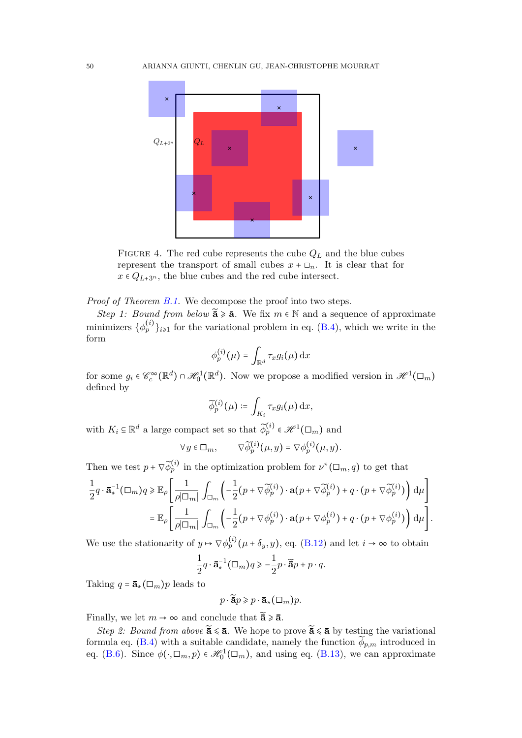FIGURE 4. The red cube represents the cube $Q_L$ and the blue cubes represent the transport of small cubes $x + \square_n$. It is clear that for $x \in Q_{L+3^n}$, the blue cubes and the red cube intersect.

*Proof of Theorem B.1.* We decompose the proof into two steps.

*Step 1: Bound from below* $\widetilde{\bar{\mathbf{a}}} \geqslant \bar{\mathbf{a}}$. We fix $m \in \mathbb{N}$ and a sequence of approximate minimizers $\{\phi_p^{(i)}\}_{i \geqslant 1}$ for the variational problem in eq. (B.4), which we write in the form

$$\phi_p^{(i)}(\mu) = \int_{\mathbb{R}^d} \tau_x g_i(\mu)\, \mathrm{d}x$$

for some $g_i \in \mathscr{C}_c^\infty(\mathbb{R}^d) \cap \mathscr{H}_0^1(\mathbb{R}^d)$. Now we propose a modified version in $\mathscr{H}^1(\square_m)$ defined by

$$\widetilde{\phi}_p^{(i)}(\mu) := \int_{K_i} \tau_x g_i(\mu)\, \mathrm{d}x,$$

with $K_i \subseteq \mathbb{R}^d$ a large compact set so that $\widetilde{\phi}_p^{(i)} \in \mathscr{H}^1(\square_m)$ and

$$\forall y \in \square_m, \qquad \nabla \widetilde{\phi}_p^{(i)}(\mu, y) = \nabla \phi_p^{(i)}(\mu, y).$$

Then we test $p + \nabla \widetilde{\phi}_p^{(i)}$ in the optimization problem for $\nu^*(\square_m, q)$ to get that

$$\begin{aligned}
\frac{1}{2} q \cdot \bar{\mathbf{a}}_*^{-1}(\square_m) q &\geqslant \mathbb{E}_\rho\left[\frac{1}{\rho|\square_m|}\int_{\square_m}\left(-\frac{1}{2}(p + \nabla\widetilde{\phi}_p^{(i)}) \cdot \mathbf{a}(p + \nabla\widetilde{\phi}_p^{(i)}) + q \cdot (p + \nabla\widetilde{\phi}_p^{(i)})\right) \mathrm{d}\mu\right] \\
&= \mathbb{E}_\rho\left[\frac{1}{\rho|\square_m|}\int_{\square_m}\left(-\frac{1}{2}(p + \nabla\phi_p^{(i)}) \cdot \mathbf{a}(p + \nabla\phi_p^{(i)}) + q \cdot (p + \nabla\phi_p^{(i)})\right) \mathrm{d}\mu\right].
\end{aligned}$$

We use the stationarity of $y \mapsto \nabla \phi_p^{(i)}(\mu + \delta_y, y)$, eq. (B.12) and let $i \to \infty$ to obtain

$$\frac{1}{2} q \cdot \bar{\mathbf{a}}_*^{-1}(\square_m) q \geqslant -\frac{1}{2} p \cdot \widetilde{\bar{\mathbf{a}}} p + p \cdot q.$$

Taking $q = \bar{\mathbf{a}}_*(\square_m) p$ leads to

$$p \cdot \widetilde{\bar{\mathbf{a}}} p \geqslant p \cdot \bar{\mathbf{a}}_*(\square_m) p.$$

Finally, we let $m \to \infty$ and conclude that $\widetilde{\bar{\mathbf{a}}} \geqslant \bar{\mathbf{a}}$.

*Step 2: Bound from above* $\widetilde{\bar{\mathbf{a}}} \leqslant \bar{\mathbf{a}}$. We hope to prove $\widetilde{\bar{\mathbf{a}}} \leqslant \bar{\mathbf{a}}$ by testing the variational formula eq. (B.4) with a suitable candidate, namely the function $\widetilde{\phi}_{p,m}$ introduced in eq. (B.6). Since $\phi(\cdot, \square_m, p) \in \mathscr{H}_0^1(\square_m)$, and using eq. (B.13), we can approximate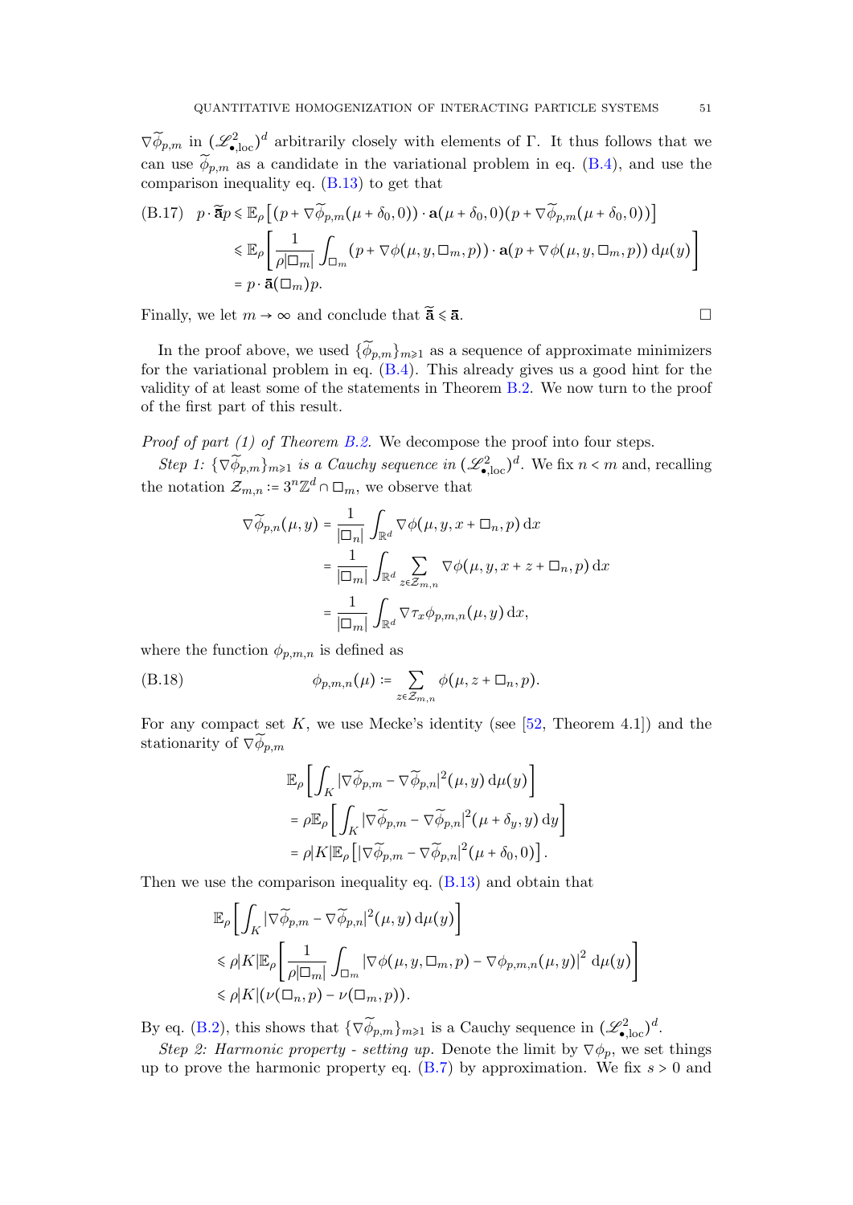$\nabla\widetilde{\phi}_{p,m}$ in $(\mathscr{L}^2_{\bullet,\mathrm{loc}})^d$ arbitrarily closely with elements of $\Gamma$. It thus follows that we can use $\widetilde{\phi}_{p,m}$ as a candidate in the variational problem in eq. (B.4), and use the comparison inequality eq. (B.13) to get that

$$
\begin{aligned}
\text{(B.17)}\quad p\cdot\widetilde{\bar{\mathbf{a}}}p &\leqslant \mathbb{E}_\rho\left[(p+\nabla\widetilde{\phi}_{p,m}(\mu+\delta_0,0))\cdot\mathbf{a}(\mu+\delta_0,0)(p+\nabla\widetilde{\phi}_{p,m}(\mu+\delta_0,0))\right]\\
&\leqslant \mathbb{E}_\rho\left[\frac{1}{\rho|\square_m|}\int_{\square_m}(p+\nabla\phi(\mu,y,\square_m,p))\cdot\mathbf{a}(p+\nabla\phi(\mu,y,\square_m,p))\,\mathrm{d}\mu(y)\right]\\
&= p\cdot\bar{\mathbf{a}}(\square_m)p.
\end{aligned}
$$

Finally, we let $m\to\infty$ and conclude that $\widetilde{\bar{\mathbf{a}}}\leqslant\bar{\mathbf{a}}$. $\square$

In the proof above, we used $\{\widetilde{\phi}_{p,m}\}_{m\geqslant 1}$ as a sequence of approximate minimizers for the variational problem in eq. (B.4). This already gives us a good hint for the validity of at least some of the statements in Theorem B.2. We now turn to the proof of the first part of this result.

*Proof of part (1) of Theorem B.2.* We decompose the proof into four steps.

*Step 1: $\{\nabla\widetilde{\phi}_{p,m}\}_{m\geqslant 1}$ is a Cauchy sequence in $(\mathscr{L}^2_{\bullet,\mathrm{loc}})^d$.* We fix $n<m$ and, recalling the notation $\mathcal{Z}_{m,n}:=3^n\mathbb{Z}^d\cap\square_m$, we observe that

$$
\begin{aligned}
\nabla\widetilde{\phi}_{p,n}(\mu,y) &= \frac{1}{|\square_n|}\int_{\mathbb{R}^d}\nabla\phi(\mu,y,x+\square_n,p)\,\mathrm{d}x\\
&= \frac{1}{|\square_m|}\int_{\mathbb{R}^d}\sum_{z\in\mathcal{Z}_{m,n}}\nabla\phi(\mu,y,x+z+\square_n,p)\,\mathrm{d}x\\
&= \frac{1}{|\square_m|}\int_{\mathbb{R}^d}\nabla\tau_x\phi_{p,m,n}(\mu,y)\,\mathrm{d}x,
\end{aligned}
$$

where the function $\phi_{p,m,n}$ is defined as

$$
\text{(B.18)}\qquad \phi_{p,m,n}(\mu):=\sum_{z\in\mathcal{Z}_{m,n}}\phi(\mu,z+\square_n,p).
$$

For any compact set $K$, we use Mecke's identity (see [52, Theorem 4.1]) and the stationarity of $\nabla\widetilde{\phi}_{p,m}$

$$
\begin{aligned}
&\mathbb{E}_\rho\left[\int_K|\nabla\widetilde{\phi}_{p,m}-\nabla\widetilde{\phi}_{p,n}|^2(\mu,y)\,\mathrm{d}\mu(y)\right]\\
&=\rho\mathbb{E}_\rho\left[\int_K|\nabla\widetilde{\phi}_{p,m}-\nabla\widetilde{\phi}_{p,n}|^2(\mu+\delta_y,y)\,\mathrm{d}y\right]\\
&=\rho|K|\mathbb{E}_\rho\left[|\nabla\widetilde{\phi}_{p,m}-\nabla\widetilde{\phi}_{p,n}|^2(\mu+\delta_0,0)\right].
\end{aligned}
$$

Then we use the comparison inequality eq. (B.13) and obtain that

$$
\begin{aligned}
&\mathbb{E}_\rho\left[\int_K|\nabla\widetilde{\phi}_{p,m}-\nabla\widetilde{\phi}_{p,n}|^2(\mu,y)\,\mathrm{d}\mu(y)\right]\\
&\leqslant\rho|K|\mathbb{E}_\rho\left[\frac{1}{\rho|\square_m|}\int_{\square_m}\left|\nabla\phi(\mu,y,\square_m,p)-\nabla\phi_{p,m,n}(\mu,y)\right|^2\mathrm{d}\mu(y)\right]\\
&\leqslant\rho|K|(\nu(\square_n,p)-\nu(\square_m,p)).
\end{aligned}
$$

By eq. (B.2), this shows that $\{\nabla\widetilde{\phi}_{p,m}\}_{m\geqslant 1}$ is a Cauchy sequence in $(\mathscr{L}^2_{\bullet,\mathrm{loc}})^d$.

*Step 2: Harmonic property - setting up.* Denote the limit by $\nabla\phi_p$, we set things up to prove the harmonic property eq. (B.7) by approximation. We fix $s>0$ and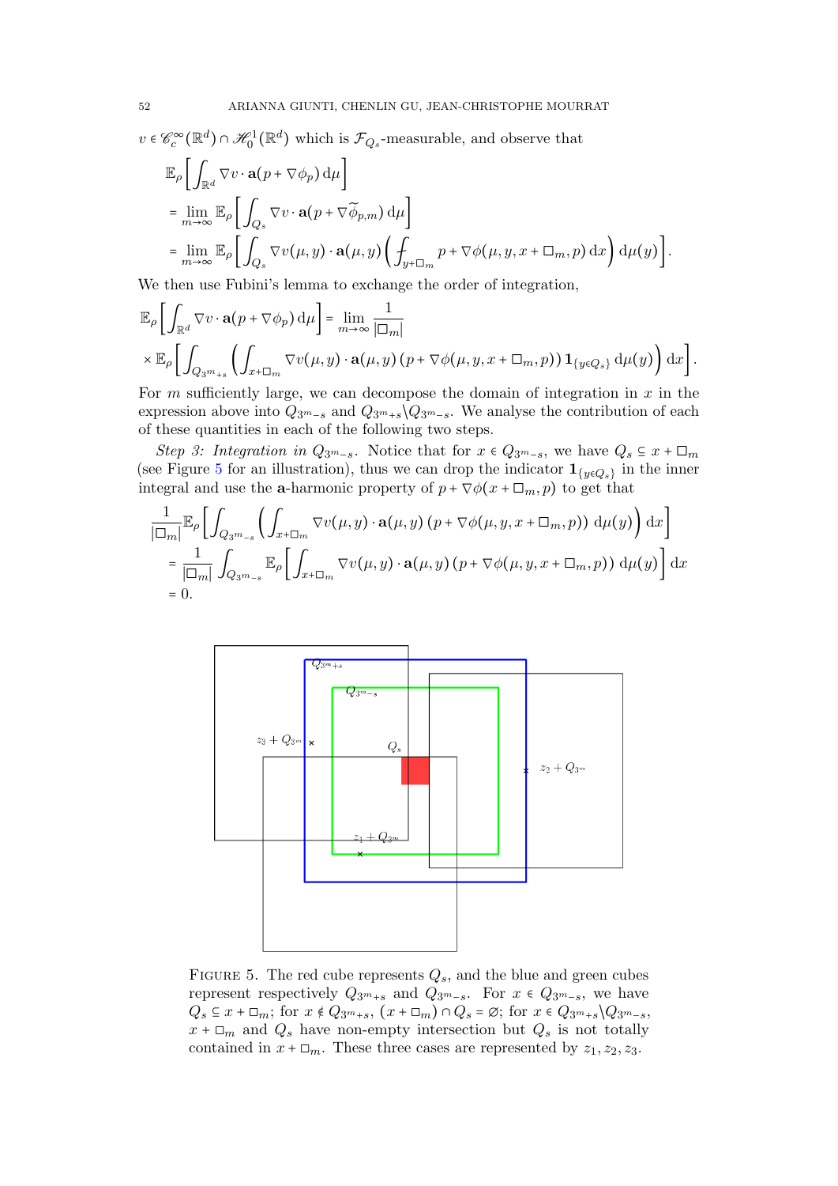$v \in \mathscr{C}_c^\infty(\mathbb{R}^d) \cap \mathscr{H}_0^1(\mathbb{R}^d)$ which is $\mathcal{F}_{Q_s}$-measurable, and observe that

$$
\begin{aligned}
&\mathbb{E}_\rho\left[\int_{\mathbb{R}^d} \nabla v \cdot \mathbf{a}(p + \nabla \phi_p)\,\mathrm{d}\mu\right] \\
&= \lim_{m\to\infty} \mathbb{E}_\rho\left[\int_{Q_s} \nabla v \cdot \mathbf{a}(p + \nabla \widetilde{\phi}_{p,m})\,\mathrm{d}\mu\right] \\
&= \lim_{m\to\infty} \mathbb{E}_\rho\left[\int_{Q_s} \nabla v(\mu, y) \cdot \mathbf{a}(\mu, y)\left(\fint_{y+\square_m} p + \nabla \phi(\mu, y, x + \square_m, p)\,\mathrm{d}x\right)\mathrm{d}\mu(y)\right].
\end{aligned}
$$

We then use Fubini's lemma to exchange the order of integration,

$$
\mathbb{E}_\rho\left[\int_{\mathbb{R}^d} \nabla v \cdot \mathbf{a}(p + \nabla \phi_p)\,\mathrm{d}\mu\right] = \lim_{m\to\infty} \frac{1}{|\square_m|}
$$

$$
\times\, \mathbb{E}_\rho\left[\int_{Q_{3^{m}+s}} \left(\int_{x+\square_m} \nabla v(\mu, y) \cdot \mathbf{a}(\mu, y)\,(p + \nabla \phi(\mu, y, x + \square_m, p))\,\mathbf{1}_{\{y \in Q_s\}}\,\mathrm{d}\mu(y)\right)\mathrm{d}x\right].
$$

For $m$ sufficiently large, we can decompose the domain of integration in $x$ in the expression above into $Q_{3^m - s}$ and $Q_{3^m+s} \backslash Q_{3^m-s}$. We analyse the contribution of each of these quantities in each of the following two steps.

*Step 3: Integration in $Q_{3^m-s}$.* Notice that for $x \in Q_{3^m-s}$, we have $Q_s \subseteq x + \square_m$ (see Figure 5 for an illustration), thus we can drop the indicator $\mathbf{1}_{\{y \in Q_s\}}$ in the inner integral and use the $\mathbf{a}$-harmonic property of $p + \nabla \phi(x + \square_m, p)$ to get that

$$
\begin{aligned}
&\frac{1}{|\square_m|}\mathbb{E}_\rho\left[\int_{Q_{3^m-s}} \left(\int_{x+\square_m} \nabla v(\mu, y) \cdot \mathbf{a}(\mu, y)\,(p + \nabla \phi(\mu, y, x + \square_m, p))\,\mathrm{d}\mu(y)\right)\mathrm{d}x\right] \\
&= \frac{1}{|\square_m|}\int_{Q_{3^m-s}} \mathbb{E}_\rho\left[\int_{x+\square_m} \nabla v(\mu, y) \cdot \mathbf{a}(\mu, y)\,(p + \nabla \phi(\mu, y, x + \square_m, p))\,\mathrm{d}\mu(y)\right]\mathrm{d}x \\
&= 0.
\end{aligned}
$$

FIGURE 5. The red cube represents $Q_s$, and the blue and green cubes represent respectively $Q_{3^m+s}$ and $Q_{3^m-s}$. For $x \in Q_{3^m-s}$, we have $Q_s \subseteq x + \square_m$; for $x \notin Q_{3^m+s}$, $(x + \square_m) \cap Q_s = \varnothing$; for $x \in Q_{3^m+s} \backslash Q_{3^m-s}$, $x + \square_m$ and $Q_s$ have non-empty intersection but $Q_s$ is not totally contained in $x + \square_m$. These three cases are represented by $z_1, z_2, z_3$.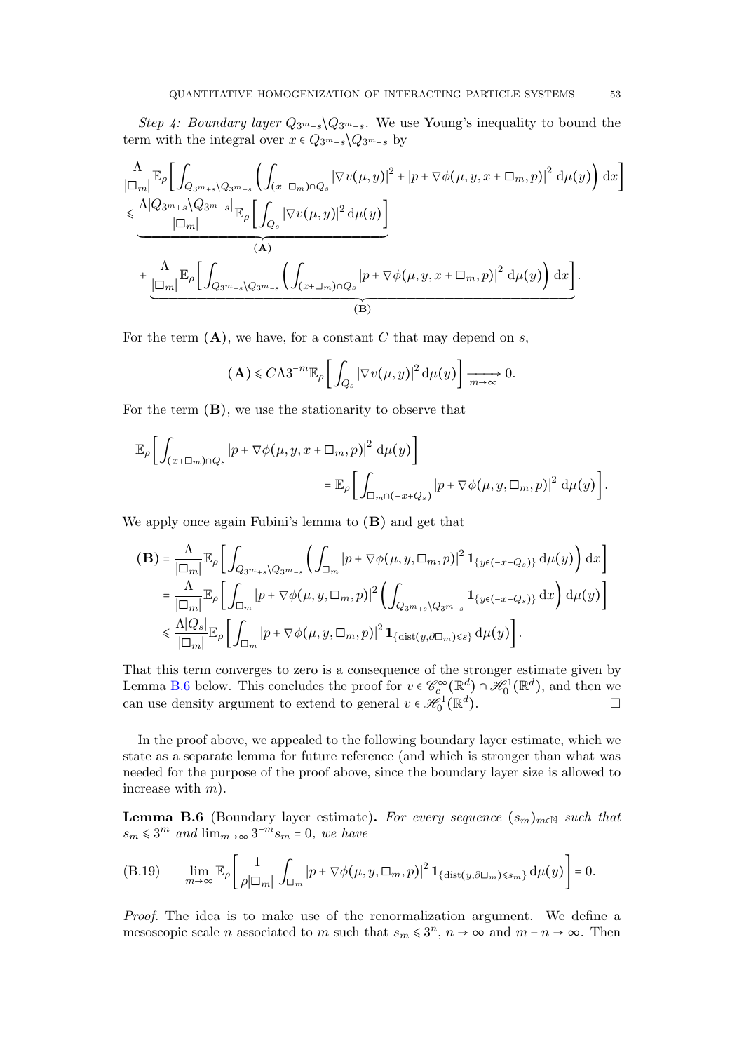*Step 4: Boundary layer $Q_{3^m+s}\backslash Q_{3^m-s}$.* We use Young's inequality to bound the term with the integral over $x \in Q_{3^m+s}\backslash Q_{3^m-s}$ by

$$
\begin{aligned}
&\frac{\Lambda}{|\square_m|}\mathbb{E}_\rho\left[\int_{Q_{3^m+s}\backslash Q_{3^m-s}}\left(\int_{(x+\square_m)\cap Q_s}|\nabla v(\mu,y)|^2 + |p+\nabla\phi(\mu,y,x+\square_m,p)|^2\,\mathrm{d}\mu(y)\right)\mathrm{d}x\right]\\
&\leqslant \underbrace{\frac{\Lambda|Q_{3^m+s}\backslash Q_{3^m-s}|}{|\square_m|}\mathbb{E}_\rho\left[\int_{Q_s}|\nabla v(\mu,y)|^2\,\mathrm{d}\mu(y)\right]}_{(\mathbf{A})}\\
&\quad+\underbrace{\frac{\Lambda}{|\square_m|}\mathbb{E}_\rho\left[\int_{Q_{3^m+s}\backslash Q_{3^m-s}}\left(\int_{(x+\square_m)\cap Q_s}|p+\nabla\phi(\mu,y,x+\square_m,p)|^2\,\mathrm{d}\mu(y)\right)\mathrm{d}x\right]}_{(\mathbf{B})}.
\end{aligned}
$$

For the term $(\mathbf{A})$, we have, for a constant $C$ that may depend on $s$,

$$
(\mathbf{A}) \leqslant C\Lambda 3^{-m}\mathbb{E}_\rho\left[\int_{Q_s}|\nabla v(\mu,y)|^2\,\mathrm{d}\mu(y)\right]\xrightarrow[m\to\infty]{} 0.
$$

For the term $(\mathbf{B})$, we use the stationarity to observe that

$$
\begin{aligned}
\mathbb{E}_\rho&\left[\int_{(x+\square_m)\cap Q_s}|p+\nabla\phi(\mu,y,x+\square_m,p)|^2\,\mathrm{d}\mu(y)\right]\\
&\qquad\qquad = \mathbb{E}_\rho\left[\int_{\square_m\cap(-x+Q_s)}|p+\nabla\phi(\mu,y,\square_m,p)|^2\,\mathrm{d}\mu(y)\right].
\end{aligned}
$$

We apply once again Fubini's lemma to $(\mathbf{B})$ and get that

$$
\begin{aligned}
(\mathbf{B}) &= \frac{\Lambda}{|\square_m|}\mathbb{E}_\rho\left[\int_{Q_{3^m+s}\backslash Q_{3^m-s}}\left(\int_{\square_m}|p+\nabla\phi(\mu,y,\square_m,p)|^2\mathbf{1}_{\{y\in(-x+Q_s)\}}\,\mathrm{d}\mu(y)\right)\mathrm{d}x\right]\\
&= \frac{\Lambda}{|\square_m|}\mathbb{E}_\rho\left[\int_{\square_m}|p+\nabla\phi(\mu,y,\square_m,p)|^2\left(\int_{Q_{3^m+s}\backslash Q_{3^m-s}}\mathbf{1}_{\{y\in(-x+Q_s)\}}\,\mathrm{d}x\right)\mathrm{d}\mu(y)\right]\\
&\leqslant \frac{\Lambda|Q_s|}{|\square_m|}\mathbb{E}_\rho\left[\int_{\square_m}|p+\nabla\phi(\mu,y,\square_m,p)|^2\mathbf{1}_{\{\mathrm{dist}(y,\partial\square_m)\leqslant s\}}\,\mathrm{d}\mu(y)\right].
\end{aligned}
$$

That this term converges to zero is a consequence of the stronger estimate given by Lemma B.6 below. This concludes the proof for $v \in \mathscr{C}_c^\infty(\mathbb{R}^d)\cap\mathscr{H}_0^1(\mathbb{R}^d)$, and then we can use density argument to extend to general $v \in \mathscr{H}_0^1(\mathbb{R}^d)$. □

In the proof above, we appealed to the following boundary layer estimate, which we state as a separate lemma for future reference (and which is stronger than what was needed for the purpose of the proof above, since the boundary layer size is allowed to increase with $m$).

**Lemma B.6** (Boundary layer estimate)**.** *For every sequence $(s_m)_{m\in\mathbb{N}}$ such that $s_m \leqslant 3^m$ and $\lim_{m\to\infty} 3^{-m}s_m = 0$, we have*

$$
\lim_{m\to\infty}\mathbb{E}_\rho\left[\frac{1}{\rho|\square_m|}\int_{\square_m}|p+\nabla\phi(\mu,y,\square_m,p)|^2\mathbf{1}_{\{\mathrm{dist}(y,\partial\square_m)\leqslant s_m\}}\,\mathrm{d}\mu(y)\right] = 0. \tag{B.19}
$$

*Proof.* The idea is to make use of the renormalization argument. We define a mesoscopic scale $n$ associated to $m$ such that $s_m \leqslant 3^n$, $n\to\infty$ and $m-n\to\infty$. Then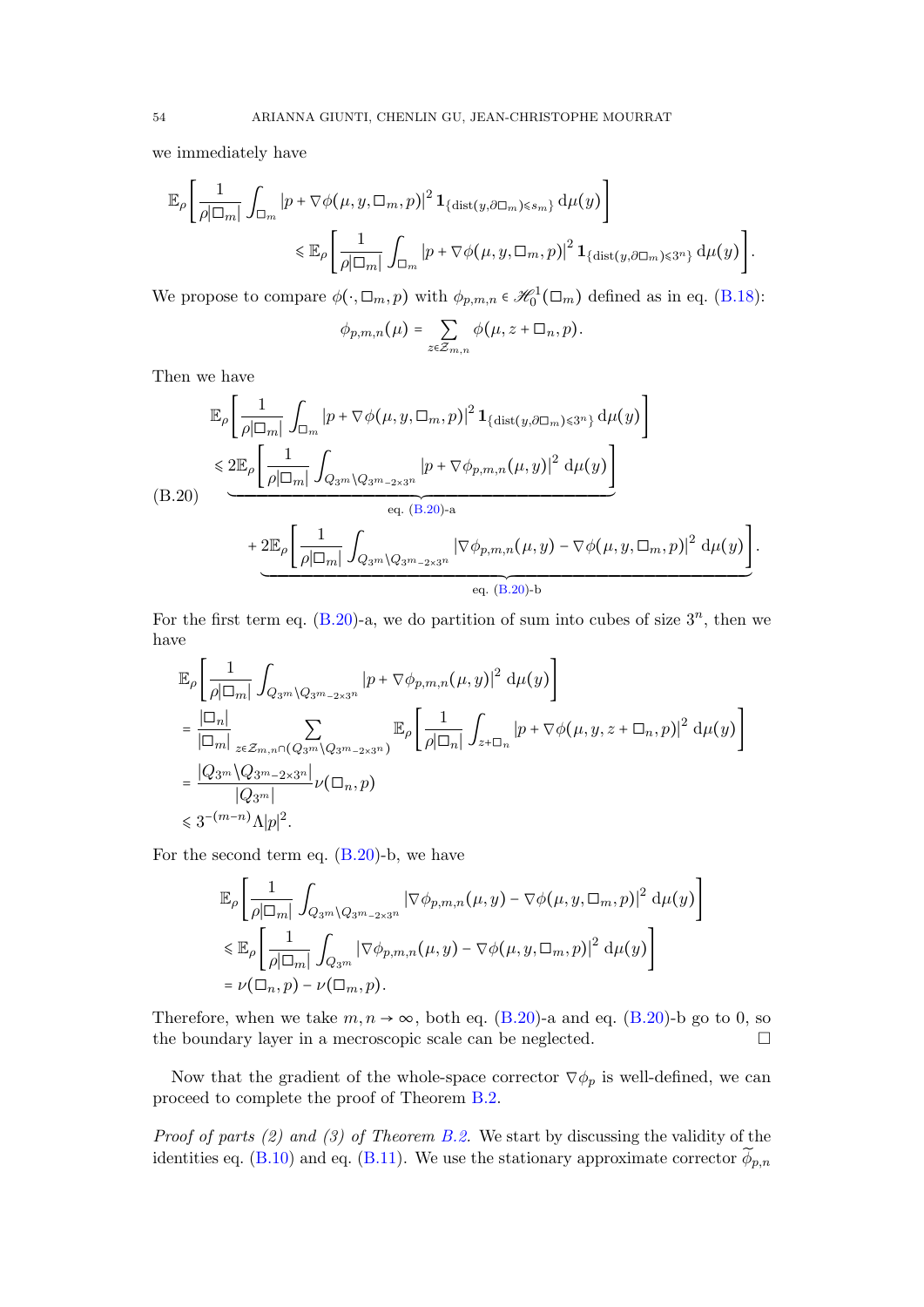we immediately have

$$
\mathbb{E}_\rho\left[\frac{1}{\rho|\square_m|}\int_{\square_m}|p+\nabla\phi(\mu,y,\square_m,p)|^2\,\mathbf{1}_{\{\mathrm{dist}(y,\partial\square_m)\leqslant s_m\}}\,\mathrm{d}\mu(y)\right]
\leqslant \mathbb{E}_\rho\left[\frac{1}{\rho|\square_m|}\int_{\square_m}|p+\nabla\phi(\mu,y,\square_m,p)|^2\,\mathbf{1}_{\{\mathrm{dist}(y,\partial\square_m)\leqslant 3^n\}}\,\mathrm{d}\mu(y)\right].
$$

We propose to compare $\phi(\cdot,\square_m,p)$ with $\phi_{p,m,n}\in\mathscr{H}^1_0(\square_m)$ defined as in eq. (B.18):

$$
\phi_{p,m,n}(\mu)=\sum_{z\in\mathcal{Z}_{m,n}}\phi(\mu,z+\square_n,p).
$$

Then we have

$$
\begin{aligned}
&\mathbb{E}_\rho\left[\frac{1}{\rho|\square_m|}\int_{\square_m}|p+\nabla\phi(\mu,y,\square_m,p)|^2\,\mathbf{1}_{\{\mathrm{dist}(y,\partial\square_m)\leqslant 3^n\}}\,\mathrm{d}\mu(y)\right]\\
&\leqslant \underbrace{2\mathbb{E}_\rho\left[\frac{1}{\rho|\square_m|}\int_{Q_{3^m}\setminus Q_{3^m-2\times 3^n}}|p+\nabla\phi_{p,m,n}(\mu,y)|^2\,\mathrm{d}\mu(y)\right]}_{\text{eq. (B.20)-a}}\\
&\quad+\underbrace{2\mathbb{E}_\rho\left[\frac{1}{\rho|\square_m|}\int_{Q_{3^m}\setminus Q_{3^m-2\times 3^n}}|\nabla\phi_{p,m,n}(\mu,y)-\nabla\phi(\mu,y,\square_m,p)|^2\,\mathrm{d}\mu(y)\right]}_{\text{eq. (B.20)-b}}.
\end{aligned}
\tag{B.20}
$$

For the first term eq. (B.20)-a, we do partition of sum into cubes of size $3^n$, then we have

$$
\begin{aligned}
&\mathbb{E}_\rho\left[\frac{1}{\rho|\square_m|}\int_{Q_{3^m}\setminus Q_{3^m-2\times 3^n}}|p+\nabla\phi_{p,m,n}(\mu,y)|^2\,\mathrm{d}\mu(y)\right]\\
&=\frac{|\square_n|}{|\square_m|}\sum_{z\in\mathcal{Z}_{m,n}\cap(Q_{3^m}\setminus Q_{3^m-2\times 3^n})}\mathbb{E}_\rho\left[\frac{1}{\rho|\square_n|}\int_{z+\square_n}|p+\nabla\phi(\mu,y,z+\square_n,p)|^2\,\mathrm{d}\mu(y)\right]\\
&=\frac{|Q_{3^m}\setminus Q_{3^m-2\times 3^n}|}{|Q_{3^m}|}\nu(\square_n,p)\\
&\leqslant 3^{-(m-n)}\Lambda|p|^2.
\end{aligned}
$$

For the second term eq. (B.20)-b, we have

$$
\begin{aligned}
&\mathbb{E}_\rho\left[\frac{1}{\rho|\square_m|}\int_{Q_{3^m}\setminus Q_{3^m-2\times 3^n}}|\nabla\phi_{p,m,n}(\mu,y)-\nabla\phi(\mu,y,\square_m,p)|^2\,\mathrm{d}\mu(y)\right]\\
&\leqslant \mathbb{E}_\rho\left[\frac{1}{\rho|\square_m|}\int_{Q_{3^m}}|\nabla\phi_{p,m,n}(\mu,y)-\nabla\phi(\mu,y,\square_m,p)|^2\,\mathrm{d}\mu(y)\right]\\
&=\nu(\square_n,p)-\nu(\square_m,p).
\end{aligned}
$$

Therefore, when we take $m,n\to\infty$, both eq. (B.20)-a and eq. (B.20)-b go to 0, so the boundary layer in a mecroscopic scale can be neglected. □

Now that the gradient of the whole-space corrector $\nabla\phi_p$ is well-defined, we can proceed to complete the proof of Theorem B.2.

*Proof of parts (2) and (3) of Theorem B.2.* We start by discussing the validity of the identities eq. (B.10) and eq. (B.11). We use the stationary approximate corrector $\widetilde{\phi}_{p,n}$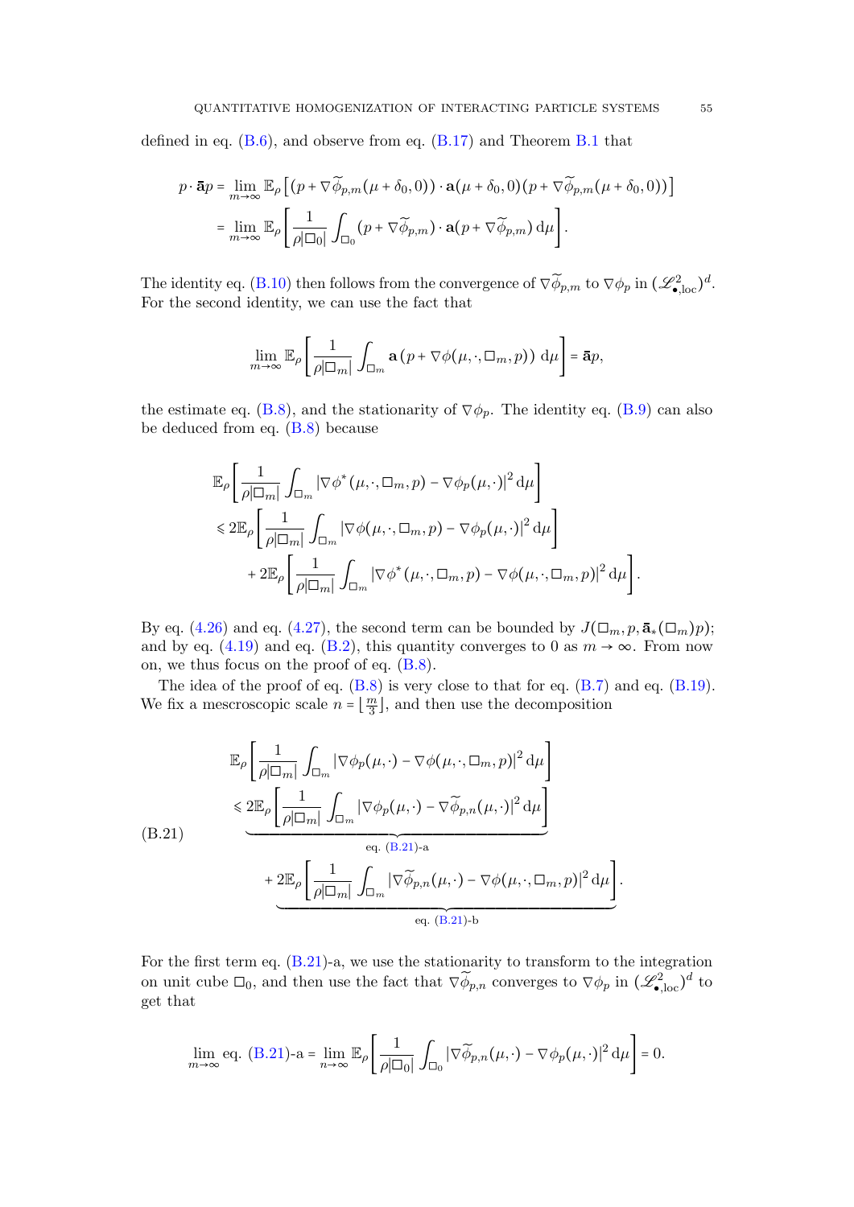defined in eq. (B.6), and observe from eq. (B.17) and Theorem B.1 that

$$
\begin{aligned}
p \cdot \bar{\mathbf{a}} p &= \lim_{m\to\infty} \mathbb{E}_\rho \left[ (p + \nabla \widetilde{\phi}_{p,m}(\mu + \delta_0, 0)) \cdot \mathbf{a}(\mu + \delta_0, 0)(p + \nabla \widetilde{\phi}_{p,m}(\mu + \delta_0, 0)) \right] \\
&= \lim_{m\to\infty} \mathbb{E}_\rho \left[ \frac{1}{\rho|\square_0|} \int_{\square_0} (p + \nabla \widetilde{\phi}_{p,m}) \cdot \mathbf{a}(p + \nabla \widetilde{\phi}_{p,m}) \, \mathrm{d}\mu \right].
\end{aligned}
$$

The identity eq. (B.10) then follows from the convergence of $\nabla \widetilde{\phi}_{p,m}$ to $\nabla \phi_p$ in $(\mathscr{L}^2_{\bullet,\mathrm{loc}})^d$. For the second identity, we can use the fact that

$$
\lim_{m\to\infty} \mathbb{E}_\rho \left[ \frac{1}{\rho|\square_m|} \int_{\square_m} \mathbf{a}\left(p + \nabla \phi(\mu, \cdot, \square_m, p)\right) \mathrm{d}\mu \right] = \bar{\mathbf{a}} p,
$$

the estimate eq. (B.8), and the stationarity of $\nabla \phi_p$. The identity eq. (B.9) can also be deduced from eq. (B.8) because

$$
\begin{aligned}
&\mathbb{E}_\rho \left[ \frac{1}{\rho|\square_m|} \int_{\square_m} |\nabla \phi^*(\mu, \cdot, \square_m, p) - \nabla \phi_p(\mu, \cdot)|^2 \, \mathrm{d}\mu \right] \\
&\leqslant 2\mathbb{E}_\rho \left[ \frac{1}{\rho|\square_m|} \int_{\square_m} |\nabla \phi(\mu, \cdot, \square_m, p) - \nabla \phi_p(\mu, \cdot)|^2 \, \mathrm{d}\mu \right] \\
&\qquad + 2\mathbb{E}_\rho \left[ \frac{1}{\rho|\square_m|} \int_{\square_m} |\nabla \phi^*(\mu, \cdot, \square_m, p) - \nabla \phi(\mu, \cdot, \square_m, p)|^2 \, \mathrm{d}\mu \right].
\end{aligned}
$$

By eq. (4.26) and eq. (4.27), the second term can be bounded by $J(\square_m, p, \bar{\mathbf{a}}_*(\square_m)p)$; and by eq. (4.19) and eq. (B.2), this quantity converges to 0 as $m \to \infty$. From now on, we thus focus on the proof of eq. (B.8).

The idea of the proof of eq. (B.8) is very close to that for eq. (B.7) and eq. (B.19). We fix a mescroscopic scale $n = \lfloor \frac{m}{3} \rfloor$, and then use the decomposition

$$
\begin{aligned}
&\mathbb{E}_\rho \left[ \frac{1}{\rho|\square_m|} \int_{\square_m} |\nabla \phi_p(\mu, \cdot) - \nabla \phi(\mu, \cdot, \square_m, p)|^2 \, \mathrm{d}\mu \right] \\
&\leqslant \underbrace{2\mathbb{E}_\rho \left[ \frac{1}{\rho|\square_m|} \int_{\square_m} |\nabla \phi_p(\mu, \cdot) - \nabla \widetilde{\phi}_{p,n}(\mu, \cdot)|^2 \, \mathrm{d}\mu \right]}_{\text{eq. (B.21)-a}} \\
&\qquad + \underbrace{2\mathbb{E}_\rho \left[ \frac{1}{\rho|\square_m|} \int_{\square_m} |\nabla \widetilde{\phi}_{p,n}(\mu, \cdot) - \nabla \phi(\mu, \cdot, \square_m, p)|^2 \, \mathrm{d}\mu \right]}_{\text{eq. (B.21)-b}}.
\end{aligned} \tag{B.21}
$$

For the first term eq. (B.21)-a, we use the stationarity to transform to the integration on unit cube $\square_0$, and then use the fact that $\nabla \widetilde{\phi}_{p,n}$ converges to $\nabla \phi_p$ in $(\mathscr{L}^2_{\bullet,\mathrm{loc}})^d$ to get that

$$
\lim_{m\to\infty} \text{eq. (B.21)-a} = \lim_{n\to\infty} \mathbb{E}_\rho \left[ \frac{1}{\rho|\square_0|} \int_{\square_0} |\nabla \widetilde{\phi}_{p,n}(\mu, \cdot) - \nabla \phi_p(\mu, \cdot)|^2 \, \mathrm{d}\mu \right] = 0.
$$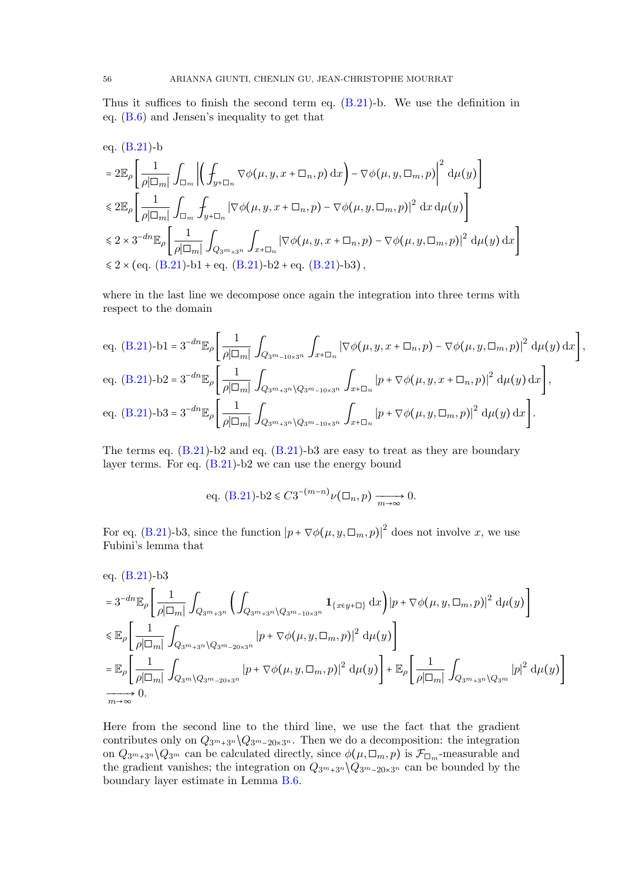Thus it suffices to finish the second term eq. (B.21)-b. We use the definition in eq. (B.6) and Jensen's inequality to get that

$$
\begin{aligned}
&\text{eq. (B.21)-b} \\
&= 2\mathbb{E}_\rho\left[\frac{1}{\rho|\square_m|}\int_{\square_m}\left|\left(\fint_{y+\square_n}\nabla\phi(\mu,y,x+\square_n,p)\,\mathrm{d}x\right)-\nabla\phi(\mu,y,\square_m,p)\right|^2\mathrm{d}\mu(y)\right] \\
&\leqslant 2\mathbb{E}_\rho\left[\frac{1}{\rho|\square_m|}\int_{\square_m}\fint_{y+\square_n}\left|\nabla\phi(\mu,y,x+\square_n,p)-\nabla\phi(\mu,y,\square_m,p)\right|^2\mathrm{d}x\,\mathrm{d}\mu(y)\right] \\
&\leqslant 2\times 3^{-dn}\mathbb{E}_\rho\left[\frac{1}{\rho|\square_m|}\int_{Q_{3^m+3^n}}\int_{x+\square_n}\left|\nabla\phi(\mu,y,x+\square_n,p)-\nabla\phi(\mu,y,\square_m,p)\right|^2\mathrm{d}\mu(y)\,\mathrm{d}x\right] \\
&\leqslant 2\times(\text{eq. (B.21)-b1}+\text{eq. (B.21)-b2}+\text{eq. (B.21)-b3}),
\end{aligned}
$$

where in the last line we decompose once again the integration into three terms with respect to the domain

$$
\begin{aligned}
\text{eq. (B.21)-b1} &= 3^{-dn}\mathbb{E}_\rho\left[\frac{1}{\rho|\square_m|}\int_{Q_{3^m-10\times 3^n}}\int_{x+\square_n}\left|\nabla\phi(\mu,y,x+\square_n,p)-\nabla\phi(\mu,y,\square_m,p)\right|^2\mathrm{d}\mu(y)\,\mathrm{d}x\right], \\
\text{eq. (B.21)-b2} &= 3^{-dn}\mathbb{E}_\rho\left[\frac{1}{\rho|\square_m|}\int_{Q_{3^m+3^n}\setminus Q_{3^m-10\times 3^n}}\int_{x+\square_n}\left|p+\nabla\phi(\mu,y,x+\square_n,p)\right|^2\mathrm{d}\mu(y)\,\mathrm{d}x\right], \\
\text{eq. (B.21)-b3} &= 3^{-dn}\mathbb{E}_\rho\left[\frac{1}{\rho|\square_m|}\int_{Q_{3^m+3^n}\setminus Q_{3^m-10\times 3^n}}\int_{x+\square_n}\left|p+\nabla\phi(\mu,y,\square_m,p)\right|^2\mathrm{d}\mu(y)\,\mathrm{d}x\right].
\end{aligned}
$$

The terms eq. (B.21)-b2 and eq. (B.21)-b3 are easy to treat as they are boundary layer terms. For eq. (B.21)-b2 we can use the energy bound

$$
\text{eq. (B.21)-b2} \leqslant C3^{-(m-n)}\nu(\square_n,p)\xrightarrow[m\to\infty]{}0.
$$

For eq. (B.21)-b3, since the function $|p+\nabla\phi(\mu,y,\square_m,p)|^2$ does not involve $x$, we use Fubini's lemma that

$$
\begin{aligned}
&\text{eq. (B.21)-b3} \\
&= 3^{-dn}\mathbb{E}_\rho\left[\frac{1}{\rho|\square_m|}\int_{Q_{3^m+3^n}}\left(\int_{Q_{3^m+3^n}\setminus Q_{3^m-10\times 3^n}}\mathbf{1}_{\{x\in y+\square\}}\,\mathrm{d}x\right)\left|p+\nabla\phi(\mu,y,\square_m,p)\right|^2\mathrm{d}\mu(y)\right] \\
&\leqslant \mathbb{E}_\rho\left[\frac{1}{\rho|\square_m|}\int_{Q_{3^m+3^n}\setminus Q_{3^m-20\times 3^n}}\left|p+\nabla\phi(\mu,y,\square_m,p)\right|^2\mathrm{d}\mu(y)\right] \\
&= \mathbb{E}_\rho\left[\frac{1}{\rho|\square_m|}\int_{Q_{3^m}\setminus Q_{3^m-20\times 3^n}}\left|p+\nabla\phi(\mu,y,\square_m,p)\right|^2\mathrm{d}\mu(y)\right]+\mathbb{E}_\rho\left[\frac{1}{\rho|\square_m|}\int_{Q_{3^m+3^n}\setminus Q_{3^m}}|p|^2\,\mathrm{d}\mu(y)\right] \\
&\xrightarrow[m\to\infty]{} 0.
\end{aligned}
$$

Here from the second line to the third line, we use the fact that the gradient contributes only on $Q_{3^m+3^n}\setminus Q_{3^m-20\times 3^n}$. Then we do a decomposition: the integration on $Q_{3^m+3^n}\setminus Q_{3^m}$ can be calculated directly, since $\phi(\mu,\square_m,p)$ is $\mathcal{F}_{\square_m}$-measurable and the gradient vanishes; the integration on $Q_{3^m+3^n}\setminus Q_{3^m-20\times 3^n}$ can be bounded by the boundary layer estimate in Lemma B.6.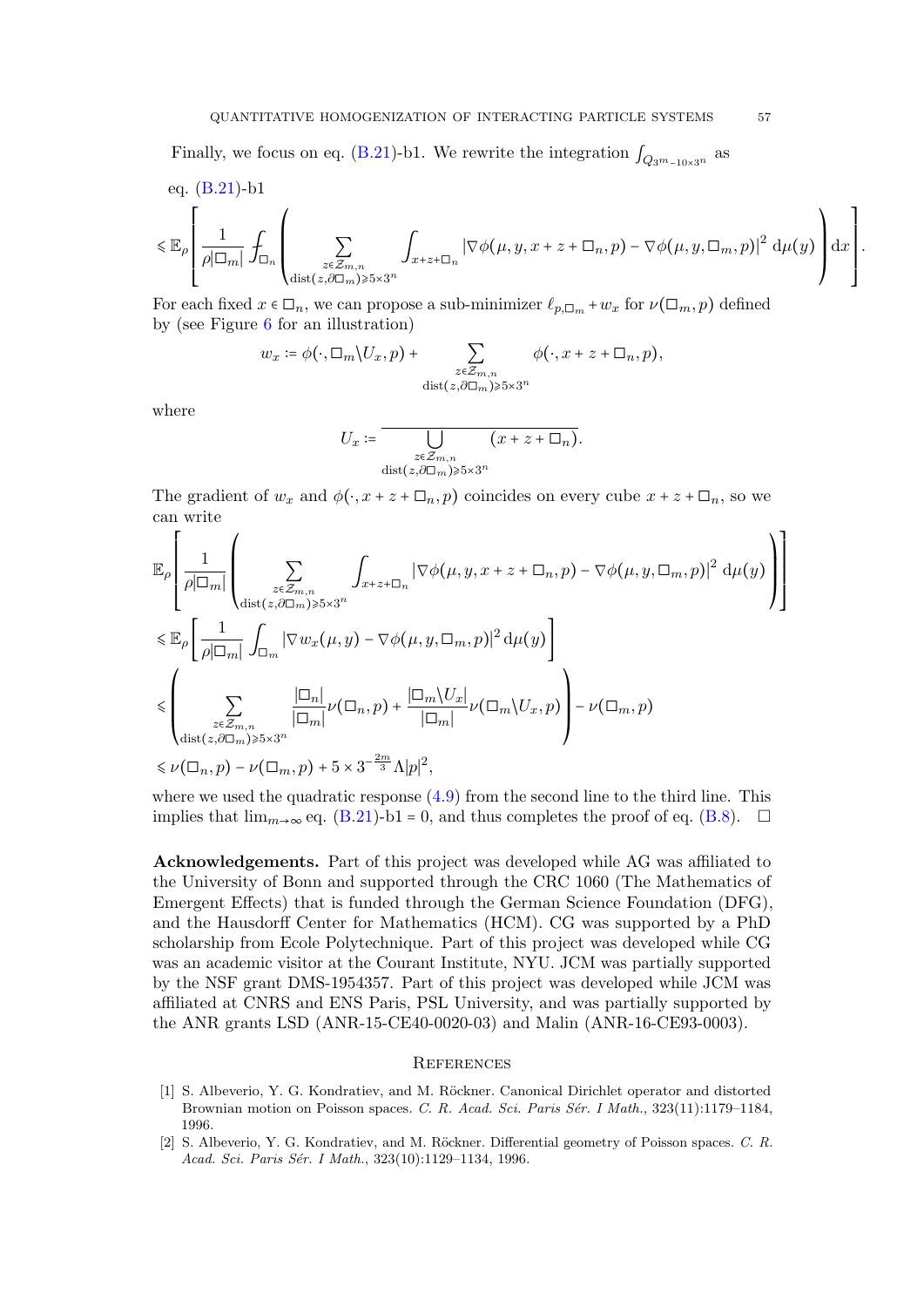Finally, we focus on eq. (B.21)-b1. We rewrite the integration $\int_{Q_{3^m-10\times 3^n}}$ as

eq. (B.21)-b1

$$
\leqslant \mathbb{E}_\rho\left[\frac{1}{\rho|\square_m|}\fint_{\square_n}\left(\sum_{\substack{z\in\mathcal{Z}_{m,n}\\ \mathrm{dist}(z,\partial\square_m)\geqslant 5\times 3^n}}\int_{x+z+\square_n}|\nabla\phi(\mu,y,x+z+\square_n,p)-\nabla\phi(\mu,y,\square_m,p)|^2\,\mathrm{d}\mu(y)\right)\mathrm{d}x\right].
$$

For each fixed $x\in\square_n$, we can propose a sub-minimizer $\ell_{p,\square_m}+w_x$ for $\nu(\square_m,p)$ defined by (see Figure 6 for an illustration)

$$
w_x := \phi(\cdot,\square_m\backslash U_x,p)+\sum_{\substack{z\in\mathcal{Z}_{m,n}\\ \mathrm{dist}(z,\partial\square_m)\geqslant 5\times 3^n}}\phi(\cdot,x+z+\square_n,p),
$$

where

$$
U_x := \overline{\bigcup_{\substack{z\in\mathcal{Z}_{m,n}\\ \mathrm{dist}(z,\partial\square_m)\geqslant 5\times 3^n}}(x+z+\square_n)}.
$$

The gradient of $w_x$ and $\phi(\cdot,x+z+\square_n,p)$ coincides on every cube $x+z+\square_n$, so we can write

$$
\begin{aligned}
&\mathbb{E}_\rho\left[\frac{1}{\rho|\square_m|}\left(\sum_{\substack{z\in\mathcal{Z}_{m,n}\\ \mathrm{dist}(z,\partial\square_m)\geqslant 5\times 3^n}}\int_{x+z+\square_n}|\nabla\phi(\mu,y,x+z+\square_n,p)-\nabla\phi(\mu,y,\square_m,p)|^2\,\mathrm{d}\mu(y)\right)\right]\\
&\leqslant \mathbb{E}_\rho\left[\frac{1}{\rho|\square_m|}\int_{\square_m}|\nabla w_x(\mu,y)-\nabla\phi(\mu,y,\square_m,p)|^2\,\mathrm{d}\mu(y)\right]\\
&\leqslant\left(\sum_{\substack{z\in\mathcal{Z}_{m,n}\\ \mathrm{dist}(z,\partial\square_m)\geqslant 5\times 3^n}}\frac{|\square_n|}{|\square_m|}\nu(\square_n,p)+\frac{|\square_m\backslash U_x|}{|\square_m|}\nu(\square_m\backslash U_x,p)\right)-\nu(\square_m,p)\\
&\leqslant \nu(\square_n,p)-\nu(\square_m,p)+5\times 3^{-\frac{2m}{3}}\Lambda|p|^2,
\end{aligned}
$$

where we used the quadratic response (4.9) from the second line to the third line. This implies that $\lim_{m\to\infty}$ eq. (B.21)-b1 $=0$, and thus completes the proof of eq. (B.8). $\square$

**Acknowledgements.** Part of this project was developed while AG was affiliated to the University of Bonn and supported through the CRC 1060 (The Mathematics of Emergent Effects) that is funded through the German Science Foundation (DFG), and the Hausdorff Center for Mathematics (HCM). CG was supported by a PhD scholarship from Ecole Polytechnique. Part of this project was developed while CG was an academic visitor at the Courant Institute, NYU. JCM was partially supported by the NSF grant DMS-1954357. Part of this project was developed while JCM was affiliated at CNRS and ENS Paris, PSL University, and was partially supported by the ANR grants LSD (ANR-15-CE40-0020-03) and Malin (ANR-16-CE93-0003).

## References

[1] S. Albeverio, Y. G. Kondratiev, and M. Röckner. Canonical Dirichlet operator and distorted Brownian motion on Poisson spaces. *C. R. Acad. Sci. Paris Sér. I Math.*, 323(11):1179–1184, 1996.

[2] S. Albeverio, Y. G. Kondratiev, and M. Röckner. Differential geometry of Poisson spaces. *C. R. Acad. Sci. Paris Sér. I Math.*, 323(10):1129–1134, 1996.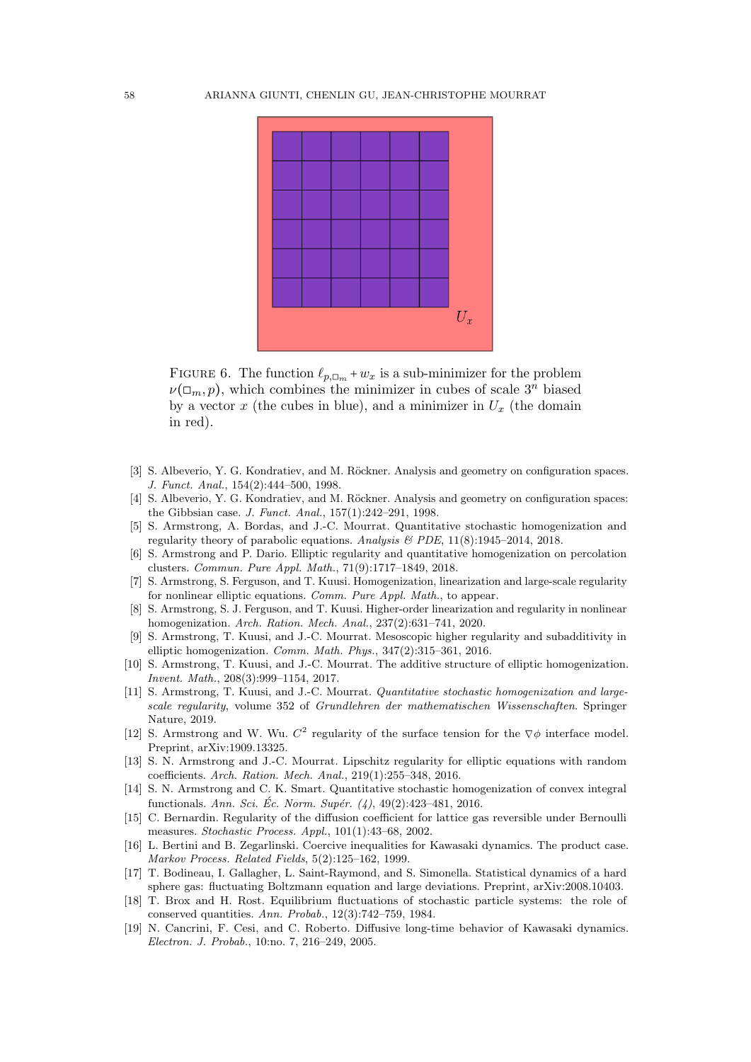FIGURE 6. The function $\ell_{p,\square_m} + w_x$ is a sub-minimizer for the problem $\nu(\square_m, p)$, which combines the minimizer in cubes of scale $3^n$ biased by a vector $x$ (the cubes in blue), and a minimizer in $U_x$ (the domain in red).

[3] S. Albeverio, Y. G. Kondratiev, and M. Röckner. Analysis and geometry on configuration spaces. *J. Funct. Anal.*, 154(2):444–500, 1998.

[4] S. Albeverio, Y. G. Kondratiev, and M. Röckner. Analysis and geometry on configuration spaces: the Gibbsian case. *J. Funct. Anal.*, 157(1):242–291, 1998.

[5] S. Armstrong, A. Bordas, and J.-C. Mourrat. Quantitative stochastic homogenization and regularity theory of parabolic equations. *Analysis & PDE*, 11(8):1945–2014, 2018.

[6] S. Armstrong and P. Dario. Elliptic regularity and quantitative homogenization on percolation clusters. *Commun. Pure Appl. Math.*, 71(9):1717–1849, 2018.

[7] S. Armstrong, S. Ferguson, and T. Kuusi. Homogenization, linearization and large-scale regularity for nonlinear elliptic equations. *Comm. Pure Appl. Math.*, to appear.

[8] S. Armstrong, S. J. Ferguson, and T. Kuusi. Higher-order linearization and regularity in nonlinear homogenization. *Arch. Ration. Mech. Anal.*, 237(2):631–741, 2020.

[9] S. Armstrong, T. Kuusi, and J.-C. Mourrat. Mesoscopic higher regularity and subadditivity in elliptic homogenization. *Comm. Math. Phys.*, 347(2):315–361, 2016.

[10] S. Armstrong, T. Kuusi, and J.-C. Mourrat. The additive structure of elliptic homogenization. *Invent. Math.*, 208(3):999–1154, 2017.

[11] S. Armstrong, T. Kuusi, and J.-C. Mourrat. *Quantitative stochastic homogenization and large-scale regularity*, volume 352 of *Grundlehren der mathematischen Wissenschaften*. Springer Nature, 2019.

[12] S. Armstrong and W. Wu. $C^2$ regularity of the surface tension for the $\nabla\phi$ interface model. Preprint, arXiv:1909.13325.

[13] S. N. Armstrong and J.-C. Mourrat. Lipschitz regularity for elliptic equations with random coefficients. *Arch. Ration. Mech. Anal.*, 219(1):255–348, 2016.

[14] S. N. Armstrong and C. K. Smart. Quantitative stochastic homogenization of convex integral functionals. *Ann. Sci. Éc. Norm. Supér. (4)*, 49(2):423–481, 2016.

[15] C. Bernardin. Regularity of the diffusion coefficient for lattice gas reversible under Bernoulli measures. *Stochastic Process. Appl.*, 101(1):43–68, 2002.

[16] L. Bertini and B. Zegarlinski. Coercive inequalities for Kawasaki dynamics. The product case. *Markov Process. Related Fields*, 5(2):125–162, 1999.

[17] T. Bodineau, I. Gallagher, L. Saint-Raymond, and S. Simonella. Statistical dynamics of a hard sphere gas: fluctuating Boltzmann equation and large deviations. Preprint, arXiv:2008.10403.

[18] T. Brox and H. Rost. Equilibrium fluctuations of stochastic particle systems: the role of conserved quantities. *Ann. Probab.*, 12(3):742–759, 1984.

[19] N. Cancrini, F. Cesi, and C. Roberto. Diffusive long-time behavior of Kawasaki dynamics. *Electron. J. Probab.*, 10:no. 7, 216–249, 2005.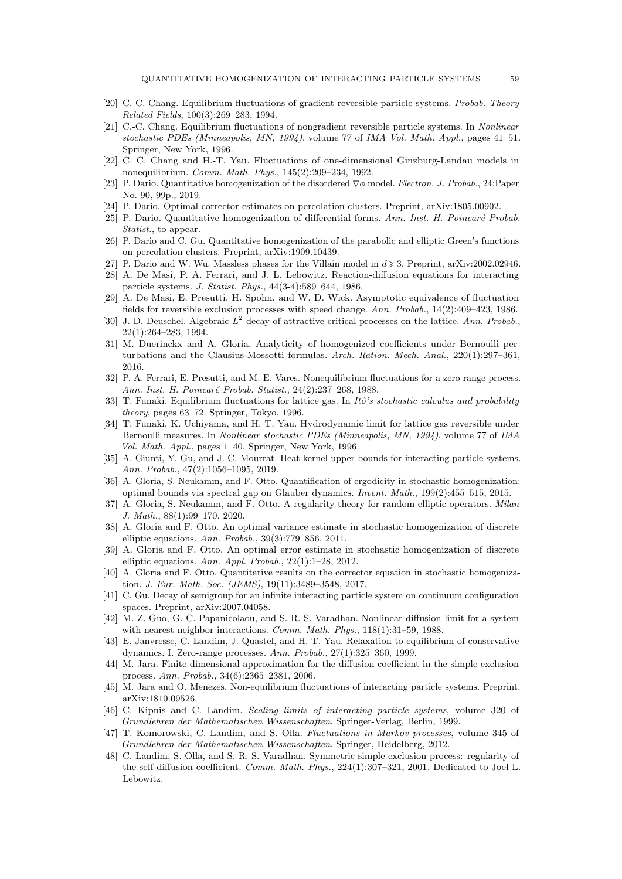[20] C. C. Chang. Equilibrium fluctuations of gradient reversible particle systems. *Probab. Theory Related Fields*, 100(3):269–283, 1994.

[21] C.-C. Chang. Equilibrium fluctuations of nongradient reversible particle systems. In *Nonlinear stochastic PDEs (Minneapolis, MN, 1994)*, volume 77 of *IMA Vol. Math. Appl.*, pages 41–51. Springer, New York, 1996.

[22] C. C. Chang and H.-T. Yau. Fluctuations of one-dimensional Ginzburg-Landau models in nonequilibrium. *Comm. Math. Phys.*, 145(2):209–234, 1992.

[23] P. Dario. Quantitative homogenization of the disordered $\nabla\phi$ model. *Electron. J. Probab.*, 24:Paper No. 90, 99p., 2019.

[24] P. Dario. Optimal corrector estimates on percolation clusters. Preprint, arXiv:1805.00902.

[25] P. Dario. Quantitative homogenization of differential forms. *Ann. Inst. H. Poincaré Probab. Statist.*, to appear.

[26] P. Dario and C. Gu. Quantitative homogenization of the parabolic and elliptic Green's functions on percolation clusters. Preprint, arXiv:1909.10439.

[27] P. Dario and W. Wu. Massless phases for the Villain model in $d \geqslant 3$. Preprint, arXiv:2002.02946.

[28] A. De Masi, P. A. Ferrari, and J. L. Lebowitz. Reaction-diffusion equations for interacting particle systems. *J. Statist. Phys.*, 44(3-4):589–644, 1986.

[29] A. De Masi, E. Presutti, H. Spohn, and W. D. Wick. Asymptotic equivalence of fluctuation fields for reversible exclusion processes with speed change. *Ann. Probab.*, 14(2):409–423, 1986.

[30] J.-D. Deuschel. Algebraic $L^2$ decay of attractive critical processes on the lattice. *Ann. Probab.*, 22(1):264–283, 1994.

[31] M. Duerinckx and A. Gloria. Analyticity of homogenized coefficients under Bernoulli perturbations and the Clausius-Mossotti formulas. *Arch. Ration. Mech. Anal.*, 220(1):297–361, 2016.

[32] P. A. Ferrari, E. Presutti, and M. E. Vares. Nonequilibrium fluctuations for a zero range process. *Ann. Inst. H. Poincaré Probab. Statist.*, 24(2):237–268, 1988.

[33] T. Funaki. Equilibrium fluctuations for lattice gas. In *Itô's stochastic calculus and probability theory*, pages 63–72. Springer, Tokyo, 1996.

[34] T. Funaki, K. Uchiyama, and H. T. Yau. Hydrodynamic limit for lattice gas reversible under Bernoulli measures. In *Nonlinear stochastic PDEs (Minneapolis, MN, 1994)*, volume 77 of *IMA Vol. Math. Appl.*, pages 1–40. Springer, New York, 1996.

[35] A. Giunti, Y. Gu, and J.-C. Mourrat. Heat kernel upper bounds for interacting particle systems. *Ann. Probab.*, 47(2):1056–1095, 2019.

[36] A. Gloria, S. Neukamm, and F. Otto. Quantification of ergodicity in stochastic homogenization: optimal bounds via spectral gap on Glauber dynamics. *Invent. Math.*, 199(2):455–515, 2015.

[37] A. Gloria, S. Neukamm, and F. Otto. A regularity theory for random elliptic operators. *Milan J. Math.*, 88(1):99–170, 2020.

[38] A. Gloria and F. Otto. An optimal variance estimate in stochastic homogenization of discrete elliptic equations. *Ann. Probab.*, 39(3):779–856, 2011.

[39] A. Gloria and F. Otto. An optimal error estimate in stochastic homogenization of discrete elliptic equations. *Ann. Appl. Probab.*, 22(1):1–28, 2012.

[40] A. Gloria and F. Otto. Quantitative results on the corrector equation in stochastic homogenization. *J. Eur. Math. Soc. (JEMS)*, 19(11):3489–3548, 2017.

[41] C. Gu. Decay of semigroup for an infinite interacting particle system on continuum configuration spaces. Preprint, arXiv:2007.04058.

[42] M. Z. Guo, G. C. Papanicolaou, and S. R. S. Varadhan. Nonlinear diffusion limit for a system with nearest neighbor interactions. *Comm. Math. Phys.*, 118(1):31–59, 1988.

[43] E. Janvresse, C. Landim, J. Quastel, and H. T. Yau. Relaxation to equilibrium of conservative dynamics. I. Zero-range processes. *Ann. Probab.*, 27(1):325–360, 1999.

[44] M. Jara. Finite-dimensional approximation for the diffusion coefficient in the simple exclusion process. *Ann. Probab.*, 34(6):2365–2381, 2006.

[45] M. Jara and O. Menezes. Non-equilibrium fluctuations of interacting particle systems. Preprint, arXiv:1810.09526.

[46] C. Kipnis and C. Landim. *Scaling limits of interacting particle systems*, volume 320 of *Grundlehren der Mathematischen Wissenschaften*. Springer-Verlag, Berlin, 1999.

[47] T. Komorowski, C. Landim, and S. Olla. *Fluctuations in Markov processes*, volume 345 of *Grundlehren der Mathematischen Wissenschaften*. Springer, Heidelberg, 2012.

[48] C. Landim, S. Olla, and S. R. S. Varadhan. Symmetric simple exclusion process: regularity of the self-diffusion coefficient. *Comm. Math. Phys.*, 224(1):307–321, 2001. Dedicated to Joel L. Lebowitz.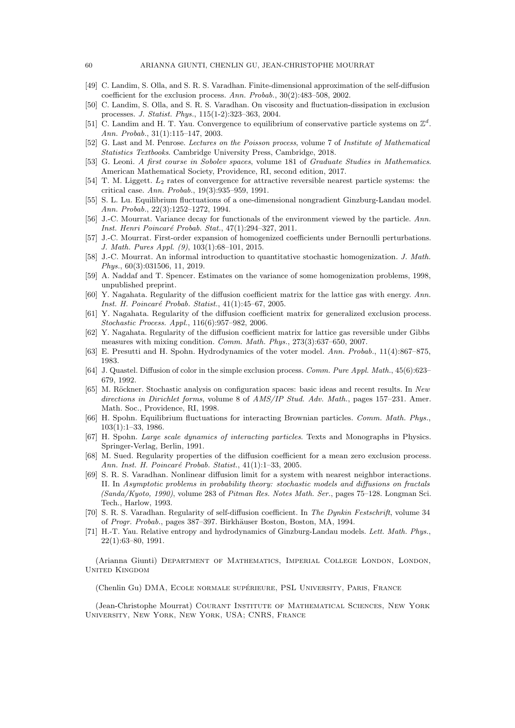[49] C. Landim, S. Olla, and S. R. S. Varadhan. Finite-dimensional approximation of the self-diffusion coefficient for the exclusion process. *Ann. Probab.*, 30(2):483–508, 2002.

[50] C. Landim, S. Olla, and S. R. S. Varadhan. On viscosity and fluctuation-dissipation in exclusion processes. *J. Statist. Phys.*, 115(1-2):323–363, 2004.

[51] C. Landim and H. T. Yau. Convergence to equilibrium of conservative particle systems on $\mathbb{Z}^d$. *Ann. Probab.*, 31(1):115–147, 2003.

[52] G. Last and M. Penrose. *Lectures on the Poisson process*, volume 7 of *Institute of Mathematical Statistics Textbooks*. Cambridge University Press, Cambridge, 2018.

[53] G. Leoni. *A first course in Sobolev spaces*, volume 181 of *Graduate Studies in Mathematics*. American Mathematical Society, Providence, RI, second edition, 2017.

[54] T. M. Liggett. $L_2$ rates of convergence for attractive reversible nearest particle systems: the critical case. *Ann. Probab.*, 19(3):935–959, 1991.

[55] S. L. Lu. Equilibrium fluctuations of a one-dimensional nongradient Ginzburg-Landau model. *Ann. Probab.*, 22(3):1252–1272, 1994.

[56] J.-C. Mourrat. Variance decay for functionals of the environment viewed by the particle. *Ann. Inst. Henri Poincaré Probab. Stat.*, 47(1):294–327, 2011.

[57] J.-C. Mourrat. First-order expansion of homogenized coefficients under Bernoulli perturbations. *J. Math. Pures Appl. (9)*, 103(1):68–101, 2015.

[58] J.-C. Mourrat. An informal introduction to quantitative stochastic homogenization. *J. Math. Phys.*, 60(3):031506, 11, 2019.

[59] A. Naddaf and T. Spencer. Estimates on the variance of some homogenization problems, 1998, unpublished preprint.

[60] Y. Nagahata. Regularity of the diffusion coefficient matrix for the lattice gas with energy. *Ann. Inst. H. Poincaré Probab. Statist.*, 41(1):45–67, 2005.

[61] Y. Nagahata. Regularity of the diffusion coefficient matrix for generalized exclusion process. *Stochastic Process. Appl.*, 116(6):957–982, 2006.

[62] Y. Nagahata. Regularity of the diffusion coefficient matrix for lattice gas reversible under Gibbs measures with mixing condition. *Comm. Math. Phys.*, 273(3):637–650, 2007.

[63] E. Presutti and H. Spohn. Hydrodynamics of the voter model. *Ann. Probab.*, 11(4):867–875, 1983.

[64] J. Quastel. Diffusion of color in the simple exclusion process. *Comm. Pure Appl. Math.*, 45(6):623–679, 1992.

[65] M. Röckner. Stochastic analysis on configuration spaces: basic ideas and recent results. In *New directions in Dirichlet forms*, volume 8 of *AMS/IP Stud. Adv. Math.*, pages 157–231. Amer. Math. Soc., Providence, RI, 1998.

[66] H. Spohn. Equilibrium fluctuations for interacting Brownian particles. *Comm. Math. Phys.*, 103(1):1–33, 1986.

[67] H. Spohn. *Large scale dynamics of interacting particles*. Texts and Monographs in Physics. Springer-Verlag, Berlin, 1991.

[68] M. Sued. Regularity properties of the diffusion coefficient for a mean zero exclusion process. *Ann. Inst. H. Poincaré Probab. Statist.*, 41(1):1–33, 2005.

[69] S. R. S. Varadhan. Nonlinear diffusion limit for a system with nearest neighbor interactions. II. In *Asymptotic problems in probability theory: stochastic models and diffusions on fractals (Sanda/Kyoto, 1990)*, volume 283 of *Pitman Res. Notes Math. Ser.*, pages 75–128. Longman Sci. Tech., Harlow, 1993.

[70] S. R. S. Varadhan. Regularity of self-diffusion coefficient. In *The Dynkin Festschrift*, volume 34 of *Progr. Probab.*, pages 387–397. Birkhäuser Boston, Boston, MA, 1994.

[71] H.-T. Yau. Relative entropy and hydrodynamics of Ginzburg-Landau models. *Lett. Math. Phys.*, 22(1):63–80, 1991.

(Arianna Giunti) Department of Mathematics, Imperial College London, London, United Kingdom

(Chenlin Gu) DMA, Ecole normale supérieure, PSL University, Paris, France

(Jean-Christophe Mourrat) Courant Institute of Mathematical Sciences, New York University, New York, New York, USA; CNRS, France